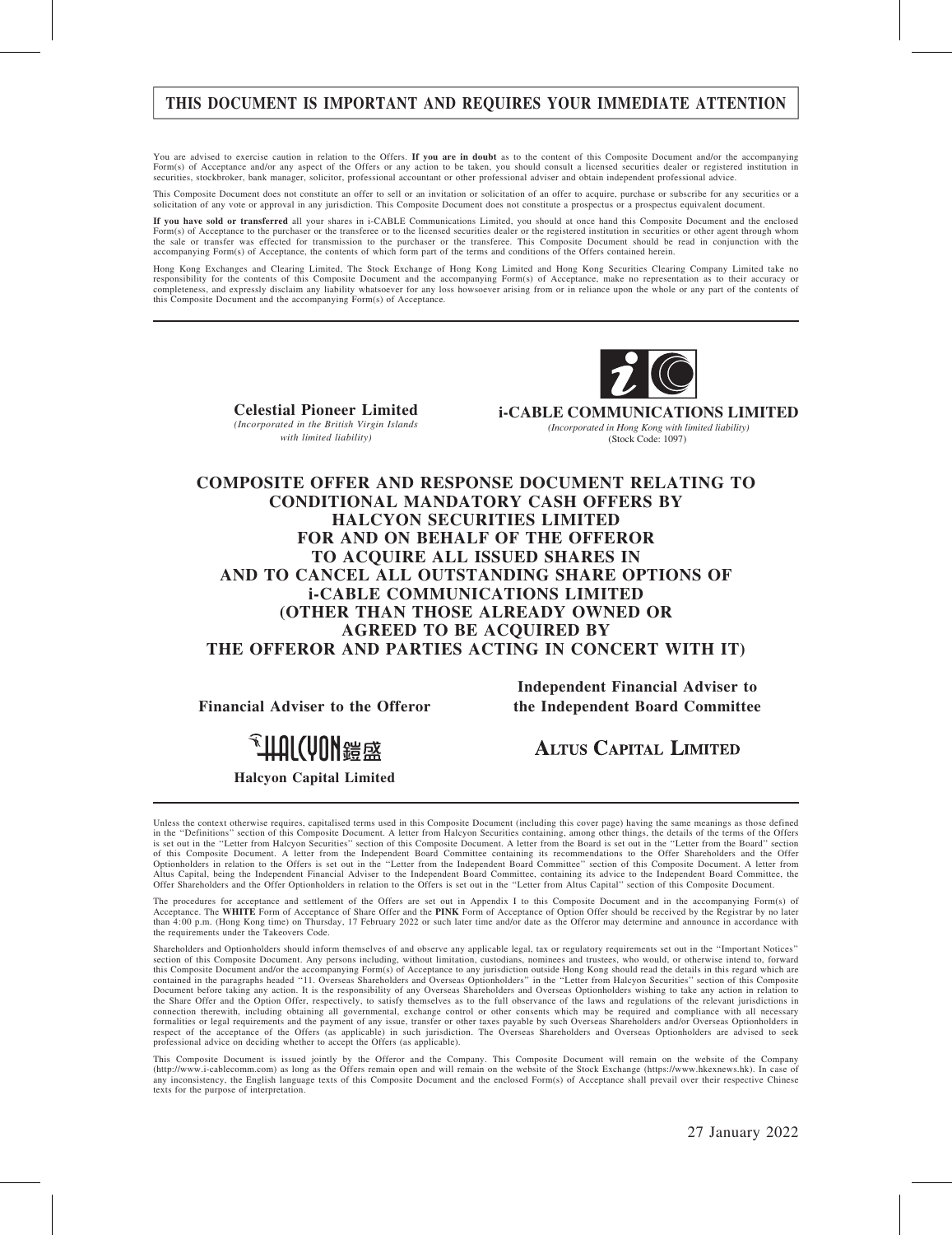**THIS DOCUMENT IS IMPORTANT AND REQUIRES YOUR IMMEDIATE ATTENTION**

You are advised to exercise caution in relation to the Offers. **If you are in doubt** as to the content of this Composite Document and/or the accompanying Form(s) of Acceptance and/or any aspect of the Offers or any action to be taken, you should consult a licensed securities dealer or registered institution in securities, stockbroker, bank manager, solicitor, professional accountant or other professional adviser and obtain independent professional advice.

This Composite Document does not constitute an offer to sell or an invitation or solicitation of an offer to acquire, purchase or subscribe for any securities or a solicitation of any vote or approval in any jurisdiction. This Composite Document does not constitute a prospectus or a prospectus equivalent document.

**If you have sold or transferred** all your shares in i-CABLE Communications Limited, you should at once hand this Composite Document and the enclosed Form(s) of Acceptance to the purchaser or the transferee or to the licensed securities dealer or the registered institution in securities or other agent through whom the sale or transfer was effected for transmission to the purchaser or the transferee. This Composite Document should be read in conjunction with the accompanying Form(s) of Acceptance, the contents of which form part of the terms and conditions of the Offers contained herein.

Hong Kong Exchanges and Clearing Limited, The Stock Exchange of Hong Kong Limited and Hong Kong Securities Clearing Company Limited take no responsibility for the contents of this Composite Document and the accompanying Form(s) of Acceptance, make no representation as to their accuracy or completeness, and expressly disclaim any liability whatsoever for any loss howsoever arising from or in reliance upon the whole or any part of the contents of this Composite Document and the accompanying Form(s) of Acceptance.

**Celestial Pioneer Limited**
*(Incorporated in the British Virgin Islands with limited liability)*

**i-CABLE COMMUNICATIONS LIMITED**
*(Incorporated in Hong Kong with limited liability)*
(Stock Code: 1097)

# COMPOSITE OFFER AND RESPONSE DOCUMENT RELATING TO CONDITIONAL MANDATORY CASH OFFERS BY HALCYON SECURITIES LIMITED FOR AND ON BEHALF OF THE OFFEROR TO ACQUIRE ALL ISSUED SHARES IN AND TO CANCEL ALL OUTSTANDING SHARE OPTIONS OF i-CABLE COMMUNICATIONS LIMITED (OTHER THAN THOSE ALREADY OWNED OR AGREED TO BE ACQUIRED BY THE OFFEROR AND PARTIES ACTING IN CONCERT WITH IT)

**Financial Adviser to the Offeror**

HALCYON 鎧盛

**Halcyon Capital Limited**

**Independent Financial Adviser to the Independent Board Committee**

**ALTUS CAPITAL LIMITED**

Unless the context otherwise requires, capitalised terms used in this Composite Document (including this cover page) having the same meanings as those defined in the "Definitions" section of this Composite Document. A letter from Halcyon Securities containing, among other things, the details of the terms of the Offers is set out in the "Letter from Halcyon Securities" section of this Composite Document. A letter from the Board is set out in the "Letter from the Board" section of this Composite Document. A letter from the Independent Board Committee containing its recommendations to the Offer Shareholders and the Offer Optionholders in relation to the Offers is set out in the "Letter from the Independent Board Committee" section of this Composite Document. A letter from Altus Capital, being the Independent Financial Adviser to the Independent Board Committee, containing its advice to the Independent Board Committee, the Offer Shareholders and the Offer Optionholders in relation to the Offers is set out in the "Letter from Altus Capital" section of this Composite Document.

The procedures for acceptance and settlement of the Offers are set out in Appendix I to this Composite Document and in the accompanying Form(s) of Acceptance. The **WHITE** Form of Acceptance of Share Offer and the **PINK** Form of Acceptance of Option Offer should be received by the Registrar by no later than 4:00 p.m. (Hong Kong time) on Thursday, 17 February 2022 or such later time and/or date as the Offeror may determine and announce in accordance with the requirements under the Takeovers Code.

Shareholders and Optionholders should inform themselves of and observe any applicable legal, tax or regulatory requirements set out in the "Important Notices" section of this Composite Document. Any persons including, without limitation, custodians, nominees and trustees, who would, or otherwise intend to, forward this Composite Document and/or the accompanying Form(s) of Acceptance to any jurisdiction outside Hong Kong should read the details in this regard which are contained in the paragraphs headed "11. Overseas Shareholders and Overseas Optionholders" in the "Letter from Halcyon Securities" section of this Composite Document before taking any action. It is the responsibility of any Overseas Shareholders and Overseas Optionholders wishing to take any action in relation to the Share Offer and the Option Offer, respectively, to satisfy themselves as to the full observance of the laws and regulations of the relevant jurisdictions in connection therewith, including obtaining all governmental, exchange control or other consents which may be required and compliance with all necessary formalities or legal requirements and the payment of any issue, transfer or other taxes payable by such Overseas Shareholders and/or Overseas Optionholders in respect of the acceptance of the Offers (as applicable) in such jurisdiction. The Overseas Shareholders and Overseas Optionholders are advised to seek professional advice on deciding whether to accept the Offers (as applicable).

This Composite Document is issued jointly by the Offeror and the Company. This Composite Document will remain on the website of the Company (http://www.i-cablecomm.com) as long as the Offers remain open and will remain on the website of the Stock Exchange (https://www.hkexnews.hk). In case of any inconsistency, the English language texts of this Composite Document and the enclosed Form(s) of Acceptance shall prevail over their respective Chinese texts for the purpose of interpretation.

27 January 2022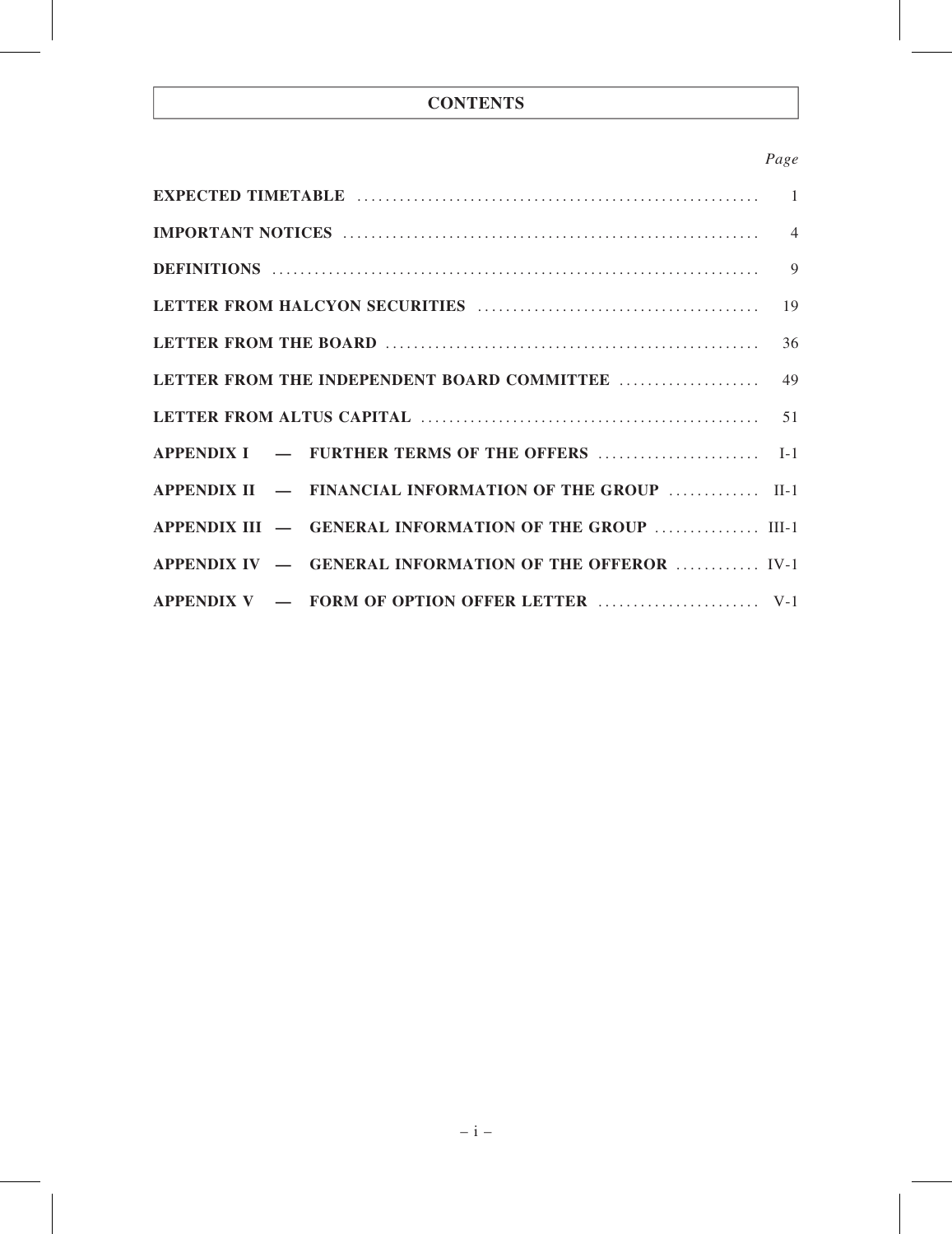# CONTENTS

| | *Page* |
|---|---|
| **EXPECTED TIMETABLE** | 1 |
| **IMPORTANT NOTICES** | 4 |
| **DEFINITIONS** | 9 |
| **LETTER FROM HALCYON SECURITIES** | 19 |
| **LETTER FROM THE BOARD** | 36 |
| **LETTER FROM THE INDEPENDENT BOARD COMMITTEE** | 49 |
| **LETTER FROM ALTUS CAPITAL** | 51 |
| **APPENDIX I — FURTHER TERMS OF THE OFFERS** | I-1 |
| **APPENDIX II — FINANCIAL INFORMATION OF THE GROUP** | II-1 |
| **APPENDIX III — GENERAL INFORMATION OF THE GROUP** | III-1 |
| **APPENDIX IV — GENERAL INFORMATION OF THE OFFEROR** | IV-1 |
| **APPENDIX V — FORM OF OPTION OFFER LETTER** | V-1 |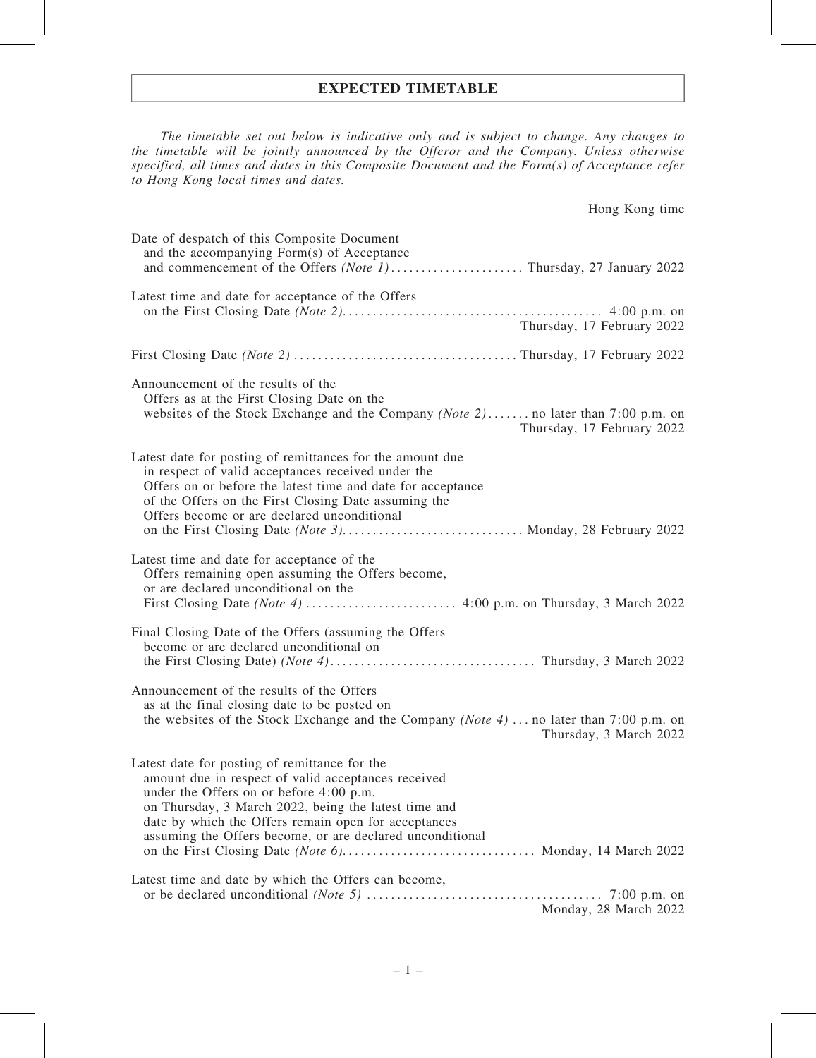# EXPECTED TIMETABLE

*The timetable set out below is indicative only and is subject to change. Any changes to the timetable will be jointly announced by the Offeror and the Company. Unless otherwise specified, all times and dates in this Composite Document and the Form(s) of Acceptance refer to Hong Kong local times and dates.*

| | Hong Kong time |
|---|---|
| Date of despatch of this Composite Document and the accompanying Form(s) of Acceptance and commencement of the Offers *(Note 1)* | Thursday, 27 January 2022 |
| Latest time and date for acceptance of the Offers on the First Closing Date *(Note 2)* | 4:00 p.m. on Thursday, 17 February 2022 |
| First Closing Date *(Note 2)* | Thursday, 17 February 2022 |
| Announcement of the results of the Offers as at the First Closing Date on the websites of the Stock Exchange and the Company *(Note 2)* | no later than 7:00 p.m. on Thursday, 17 February 2022 |
| Latest date for posting of remittances for the amount due in respect of valid acceptances received under the Offers on or before the latest time and date for acceptance of the Offers on the First Closing Date assuming the Offers become or are declared unconditional on the First Closing Date *(Note 3)* | Monday, 28 February 2022 |
| Latest time and date for acceptance of the Offers remaining open assuming the Offers become, or are declared unconditional on the First Closing Date *(Note 4)* | 4:00 p.m. on Thursday, 3 March 2022 |
| Final Closing Date of the Offers (assuming the Offers become or are declared unconditional on the First Closing Date) *(Note 4)* | Thursday, 3 March 2022 |
| Announcement of the results of the Offers as at the final closing date to be posted on the websites of the Stock Exchange and the Company *(Note 4)* | no later than 7:00 p.m. on Thursday, 3 March 2022 |
| Latest date for posting of remittance for the amount due in respect of valid acceptances received under the Offers on or before 4:00 p.m. on Thursday, 3 March 2022, being the latest time and date by which the Offers remain open for acceptances assuming the Offers become, or are declared unconditional on the First Closing Date *(Note 6)* | Monday, 14 March 2022 |
| Latest time and date by which the Offers can become, or be declared unconditional *(Note 5)* | 7:00 p.m. on Monday, 28 March 2022 |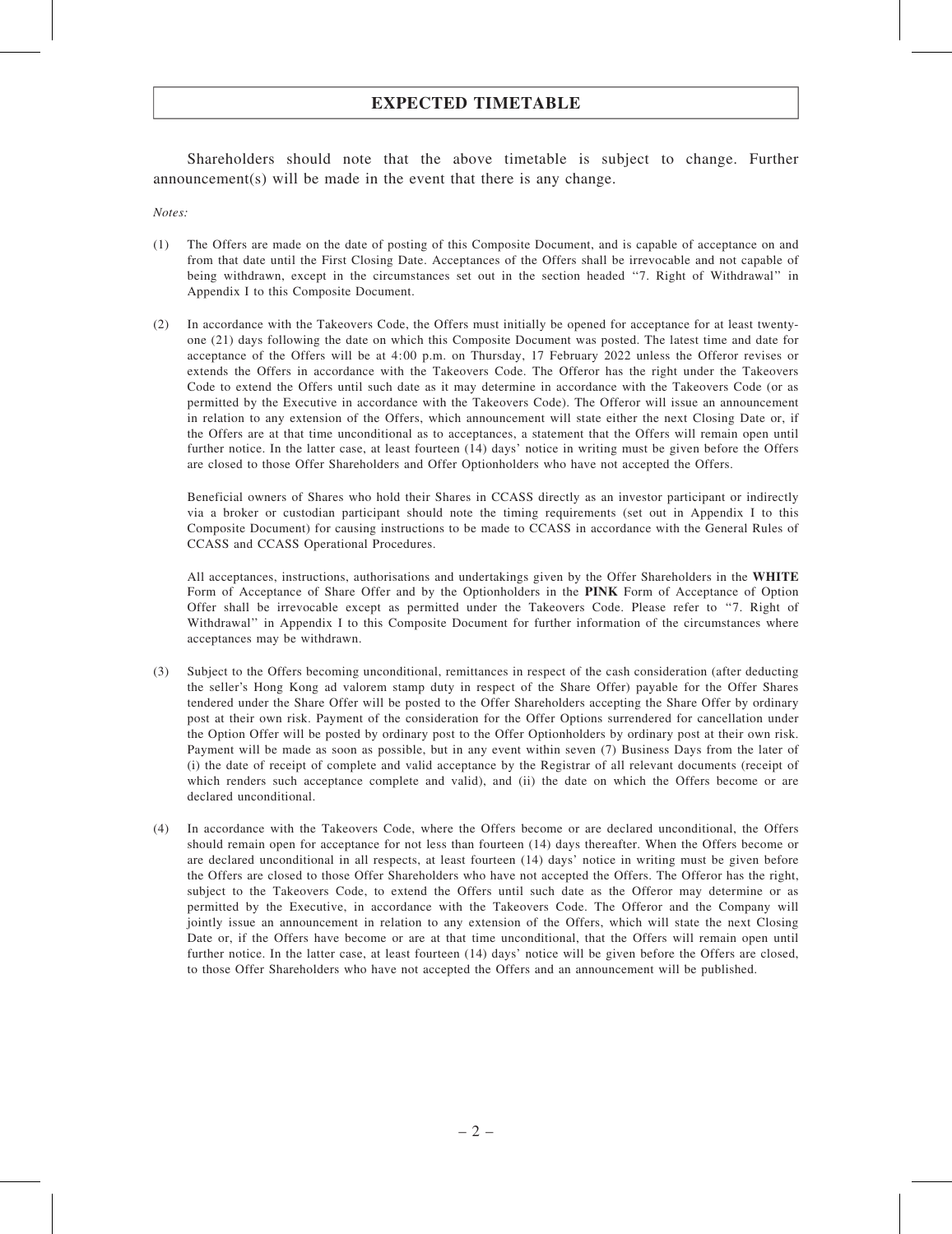## EXPECTED TIMETABLE

Shareholders should note that the above timetable is subject to change. Further announcement(s) will be made in the event that there is any change.

*Notes:*

(1) The Offers are made on the date of posting of this Composite Document, and is capable of acceptance on and from that date until the First Closing Date. Acceptances of the Offers shall be irrevocable and not capable of being withdrawn, except in the circumstances set out in the section headed "7. Right of Withdrawal" in Appendix I to this Composite Document.

(2) In accordance with the Takeovers Code, the Offers must initially be opened for acceptance for at least twenty-one (21) days following the date on which this Composite Document was posted. The latest time and date for acceptance of the Offers will be at 4:00 p.m. on Thursday, 17 February 2022 unless the Offeror revises or extends the Offers in accordance with the Takeovers Code. The Offeror has the right under the Takeovers Code to extend the Offers until such date as it may determine in accordance with the Takeovers Code (or as permitted by the Executive in accordance with the Takeovers Code). The Offeror will issue an announcement in relation to any extension of the Offers, which announcement will state either the next Closing Date or, if the Offers are at that time unconditional as to acceptances, a statement that the Offers will remain open until further notice. In the latter case, at least fourteen (14) days' notice in writing must be given before the Offers are closed to those Offer Shareholders and Offer Optionholders who have not accepted the Offers.

    Beneficial owners of Shares who hold their Shares in CCASS directly as an investor participant or indirectly via a broker or custodian participant should note the timing requirements (set out in Appendix I to this Composite Document) for causing instructions to be made to CCASS in accordance with the General Rules of CCASS and CCASS Operational Procedures.

    All acceptances, instructions, authorisations and undertakings given by the Offer Shareholders in the **WHITE** Form of Acceptance of Share Offer and by the Optionholders in the **PINK** Form of Acceptance of Option Offer shall be irrevocable except as permitted under the Takeovers Code. Please refer to "7. Right of Withdrawal" in Appendix I to this Composite Document for further information of the circumstances where acceptances may be withdrawn.

(3) Subject to the Offers becoming unconditional, remittances in respect of the cash consideration (after deducting the seller's Hong Kong ad valorem stamp duty in respect of the Share Offer) payable for the Offer Shares tendered under the Share Offer will be posted to the Offer Shareholders accepting the Share Offer by ordinary post at their own risk. Payment of the consideration for the Offer Options surrendered for cancellation under the Option Offer will be posted by ordinary post to the Offer Optionholders by ordinary post at their own risk. Payment will be made as soon as possible, but in any event within seven (7) Business Days from the later of (i) the date of receipt of complete and valid acceptance by the Registrar of all relevant documents (receipt of which renders such acceptance complete and valid), and (ii) the date on which the Offers become or are declared unconditional.

(4) In accordance with the Takeovers Code, where the Offers become or are declared unconditional, the Offers should remain open for acceptance for not less than fourteen (14) days thereafter. When the Offers become or are declared unconditional in all respects, at least fourteen (14) days' notice in writing must be given before the Offers are closed to those Offer Shareholders who have not accepted the Offers. The Offeror has the right, subject to the Takeovers Code, to extend the Offers until such date as the Offeror may determine or as permitted by the Executive, in accordance with the Takeovers Code. The Offeror and the Company will jointly issue an announcement in relation to any extension of the Offers, which will state the next Closing Date or, if the Offers have become or are at that time unconditional, that the Offers will remain open until further notice. In the latter case, at least fourteen (14) days' notice will be given before the Offers are closed, to those Offer Shareholders who have not accepted the Offers and an announcement will be published.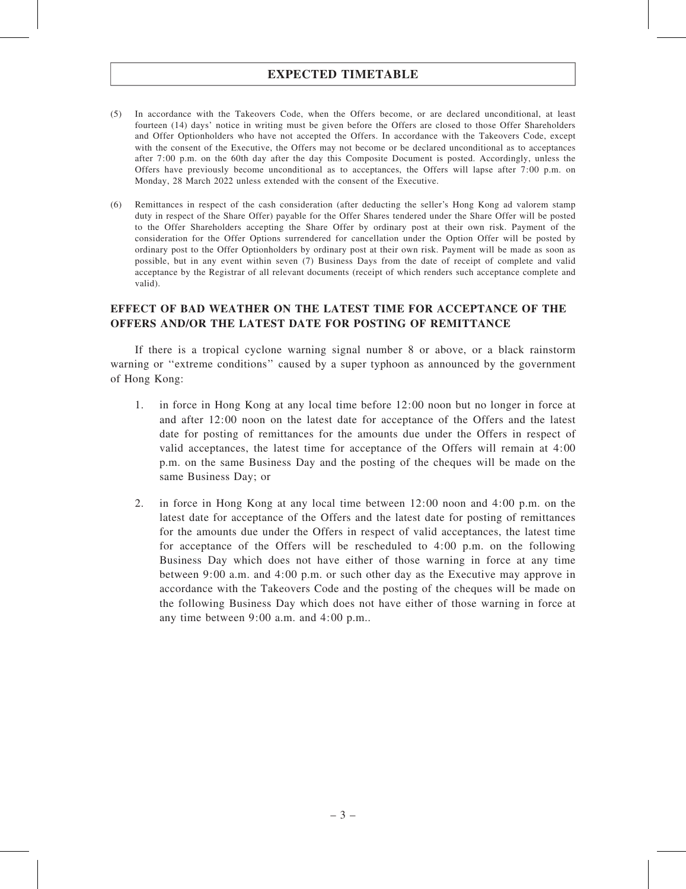## EXPECTED TIMETABLE

(5) In accordance with the Takeovers Code, when the Offers become, or are declared unconditional, at least fourteen (14) days' notice in writing must be given before the Offers are closed to those Offer Shareholders and Offer Optionholders who have not accepted the Offers. In accordance with the Takeovers Code, except with the consent of the Executive, the Offers may not become or be declared unconditional as to acceptances after 7:00 p.m. on the 60th day after the day this Composite Document is posted. Accordingly, unless the Offers have previously become unconditional as to acceptances, the Offers will lapse after 7:00 p.m. on Monday, 28 March 2022 unless extended with the consent of the Executive.

(6) Remittances in respect of the cash consideration (after deducting the seller's Hong Kong ad valorem stamp duty in respect of the Share Offer) payable for the Offer Shares tendered under the Share Offer will be posted to the Offer Shareholders accepting the Share Offer by ordinary post at their own risk. Payment of the consideration for the Offer Options surrendered for cancellation under the Option Offer will be posted by ordinary post to the Offer Optionholders by ordinary post at their own risk. Payment will be made as soon as possible, but in any event within seven (7) Business Days from the date of receipt of complete and valid acceptance by the Registrar of all relevant documents (receipt of which renders such acceptance complete and valid).

### EFFECT OF BAD WEATHER ON THE LATEST TIME FOR ACCEPTANCE OF THE OFFERS AND/OR THE LATEST DATE FOR POSTING OF REMITTANCE

If there is a tropical cyclone warning signal number 8 or above, or a black rainstorm warning or ''extreme conditions'' caused by a super typhoon as announced by the government of Hong Kong:

1. in force in Hong Kong at any local time before 12:00 noon but no longer in force at and after 12:00 noon on the latest date for acceptance of the Offers and the latest date for posting of remittances for the amounts due under the Offers in respect of valid acceptances, the latest time for acceptance of the Offers will remain at 4:00 p.m. on the same Business Day and the posting of the cheques will be made on the same Business Day; or

2. in force in Hong Kong at any local time between 12:00 noon and 4:00 p.m. on the latest date for acceptance of the Offers and the latest date for posting of remittances for the amounts due under the Offers in respect of valid acceptances, the latest time for acceptance of the Offers will be rescheduled to 4:00 p.m. on the following Business Day which does not have either of those warning in force at any time between 9:00 a.m. and 4:00 p.m. or such other day as the Executive may approve in accordance with the Takeovers Code and the posting of the cheques will be made on the following Business Day which does not have either of those warning in force at any time between 9:00 a.m. and 4:00 p.m..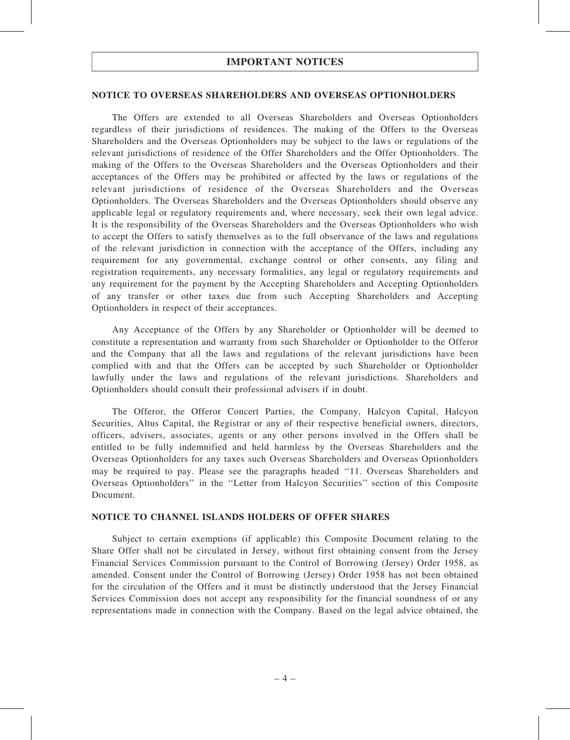# IMPORTANT NOTICES

## NOTICE TO OVERSEAS SHAREHOLDERS AND OVERSEAS OPTIONHOLDERS

The Offers are extended to all Overseas Shareholders and Overseas Optionholders regardless of their jurisdictions of residences. The making of the Offers to the Overseas Shareholders and the Overseas Optionholders may be subject to the laws or regulations of the relevant jurisdictions of residence of the Offer Shareholders and the Offer Optionholders. The making of the Offers to the Overseas Shareholders and the Overseas Optionholders and their acceptances of the Offers may be prohibited or affected by the laws or regulations of the relevant jurisdictions of residence of the Overseas Shareholders and the Overseas Optionholders. The Overseas Shareholders and the Overseas Optionholders should observe any applicable legal or regulatory requirements and, where necessary, seek their own legal advice. It is the responsibility of the Overseas Shareholders and the Overseas Optionholders who wish to accept the Offers to satisfy themselves as to the full observance of the laws and regulations of the relevant jurisdiction in connection with the acceptance of the Offers, including any requirement for any governmental, exchange control or other consents, any filing and registration requirements, any necessary formalities, any legal or regulatory requirements and any requirement for the payment by the Accepting Shareholders and Accepting Optionholders of any transfer or other taxes due from such Accepting Shareholders and Accepting Optionholders in respect of their acceptances.

Any Acceptance of the Offers by any Shareholder or Optionholder will be deemed to constitute a representation and warranty from such Shareholder or Optionholder to the Offeror and the Company that all the laws and regulations of the relevant jurisdictions have been complied with and that the Offers can be accepted by such Shareholder or Optionholder lawfully under the laws and regulations of the relevant jurisdictions. Shareholders and Optionholders should consult their professional advisers if in doubt.

The Offeror, the Offeror Concert Parties, the Company, Halcyon Capital, Halcyon Securities, Altus Capital, the Registrar or any of their respective beneficial owners, directors, officers, advisers, associates, agents or any other persons involved in the Offers shall be entitled to be fully indemnified and held harmless by the Overseas Shareholders and the Overseas Optionholders for any taxes such Overseas Shareholders and Overseas Optionholders may be required to pay. Please see the paragraphs headed "11. Overseas Shareholders and Overseas Optionholders" in the "Letter from Halcyon Securities" section of this Composite Document.

## NOTICE TO CHANNEL ISLANDS HOLDERS OF OFFER SHARES

Subject to certain exemptions (if applicable) this Composite Document relating to the Share Offer shall not be circulated in Jersey, without first obtaining consent from the Jersey Financial Services Commission pursuant to the Control of Borrowing (Jersey) Order 1958, as amended. Consent under the Control of Borrowing (Jersey) Order 1958 has not been obtained for the circulation of the Offers and it must be distinctly understood that the Jersey Financial Services Commission does not accept any responsibility for the financial soundness of or any representations made in connection with the Company. Based on the legal advice obtained, the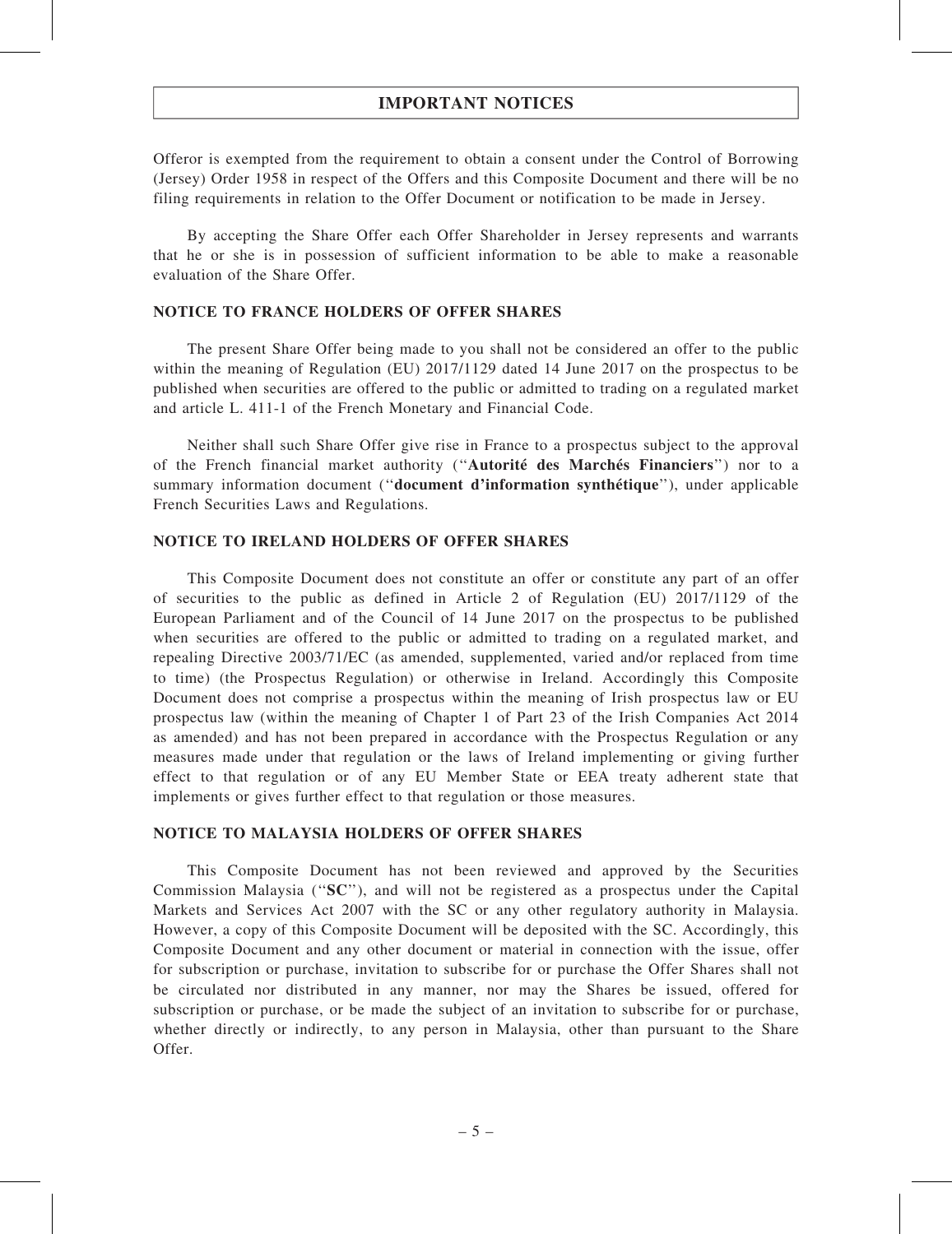Offeror is exempted from the requirement to obtain a consent under the Control of Borrowing (Jersey) Order 1958 in respect of the Offers and this Composite Document and there will be no filing requirements in relation to the Offer Document or notification to be made in Jersey.

By accepting the Share Offer each Offer Shareholder in Jersey represents and warrants that he or she is in possession of sufficient information to be able to make a reasonable evaluation of the Share Offer.

### NOTICE TO FRANCE HOLDERS OF OFFER SHARES

The present Share Offer being made to you shall not be considered an offer to the public within the meaning of Regulation (EU) 2017/1129 dated 14 June 2017 on the prospectus to be published when securities are offered to the public or admitted to trading on a regulated market and article L. 411-1 of the French Monetary and Financial Code.

Neither shall such Share Offer give rise in France to a prospectus subject to the approval of the French financial market authority (''**Autorité des Marchés Financiers**'') nor to a summary information document (''**document d'information synthétique**''), under applicable French Securities Laws and Regulations.

### NOTICE TO IRELAND HOLDERS OF OFFER SHARES

This Composite Document does not constitute an offer or constitute any part of an offer of securities to the public as defined in Article 2 of Regulation (EU) 2017/1129 of the European Parliament and of the Council of 14 June 2017 on the prospectus to be published when securities are offered to the public or admitted to trading on a regulated market, and repealing Directive 2003/71/EC (as amended, supplemented, varied and/or replaced from time to time) (the Prospectus Regulation) or otherwise in Ireland. Accordingly this Composite Document does not comprise a prospectus within the meaning of Irish prospectus law or EU prospectus law (within the meaning of Chapter 1 of Part 23 of the Irish Companies Act 2014 as amended) and has not been prepared in accordance with the Prospectus Regulation or any measures made under that regulation or the laws of Ireland implementing or giving further effect to that regulation or of any EU Member State or EEA treaty adherent state that implements or gives further effect to that regulation or those measures.

### NOTICE TO MALAYSIA HOLDERS OF OFFER SHARES

This Composite Document has not been reviewed and approved by the Securities Commission Malaysia (''**SC**''), and will not be registered as a prospectus under the Capital Markets and Services Act 2007 with the SC or any other regulatory authority in Malaysia. However, a copy of this Composite Document will be deposited with the SC. Accordingly, this Composite Document and any other document or material in connection with the issue, offer for subscription or purchase, invitation to subscribe for or purchase the Offer Shares shall not be circulated nor distributed in any manner, nor may the Shares be issued, offered for subscription or purchase, or be made the subject of an invitation to subscribe for or purchase, whether directly or indirectly, to any person in Malaysia, other than pursuant to the Share Offer.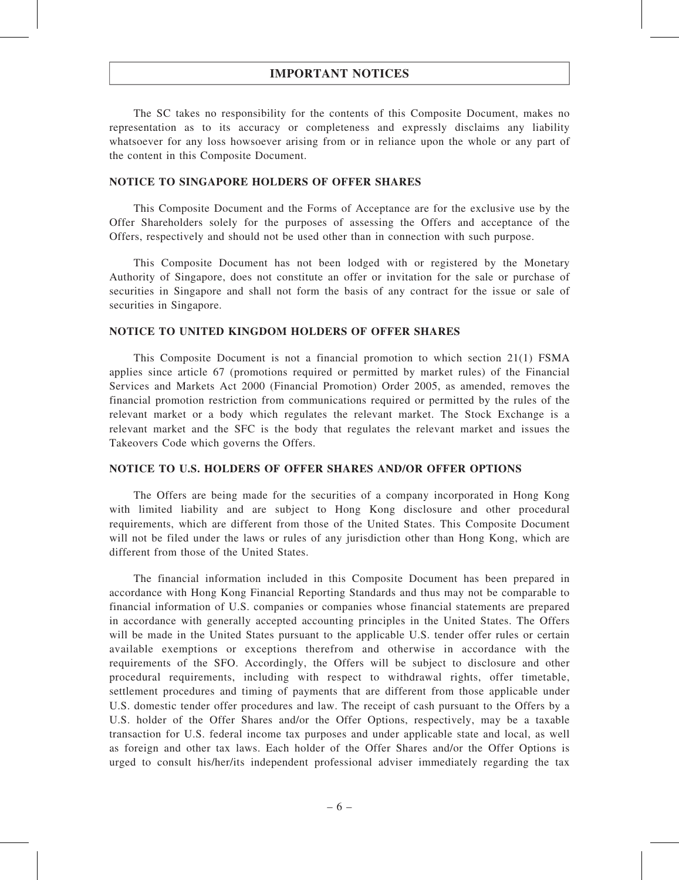## IMPORTANT NOTICES

The SC takes no responsibility for the contents of this Composite Document, makes no representation as to its accuracy or completeness and expressly disclaims any liability whatsoever for any loss howsoever arising from or in reliance upon the whole or any part of the content in this Composite Document.

### NOTICE TO SINGAPORE HOLDERS OF OFFER SHARES

This Composite Document and the Forms of Acceptance are for the exclusive use by the Offer Shareholders solely for the purposes of assessing the Offers and acceptance of the Offers, respectively and should not be used other than in connection with such purpose.

This Composite Document has not been lodged with or registered by the Monetary Authority of Singapore, does not constitute an offer or invitation for the sale or purchase of securities in Singapore and shall not form the basis of any contract for the issue or sale of securities in Singapore.

### NOTICE TO UNITED KINGDOM HOLDERS OF OFFER SHARES

This Composite Document is not a financial promotion to which section 21(1) FSMA applies since article 67 (promotions required or permitted by market rules) of the Financial Services and Markets Act 2000 (Financial Promotion) Order 2005, as amended, removes the financial promotion restriction from communications required or permitted by the rules of the relevant market or a body which regulates the relevant market. The Stock Exchange is a relevant market and the SFC is the body that regulates the relevant market and issues the Takeovers Code which governs the Offers.

### NOTICE TO U.S. HOLDERS OF OFFER SHARES AND/OR OFFER OPTIONS

The Offers are being made for the securities of a company incorporated in Hong Kong with limited liability and are subject to Hong Kong disclosure and other procedural requirements, which are different from those of the United States. This Composite Document will not be filed under the laws or rules of any jurisdiction other than Hong Kong, which are different from those of the United States.

The financial information included in this Composite Document has been prepared in accordance with Hong Kong Financial Reporting Standards and thus may not be comparable to financial information of U.S. companies or companies whose financial statements are prepared in accordance with generally accepted accounting principles in the United States. The Offers will be made in the United States pursuant to the applicable U.S. tender offer rules or certain available exemptions or exceptions therefrom and otherwise in accordance with the requirements of the SFO. Accordingly, the Offers will be subject to disclosure and other procedural requirements, including with respect to withdrawal rights, offer timetable, settlement procedures and timing of payments that are different from those applicable under U.S. domestic tender offer procedures and law. The receipt of cash pursuant to the Offers by a U.S. holder of the Offer Shares and/or the Offer Options, respectively, may be a taxable transaction for U.S. federal income tax purposes and under applicable state and local, as well as foreign and other tax laws. Each holder of the Offer Shares and/or the Offer Options is urged to consult his/her/its independent professional adviser immediately regarding the tax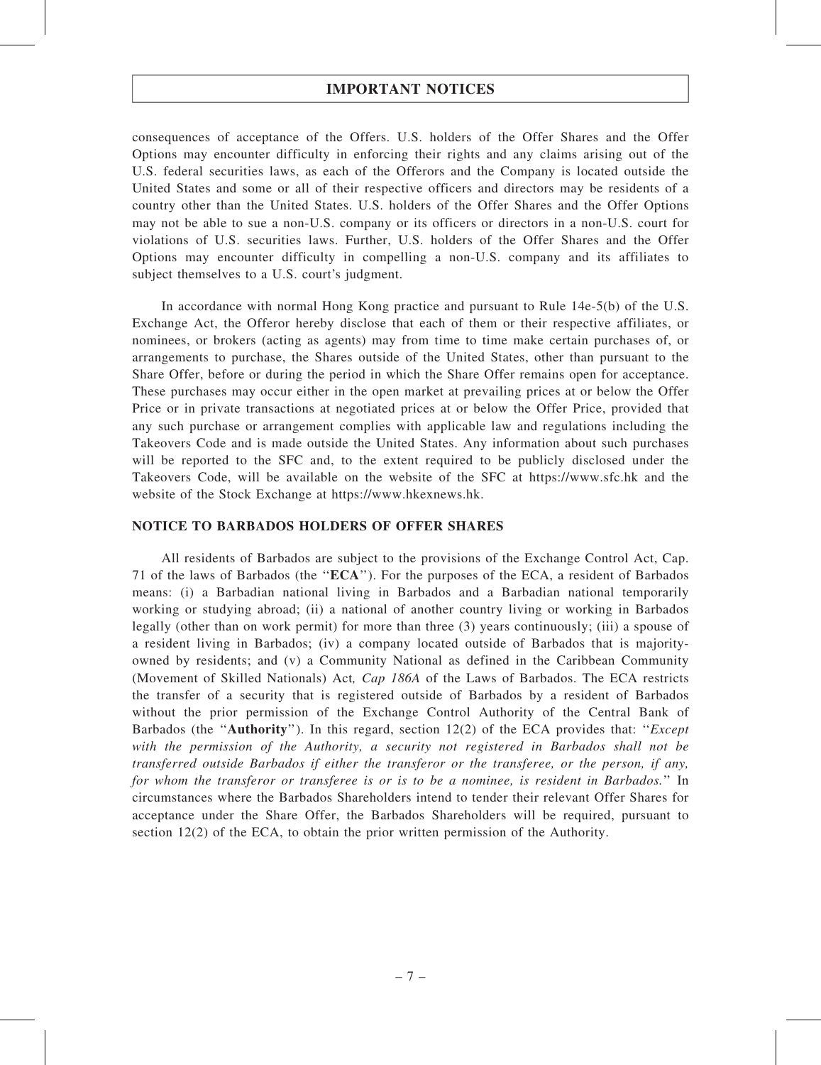consequences of acceptance of the Offers. U.S. holders of the Offer Shares and the Offer Options may encounter difficulty in enforcing their rights and any claims arising out of the U.S. federal securities laws, as each of the Offerors and the Company is located outside the United States and some or all of their respective officers and directors may be residents of a country other than the United States. U.S. holders of the Offer Shares and the Offer Options may not be able to sue a non-U.S. company or its officers or directors in a non-U.S. court for violations of U.S. securities laws. Further, U.S. holders of the Offer Shares and the Offer Options may encounter difficulty in compelling a non-U.S. company and its affiliates to subject themselves to a U.S. court's judgment.

In accordance with normal Hong Kong practice and pursuant to Rule 14e-5(b) of the U.S. Exchange Act, the Offeror hereby disclose that each of them or their respective affiliates, or nominees, or brokers (acting as agents) may from time to time make certain purchases of, or arrangements to purchase, the Shares outside of the United States, other than pursuant to the Share Offer, before or during the period in which the Share Offer remains open for acceptance. These purchases may occur either in the open market at prevailing prices at or below the Offer Price or in private transactions at negotiated prices at or below the Offer Price, provided that any such purchase or arrangement complies with applicable law and regulations including the Takeovers Code and is made outside the United States. Any information about such purchases will be reported to the SFC and, to the extent required to be publicly disclosed under the Takeovers Code, will be available on the website of the SFC at https://www.sfc.hk and the website of the Stock Exchange at https://www.hkexnews.hk.

## NOTICE TO BARBADOS HOLDERS OF OFFER SHARES

All residents of Barbados are subject to the provisions of the Exchange Control Act, Cap. 71 of the laws of Barbados (the "**ECA**"). For the purposes of the ECA, a resident of Barbados means: (i) a Barbadian national living in Barbados and a Barbadian national temporarily working or studying abroad; (ii) a national of another country living or working in Barbados legally (other than on work permit) for more than three (3) years continuously; (iii) a spouse of a resident living in Barbados; (iv) a company located outside of Barbados that is majority-owned by residents; and (v) a Community National as defined in the Caribbean Community (Movement of Skilled Nationals) Act*, Cap 186A* of the Laws of Barbados. The ECA restricts the transfer of a security that is registered outside of Barbados by a resident of Barbados without the prior permission of the Exchange Control Authority of the Central Bank of Barbados (the "**Authority**"). In this regard, section 12(2) of the ECA provides that: "*Except with the permission of the Authority, a security not registered in Barbados shall not be transferred outside Barbados if either the transferor or the transferee, or the person, if any, for whom the transferor or transferee is or is to be a nominee, is resident in Barbados.*" In circumstances where the Barbados Shareholders intend to tender their relevant Offer Shares for acceptance under the Share Offer, the Barbados Shareholders will be required, pursuant to section 12(2) of the ECA, to obtain the prior written permission of the Authority.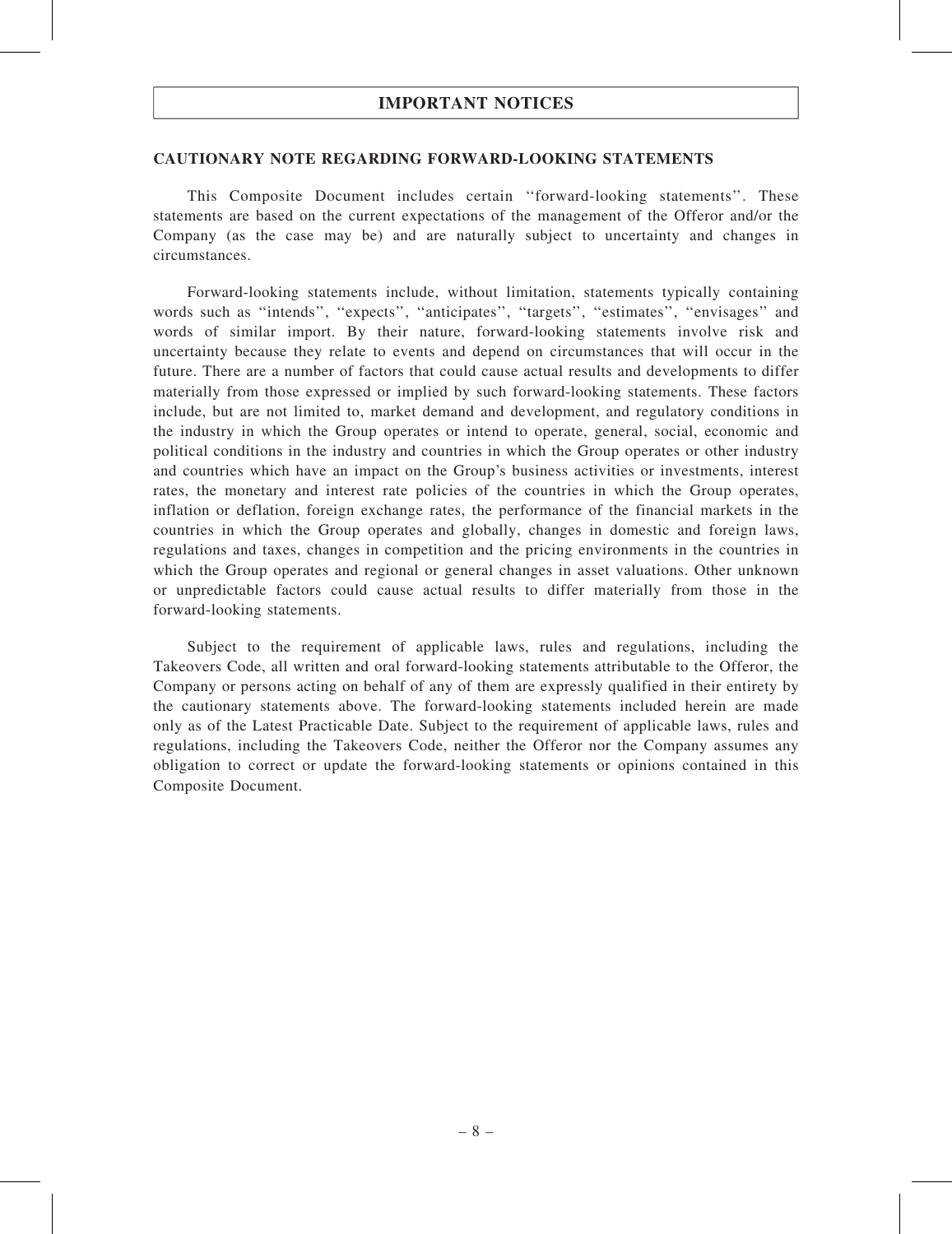# IMPORTANT NOTICES

## CAUTIONARY NOTE REGARDING FORWARD-LOOKING STATEMENTS

This Composite Document includes certain ''forward-looking statements''. These statements are based on the current expectations of the management of the Offeror and/or the Company (as the case may be) and are naturally subject to uncertainty and changes in circumstances.

Forward-looking statements include, without limitation, statements typically containing words such as ''intends'', ''expects'', ''anticipates'', ''targets'', ''estimates'', ''envisages'' and words of similar import. By their nature, forward-looking statements involve risk and uncertainty because they relate to events and depend on circumstances that will occur in the future. There are a number of factors that could cause actual results and developments to differ materially from those expressed or implied by such forward-looking statements. These factors include, but are not limited to, market demand and development, and regulatory conditions in the industry in which the Group operates or intend to operate, general, social, economic and political conditions in the industry and countries in which the Group operates or other industry and countries which have an impact on the Group's business activities or investments, interest rates, the monetary and interest rate policies of the countries in which the Group operates, inflation or deflation, foreign exchange rates, the performance of the financial markets in the countries in which the Group operates and globally, changes in domestic and foreign laws, regulations and taxes, changes in competition and the pricing environments in the countries in which the Group operates and regional or general changes in asset valuations. Other unknown or unpredictable factors could cause actual results to differ materially from those in the forward-looking statements.

Subject to the requirement of applicable laws, rules and regulations, including the Takeovers Code, all written and oral forward-looking statements attributable to the Offeror, the Company or persons acting on behalf of any of them are expressly qualified in their entirety by the cautionary statements above. The forward-looking statements included herein are made only as of the Latest Practicable Date. Subject to the requirement of applicable laws, rules and regulations, including the Takeovers Code, neither the Offeror nor the Company assumes any obligation to correct or update the forward-looking statements or opinions contained in this Composite Document.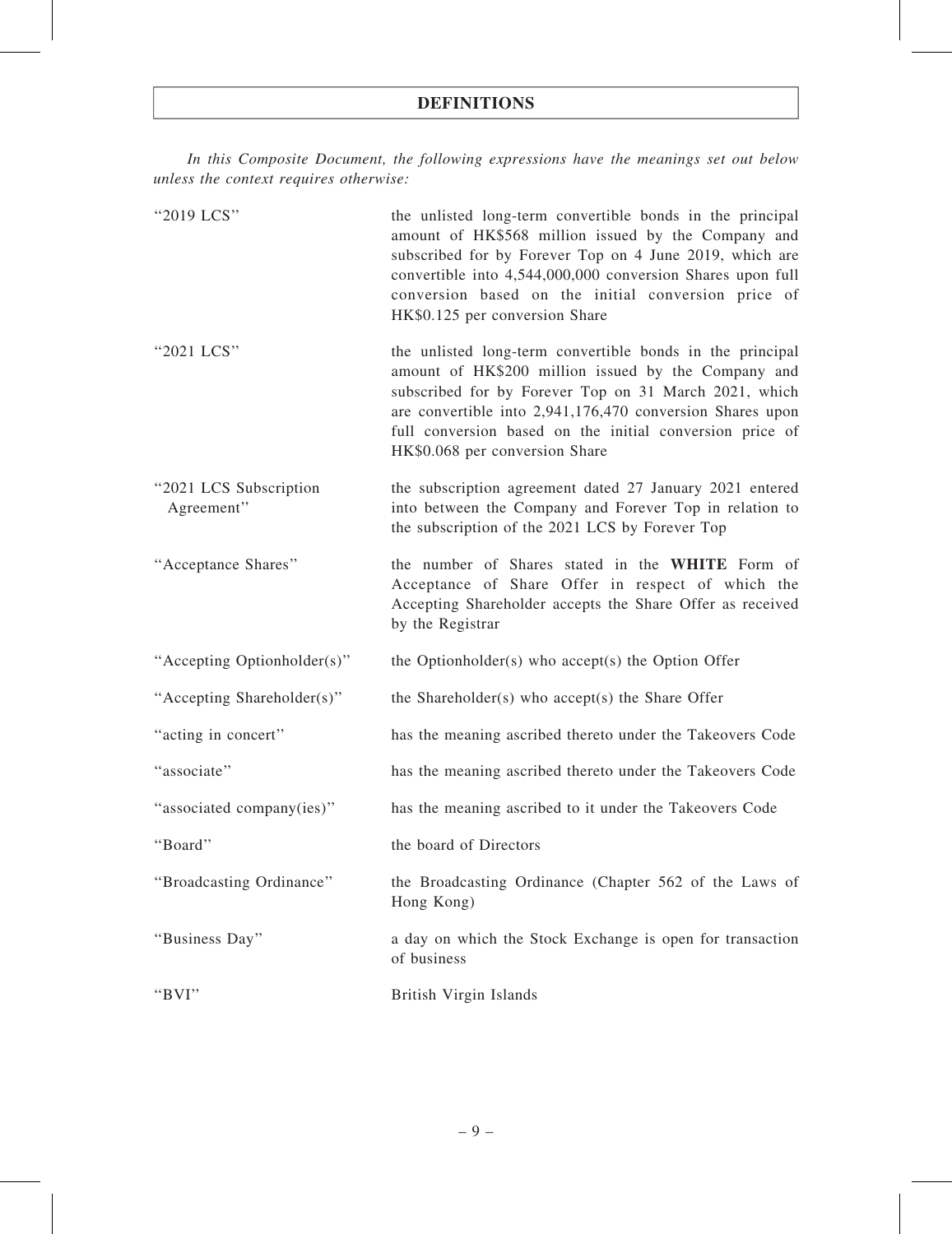# DEFINITIONS

*In this Composite Document, the following expressions have the meanings set out below unless the context requires otherwise:*

| | |
|---|---|
| "2019 LCS" | the unlisted long-term convertible bonds in the principal amount of HK$568 million issued by the Company and subscribed for by Forever Top on 4 June 2019, which are convertible into 4,544,000,000 conversion Shares upon full conversion based on the initial conversion price of HK$0.125 per conversion Share |
| "2021 LCS" | the unlisted long-term convertible bonds in the principal amount of HK$200 million issued by the Company and subscribed for by Forever Top on 31 March 2021, which are convertible into 2,941,176,470 conversion Shares upon full conversion based on the initial conversion price of HK$0.068 per conversion Share |
| "2021 LCS Subscription Agreement" | the subscription agreement dated 27 January 2021 entered into between the Company and Forever Top in relation to the subscription of the 2021 LCS by Forever Top |
| "Acceptance Shares" | the number of Shares stated in the **WHITE** Form of Acceptance of Share Offer in respect of which the Accepting Shareholder accepts the Share Offer as received by the Registrar |
| "Accepting Optionholder(s)" | the Optionholder(s) who accept(s) the Option Offer |
| "Accepting Shareholder(s)" | the Shareholder(s) who accept(s) the Share Offer |
| "acting in concert" | has the meaning ascribed thereto under the Takeovers Code |
| "associate" | has the meaning ascribed thereto under the Takeovers Code |
| "associated company(ies)" | has the meaning ascribed to it under the Takeovers Code |
| "Board" | the board of Directors |
| "Broadcasting Ordinance" | the Broadcasting Ordinance (Chapter 562 of the Laws of Hong Kong) |
| "Business Day" | a day on which the Stock Exchange is open for transaction of business |
| "BVI" | British Virgin Islands |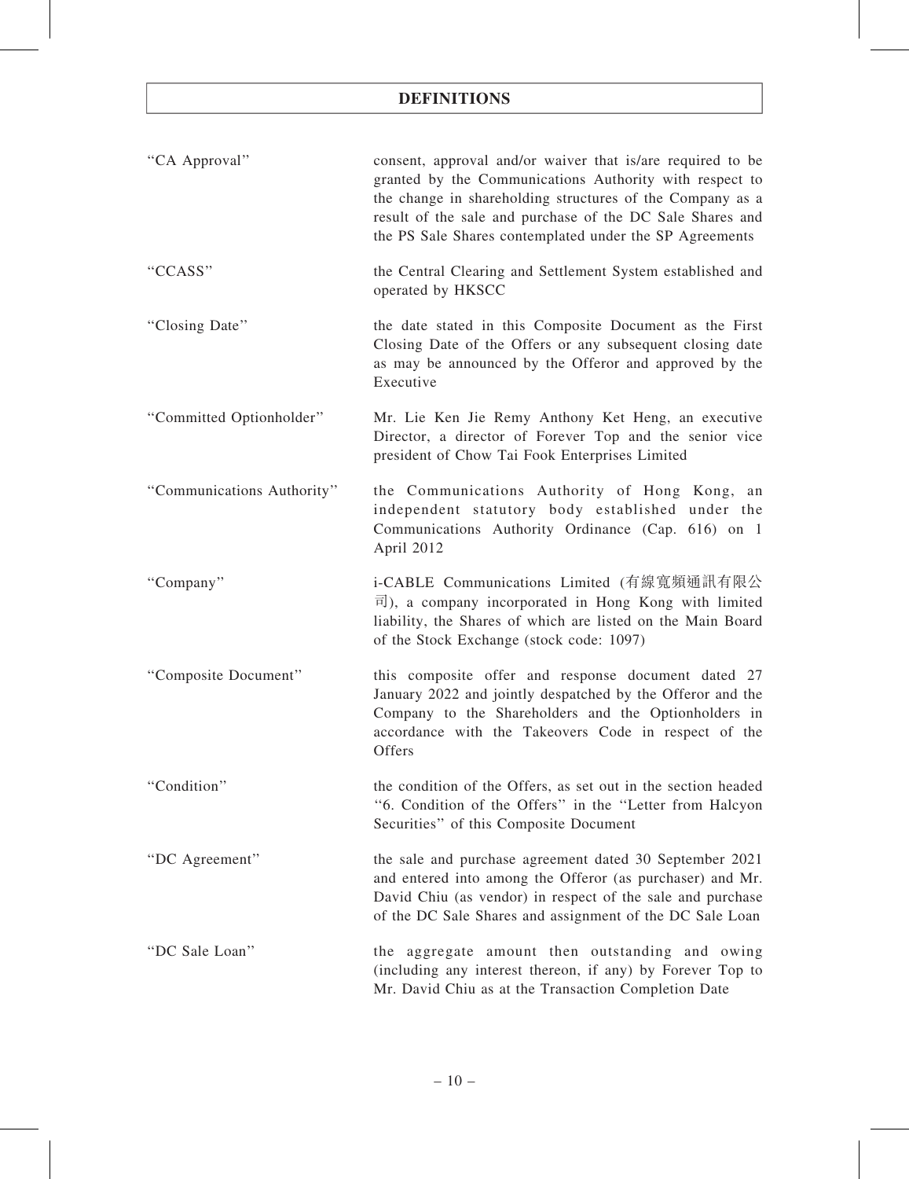# DEFINITIONS

| | |
|---|---|
| "CA Approval" | consent, approval and/or waiver that is/are required to be granted by the Communications Authority with respect to the change in shareholding structures of the Company as a result of the sale and purchase of the DC Sale Shares and the PS Sale Shares contemplated under the SP Agreements |
| "CCASS" | the Central Clearing and Settlement System established and operated by HKSCC |
| "Closing Date" | the date stated in this Composite Document as the First Closing Date of the Offers or any subsequent closing date as may be announced by the Offeror and approved by the Executive |
| "Committed Optionholder" | Mr. Lie Ken Jie Remy Anthony Ket Heng, an executive Director, a director of Forever Top and the senior vice president of Chow Tai Fook Enterprises Limited |
| "Communications Authority" | the Communications Authority of Hong Kong, an independent statutory body established under the Communications Authority Ordinance (Cap. 616) on 1 April 2012 |
| "Company" | i-CABLE Communications Limited (有線寬頻通訊有限公司), a company incorporated in Hong Kong with limited liability, the Shares of which are listed on the Main Board of the Stock Exchange (stock code: 1097) |
| "Composite Document" | this composite offer and response document dated 27 January 2022 and jointly despatched by the Offeror and the Company to the Shareholders and the Optionholders in accordance with the Takeovers Code in respect of the Offers |
| "Condition" | the condition of the Offers, as set out in the section headed "6. Condition of the Offers" in the "Letter from Halcyon Securities" of this Composite Document |
| "DC Agreement" | the sale and purchase agreement dated 30 September 2021 and entered into among the Offeror (as purchaser) and Mr. David Chiu (as vendor) in respect of the sale and purchase of the DC Sale Shares and assignment of the DC Sale Loan |
| "DC Sale Loan" | the aggregate amount then outstanding and owing (including any interest thereon, if any) by Forever Top to Mr. David Chiu as at the Transaction Completion Date |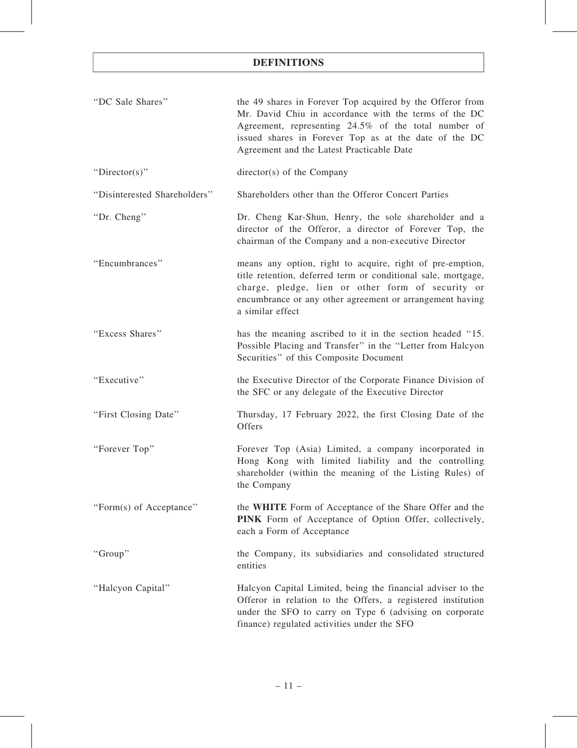# DEFINITIONS

| | |
|---|---|
| "DC Sale Shares" | the 49 shares in Forever Top acquired by the Offeror from Mr. David Chiu in accordance with the terms of the DC Agreement, representing 24.5% of the total number of issued shares in Forever Top as at the date of the DC Agreement and the Latest Practicable Date |
| "Director(s)" | director(s) of the Company |
| "Disinterested Shareholders" | Shareholders other than the Offeror Concert Parties |
| "Dr. Cheng" | Dr. Cheng Kar-Shun, Henry, the sole shareholder and a director of the Offeror, a director of Forever Top, the chairman of the Company and a non-executive Director |
| "Encumbrances" | means any option, right to acquire, right of pre-emption, title retention, deferred term or conditional sale, mortgage, charge, pledge, lien or other form of security or encumbrance or any other agreement or arrangement having a similar effect |
| "Excess Shares" | has the meaning ascribed to it in the section headed "15. Possible Placing and Transfer" in the "Letter from Halcyon Securities" of this Composite Document |
| "Executive" | the Executive Director of the Corporate Finance Division of the SFC or any delegate of the Executive Director |
| "First Closing Date" | Thursday, 17 February 2022, the first Closing Date of the Offers |
| "Forever Top" | Forever Top (Asia) Limited, a company incorporated in Hong Kong with limited liability and the controlling shareholder (within the meaning of the Listing Rules) of the Company |
| "Form(s) of Acceptance" | the **WHITE** Form of Acceptance of the Share Offer and the **PINK** Form of Acceptance of Option Offer, collectively, each a Form of Acceptance |
| "Group" | the Company, its subsidiaries and consolidated structured entities |
| "Halcyon Capital" | Halcyon Capital Limited, being the financial adviser to the Offeror in relation to the Offers, a registered institution under the SFO to carry on Type 6 (advising on corporate finance) regulated activities under the SFO |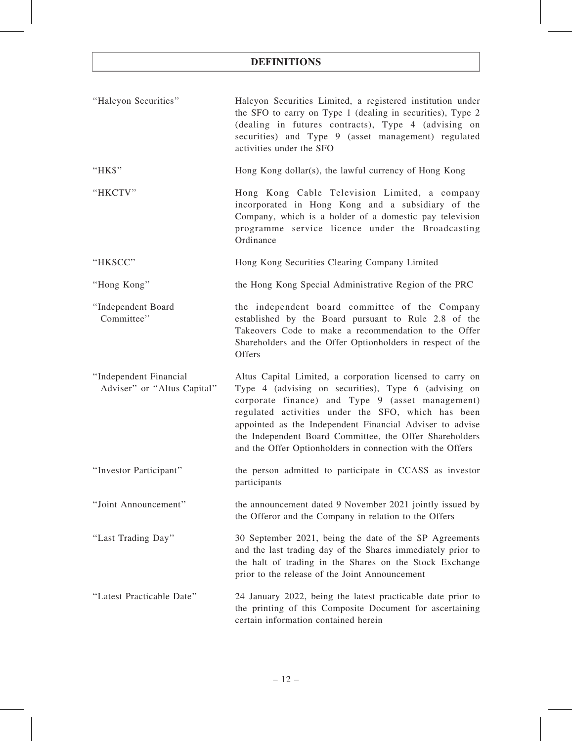# DEFINITIONS

| | |
|---|---|
| "Halcyon Securities" | Halcyon Securities Limited, a registered institution under the SFO to carry on Type 1 (dealing in securities), Type 2 (dealing in futures contracts), Type 4 (advising on securities) and Type 9 (asset management) regulated activities under the SFO |
| "HK$" | Hong Kong dollar(s), the lawful currency of Hong Kong |
| "HKCTV" | Hong Kong Cable Television Limited, a company incorporated in Hong Kong and a subsidiary of the Company, which is a holder of a domestic pay television programme service licence under the Broadcasting Ordinance |
| "HKSCC" | Hong Kong Securities Clearing Company Limited |
| "Hong Kong" | the Hong Kong Special Administrative Region of the PRC |
| "Independent Board Committee" | the independent board committee of the Company established by the Board pursuant to Rule 2.8 of the Takeovers Code to make a recommendation to the Offer Shareholders and the Offer Optionholders in respect of the Offers |
| "Independent Financial Adviser" or "Altus Capital" | Altus Capital Limited, a corporation licensed to carry on Type 4 (advising on securities), Type 6 (advising on corporate finance) and Type 9 (asset management) regulated activities under the SFO, which has been appointed as the Independent Financial Adviser to advise the Independent Board Committee, the Offer Shareholders and the Offer Optionholders in connection with the Offers |
| "Investor Participant" | the person admitted to participate in CCASS as investor participants |
| "Joint Announcement" | the announcement dated 9 November 2021 jointly issued by the Offeror and the Company in relation to the Offers |
| "Last Trading Day" | 30 September 2021, being the date of the SP Agreements and the last trading day of the Shares immediately prior to the halt of trading in the Shares on the Stock Exchange prior to the release of the Joint Announcement |
| "Latest Practicable Date" | 24 January 2022, being the latest practicable date prior to the printing of this Composite Document for ascertaining certain information contained herein |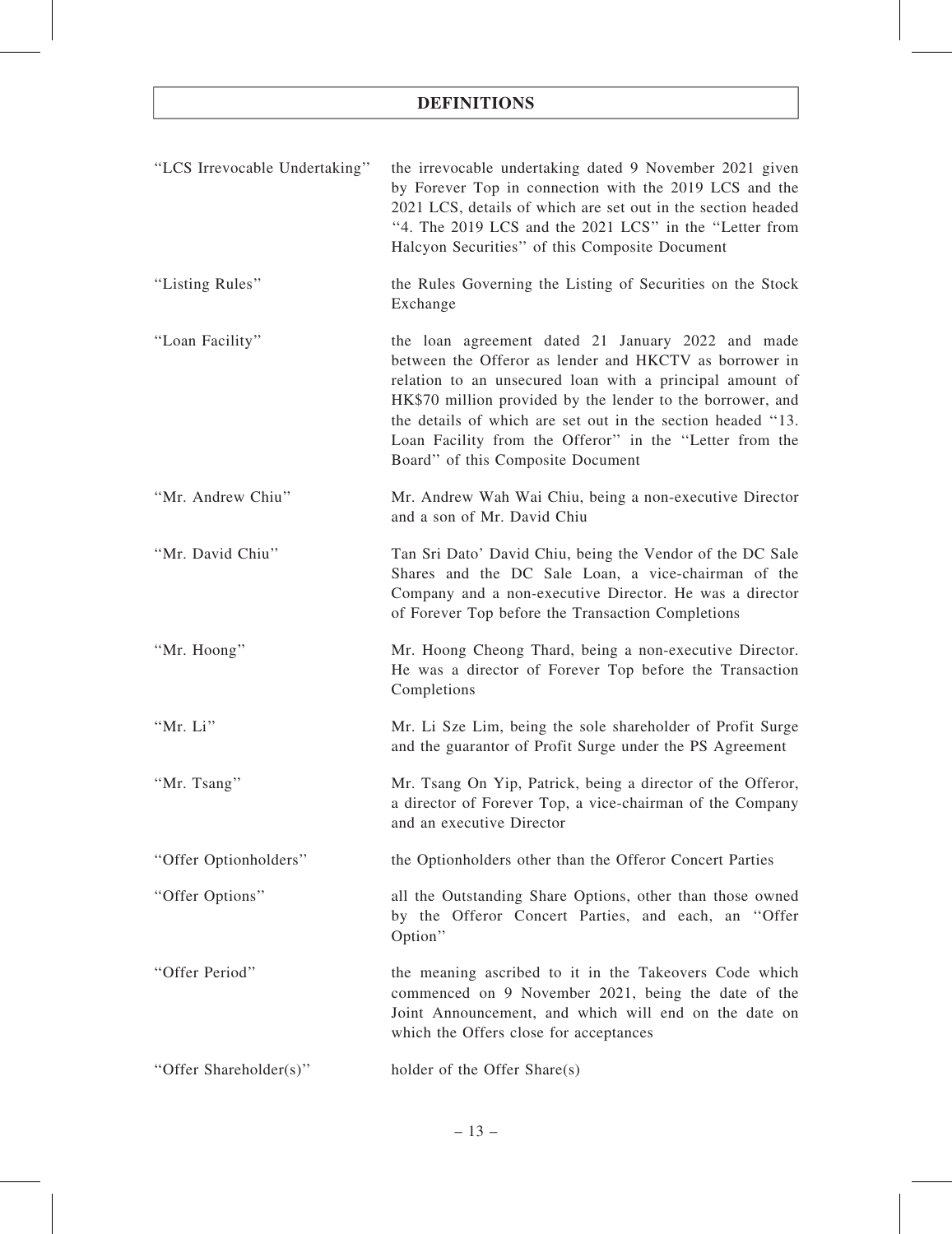## DEFINITIONS

| | |
|---|---|
| "LCS Irrevocable Undertaking" | the irrevocable undertaking dated 9 November 2021 given by Forever Top in connection with the 2019 LCS and the 2021 LCS, details of which are set out in the section headed "4. The 2019 LCS and the 2021 LCS" in the "Letter from Halcyon Securities" of this Composite Document |
| "Listing Rules" | the Rules Governing the Listing of Securities on the Stock Exchange |
| "Loan Facility" | the loan agreement dated 21 January 2022 and made between the Offeror as lender and HKCTV as borrower in relation to an unsecured loan with a principal amount of HK$70 million provided by the lender to the borrower, and the details of which are set out in the section headed "13. Loan Facility from the Offeror" in the "Letter from the Board" of this Composite Document |
| "Mr. Andrew Chiu" | Mr. Andrew Wah Wai Chiu, being a non-executive Director and a son of Mr. David Chiu |
| "Mr. David Chiu" | Tan Sri Dato' David Chiu, being the Vendor of the DC Sale Shares and the DC Sale Loan, a vice-chairman of the Company and a non-executive Director. He was a director of Forever Top before the Transaction Completions |
| "Mr. Hoong" | Mr. Hoong Cheong Thard, being a non-executive Director. He was a director of Forever Top before the Transaction Completions |
| "Mr. Li" | Mr. Li Sze Lim, being the sole shareholder of Profit Surge and the guarantor of Profit Surge under the PS Agreement |
| "Mr. Tsang" | Mr. Tsang On Yip, Patrick, being a director of the Offeror, a director of Forever Top, a vice-chairman of the Company and an executive Director |
| "Offer Optionholders" | the Optionholders other than the Offeror Concert Parties |
| "Offer Options" | all the Outstanding Share Options, other than those owned by the Offeror Concert Parties, and each, an "Offer Option" |
| "Offer Period" | the meaning ascribed to it in the Takeovers Code which commenced on 9 November 2021, being the date of the Joint Announcement, and which will end on the date on which the Offers close for acceptances |
| "Offer Shareholder(s)" | holder of the Offer Share(s) |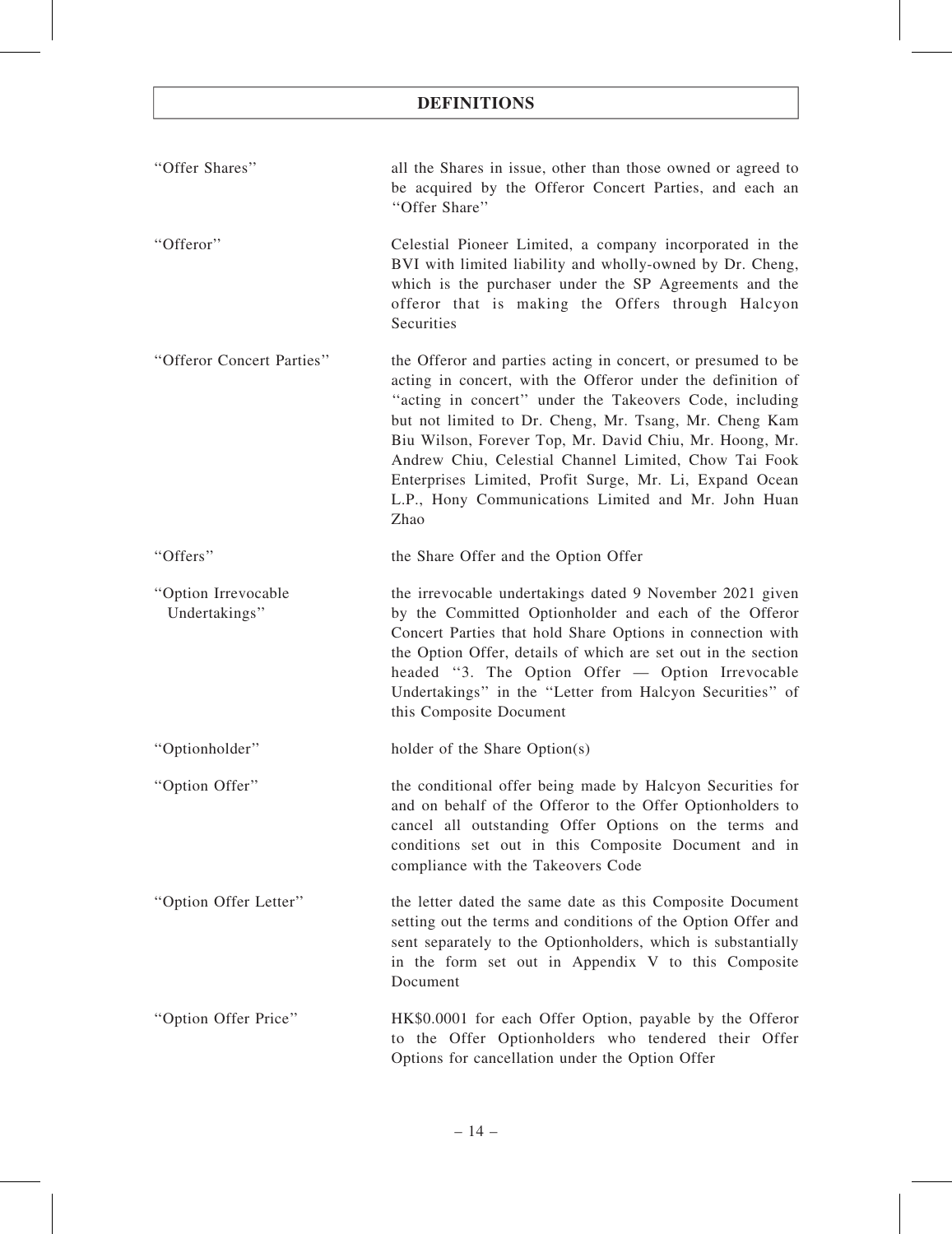## DEFINITIONS

| | |
|---|---|
| "Offer Shares" | all the Shares in issue, other than those owned or agreed to be acquired by the Offeror Concert Parties, and each an "Offer Share" |
| "Offeror" | Celestial Pioneer Limited, a company incorporated in the BVI with limited liability and wholly-owned by Dr. Cheng, which is the purchaser under the SP Agreements and the offeror that is making the Offers through Halcyon Securities |
| "Offeror Concert Parties" | the Offeror and parties acting in concert, or presumed to be acting in concert, with the Offeror under the definition of "acting in concert" under the Takeovers Code, including but not limited to Dr. Cheng, Mr. Tsang, Mr. Cheng Kam Biu Wilson, Forever Top, Mr. David Chiu, Mr. Hoong, Mr. Andrew Chiu, Celestial Channel Limited, Chow Tai Fook Enterprises Limited, Profit Surge, Mr. Li, Expand Ocean L.P., Hony Communications Limited and Mr. John Huan Zhao |
| "Offers" | the Share Offer and the Option Offer |
| "Option Irrevocable Undertakings" | the irrevocable undertakings dated 9 November 2021 given by the Committed Optionholder and each of the Offeror Concert Parties that hold Share Options in connection with the Option Offer, details of which are set out in the section headed "3. The Option Offer — Option Irrevocable Undertakings" in the "Letter from Halcyon Securities" of this Composite Document |
| "Optionholder" | holder of the Share Option(s) |
| "Option Offer" | the conditional offer being made by Halcyon Securities for and on behalf of the Offeror to the Offer Optionholders to cancel all outstanding Offer Options on the terms and conditions set out in this Composite Document and in compliance with the Takeovers Code |
| "Option Offer Letter" | the letter dated the same date as this Composite Document setting out the terms and conditions of the Option Offer and sent separately to the Optionholders, which is substantially in the form set out in Appendix V to this Composite Document |
| "Option Offer Price" | HK$0.0001 for each Offer Option, payable by the Offeror to the Offer Optionholders who tendered their Offer Options for cancellation under the Option Offer |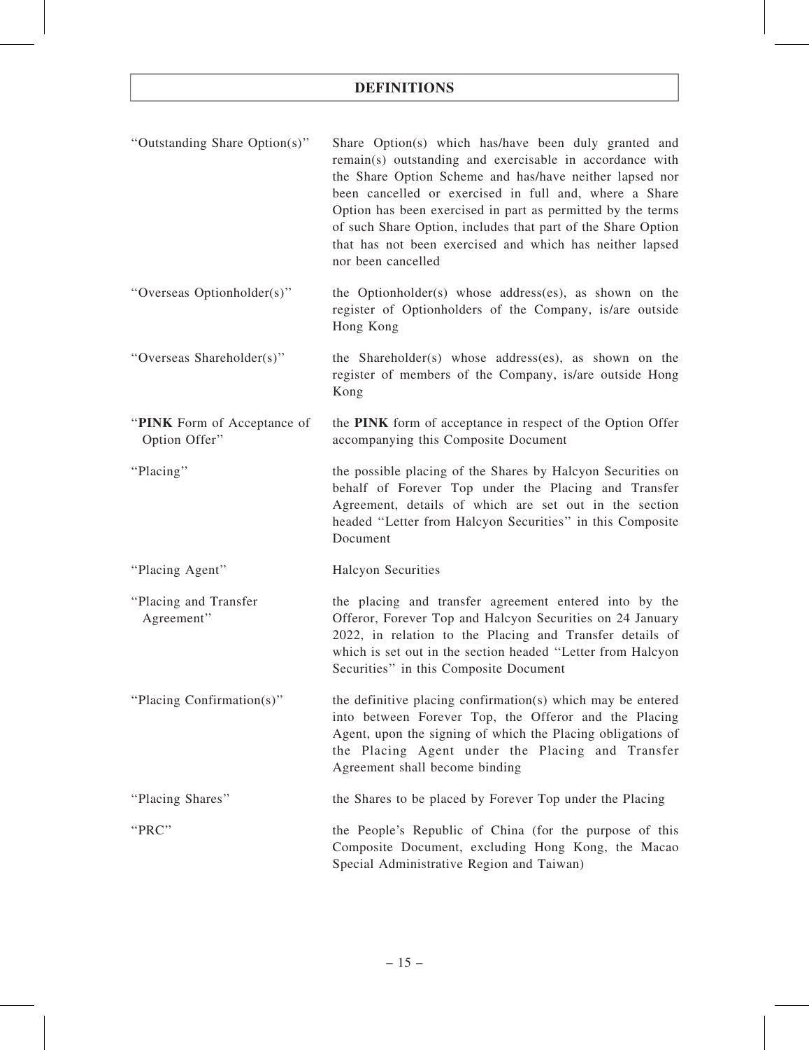# DEFINITIONS

| | |
|---|---|
| "Outstanding Share Option(s)" | Share Option(s) which has/have been duly granted and remain(s) outstanding and exercisable in accordance with the Share Option Scheme and has/have neither lapsed nor been cancelled or exercised in full and, where a Share Option has been exercised in part as permitted by the terms of such Share Option, includes that part of the Share Option that has not been exercised and which has neither lapsed nor been cancelled |
| "Overseas Optionholder(s)" | the Optionholder(s) whose address(es), as shown on the register of Optionholders of the Company, is/are outside Hong Kong |
| "Overseas Shareholder(s)" | the Shareholder(s) whose address(es), as shown on the register of members of the Company, is/are outside Hong Kong |
| "**PINK** Form of Acceptance of Option Offer" | the **PINK** form of acceptance in respect of the Option Offer accompanying this Composite Document |
| "Placing" | the possible placing of the Shares by Halcyon Securities on behalf of Forever Top under the Placing and Transfer Agreement, details of which are set out in the section headed "Letter from Halcyon Securities" in this Composite Document |
| "Placing Agent" | Halcyon Securities |
| "Placing and Transfer Agreement" | the placing and transfer agreement entered into by the Offeror, Forever Top and Halcyon Securities on 24 January 2022, in relation to the Placing and Transfer details of which is set out in the section headed "Letter from Halcyon Securities" in this Composite Document |
| "Placing Confirmation(s)" | the definitive placing confirmation(s) which may be entered into between Forever Top, the Offeror and the Placing Agent, upon the signing of which the Placing obligations of the Placing Agent under the Placing and Transfer Agreement shall become binding |
| "Placing Shares" | the Shares to be placed by Forever Top under the Placing |
| "PRC" | the People's Republic of China (for the purpose of this Composite Document, excluding Hong Kong, the Macao Special Administrative Region and Taiwan) |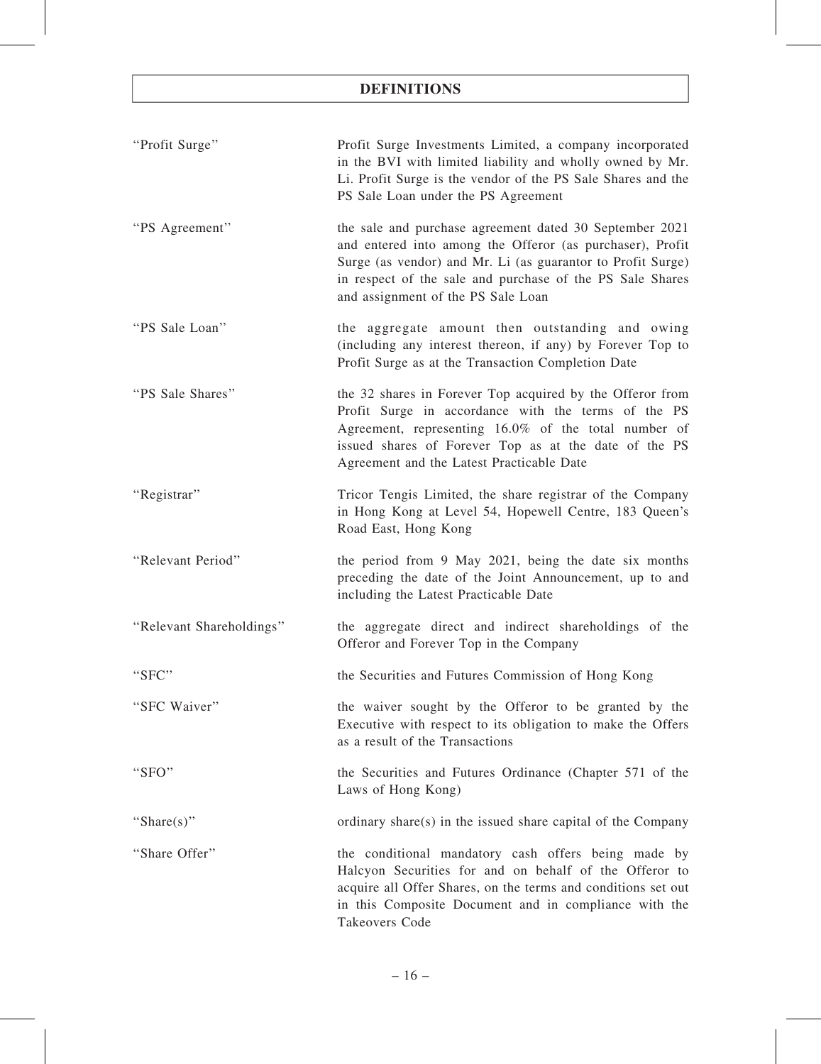# DEFINITIONS

| | |
|---|---|
| "Profit Surge" | Profit Surge Investments Limited, a company incorporated in the BVI with limited liability and wholly owned by Mr. Li. Profit Surge is the vendor of the PS Sale Shares and the PS Sale Loan under the PS Agreement |
| "PS Agreement" | the sale and purchase agreement dated 30 September 2021 and entered into among the Offeror (as purchaser), Profit Surge (as vendor) and Mr. Li (as guarantor to Profit Surge) in respect of the sale and purchase of the PS Sale Shares and assignment of the PS Sale Loan |
| "PS Sale Loan" | the aggregate amount then outstanding and owing (including any interest thereon, if any) by Forever Top to Profit Surge as at the Transaction Completion Date |
| "PS Sale Shares" | the 32 shares in Forever Top acquired by the Offeror from Profit Surge in accordance with the terms of the PS Agreement, representing 16.0% of the total number of issued shares of Forever Top as at the date of the PS Agreement and the Latest Practicable Date |
| "Registrar" | Tricor Tengis Limited, the share registrar of the Company in Hong Kong at Level 54, Hopewell Centre, 183 Queen's Road East, Hong Kong |
| "Relevant Period" | the period from 9 May 2021, being the date six months preceding the date of the Joint Announcement, up to and including the Latest Practicable Date |
| "Relevant Shareholdings" | the aggregate direct and indirect shareholdings of the Offeror and Forever Top in the Company |
| "SFC" | the Securities and Futures Commission of Hong Kong |
| "SFC Waiver" | the waiver sought by the Offeror to be granted by the Executive with respect to its obligation to make the Offers as a result of the Transactions |
| "SFO" | the Securities and Futures Ordinance (Chapter 571 of the Laws of Hong Kong) |
| "Share(s)" | ordinary share(s) in the issued share capital of the Company |
| "Share Offer" | the conditional mandatory cash offers being made by Halcyon Securities for and on behalf of the Offeror to acquire all Offer Shares, on the terms and conditions set out in this Composite Document and in compliance with the Takeovers Code |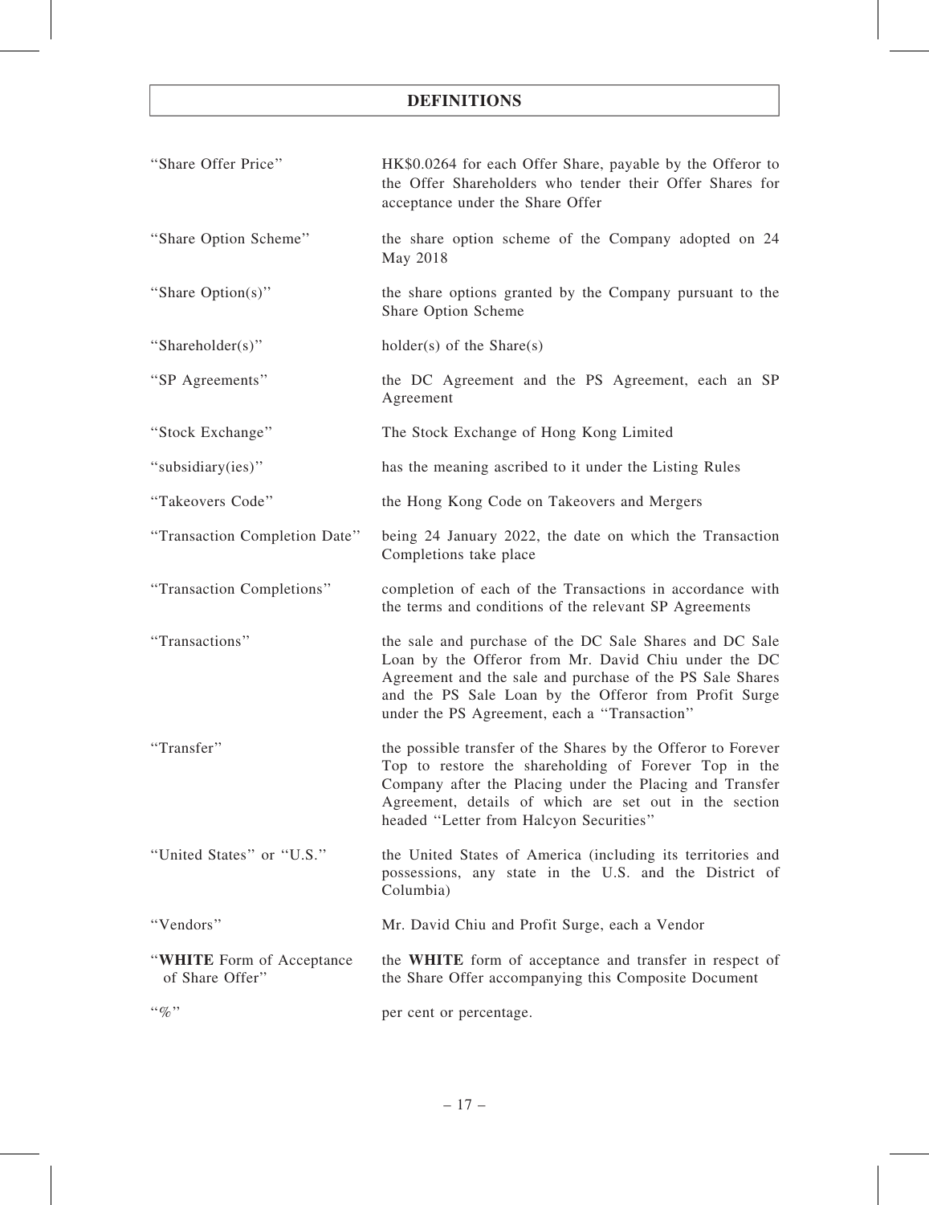# DEFINITIONS

| | |
|---|---|
| "Share Offer Price" | HK$0.0264 for each Offer Share, payable by the Offeror to the Offer Shareholders who tender their Offer Shares for acceptance under the Share Offer |
| "Share Option Scheme" | the share option scheme of the Company adopted on 24 May 2018 |
| "Share Option(s)" | the share options granted by the Company pursuant to the Share Option Scheme |
| "Shareholder(s)" | holder(s) of the Share(s) |
| "SP Agreements" | the DC Agreement and the PS Agreement, each an SP Agreement |
| "Stock Exchange" | The Stock Exchange of Hong Kong Limited |
| "subsidiary(ies)" | has the meaning ascribed to it under the Listing Rules |
| "Takeovers Code" | the Hong Kong Code on Takeovers and Mergers |
| "Transaction Completion Date" | being 24 January 2022, the date on which the Transaction Completions take place |
| "Transaction Completions" | completion of each of the Transactions in accordance with the terms and conditions of the relevant SP Agreements |
| "Transactions" | the sale and purchase of the DC Sale Shares and DC Sale Loan by the Offeror from Mr. David Chiu under the DC Agreement and the sale and purchase of the PS Sale Shares and the PS Sale Loan by the Offeror from Profit Surge under the PS Agreement, each a "Transaction" |
| "Transfer" | the possible transfer of the Shares by the Offeror to Forever Top to restore the shareholding of Forever Top in the Company after the Placing under the Placing and Transfer Agreement, details of which are set out in the section headed "Letter from Halcyon Securities" |
| "United States" or "U.S." | the United States of America (including its territories and possessions, any state in the U.S. and the District of Columbia) |
| "Vendors" | Mr. David Chiu and Profit Surge, each a Vendor |
| "**WHITE** Form of Acceptance of Share Offer" | the **WHITE** form of acceptance and transfer in respect of the Share Offer accompanying this Composite Document |
| "%" | per cent or percentage. |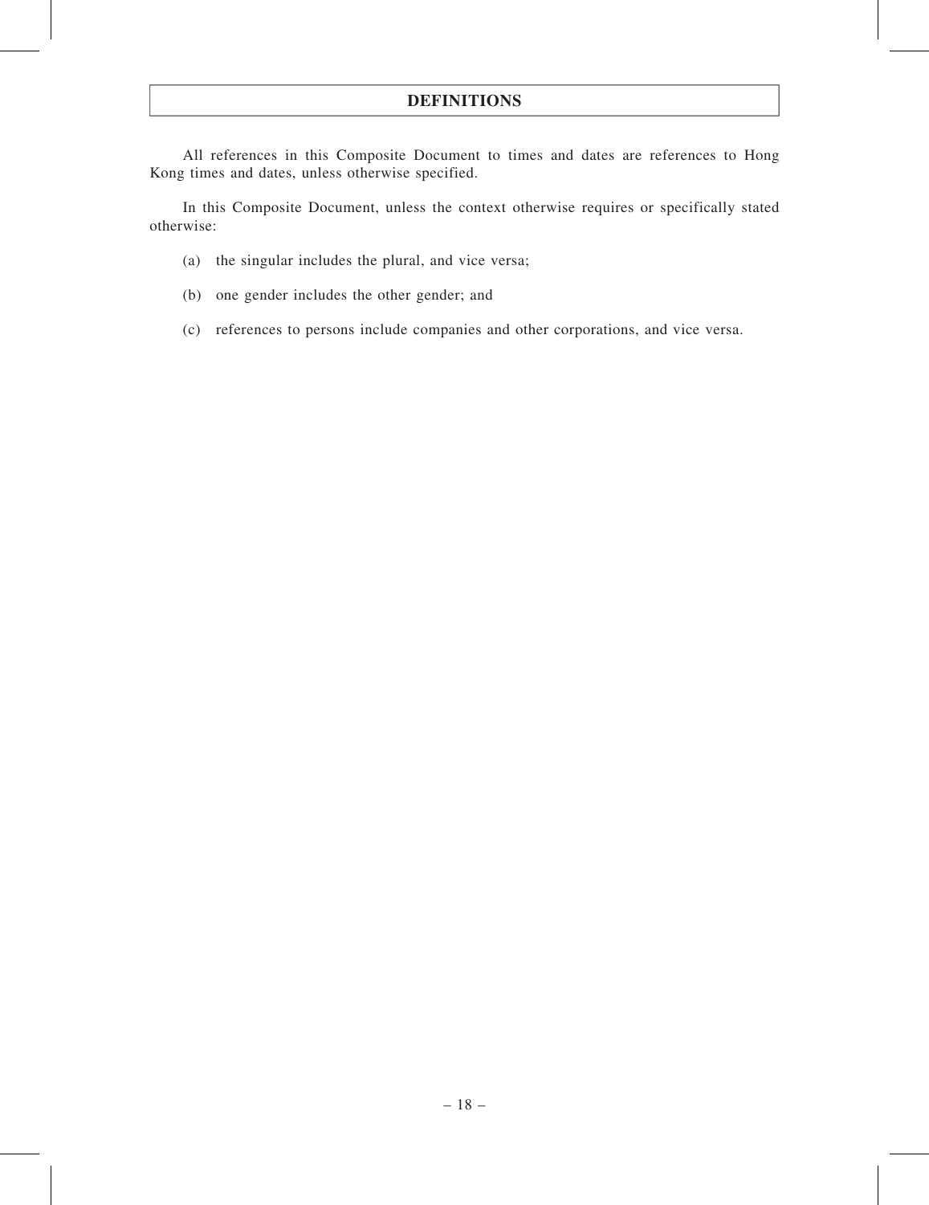# DEFINITIONS

All references in this Composite Document to times and dates are references to Hong Kong times and dates, unless otherwise specified.

In this Composite Document, unless the context otherwise requires or specifically stated otherwise:

(a) the singular includes the plural, and vice versa;

(b) one gender includes the other gender; and

(c) references to persons include companies and other corporations, and vice versa.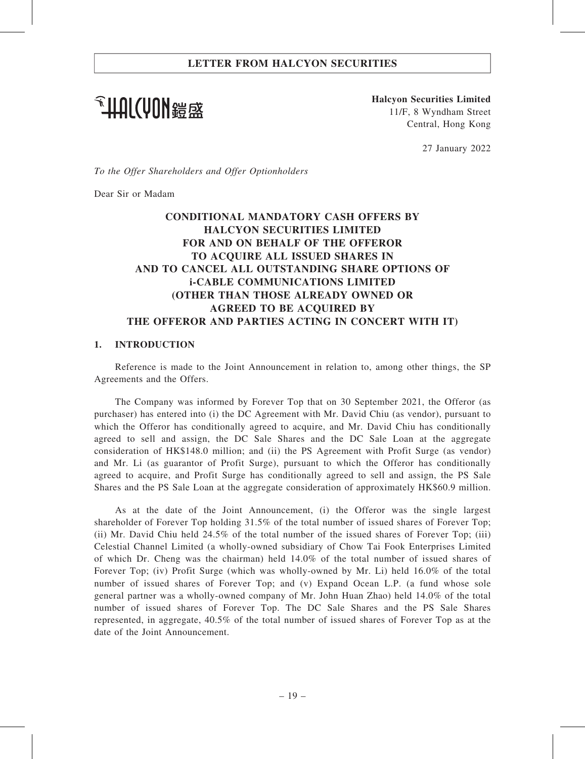**LETTER FROM HALCYON SECURITIES**

HALCYON 鎧盛

**Halcyon Securities Limited**
11/F, 8 Wyndham Street
Central, Hong Kong

27 January 2022

*To the Offer Shareholders and Offer Optionholders*

Dear Sir or Madam

# CONDITIONAL MANDATORY CASH OFFERS BY HALCYON SECURITIES LIMITED FOR AND ON BEHALF OF THE OFFEROR TO ACQUIRE ALL ISSUED SHARES IN AND TO CANCEL ALL OUTSTANDING SHARE OPTIONS OF i-CABLE COMMUNICATIONS LIMITED (OTHER THAN THOSE ALREADY OWNED OR AGREED TO BE ACQUIRED BY THE OFFEROR AND PARTIES ACTING IN CONCERT WITH IT)

## 1. INTRODUCTION

Reference is made to the Joint Announcement in relation to, among other things, the SP Agreements and the Offers.

The Company was informed by Forever Top that on 30 September 2021, the Offeror (as purchaser) has entered into (i) the DC Agreement with Mr. David Chiu (as vendor), pursuant to which the Offeror has conditionally agreed to acquire, and Mr. David Chiu has conditionally agreed to sell and assign, the DC Sale Shares and the DC Sale Loan at the aggregate consideration of HK$148.0 million; and (ii) the PS Agreement with Profit Surge (as vendor) and Mr. Li (as guarantor of Profit Surge), pursuant to which the Offeror has conditionally agreed to acquire, and Profit Surge has conditionally agreed to sell and assign, the PS Sale Shares and the PS Sale Loan at the aggregate consideration of approximately HK$60.9 million.

As at the date of the Joint Announcement, (i) the Offeror was the single largest shareholder of Forever Top holding 31.5% of the total number of issued shares of Forever Top; (ii) Mr. David Chiu held 24.5% of the total number of the issued shares of Forever Top; (iii) Celestial Channel Limited (a wholly-owned subsidiary of Chow Tai Fook Enterprises Limited of which Dr. Cheng was the chairman) held 14.0% of the total number of issued shares of Forever Top; (iv) Profit Surge (which was wholly-owned by Mr. Li) held 16.0% of the total number of issued shares of Forever Top; and (v) Expand Ocean L.P. (a fund whose sole general partner was a wholly-owned company of Mr. John Huan Zhao) held 14.0% of the total number of issued shares of Forever Top. The DC Sale Shares and the PS Sale Shares represented, in aggregate, 40.5% of the total number of issued shares of Forever Top as at the date of the Joint Announcement.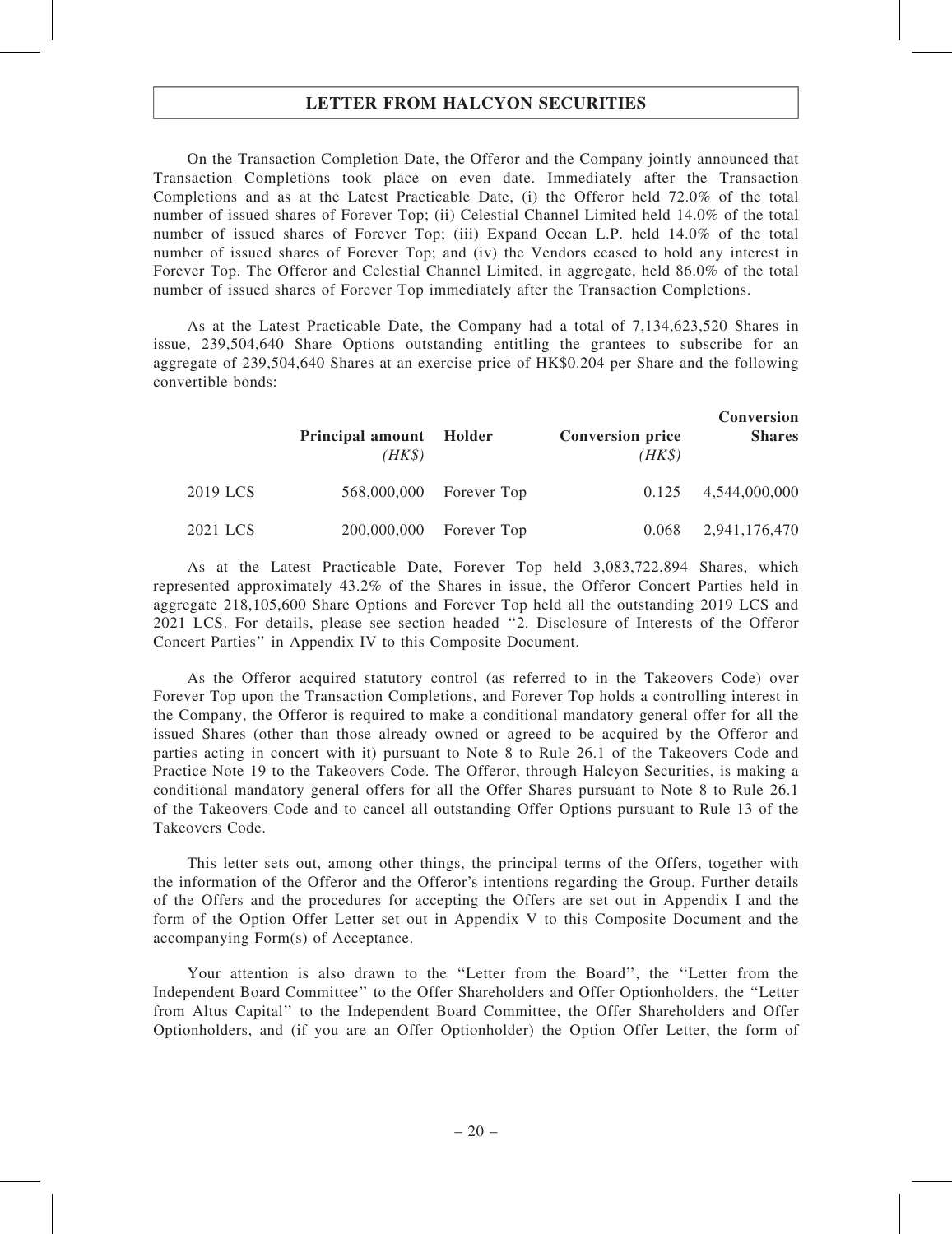On the Transaction Completion Date, the Offeror and the Company jointly announced that Transaction Completions took place on even date. Immediately after the Transaction Completions and as at the Latest Practicable Date, (i) the Offeror held 72.0% of the total number of issued shares of Forever Top; (ii) Celestial Channel Limited held 14.0% of the total number of issued shares of Forever Top; (iii) Expand Ocean L.P. held 14.0% of the total number of issued shares of Forever Top; and (iv) the Vendors ceased to hold any interest in Forever Top. The Offeror and Celestial Channel Limited, in aggregate, held 86.0% of the total number of issued shares of Forever Top immediately after the Transaction Completions.

As at the Latest Practicable Date, the Company had a total of 7,134,623,520 Shares in issue, 239,504,640 Share Options outstanding entitling the grantees to subscribe for an aggregate of 239,504,640 Shares at an exercise price of HK$0.204 per Share and the following convertible bonds:

| | **Principal amount** *(HK$)* | **Holder** | **Conversion price** *(HK$)* | **Conversion Shares** |
|---|---|---|---|---|
| 2019 LCS | 568,000,000 | Forever Top | 0.125 | 4,544,000,000 |
| 2021 LCS | 200,000,000 | Forever Top | 0.068 | 2,941,176,470 |

As at the Latest Practicable Date, Forever Top held 3,083,722,894 Shares, which represented approximately 43.2% of the Shares in issue, the Offeror Concert Parties held in aggregate 218,105,600 Share Options and Forever Top held all the outstanding 2019 LCS and 2021 LCS. For details, please see section headed "2. Disclosure of Interests of the Offeror Concert Parties" in Appendix IV to this Composite Document.

As the Offeror acquired statutory control (as referred to in the Takeovers Code) over Forever Top upon the Transaction Completions, and Forever Top holds a controlling interest in the Company, the Offeror is required to make a conditional mandatory general offer for all the issued Shares (other than those already owned or agreed to be acquired by the Offeror and parties acting in concert with it) pursuant to Note 8 to Rule 26.1 of the Takeovers Code and Practice Note 19 to the Takeovers Code. The Offeror, through Halcyon Securities, is making a conditional mandatory general offers for all the Offer Shares pursuant to Note 8 to Rule 26.1 of the Takeovers Code and to cancel all outstanding Offer Options pursuant to Rule 13 of the Takeovers Code.

This letter sets out, among other things, the principal terms of the Offers, together with the information of the Offeror and the Offeror's intentions regarding the Group. Further details of the Offers and the procedures for accepting the Offers are set out in Appendix I and the form of the Option Offer Letter set out in Appendix V to this Composite Document and the accompanying Form(s) of Acceptance.

Your attention is also drawn to the "Letter from the Board", the "Letter from the Independent Board Committee" to the Offer Shareholders and Offer Optionholders, the "Letter from Altus Capital" to the Independent Board Committee, the Offer Shareholders and Offer Optionholders, and (if you are an Offer Optionholder) the Option Offer Letter, the form of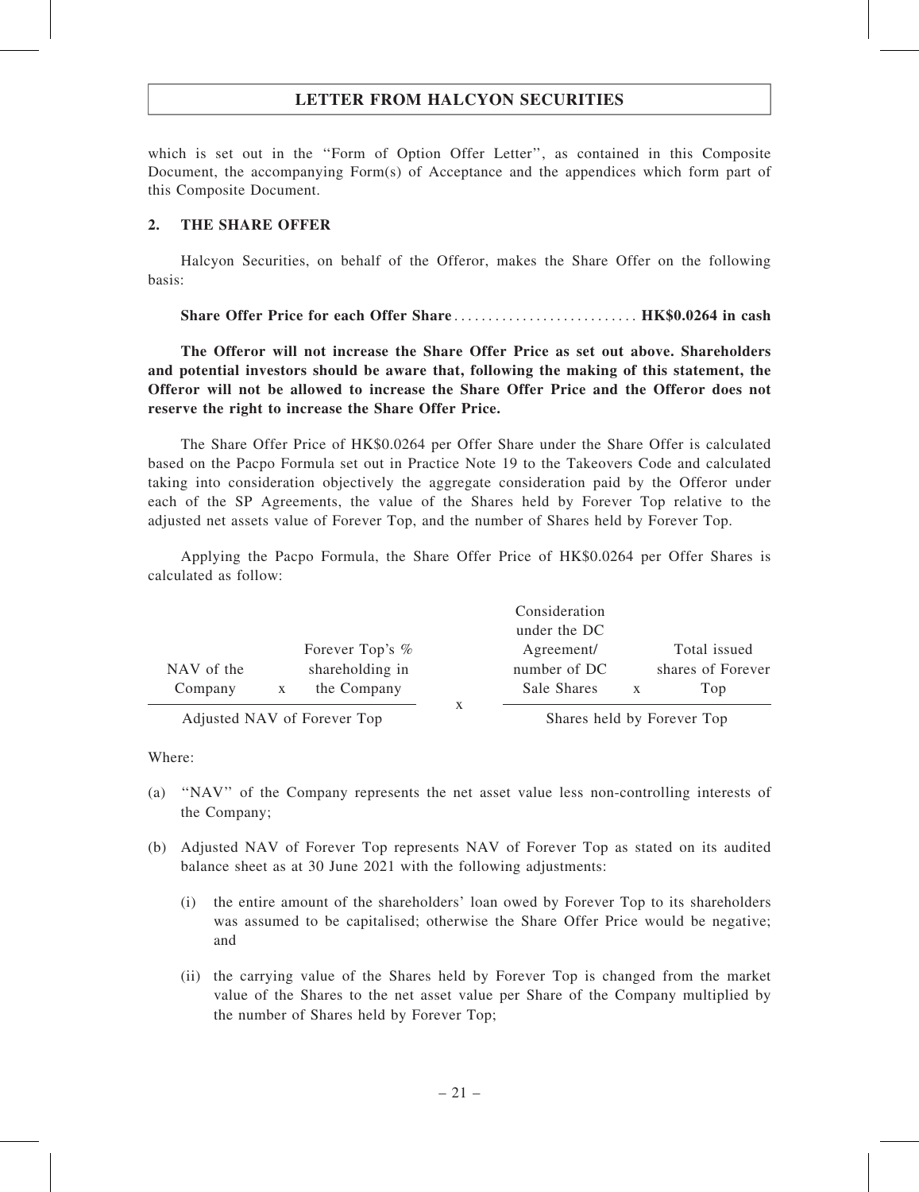which is set out in the "Form of Option Offer Letter", as contained in this Composite Document, the accompanying Form(s) of Acceptance and the appendices which form part of this Composite Document.

## 2. THE SHARE OFFER

Halcyon Securities, on behalf of the Offeror, makes the Share Offer on the following basis:

**Share Offer Price for each Offer Share.......................... HK$0.0264 in cash**

**The Offeror will not increase the Share Offer Price as set out above. Shareholders and potential investors should be aware that, following the making of this statement, the Offeror will not be allowed to increase the Share Offer Price and the Offeror does not reserve the right to increase the Share Offer Price.**

The Share Offer Price of HK$0.0264 per Offer Share under the Share Offer is calculated based on the Pacpo Formula set out in Practice Note 19 to the Takeovers Code and calculated taking into consideration objectively the aggregate consideration paid by the Offeror under each of the SP Agreements, the value of the Shares held by Forever Top relative to the adjusted net assets value of Forever Top, and the number of Shares held by Forever Top.

Applying the Pacpo Formula, the Share Offer Price of HK$0.0264 per Offer Shares is calculated as follow:

$$\frac{\text{NAV of the Company} \times \text{Forever Top's \% shareholding in the Company}}{\text{Adjusted NAV of Forever Top}} \times \frac{\text{Consideration under the DC Agreement/number of DC Sale Shares} \times \text{Total issued shares of Forever Top}}{\text{Shares held by Forever Top}}$$

Where:

(a) "NAV" of the Company represents the net asset value less non-controlling interests of the Company;

(b) Adjusted NAV of Forever Top represents NAV of Forever Top as stated on its audited balance sheet as at 30 June 2021 with the following adjustments:

   (i) the entire amount of the shareholders' loan owed by Forever Top to its shareholders was assumed to be capitalised; otherwise the Share Offer Price would be negative; and

   (ii) the carrying value of the Shares held by Forever Top is changed from the market value of the Shares to the net asset value per Share of the Company multiplied by the number of Shares held by Forever Top;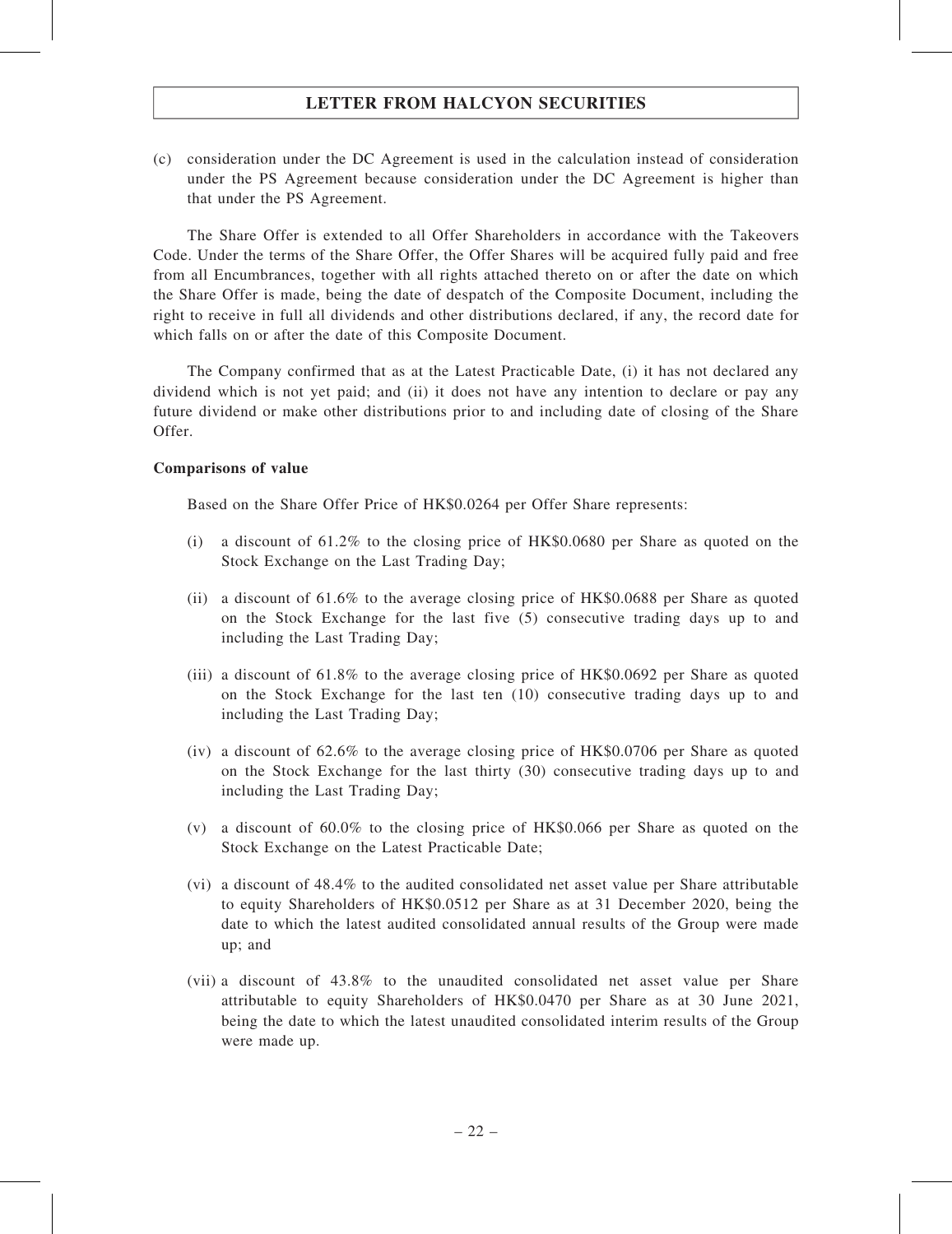(c) consideration under the DC Agreement is used in the calculation instead of consideration under the PS Agreement because consideration under the DC Agreement is higher than that under the PS Agreement.

The Share Offer is extended to all Offer Shareholders in accordance with the Takeovers Code. Under the terms of the Share Offer, the Offer Shares will be acquired fully paid and free from all Encumbrances, together with all rights attached thereto on or after the date on which the Share Offer is made, being the date of despatch of the Composite Document, including the right to receive in full all dividends and other distributions declared, if any, the record date for which falls on or after the date of this Composite Document.

The Company confirmed that as at the Latest Practicable Date, (i) it has not declared any dividend which is not yet paid; and (ii) it does not have any intention to declare or pay any future dividend or make other distributions prior to and including date of closing of the Share Offer.

**Comparisons of value**

Based on the Share Offer Price of HK$0.0264 per Offer Share represents:

(i) a discount of 61.2% to the closing price of HK$0.0680 per Share as quoted on the Stock Exchange on the Last Trading Day;

(ii) a discount of 61.6% to the average closing price of HK$0.0688 per Share as quoted on the Stock Exchange for the last five (5) consecutive trading days up to and including the Last Trading Day;

(iii) a discount of 61.8% to the average closing price of HK$0.0692 per Share as quoted on the Stock Exchange for the last ten (10) consecutive trading days up to and including the Last Trading Day;

(iv) a discount of 62.6% to the average closing price of HK$0.0706 per Share as quoted on the Stock Exchange for the last thirty (30) consecutive trading days up to and including the Last Trading Day;

(v) a discount of 60.0% to the closing price of HK$0.066 per Share as quoted on the Stock Exchange on the Latest Practicable Date;

(vi) a discount of 48.4% to the audited consolidated net asset value per Share attributable to equity Shareholders of HK$0.0512 per Share as at 31 December 2020, being the date to which the latest audited consolidated annual results of the Group were made up; and

(vii) a discount of 43.8% to the unaudited consolidated net asset value per Share attributable to equity Shareholders of HK$0.0470 per Share as at 30 June 2021, being the date to which the latest unaudited consolidated interim results of the Group were made up.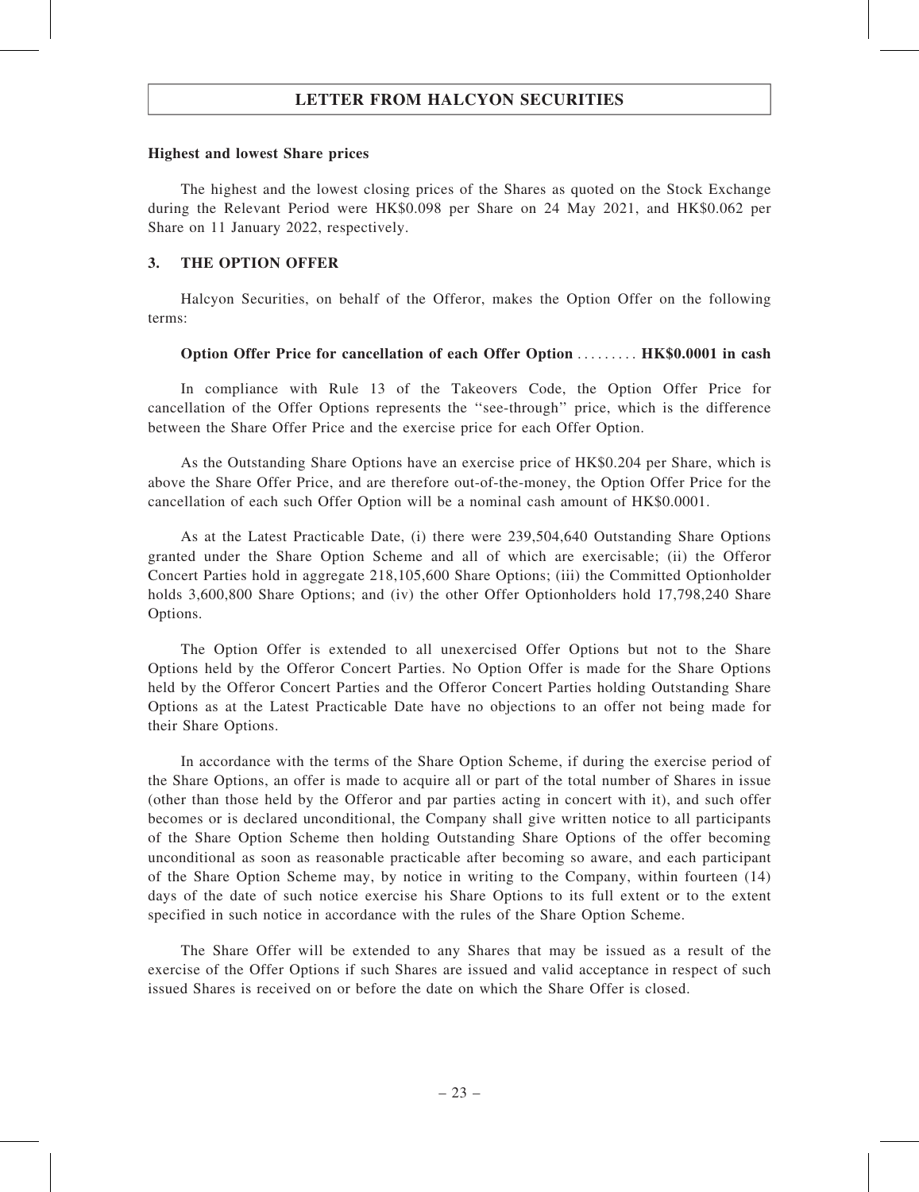### Highest and lowest Share prices

The highest and the lowest closing prices of the Shares as quoted on the Stock Exchange during the Relevant Period were HK$0.098 per Share on 24 May 2021, and HK$0.062 per Share on 11 January 2022, respectively.

## 3. THE OPTION OFFER

Halcyon Securities, on behalf of the Offeror, makes the Option Offer on the following terms:

**Option Offer Price for cancellation of each Offer Option ......... HK$0.0001 in cash**

In compliance with Rule 13 of the Takeovers Code, the Option Offer Price for cancellation of the Offer Options represents the ''see-through'' price, which is the difference between the Share Offer Price and the exercise price for each Offer Option.

As the Outstanding Share Options have an exercise price of HK$0.204 per Share, which is above the Share Offer Price, and are therefore out-of-the-money, the Option Offer Price for the cancellation of each such Offer Option will be a nominal cash amount of HK$0.0001.

As at the Latest Practicable Date, (i) there were 239,504,640 Outstanding Share Options granted under the Share Option Scheme and all of which are exercisable; (ii) the Offeror Concert Parties hold in aggregate 218,105,600 Share Options; (iii) the Committed Optionholder holds 3,600,800 Share Options; and (iv) the other Offer Optionholders hold 17,798,240 Share Options.

The Option Offer is extended to all unexercised Offer Options but not to the Share Options held by the Offeror Concert Parties. No Option Offer is made for the Share Options held by the Offeror Concert Parties and the Offeror Concert Parties holding Outstanding Share Options as at the Latest Practicable Date have no objections to an offer not being made for their Share Options.

In accordance with the terms of the Share Option Scheme, if during the exercise period of the Share Options, an offer is made to acquire all or part of the total number of Shares in issue (other than those held by the Offeror and par parties acting in concert with it), and such offer becomes or is declared unconditional, the Company shall give written notice to all participants of the Share Option Scheme then holding Outstanding Share Options of the offer becoming unconditional as soon as reasonable practicable after becoming so aware, and each participant of the Share Option Scheme may, by notice in writing to the Company, within fourteen (14) days of the date of such notice exercise his Share Options to its full extent or to the extent specified in such notice in accordance with the rules of the Share Option Scheme.

The Share Offer will be extended to any Shares that may be issued as a result of the exercise of the Offer Options if such Shares are issued and valid acceptance in respect of such issued Shares is received on or before the date on which the Share Offer is closed.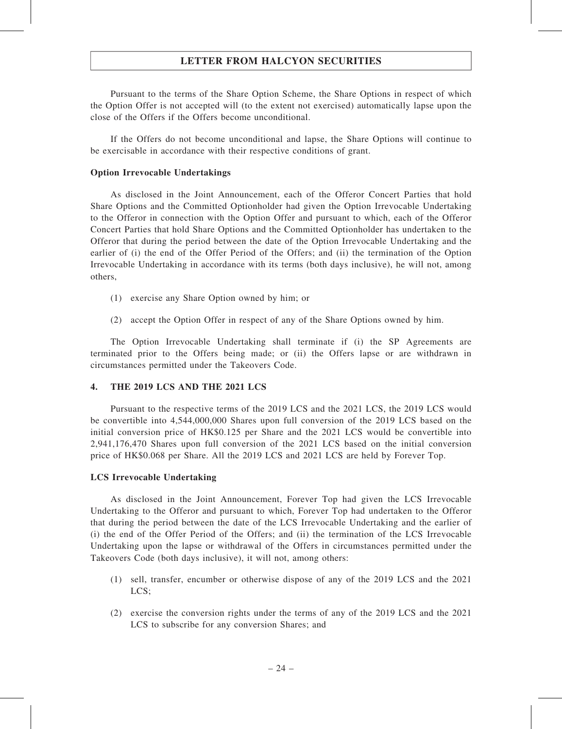Pursuant to the terms of the Share Option Scheme, the Share Options in respect of which the Option Offer is not accepted will (to the extent not exercised) automatically lapse upon the close of the Offers if the Offers become unconditional.

If the Offers do not become unconditional and lapse, the Share Options will continue to be exercisable in accordance with their respective conditions of grant.

**Option Irrevocable Undertakings**

As disclosed in the Joint Announcement, each of the Offeror Concert Parties that hold Share Options and the Committed Optionholder had given the Option Irrevocable Undertaking to the Offeror in connection with the Option Offer and pursuant to which, each of the Offeror Concert Parties that hold Share Options and the Committed Optionholder has undertaken to the Offeror that during the period between the date of the Option Irrevocable Undertaking and the earlier of (i) the end of the Offer Period of the Offers; and (ii) the termination of the Option Irrevocable Undertaking in accordance with its terms (both days inclusive), he will not, among others,

(1) exercise any Share Option owned by him; or

(2) accept the Option Offer in respect of any of the Share Options owned by him.

The Option Irrevocable Undertaking shall terminate if (i) the SP Agreements are terminated prior to the Offers being made; or (ii) the Offers lapse or are withdrawn in circumstances permitted under the Takeovers Code.

## 4. THE 2019 LCS AND THE 2021 LCS

Pursuant to the respective terms of the 2019 LCS and the 2021 LCS, the 2019 LCS would be convertible into 4,544,000,000 Shares upon full conversion of the 2019 LCS based on the initial conversion price of HK$0.125 per Share and the 2021 LCS would be convertible into 2,941,176,470 Shares upon full conversion of the 2021 LCS based on the initial conversion price of HK$0.068 per Share. All the 2019 LCS and 2021 LCS are held by Forever Top.

**LCS Irrevocable Undertaking**

As disclosed in the Joint Announcement, Forever Top had given the LCS Irrevocable Undertaking to the Offeror and pursuant to which, Forever Top had undertaken to the Offeror that during the period between the date of the LCS Irrevocable Undertaking and the earlier of (i) the end of the Offer Period of the Offers; and (ii) the termination of the LCS Irrevocable Undertaking upon the lapse or withdrawal of the Offers in circumstances permitted under the Takeovers Code (both days inclusive), it will not, among others:

(1) sell, transfer, encumber or otherwise dispose of any of the 2019 LCS and the 2021 LCS;

(2) exercise the conversion rights under the terms of any of the 2019 LCS and the 2021 LCS to subscribe for any conversion Shares; and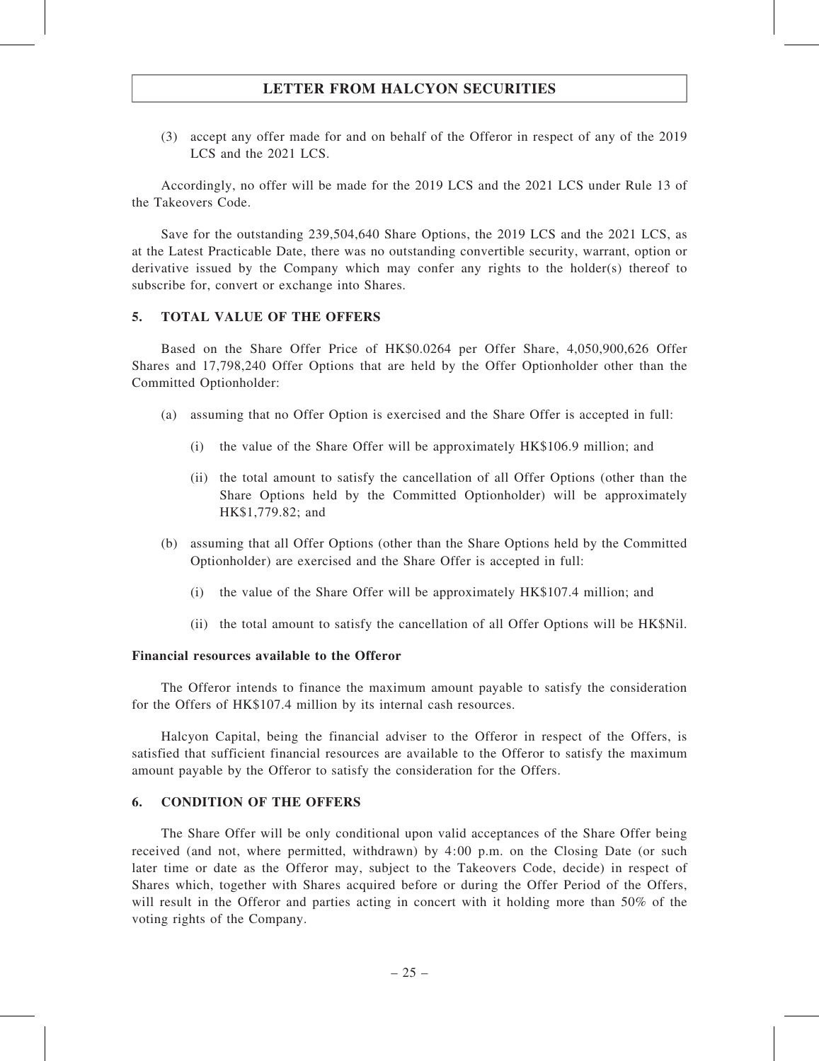(3) accept any offer made for and on behalf of the Offeror in respect of any of the 2019 LCS and the 2021 LCS.

Accordingly, no offer will be made for the 2019 LCS and the 2021 LCS under Rule 13 of the Takeovers Code.

Save for the outstanding 239,504,640 Share Options, the 2019 LCS and the 2021 LCS, as at the Latest Practicable Date, there was no outstanding convertible security, warrant, option or derivative issued by the Company which may confer any rights to the holder(s) thereof to subscribe for, convert or exchange into Shares.

## 5. TOTAL VALUE OF THE OFFERS

Based on the Share Offer Price of HK$0.0264 per Offer Share, 4,050,900,626 Offer Shares and 17,798,240 Offer Options that are held by the Offer Optionholder other than the Committed Optionholder:

(a) assuming that no Offer Option is exercised and the Share Offer is accepted in full:

   (i) the value of the Share Offer will be approximately HK$106.9 million; and

   (ii) the total amount to satisfy the cancellation of all Offer Options (other than the Share Options held by the Committed Optionholder) will be approximately HK$1,779.82; and

(b) assuming that all Offer Options (other than the Share Options held by the Committed Optionholder) are exercised and the Share Offer is accepted in full:

   (i) the value of the Share Offer will be approximately HK$107.4 million; and

   (ii) the total amount to satisfy the cancellation of all Offer Options will be HK$Nil.

**Financial resources available to the Offeror**

The Offeror intends to finance the maximum amount payable to satisfy the consideration for the Offers of HK$107.4 million by its internal cash resources.

Halcyon Capital, being the financial adviser to the Offeror in respect of the Offers, is satisfied that sufficient financial resources are available to the Offeror to satisfy the maximum amount payable by the Offeror to satisfy the consideration for the Offers.

## 6. CONDITION OF THE OFFERS

The Share Offer will be only conditional upon valid acceptances of the Share Offer being received (and not, where permitted, withdrawn) by 4:00 p.m. on the Closing Date (or such later time or date as the Offeror may, subject to the Takeovers Code, decide) in respect of Shares which, together with Shares acquired before or during the Offer Period of the Offers, will result in the Offeror and parties acting in concert with it holding more than 50% of the voting rights of the Company.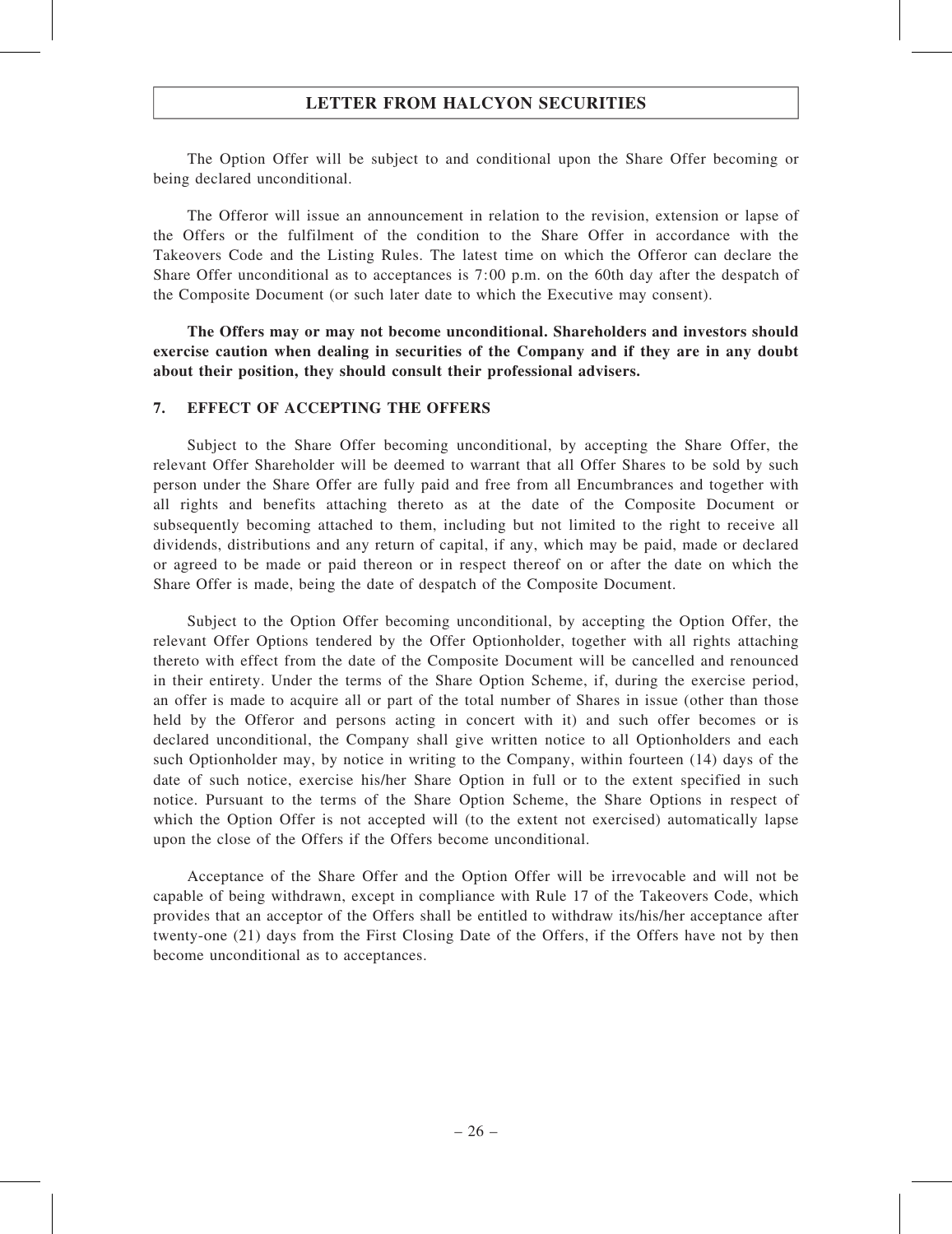The Option Offer will be subject to and conditional upon the Share Offer becoming or being declared unconditional.

The Offeror will issue an announcement in relation to the revision, extension or lapse of the Offers or the fulfilment of the condition to the Share Offer in accordance with the Takeovers Code and the Listing Rules. The latest time on which the Offeror can declare the Share Offer unconditional as to acceptances is 7:00 p.m. on the 60th day after the despatch of the Composite Document (or such later date to which the Executive may consent).

**The Offers may or may not become unconditional. Shareholders and investors should exercise caution when dealing in securities of the Company and if they are in any doubt about their position, they should consult their professional advisers.**

## 7. EFFECT OF ACCEPTING THE OFFERS

Subject to the Share Offer becoming unconditional, by accepting the Share Offer, the relevant Offer Shareholder will be deemed to warrant that all Offer Shares to be sold by such person under the Share Offer are fully paid and free from all Encumbrances and together with all rights and benefits attaching thereto as at the date of the Composite Document or subsequently becoming attached to them, including but not limited to the right to receive all dividends, distributions and any return of capital, if any, which may be paid, made or declared or agreed to be made or paid thereon or in respect thereof on or after the date on which the Share Offer is made, being the date of despatch of the Composite Document.

Subject to the Option Offer becoming unconditional, by accepting the Option Offer, the relevant Offer Options tendered by the Offer Optionholder, together with all rights attaching thereto with effect from the date of the Composite Document will be cancelled and renounced in their entirety. Under the terms of the Share Option Scheme, if, during the exercise period, an offer is made to acquire all or part of the total number of Shares in issue (other than those held by the Offeror and persons acting in concert with it) and such offer becomes or is declared unconditional, the Company shall give written notice to all Optionholders and each such Optionholder may, by notice in writing to the Company, within fourteen (14) days of the date of such notice, exercise his/her Share Option in full or to the extent specified in such notice. Pursuant to the terms of the Share Option Scheme, the Share Options in respect of which the Option Offer is not accepted will (to the extent not exercised) automatically lapse upon the close of the Offers if the Offers become unconditional.

Acceptance of the Share Offer and the Option Offer will be irrevocable and will not be capable of being withdrawn, except in compliance with Rule 17 of the Takeovers Code, which provides that an acceptor of the Offers shall be entitled to withdraw its/his/her acceptance after twenty-one (21) days from the First Closing Date of the Offers, if the Offers have not by then become unconditional as to acceptances.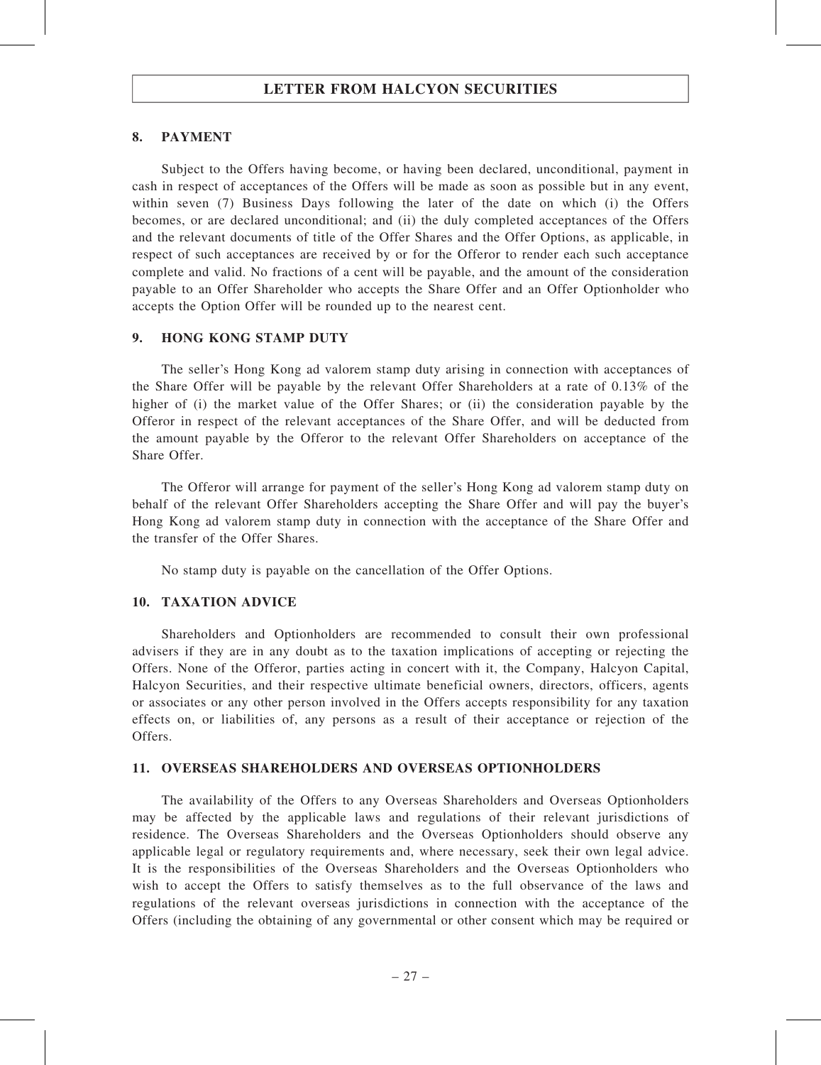## 8. PAYMENT

Subject to the Offers having become, or having been declared, unconditional, payment in cash in respect of acceptances of the Offers will be made as soon as possible but in any event, within seven (7) Business Days following the later of the date on which (i) the Offers becomes, or are declared unconditional; and (ii) the duly completed acceptances of the Offers and the relevant documents of title of the Offer Shares and the Offer Options, as applicable, in respect of such acceptances are received by or for the Offeror to render each such acceptance complete and valid. No fractions of a cent will be payable, and the amount of the consideration payable to an Offer Shareholder who accepts the Share Offer and an Offer Optionholder who accepts the Option Offer will be rounded up to the nearest cent.

## 9. HONG KONG STAMP DUTY

The seller's Hong Kong ad valorem stamp duty arising in connection with acceptances of the Share Offer will be payable by the relevant Offer Shareholders at a rate of 0.13% of the higher of (i) the market value of the Offer Shares; or (ii) the consideration payable by the Offeror in respect of the relevant acceptances of the Share Offer, and will be deducted from the amount payable by the Offeror to the relevant Offer Shareholders on acceptance of the Share Offer.

The Offeror will arrange for payment of the seller's Hong Kong ad valorem stamp duty on behalf of the relevant Offer Shareholders accepting the Share Offer and will pay the buyer's Hong Kong ad valorem stamp duty in connection with the acceptance of the Share Offer and the transfer of the Offer Shares.

No stamp duty is payable on the cancellation of the Offer Options.

## 10. TAXATION ADVICE

Shareholders and Optionholders are recommended to consult their own professional advisers if they are in any doubt as to the taxation implications of accepting or rejecting the Offers. None of the Offeror, parties acting in concert with it, the Company, Halcyon Capital, Halcyon Securities, and their respective ultimate beneficial owners, directors, officers, agents or associates or any other person involved in the Offers accepts responsibility for any taxation effects on, or liabilities of, any persons as a result of their acceptance or rejection of the Offers.

## 11. OVERSEAS SHAREHOLDERS AND OVERSEAS OPTIONHOLDERS

The availability of the Offers to any Overseas Shareholders and Overseas Optionholders may be affected by the applicable laws and regulations of their relevant jurisdictions of residence. The Overseas Shareholders and the Overseas Optionholders should observe any applicable legal or regulatory requirements and, where necessary, seek their own legal advice. It is the responsibilities of the Overseas Shareholders and the Overseas Optionholders who wish to accept the Offers to satisfy themselves as to the full observance of the laws and regulations of the relevant overseas jurisdictions in connection with the acceptance of the Offers (including the obtaining of any governmental or other consent which may be required or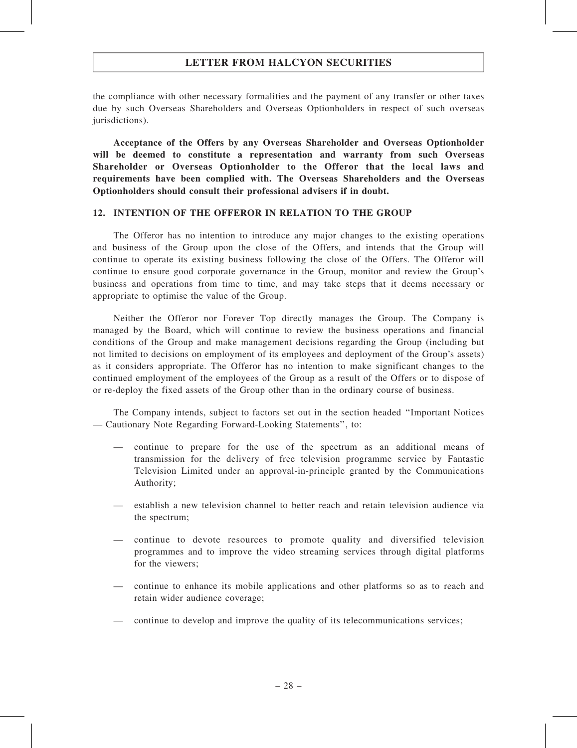the compliance with other necessary formalities and the payment of any transfer or other taxes due by such Overseas Shareholders and Overseas Optionholders in respect of such overseas jurisdictions).

**Acceptance of the Offers by any Overseas Shareholder and Overseas Optionholder will be deemed to constitute a representation and warranty from such Overseas Shareholder or Overseas Optionholder to the Offeror that the local laws and requirements have been complied with. The Overseas Shareholders and the Overseas Optionholders should consult their professional advisers if in doubt.**

## 12. INTENTION OF THE OFFEROR IN RELATION TO THE GROUP

The Offeror has no intention to introduce any major changes to the existing operations and business of the Group upon the close of the Offers, and intends that the Group will continue to operate its existing business following the close of the Offers. The Offeror will continue to ensure good corporate governance in the Group, monitor and review the Group's business and operations from time to time, and may take steps that it deems necessary or appropriate to optimise the value of the Group.

Neither the Offeror nor Forever Top directly manages the Group. The Company is managed by the Board, which will continue to review the business operations and financial conditions of the Group and make management decisions regarding the Group (including but not limited to decisions on employment of its employees and deployment of the Group's assets) as it considers appropriate. The Offeror has no intention to make significant changes to the continued employment of the employees of the Group as a result of the Offers or to dispose of or re-deploy the fixed assets of the Group other than in the ordinary course of business.

The Company intends, subject to factors set out in the section headed ''Important Notices — Cautionary Note Regarding Forward-Looking Statements'', to:

— continue to prepare for the use of the spectrum as an additional means of transmission for the delivery of free television programme service by Fantastic Television Limited under an approval-in-principle granted by the Communications Authority;

— establish a new television channel to better reach and retain television audience via the spectrum;

— continue to devote resources to promote quality and diversified television programmes and to improve the video streaming services through digital platforms for the viewers;

— continue to enhance its mobile applications and other platforms so as to reach and retain wider audience coverage;

— continue to develop and improve the quality of its telecommunications services;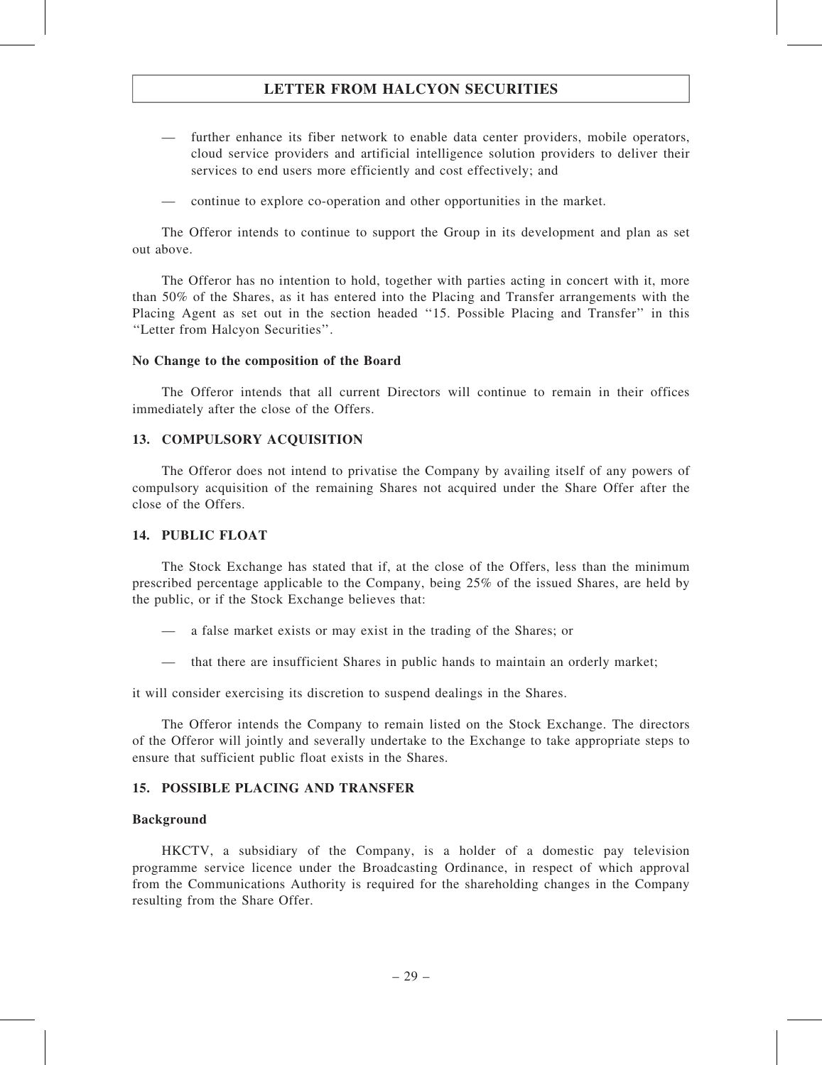- further enhance its fiber network to enable data center providers, mobile operators, cloud service providers and artificial intelligence solution providers to deliver their services to end users more efficiently and cost effectively; and

- continue to explore co-operation and other opportunities in the market.

The Offeror intends to continue to support the Group in its development and plan as set out above.

The Offeror has no intention to hold, together with parties acting in concert with it, more than 50% of the Shares, as it has entered into the Placing and Transfer arrangements with the Placing Agent as set out in the section headed ''15. Possible Placing and Transfer'' in this ''Letter from Halcyon Securities''.

**No Change to the composition of the Board**

The Offeror intends that all current Directors will continue to remain in their offices immediately after the close of the Offers.

## 13. COMPULSORY ACQUISITION

The Offeror does not intend to privatise the Company by availing itself of any powers of compulsory acquisition of the remaining Shares not acquired under the Share Offer after the close of the Offers.

## 14. PUBLIC FLOAT

The Stock Exchange has stated that if, at the close of the Offers, less than the minimum prescribed percentage applicable to the Company, being 25% of the issued Shares, are held by the public, or if the Stock Exchange believes that:

- a false market exists or may exist in the trading of the Shares; or

- that there are insufficient Shares in public hands to maintain an orderly market;

it will consider exercising its discretion to suspend dealings in the Shares.

The Offeror intends the Company to remain listed on the Stock Exchange. The directors of the Offeror will jointly and severally undertake to the Exchange to take appropriate steps to ensure that sufficient public float exists in the Shares.

## 15. POSSIBLE PLACING AND TRANSFER

**Background**

HKCTV, a subsidiary of the Company, is a holder of a domestic pay television programme service licence under the Broadcasting Ordinance, in respect of which approval from the Communications Authority is required for the shareholding changes in the Company resulting from the Share Offer.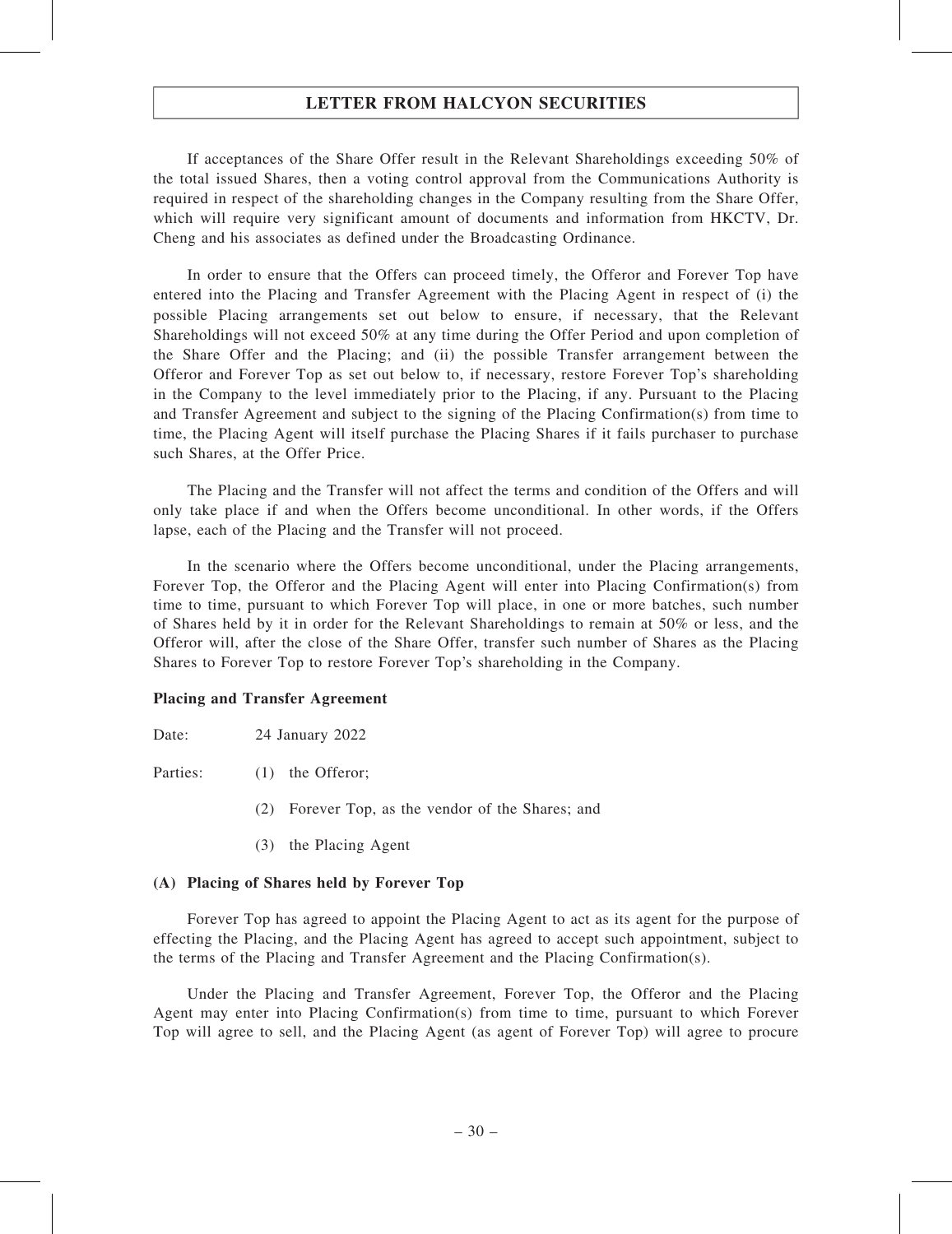## LETTER FROM HALCYON SECURITIES

If acceptances of the Share Offer result in the Relevant Shareholdings exceeding 50% of the total issued Shares, then a voting control approval from the Communications Authority is required in respect of the shareholding changes in the Company resulting from the Share Offer, which will require very significant amount of documents and information from HKCTV, Dr. Cheng and his associates as defined under the Broadcasting Ordinance.

In order to ensure that the Offers can proceed timely, the Offeror and Forever Top have entered into the Placing and Transfer Agreement with the Placing Agent in respect of (i) the possible Placing arrangements set out below to ensure, if necessary, that the Relevant Shareholdings will not exceed 50% at any time during the Offer Period and upon completion of the Share Offer and the Placing; and (ii) the possible Transfer arrangement between the Offeror and Forever Top as set out below to, if necessary, restore Forever Top's shareholding in the Company to the level immediately prior to the Placing, if any. Pursuant to the Placing and Transfer Agreement and subject to the signing of the Placing Confirmation(s) from time to time, the Placing Agent will itself purchase the Placing Shares if it fails purchaser to purchase such Shares, at the Offer Price.

The Placing and the Transfer will not affect the terms and condition of the Offers and will only take place if and when the Offers become unconditional. In other words, if the Offers lapse, each of the Placing and the Transfer will not proceed.

In the scenario where the Offers become unconditional, under the Placing arrangements, Forever Top, the Offeror and the Placing Agent will enter into Placing Confirmation(s) from time to time, pursuant to which Forever Top will place, in one or more batches, such number of Shares held by it in order for the Relevant Shareholdings to remain at 50% or less, and the Offeror will, after the close of the Share Offer, transfer such number of Shares as the Placing Shares to Forever Top to restore Forever Top's shareholding in the Company.

**Placing and Transfer Agreement**

Date: 24 January 2022

Parties: (1) the Offeror;

(2) Forever Top, as the vendor of the Shares; and

(3) the Placing Agent

**(A) Placing of Shares held by Forever Top**

Forever Top has agreed to appoint the Placing Agent to act as its agent for the purpose of effecting the Placing, and the Placing Agent has agreed to accept such appointment, subject to the terms of the Placing and Transfer Agreement and the Placing Confirmation(s).

Under the Placing and Transfer Agreement, Forever Top, the Offeror and the Placing Agent may enter into Placing Confirmation(s) from time to time, pursuant to which Forever Top will agree to sell, and the Placing Agent (as agent of Forever Top) will agree to procure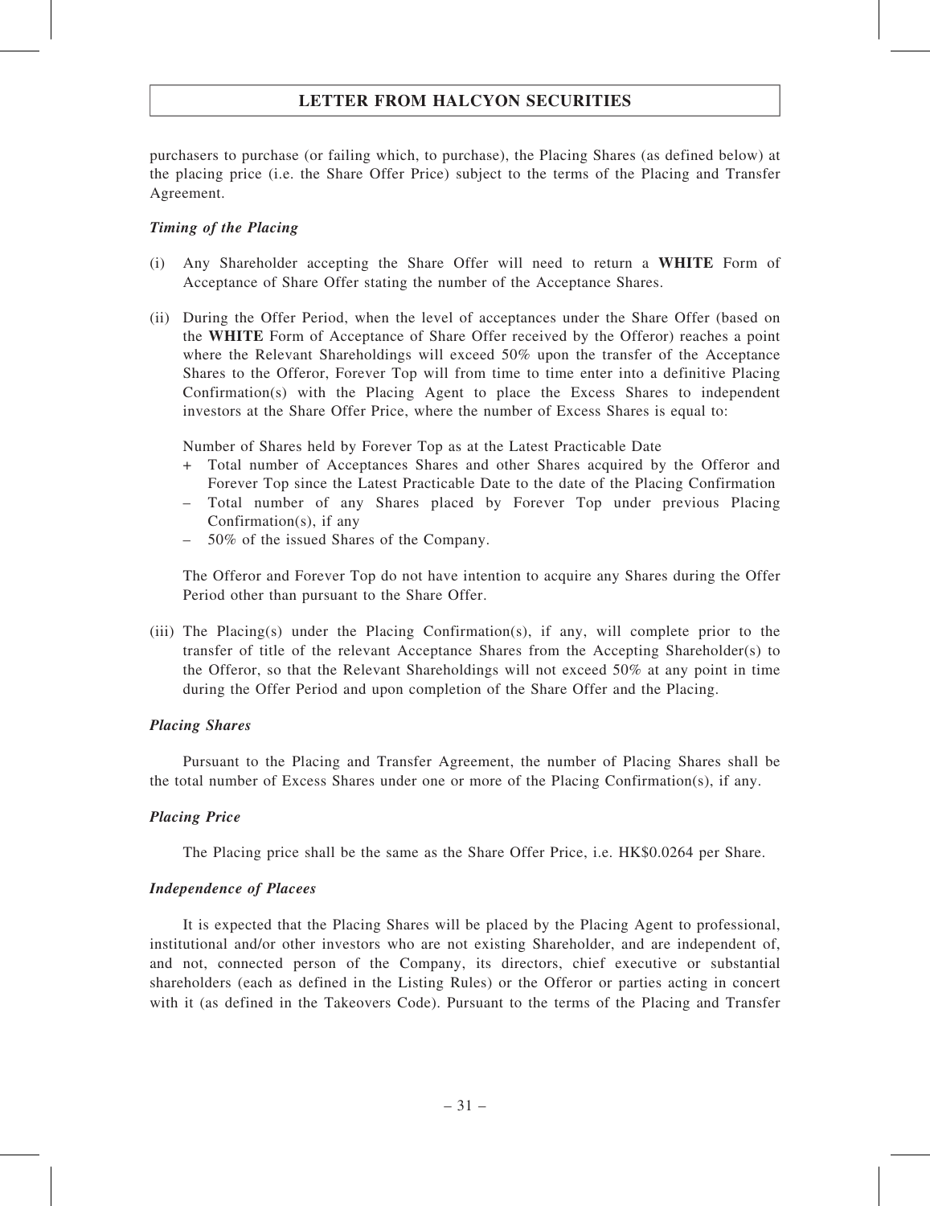purchasers to purchase (or failing which, to purchase), the Placing Shares (as defined below) at the placing price (i.e. the Share Offer Price) subject to the terms of the Placing and Transfer Agreement.

***Timing of the Placing***

(i) Any Shareholder accepting the Share Offer will need to return a **WHITE** Form of Acceptance of Share Offer stating the number of the Acceptance Shares.

(ii) During the Offer Period, when the level of acceptances under the Share Offer (based on the **WHITE** Form of Acceptance of Share Offer received by the Offeror) reaches a point where the Relevant Shareholdings will exceed 50% upon the transfer of the Acceptance Shares to the Offeror, Forever Top will from time to time enter into a definitive Placing Confirmation(s) with the Placing Agent to place the Excess Shares to independent investors at the Share Offer Price, where the number of Excess Shares is equal to:

    Number of Shares held by Forever Top as at the Latest Practicable Date
    + Total number of Acceptances Shares and other Shares acquired by the Offeror and Forever Top since the Latest Practicable Date to the date of the Placing Confirmation
    – Total number of any Shares placed by Forever Top under previous Placing Confirmation(s), if any
    – 50% of the issued Shares of the Company.

    The Offeror and Forever Top do not have intention to acquire any Shares during the Offer Period other than pursuant to the Share Offer.

(iii) The Placing(s) under the Placing Confirmation(s), if any, will complete prior to the transfer of title of the relevant Acceptance Shares from the Accepting Shareholder(s) to the Offeror, so that the Relevant Shareholdings will not exceed 50% at any point in time during the Offer Period and upon completion of the Share Offer and the Placing.

***Placing Shares***

Pursuant to the Placing and Transfer Agreement, the number of Placing Shares shall be the total number of Excess Shares under one or more of the Placing Confirmation(s), if any.

***Placing Price***

The Placing price shall be the same as the Share Offer Price, i.e. HK$0.0264 per Share.

***Independence of Placees***

It is expected that the Placing Shares will be placed by the Placing Agent to professional, institutional and/or other investors who are not existing Shareholder, and are independent of, and not, connected person of the Company, its directors, chief executive or substantial shareholders (each as defined in the Listing Rules) or the Offeror or parties acting in concert with it (as defined in the Takeovers Code). Pursuant to the terms of the Placing and Transfer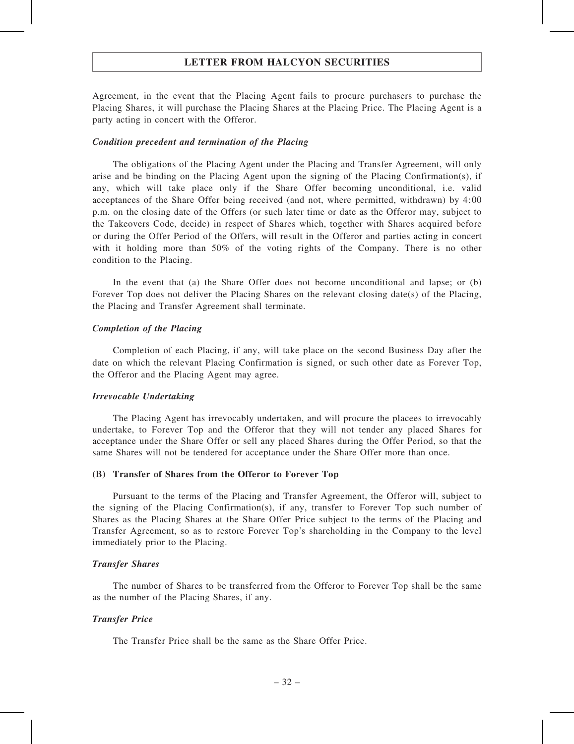Agreement, in the event that the Placing Agent fails to procure purchasers to purchase the Placing Shares, it will purchase the Placing Shares at the Placing Price. The Placing Agent is a party acting in concert with the Offeror.

***Condition precedent and termination of the Placing***

The obligations of the Placing Agent under the Placing and Transfer Agreement, will only arise and be binding on the Placing Agent upon the signing of the Placing Confirmation(s), if any, which will take place only if the Share Offer becoming unconditional, i.e. valid acceptances of the Share Offer being received (and not, where permitted, withdrawn) by 4:00 p.m. on the closing date of the Offers (or such later time or date as the Offeror may, subject to the Takeovers Code, decide) in respect of Shares which, together with Shares acquired before or during the Offer Period of the Offers, will result in the Offeror and parties acting in concert with it holding more than 50% of the voting rights of the Company. There is no other condition to the Placing.

In the event that (a) the Share Offer does not become unconditional and lapse; or (b) Forever Top does not deliver the Placing Shares on the relevant closing date(s) of the Placing, the Placing and Transfer Agreement shall terminate.

***Completion of the Placing***

Completion of each Placing, if any, will take place on the second Business Day after the date on which the relevant Placing Confirmation is signed, or such other date as Forever Top, the Offeror and the Placing Agent may agree.

***Irrevocable Undertaking***

The Placing Agent has irrevocably undertaken, and will procure the placees to irrevocably undertake, to Forever Top and the Offeror that they will not tender any placed Shares for acceptance under the Share Offer or sell any placed Shares during the Offer Period, so that the same Shares will not be tendered for acceptance under the Share Offer more than once.

**(B) Transfer of Shares from the Offeror to Forever Top**

Pursuant to the terms of the Placing and Transfer Agreement, the Offeror will, subject to the signing of the Placing Confirmation(s), if any, transfer to Forever Top such number of Shares as the Placing Shares at the Share Offer Price subject to the terms of the Placing and Transfer Agreement, so as to restore Forever Top's shareholding in the Company to the level immediately prior to the Placing.

***Transfer Shares***

The number of Shares to be transferred from the Offeror to Forever Top shall be the same as the number of the Placing Shares, if any.

***Transfer Price***

The Transfer Price shall be the same as the Share Offer Price.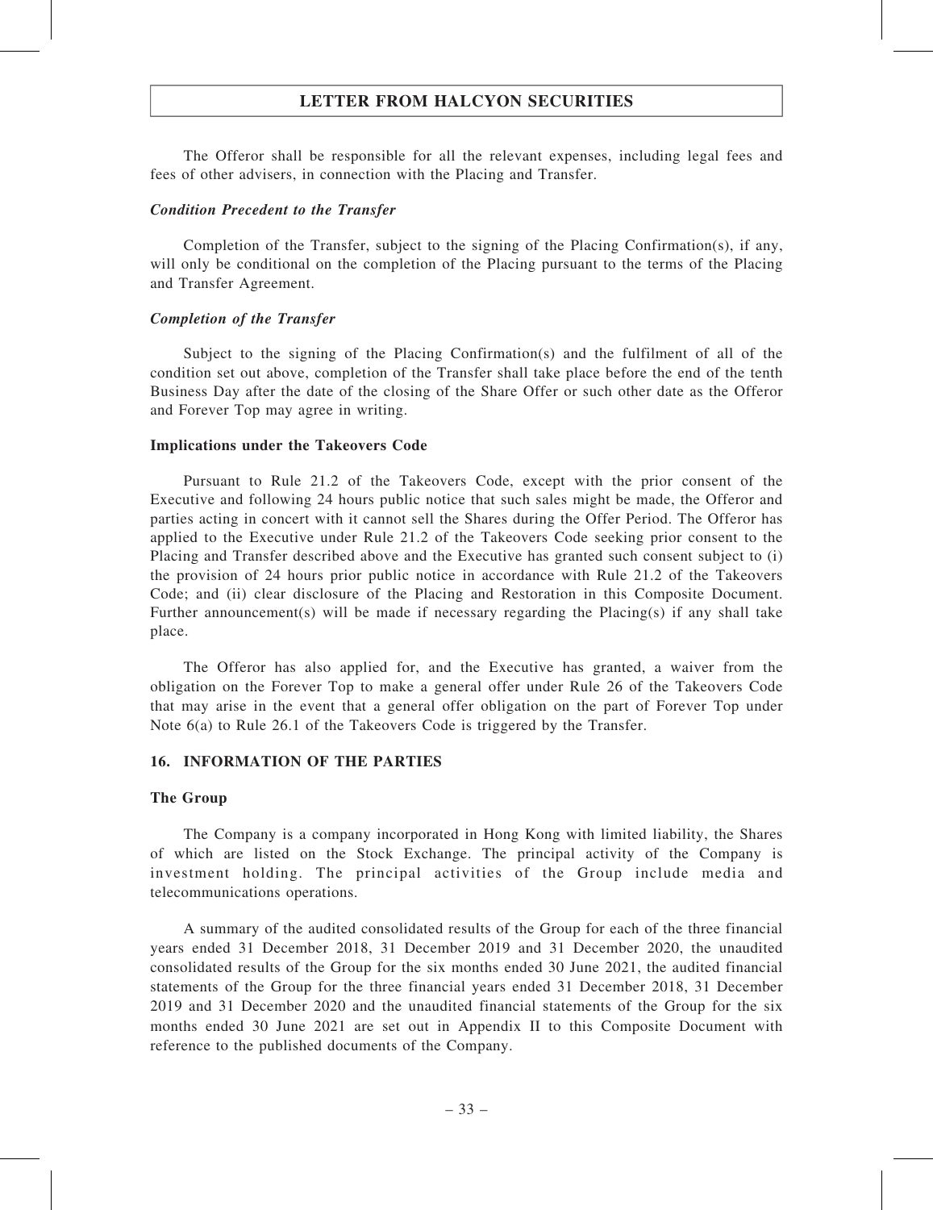The Offeror shall be responsible for all the relevant expenses, including legal fees and fees of other advisers, in connection with the Placing and Transfer.

***Condition Precedent to the Transfer***

Completion of the Transfer, subject to the signing of the Placing Confirmation(s), if any, will only be conditional on the completion of the Placing pursuant to the terms of the Placing and Transfer Agreement.

***Completion of the Transfer***

Subject to the signing of the Placing Confirmation(s) and the fulfilment of all of the condition set out above, completion of the Transfer shall take place before the end of the tenth Business Day after the date of the closing of the Share Offer or such other date as the Offeror and Forever Top may agree in writing.

**Implications under the Takeovers Code**

Pursuant to Rule 21.2 of the Takeovers Code, except with the prior consent of the Executive and following 24 hours public notice that such sales might be made, the Offeror and parties acting in concert with it cannot sell the Shares during the Offer Period. The Offeror has applied to the Executive under Rule 21.2 of the Takeovers Code seeking prior consent to the Placing and Transfer described above and the Executive has granted such consent subject to (i) the provision of 24 hours prior public notice in accordance with Rule 21.2 of the Takeovers Code; and (ii) clear disclosure of the Placing and Restoration in this Composite Document. Further announcement(s) will be made if necessary regarding the Placing(s) if any shall take place.

The Offeror has also applied for, and the Executive has granted, a waiver from the obligation on the Forever Top to make a general offer under Rule 26 of the Takeovers Code that may arise in the event that a general offer obligation on the part of Forever Top under Note 6(a) to Rule 26.1 of the Takeovers Code is triggered by the Transfer.

## 16. INFORMATION OF THE PARTIES

**The Group**

The Company is a company incorporated in Hong Kong with limited liability, the Shares of which are listed on the Stock Exchange. The principal activity of the Company is investment holding. The principal activities of the Group include media and telecommunications operations.

A summary of the audited consolidated results of the Group for each of the three financial years ended 31 December 2018, 31 December 2019 and 31 December 2020, the unaudited consolidated results of the Group for the six months ended 30 June 2021, the audited financial statements of the Group for the three financial years ended 31 December 2018, 31 December 2019 and 31 December 2020 and the unaudited financial statements of the Group for the six months ended 30 June 2021 are set out in Appendix II to this Composite Document with reference to the published documents of the Company.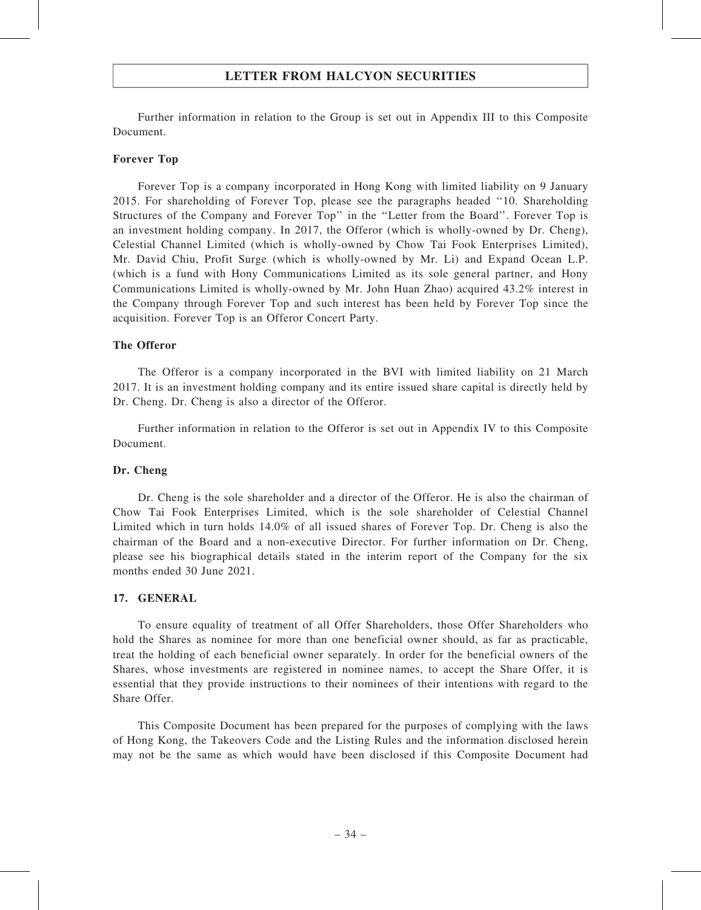Further information in relation to the Group is set out in Appendix III to this Composite Document.

**Forever Top**

Forever Top is a company incorporated in Hong Kong with limited liability on 9 January 2015. For shareholding of Forever Top, please see the paragraphs headed ''10. Shareholding Structures of the Company and Forever Top'' in the ''Letter from the Board''. Forever Top is an investment holding company. In 2017, the Offeror (which is wholly-owned by Dr. Cheng), Celestial Channel Limited (which is wholly-owned by Chow Tai Fook Enterprises Limited), Mr. David Chiu, Profit Surge (which is wholly-owned by Mr. Li) and Expand Ocean L.P. (which is a fund with Hony Communications Limited as its sole general partner, and Hony Communications Limited is wholly-owned by Mr. John Huan Zhao) acquired 43.2% interest in the Company through Forever Top and such interest has been held by Forever Top since the acquisition. Forever Top is an Offeror Concert Party.

**The Offeror**

The Offeror is a company incorporated in the BVI with limited liability on 21 March 2017. It is an investment holding company and its entire issued share capital is directly held by Dr. Cheng. Dr. Cheng is also a director of the Offeror.

Further information in relation to the Offeror is set out in Appendix IV to this Composite Document.

**Dr. Cheng**

Dr. Cheng is the sole shareholder and a director of the Offeror. He is also the chairman of Chow Tai Fook Enterprises Limited, which is the sole shareholder of Celestial Channel Limited which in turn holds 14.0% of all issued shares of Forever Top. Dr. Cheng is also the chairman of the Board and a non-executive Director. For further information on Dr. Cheng, please see his biographical details stated in the interim report of the Company for the six months ended 30 June 2021.

## 17. GENERAL

To ensure equality of treatment of all Offer Shareholders, those Offer Shareholders who hold the Shares as nominee for more than one beneficial owner should, as far as practicable, treat the holding of each beneficial owner separately. In order for the beneficial owners of the Shares, whose investments are registered in nominee names, to accept the Share Offer, it is essential that they provide instructions to their nominees of their intentions with regard to the Share Offer.

This Composite Document has been prepared for the purposes of complying with the laws of Hong Kong, the Takeovers Code and the Listing Rules and the information disclosed herein may not be the same as which would have been disclosed if this Composite Document had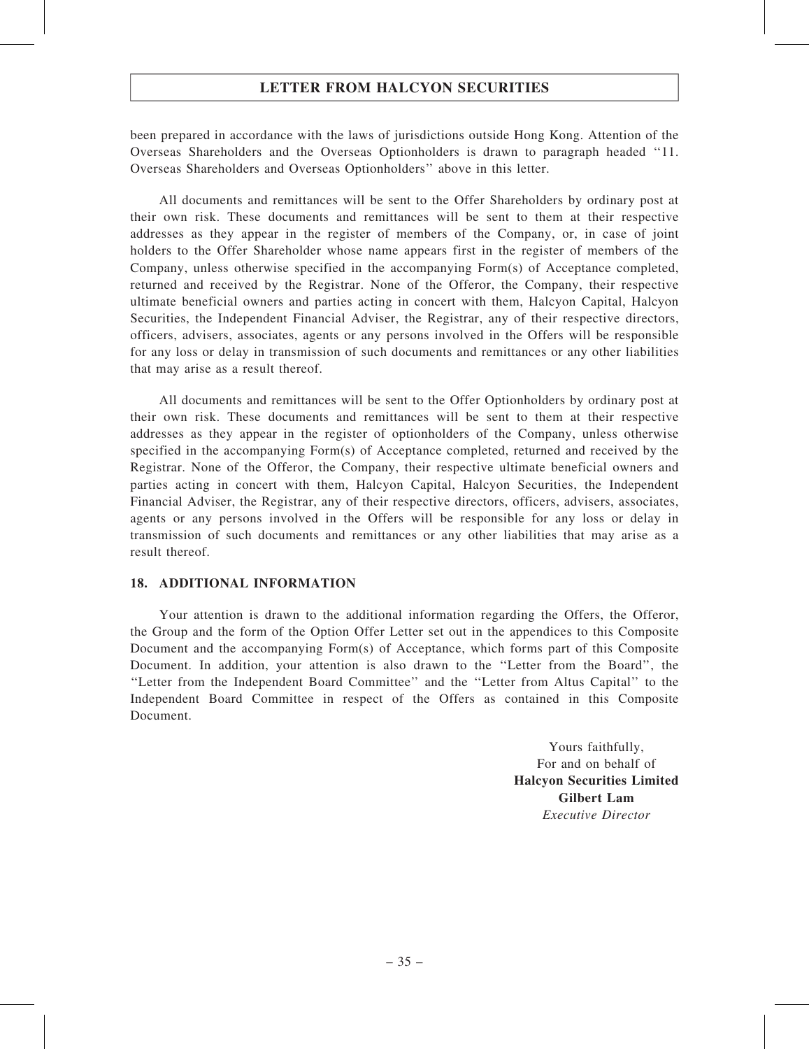been prepared in accordance with the laws of jurisdictions outside Hong Kong. Attention of the Overseas Shareholders and the Overseas Optionholders is drawn to paragraph headed "11. Overseas Shareholders and Overseas Optionholders" above in this letter.

All documents and remittances will be sent to the Offer Shareholders by ordinary post at their own risk. These documents and remittances will be sent to them at their respective addresses as they appear in the register of members of the Company, or, in case of joint holders to the Offer Shareholder whose name appears first in the register of members of the Company, unless otherwise specified in the accompanying Form(s) of Acceptance completed, returned and received by the Registrar. None of the Offeror, the Company, their respective ultimate beneficial owners and parties acting in concert with them, Halcyon Capital, Halcyon Securities, the Independent Financial Adviser, the Registrar, any of their respective directors, officers, advisers, associates, agents or any persons involved in the Offers will be responsible for any loss or delay in transmission of such documents and remittances or any other liabilities that may arise as a result thereof.

All documents and remittances will be sent to the Offer Optionholders by ordinary post at their own risk. These documents and remittances will be sent to them at their respective addresses as they appear in the register of optionholders of the Company, unless otherwise specified in the accompanying Form(s) of Acceptance completed, returned and received by the Registrar. None of the Offeror, the Company, their respective ultimate beneficial owners and parties acting in concert with them, Halcyon Capital, Halcyon Securities, the Independent Financial Adviser, the Registrar, any of their respective directors, officers, advisers, associates, agents or any persons involved in the Offers will be responsible for any loss or delay in transmission of such documents and remittances or any other liabilities that may arise as a result thereof.

## 18. ADDITIONAL INFORMATION

Your attention is drawn to the additional information regarding the Offers, the Offeror, the Group and the form of the Option Offer Letter set out in the appendices to this Composite Document and the accompanying Form(s) of Acceptance, which forms part of this Composite Document. In addition, your attention is also drawn to the "Letter from the Board", the "Letter from the Independent Board Committee" and the "Letter from Altus Capital" to the Independent Board Committee in respect of the Offers as contained in this Composite Document.

Yours faithfully,
For and on behalf of
**Halcyon Securities Limited**
**Gilbert Lam**
*Executive Director*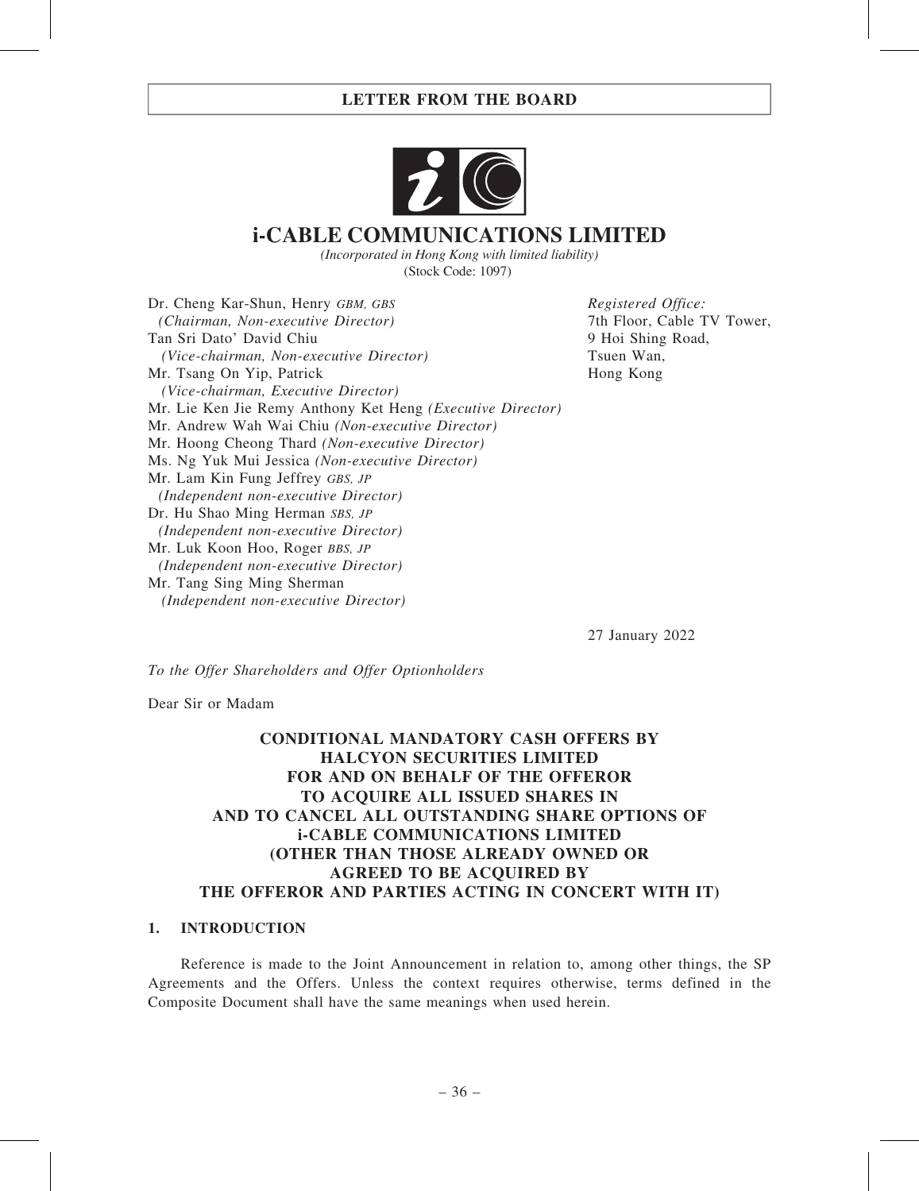# LETTER FROM THE BOARD

# i-CABLE COMMUNICATIONS LIMITED

*(Incorporated in Hong Kong with limited liability)*
(Stock Code: 1097)

Dr. Cheng Kar-Shun, Henry *GBM, GBS*
*(Chairman, Non-executive Director)*
Tan Sri Dato' David Chiu
*(Vice-chairman, Non-executive Director)*
Mr. Tsang On Yip, Patrick
*(Vice-chairman, Executive Director)*
Mr. Lie Ken Jie Remy Anthony Ket Heng *(Executive Director)*
Mr. Andrew Wah Wai Chiu *(Non-executive Director)*
Mr. Hoong Cheong Thard *(Non-executive Director)*
Ms. Ng Yuk Mui Jessica *(Non-executive Director)*
Mr. Lam Kin Fung Jeffrey *GBS, JP*
*(Independent non-executive Director)*
Dr. Hu Shao Ming Herman *SBS, JP*
*(Independent non-executive Director)*
Mr. Luk Koon Hoo, Roger *BBS, JP*
*(Independent non-executive Director)*
Mr. Tang Sing Ming Sherman
*(Independent non-executive Director)*

*Registered Office:*
7th Floor, Cable TV Tower,
9 Hoi Shing Road,
Tsuen Wan,
Hong Kong

27 January 2022

*To the Offer Shareholders and Offer Optionholders*

Dear Sir or Madam

## CONDITIONAL MANDATORY CASH OFFERS BY HALCYON SECURITIES LIMITED FOR AND ON BEHALF OF THE OFFEROR TO ACQUIRE ALL ISSUED SHARES IN AND TO CANCEL ALL OUTSTANDING SHARE OPTIONS OF i-CABLE COMMUNICATIONS LIMITED (OTHER THAN THOSE ALREADY OWNED OR AGREED TO BE ACQUIRED BY THE OFFEROR AND PARTIES ACTING IN CONCERT WITH IT)

### 1. INTRODUCTION

Reference is made to the Joint Announcement in relation to, among other things, the SP Agreements and the Offers. Unless the context requires otherwise, terms defined in the Composite Document shall have the same meanings when used herein.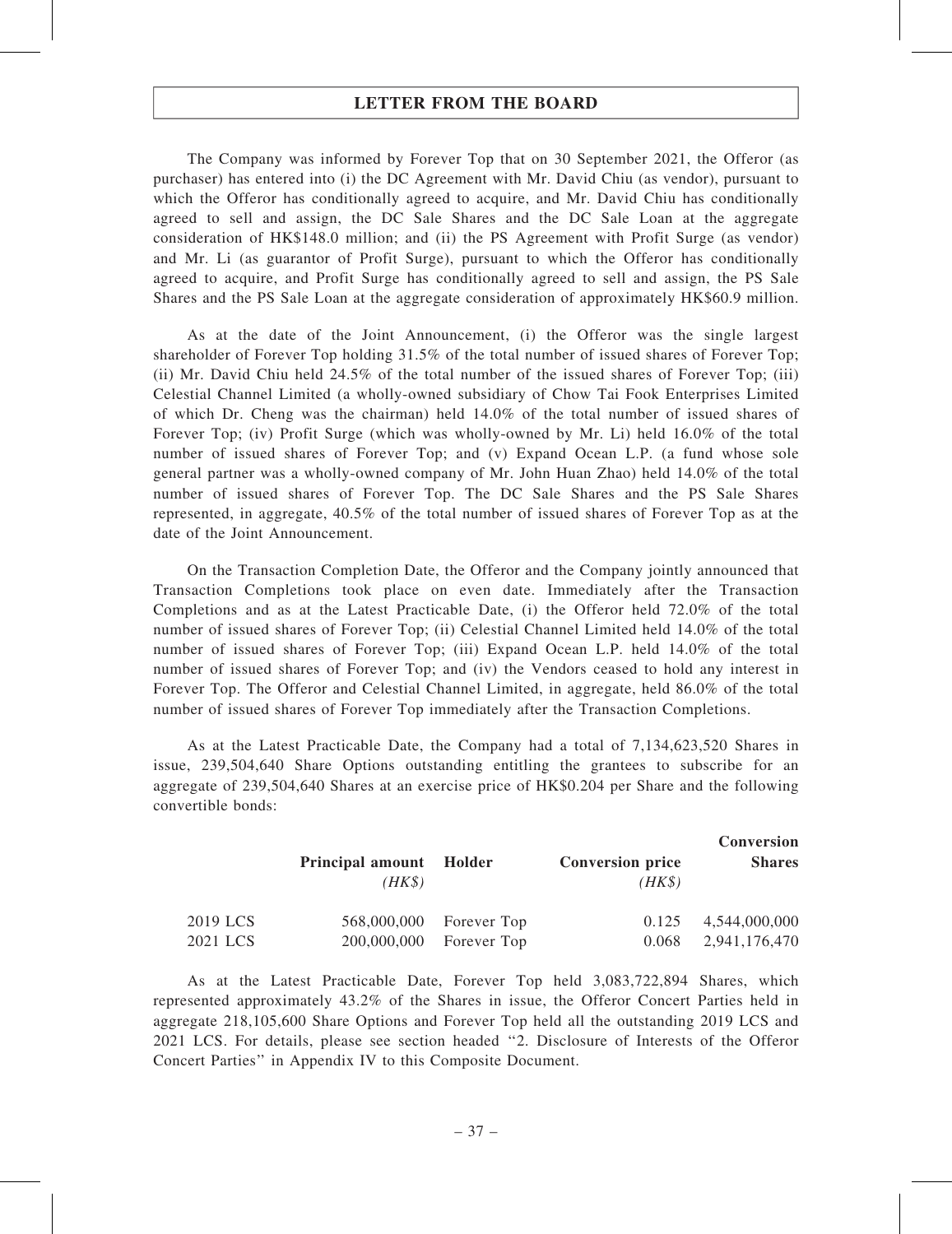## LETTER FROM THE BOARD

The Company was informed by Forever Top that on 30 September 2021, the Offeror (as purchaser) has entered into (i) the DC Agreement with Mr. David Chiu (as vendor), pursuant to which the Offeror has conditionally agreed to acquire, and Mr. David Chiu has conditionally agreed to sell and assign, the DC Sale Shares and the DC Sale Loan at the aggregate consideration of HK$148.0 million; and (ii) the PS Agreement with Profit Surge (as vendor) and Mr. Li (as guarantor of Profit Surge), pursuant to which the Offeror has conditionally agreed to acquire, and Profit Surge has conditionally agreed to sell and assign, the PS Sale Shares and the PS Sale Loan at the aggregate consideration of approximately HK$60.9 million.

As at the date of the Joint Announcement, (i) the Offeror was the single largest shareholder of Forever Top holding 31.5% of the total number of issued shares of Forever Top; (ii) Mr. David Chiu held 24.5% of the total number of the issued shares of Forever Top; (iii) Celestial Channel Limited (a wholly-owned subsidiary of Chow Tai Fook Enterprises Limited of which Dr. Cheng was the chairman) held 14.0% of the total number of issued shares of Forever Top; (iv) Profit Surge (which was wholly-owned by Mr. Li) held 16.0% of the total number of issued shares of Forever Top; and (v) Expand Ocean L.P. (a fund whose sole general partner was a wholly-owned company of Mr. John Huan Zhao) held 14.0% of the total number of issued shares of Forever Top. The DC Sale Shares and the PS Sale Shares represented, in aggregate, 40.5% of the total number of issued shares of Forever Top as at the date of the Joint Announcement.

On the Transaction Completion Date, the Offeror and the Company jointly announced that Transaction Completions took place on even date. Immediately after the Transaction Completions and as at the Latest Practicable Date, (i) the Offeror held 72.0% of the total number of issued shares of Forever Top; (ii) Celestial Channel Limited held 14.0% of the total number of issued shares of Forever Top; (iii) Expand Ocean L.P. held 14.0% of the total number of issued shares of Forever Top; and (iv) the Vendors ceased to hold any interest in Forever Top. The Offeror and Celestial Channel Limited, in aggregate, held 86.0% of the total number of issued shares of Forever Top immediately after the Transaction Completions.

As at the Latest Practicable Date, the Company had a total of 7,134,623,520 Shares in issue, 239,504,640 Share Options outstanding entitling the grantees to subscribe for an aggregate of 239,504,640 Shares at an exercise price of HK$0.204 per Share and the following convertible bonds:

| | **Principal amount** *(HK$)* | **Holder** | **Conversion price** *(HK$)* | **Conversion Shares** |
|---|---|---|---|---|
| 2019 LCS | 568,000,000 | Forever Top | 0.125 | 4,544,000,000 |
| 2021 LCS | 200,000,000 | Forever Top | 0.068 | 2,941,176,470 |

As at the Latest Practicable Date, Forever Top held 3,083,722,894 Shares, which represented approximately 43.2% of the Shares in issue, the Offeror Concert Parties held in aggregate 218,105,600 Share Options and Forever Top held all the outstanding 2019 LCS and 2021 LCS. For details, please see section headed "2. Disclosure of Interests of the Offeror Concert Parties" in Appendix IV to this Composite Document.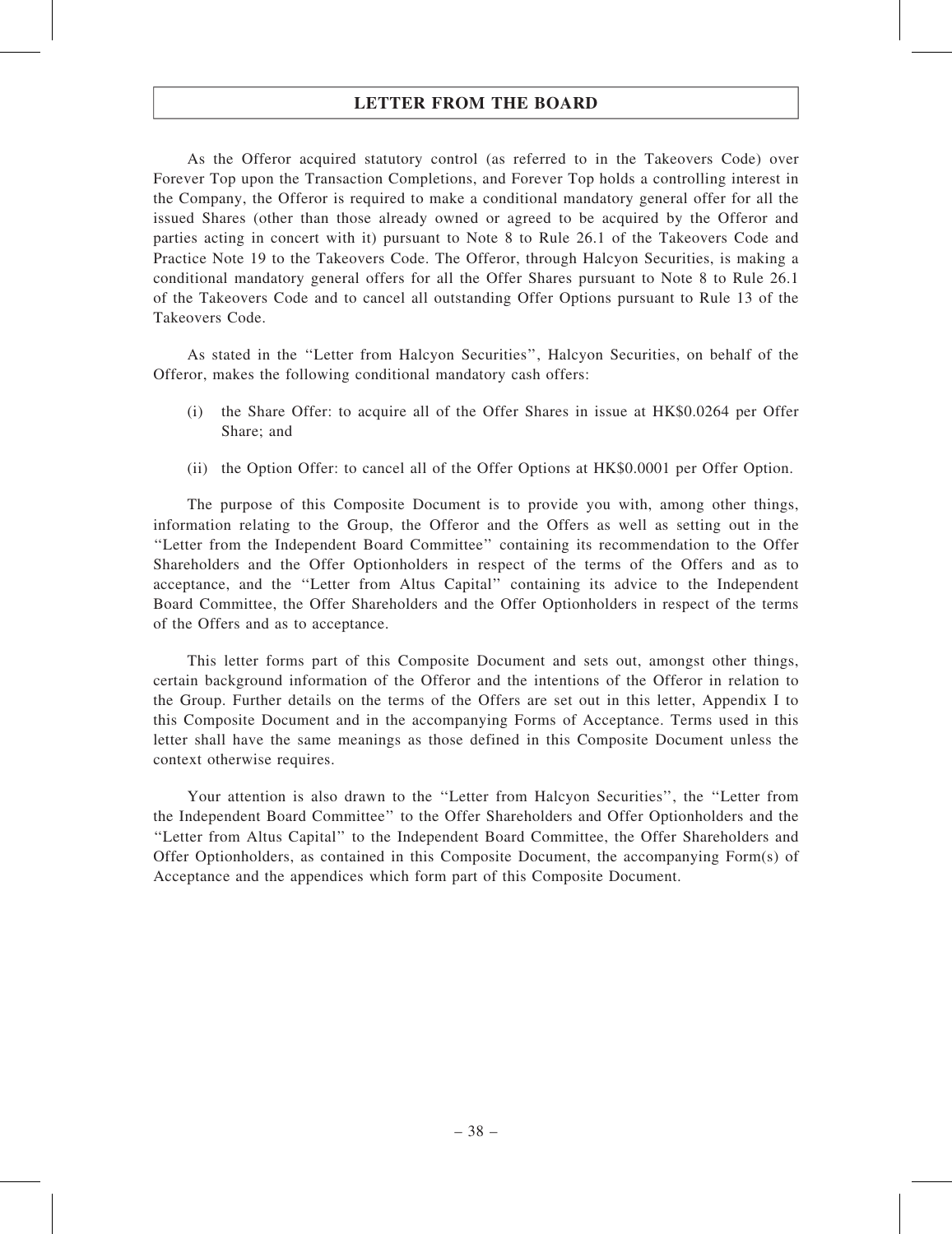As the Offeror acquired statutory control (as referred to in the Takeovers Code) over Forever Top upon the Transaction Completions, and Forever Top holds a controlling interest in the Company, the Offeror is required to make a conditional mandatory general offer for all the issued Shares (other than those already owned or agreed to be acquired by the Offeror and parties acting in concert with it) pursuant to Note 8 to Rule 26.1 of the Takeovers Code and Practice Note 19 to the Takeovers Code. The Offeror, through Halcyon Securities, is making a conditional mandatory general offers for all the Offer Shares pursuant to Note 8 to Rule 26.1 of the Takeovers Code and to cancel all outstanding Offer Options pursuant to Rule 13 of the Takeovers Code.

As stated in the ''Letter from Halcyon Securities'', Halcyon Securities, on behalf of the Offeror, makes the following conditional mandatory cash offers:

(i) the Share Offer: to acquire all of the Offer Shares in issue at HK$0.0264 per Offer Share; and

(ii) the Option Offer: to cancel all of the Offer Options at HK$0.0001 per Offer Option.

The purpose of this Composite Document is to provide you with, among other things, information relating to the Group, the Offeror and the Offers as well as setting out in the ''Letter from the Independent Board Committee'' containing its recommendation to the Offer Shareholders and the Offer Optionholders in respect of the terms of the Offers and as to acceptance, and the ''Letter from Altus Capital'' containing its advice to the Independent Board Committee, the Offer Shareholders and the Offer Optionholders in respect of the terms of the Offers and as to acceptance.

This letter forms part of this Composite Document and sets out, amongst other things, certain background information of the Offeror and the intentions of the Offeror in relation to the Group. Further details on the terms of the Offers are set out in this letter, Appendix I to this Composite Document and in the accompanying Forms of Acceptance. Terms used in this letter shall have the same meanings as those defined in this Composite Document unless the context otherwise requires.

Your attention is also drawn to the ''Letter from Halcyon Securities'', the ''Letter from the Independent Board Committee'' to the Offer Shareholders and Offer Optionholders and the ''Letter from Altus Capital'' to the Independent Board Committee, the Offer Shareholders and Offer Optionholders, as contained in this Composite Document, the accompanying Form(s) of Acceptance and the appendices which form part of this Composite Document.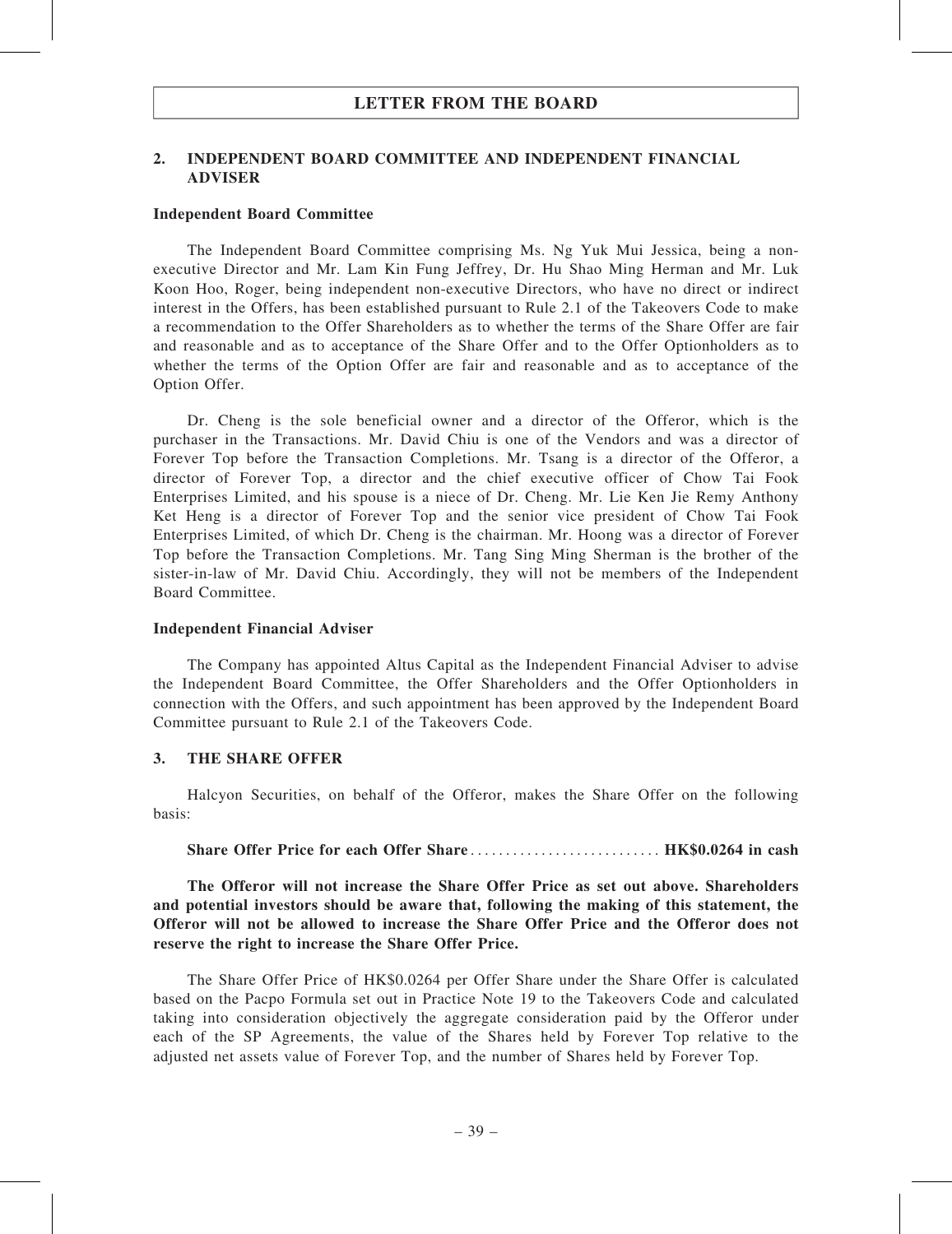## 2. INDEPENDENT BOARD COMMITTEE AND INDEPENDENT FINANCIAL ADVISER

### Independent Board Committee

The Independent Board Committee comprising Ms. Ng Yuk Mui Jessica, being a non-executive Director and Mr. Lam Kin Fung Jeffrey, Dr. Hu Shao Ming Herman and Mr. Luk Koon Hoo, Roger, being independent non-executive Directors, who have no direct or indirect interest in the Offers, has been established pursuant to Rule 2.1 of the Takeovers Code to make a recommendation to the Offer Shareholders as to whether the terms of the Share Offer are fair and reasonable and as to acceptance of the Share Offer and to the Offer Optionholders as to whether the terms of the Option Offer are fair and reasonable and as to acceptance of the Option Offer.

Dr. Cheng is the sole beneficial owner and a director of the Offeror, which is the purchaser in the Transactions. Mr. David Chiu is one of the Vendors and was a director of Forever Top before the Transaction Completions. Mr. Tsang is a director of the Offeror, a director of Forever Top, a director and the chief executive officer of Chow Tai Fook Enterprises Limited, and his spouse is a niece of Dr. Cheng. Mr. Lie Ken Jie Remy Anthony Ket Heng is a director of Forever Top and the senior vice president of Chow Tai Fook Enterprises Limited, of which Dr. Cheng is the chairman. Mr. Hoong was a director of Forever Top before the Transaction Completions. Mr. Tang Sing Ming Sherman is the brother of the sister-in-law of Mr. David Chiu. Accordingly, they will not be members of the Independent Board Committee.

### Independent Financial Adviser

The Company has appointed Altus Capital as the Independent Financial Adviser to advise the Independent Board Committee, the Offer Shareholders and the Offer Optionholders in connection with the Offers, and such appointment has been approved by the Independent Board Committee pursuant to Rule 2.1 of the Takeovers Code.

## 3. THE SHARE OFFER

Halcyon Securities, on behalf of the Offeror, makes the Share Offer on the following basis:

**Share Offer Price for each Offer Share ........................... HK$0.0264 in cash**

**The Offeror will not increase the Share Offer Price as set out above. Shareholders and potential investors should be aware that, following the making of this statement, the Offeror will not be allowed to increase the Share Offer Price and the Offeror does not reserve the right to increase the Share Offer Price.**

The Share Offer Price of HK$0.0264 per Offer Share under the Share Offer is calculated based on the Pacpo Formula set out in Practice Note 19 to the Takeovers Code and calculated taking into consideration objectively the aggregate consideration paid by the Offeror under each of the SP Agreements, the value of the Shares held by Forever Top relative to the adjusted net assets value of Forever Top, and the number of Shares held by Forever Top.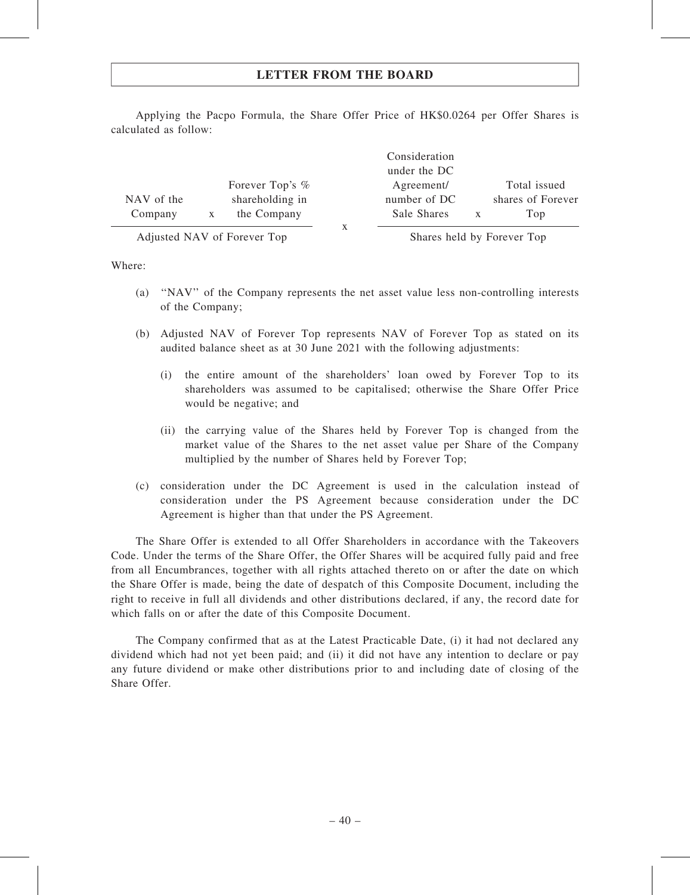Applying the Pacpo Formula, the Share Offer Price of HK$0.0264 per Offer Shares is calculated as follow:

$$\frac{\text{NAV of the Company} \times \text{Forever Top's \% shareholding in the Company}}{\text{Adjusted NAV of Forever Top}} \times \frac{\text{Consideration under the DC Agreement/ number of DC Sale Shares} \times \text{Total issued shares of Forever Top}}{\text{Shares held by Forever Top}}$$

Where:

(a) "NAV" of the Company represents the net asset value less non-controlling interests of the Company;

(b) Adjusted NAV of Forever Top represents NAV of Forever Top as stated on its audited balance sheet as at 30 June 2021 with the following adjustments:

   (i) the entire amount of the shareholders' loan owed by Forever Top to its shareholders was assumed to be capitalised; otherwise the Share Offer Price would be negative; and

   (ii) the carrying value of the Shares held by Forever Top is changed from the market value of the Shares to the net asset value per Share of the Company multiplied by the number of Shares held by Forever Top;

(c) consideration under the DC Agreement is used in the calculation instead of consideration under the PS Agreement because consideration under the DC Agreement is higher than that under the PS Agreement.

The Share Offer is extended to all Offer Shareholders in accordance with the Takeovers Code. Under the terms of the Share Offer, the Offer Shares will be acquired fully paid and free from all Encumbrances, together with all rights attached thereto on or after the date on which the Share Offer is made, being the date of despatch of this Composite Document, including the right to receive in full all dividends and other distributions declared, if any, the record date for which falls on or after the date of this Composite Document.

The Company confirmed that as at the Latest Practicable Date, (i) it had not declared any dividend which had not yet been paid; and (ii) it did not have any intention to declare or pay any future dividend or make other distributions prior to and including date of closing of the Share Offer.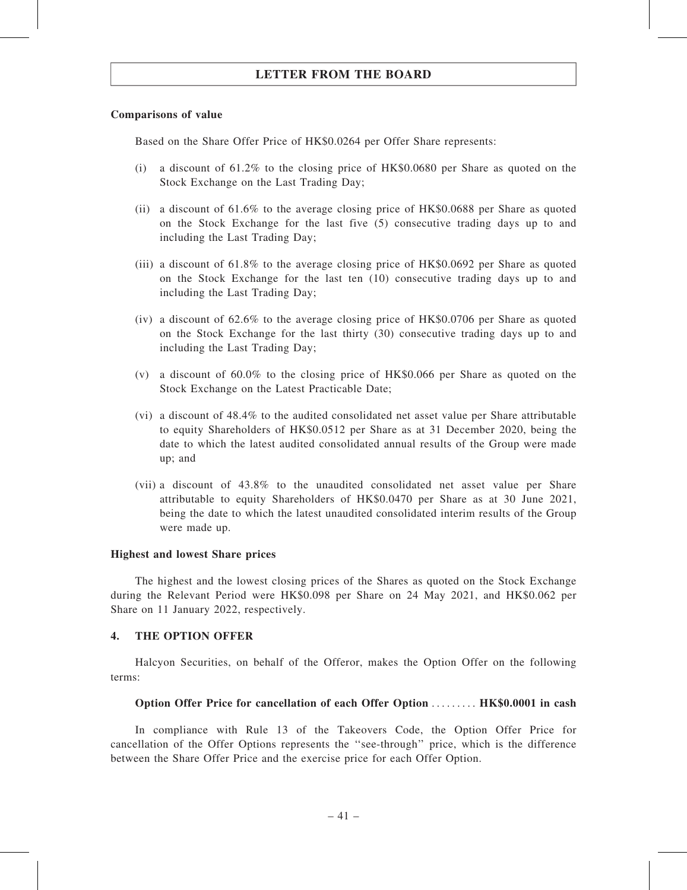**Comparisons of value**

Based on the Share Offer Price of HK$0.0264 per Offer Share represents:

(i) a discount of 61.2% to the closing price of HK$0.0680 per Share as quoted on the Stock Exchange on the Last Trading Day;

(ii) a discount of 61.6% to the average closing price of HK$0.0688 per Share as quoted on the Stock Exchange for the last five (5) consecutive trading days up to and including the Last Trading Day;

(iii) a discount of 61.8% to the average closing price of HK$0.0692 per Share as quoted on the Stock Exchange for the last ten (10) consecutive trading days up to and including the Last Trading Day;

(iv) a discount of 62.6% to the average closing price of HK$0.0706 per Share as quoted on the Stock Exchange for the last thirty (30) consecutive trading days up to and including the Last Trading Day;

(v) a discount of 60.0% to the closing price of HK$0.066 per Share as quoted on the Stock Exchange on the Latest Practicable Date;

(vi) a discount of 48.4% to the audited consolidated net asset value per Share attributable to equity Shareholders of HK$0.0512 per Share as at 31 December 2020, being the date to which the latest audited consolidated annual results of the Group were made up; and

(vii) a discount of 43.8% to the unaudited consolidated net asset value per Share attributable to equity Shareholders of HK$0.0470 per Share as at 30 June 2021, being the date to which the latest unaudited consolidated interim results of the Group were made up.

**Highest and lowest Share prices**

The highest and the lowest closing prices of the Shares as quoted on the Stock Exchange during the Relevant Period were HK$0.098 per Share on 24 May 2021, and HK$0.062 per Share on 11 January 2022, respectively.

## 4. THE OPTION OFFER

Halcyon Securities, on behalf of the Offeror, makes the Option Offer on the following terms:

**Option Offer Price for cancellation of each Offer Option** ......... **HK$0.0001 in cash**

In compliance with Rule 13 of the Takeovers Code, the Option Offer Price for cancellation of the Offer Options represents the ''see-through'' price, which is the difference between the Share Offer Price and the exercise price for each Offer Option.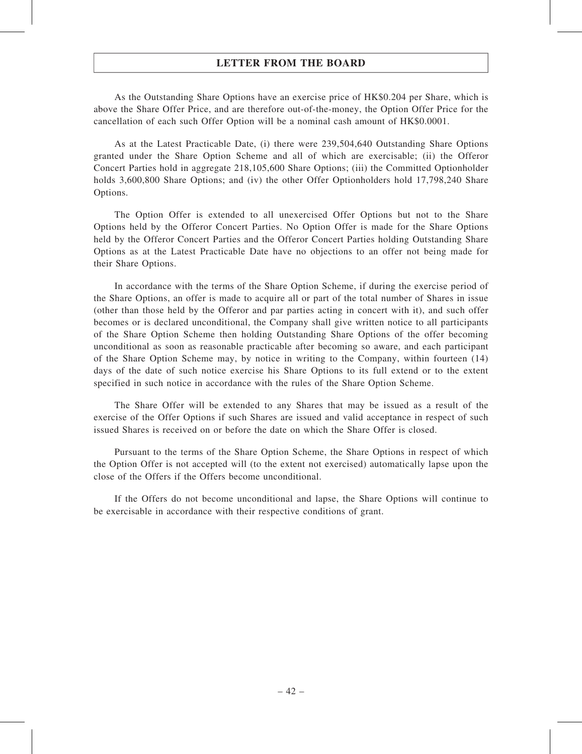As the Outstanding Share Options have an exercise price of HK$0.204 per Share, which is above the Share Offer Price, and are therefore out-of-the-money, the Option Offer Price for the cancellation of each such Offer Option will be a nominal cash amount of HK$0.0001.

As at the Latest Practicable Date, (i) there were 239,504,640 Outstanding Share Options granted under the Share Option Scheme and all of which are exercisable; (ii) the Offeror Concert Parties hold in aggregate 218,105,600 Share Options; (iii) the Committed Optionholder holds 3,600,800 Share Options; and (iv) the other Offer Optionholders hold 17,798,240 Share Options.

The Option Offer is extended to all unexercised Offer Options but not to the Share Options held by the Offeror Concert Parties. No Option Offer is made for the Share Options held by the Offeror Concert Parties and the Offeror Concert Parties holding Outstanding Share Options as at the Latest Practicable Date have no objections to an offer not being made for their Share Options.

In accordance with the terms of the Share Option Scheme, if during the exercise period of the Share Options, an offer is made to acquire all or part of the total number of Shares in issue (other than those held by the Offeror and par parties acting in concert with it), and such offer becomes or is declared unconditional, the Company shall give written notice to all participants of the Share Option Scheme then holding Outstanding Share Options of the offer becoming unconditional as soon as reasonable practicable after becoming so aware, and each participant of the Share Option Scheme may, by notice in writing to the Company, within fourteen (14) days of the date of such notice exercise his Share Options to its full extend or to the extent specified in such notice in accordance with the rules of the Share Option Scheme.

The Share Offer will be extended to any Shares that may be issued as a result of the exercise of the Offer Options if such Shares are issued and valid acceptance in respect of such issued Shares is received on or before the date on which the Share Offer is closed.

Pursuant to the terms of the Share Option Scheme, the Share Options in respect of which the Option Offer is not accepted will (to the extent not exercised) automatically lapse upon the close of the Offers if the Offers become unconditional.

If the Offers do not become unconditional and lapse, the Share Options will continue to be exercisable in accordance with their respective conditions of grant.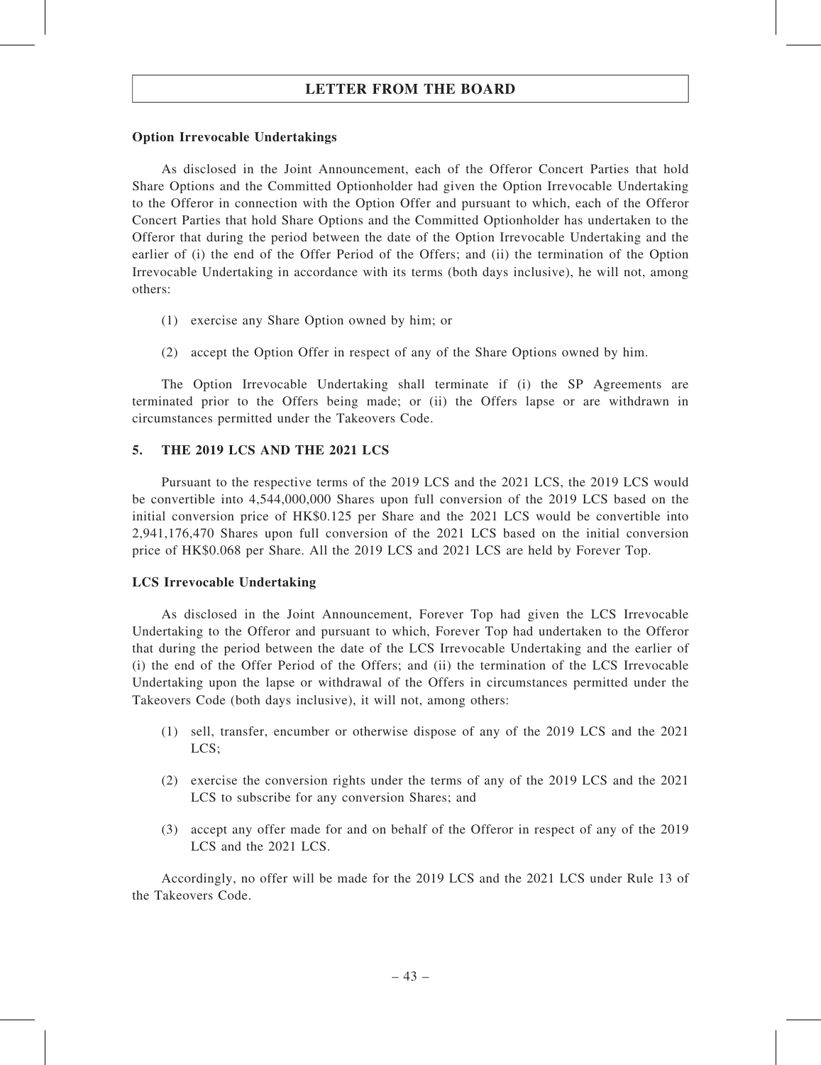**Option Irrevocable Undertakings**

As disclosed in the Joint Announcement, each of the Offeror Concert Parties that hold Share Options and the Committed Optionholder had given the Option Irrevocable Undertaking to the Offeror in connection with the Option Offer and pursuant to which, each of the Offeror Concert Parties that hold Share Options and the Committed Optionholder has undertaken to the Offeror that during the period between the date of the Option Irrevocable Undertaking and the earlier of (i) the end of the Offer Period of the Offers; and (ii) the termination of the Option Irrevocable Undertaking in accordance with its terms (both days inclusive), he will not, among others:

(1) exercise any Share Option owned by him; or

(2) accept the Option Offer in respect of any of the Share Options owned by him.

The Option Irrevocable Undertaking shall terminate if (i) the SP Agreements are terminated prior to the Offers being made; or (ii) the Offers lapse or are withdrawn in circumstances permitted under the Takeovers Code.

## 5. THE 2019 LCS AND THE 2021 LCS

Pursuant to the respective terms of the 2019 LCS and the 2021 LCS, the 2019 LCS would be convertible into 4,544,000,000 Shares upon full conversion of the 2019 LCS based on the initial conversion price of HK$0.125 per Share and the 2021 LCS would be convertible into 2,941,176,470 Shares upon full conversion of the 2021 LCS based on the initial conversion price of HK$0.068 per Share. All the 2019 LCS and 2021 LCS are held by Forever Top.

**LCS Irrevocable Undertaking**

As disclosed in the Joint Announcement, Forever Top had given the LCS Irrevocable Undertaking to the Offeror and pursuant to which, Forever Top had undertaken to the Offeror that during the period between the date of the LCS Irrevocable Undertaking and the earlier of (i) the end of the Offer Period of the Offers; and (ii) the termination of the LCS Irrevocable Undertaking upon the lapse or withdrawal of the Offers in circumstances permitted under the Takeovers Code (both days inclusive), it will not, among others:

(1) sell, transfer, encumber or otherwise dispose of any of the 2019 LCS and the 2021 LCS;

(2) exercise the conversion rights under the terms of any of the 2019 LCS and the 2021 LCS to subscribe for any conversion Shares; and

(3) accept any offer made for and on behalf of the Offeror in respect of any of the 2019 LCS and the 2021 LCS.

Accordingly, no offer will be made for the 2019 LCS and the 2021 LCS under Rule 13 of the Takeovers Code.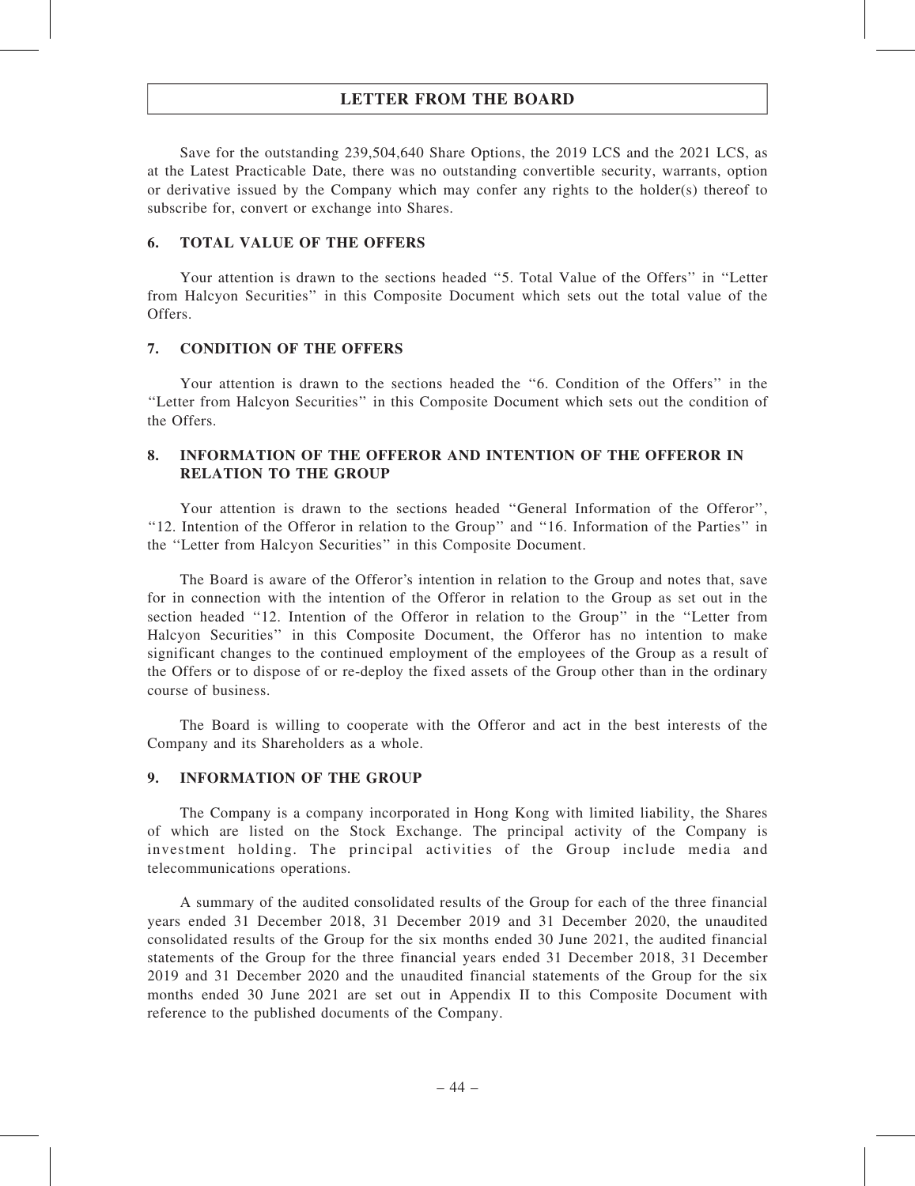Save for the outstanding 239,504,640 Share Options, the 2019 LCS and the 2021 LCS, as at the Latest Practicable Date, there was no outstanding convertible security, warrants, option or derivative issued by the Company which may confer any rights to the holder(s) thereof to subscribe for, convert or exchange into Shares.

## 6. TOTAL VALUE OF THE OFFERS

Your attention is drawn to the sections headed "5. Total Value of the Offers" in "Letter from Halcyon Securities" in this Composite Document which sets out the total value of the Offers.

## 7. CONDITION OF THE OFFERS

Your attention is drawn to the sections headed the "6. Condition of the Offers" in the "Letter from Halcyon Securities" in this Composite Document which sets out the condition of the Offers.

## 8. INFORMATION OF THE OFFEROR AND INTENTION OF THE OFFEROR IN RELATION TO THE GROUP

Your attention is drawn to the sections headed "General Information of the Offeror", "12. Intention of the Offeror in relation to the Group" and "16. Information of the Parties" in the "Letter from Halcyon Securities" in this Composite Document.

The Board is aware of the Offeror's intention in relation to the Group and notes that, save for in connection with the intention of the Offeror in relation to the Group as set out in the section headed "12. Intention of the Offeror in relation to the Group" in the "Letter from Halcyon Securities" in this Composite Document, the Offeror has no intention to make significant changes to the continued employment of the employees of the Group as a result of the Offers or to dispose of or re-deploy the fixed assets of the Group other than in the ordinary course of business.

The Board is willing to cooperate with the Offeror and act in the best interests of the Company and its Shareholders as a whole.

## 9. INFORMATION OF THE GROUP

The Company is a company incorporated in Hong Kong with limited liability, the Shares of which are listed on the Stock Exchange. The principal activity of the Company is investment holding. The principal activities of the Group include media and telecommunications operations.

A summary of the audited consolidated results of the Group for each of the three financial years ended 31 December 2018, 31 December 2019 and 31 December 2020, the unaudited consolidated results of the Group for the six months ended 30 June 2021, the audited financial statements of the Group for the three financial years ended 31 December 2018, 31 December 2019 and 31 December 2020 and the unaudited financial statements of the Group for the six months ended 30 June 2021 are set out in Appendix II to this Composite Document with reference to the published documents of the Company.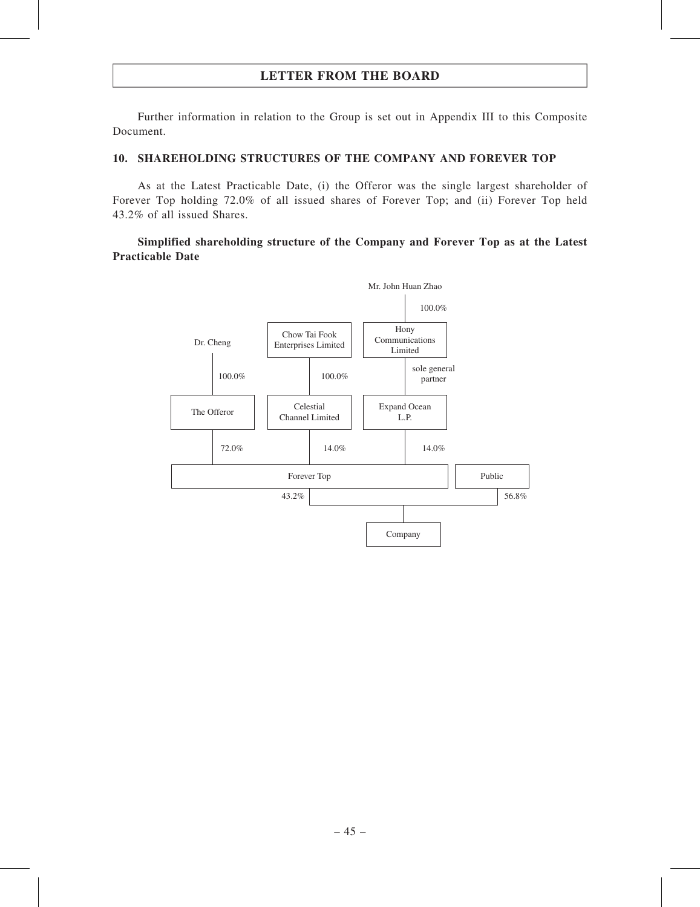Further information in relation to the Group is set out in Appendix III to this Composite Document.

## 10. SHAREHOLDING STRUCTURES OF THE COMPANY AND FOREVER TOP

As at the Latest Practicable Date, (i) the Offeror was the single largest shareholder of Forever Top holding 72.0% of all issued shares of Forever Top; and (ii) Forever Top held 43.2% of all issued Shares.

**Simplified shareholding structure of the Company and Forever Top as at the Latest Practicable Date**

Mr. John Huan Zhao

100.0%

Dr. Cheng | Chow Tai Fook Enterprises Limited | Hony Communications Limited

100.0% | 100.0% | sole general partner

The Offeror | Celestial Channel Limited | Expand Ocean L.P.

72.0% | 14.0% | 14.0%

Forever Top | Public

43.2% | 56.8%

Company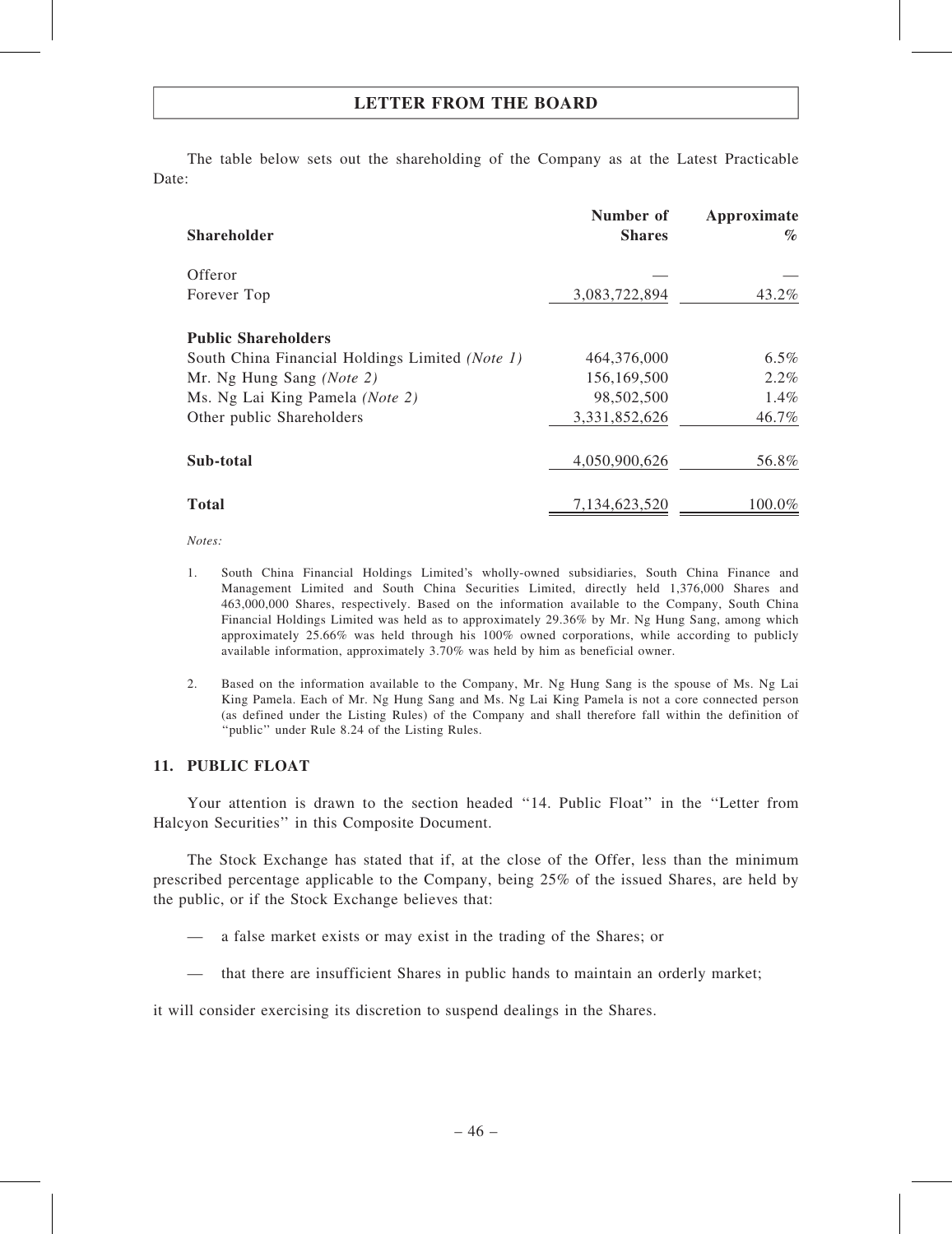## LETTER FROM THE BOARD

The table below sets out the shareholding of the Company as at the Latest Practicable Date:

| Shareholder | Number of Shares | Approximate % |
|---|---|---|
| Offeror | — | — |
| Forever Top | 3,083,722,894 | 43.2% |
| **Public Shareholders** | | |
| South China Financial Holdings Limited *(Note 1)* | 464,376,000 | 6.5% |
| Mr. Ng Hung Sang *(Note 2)* | 156,169,500 | 2.2% |
| Ms. Ng Lai King Pamela *(Note 2)* | 98,502,500 | 1.4% |
| Other public Shareholders | 3,331,852,626 | 46.7% |
| **Sub-total** | 4,050,900,626 | 56.8% |
| **Total** | 7,134,623,520 | 100.0% |

*Notes:*

1. South China Financial Holdings Limited's wholly-owned subsidiaries, South China Finance and Management Limited and South China Securities Limited, directly held 1,376,000 Shares and 463,000,000 Shares, respectively. Based on the information available to the Company, South China Financial Holdings Limited was held as to approximately 29.36% by Mr. Ng Hung Sang, among which approximately 25.66% was held through his 100% owned corporations, while according to publicly available information, approximately 3.70% was held by him as beneficial owner.

2. Based on the information available to the Company, Mr. Ng Hung Sang is the spouse of Ms. Ng Lai King Pamela. Each of Mr. Ng Hung Sang and Ms. Ng Lai King Pamela is not a core connected person (as defined under the Listing Rules) of the Company and shall therefore fall within the definition of "public" under Rule 8.24 of the Listing Rules.

### 11. PUBLIC FLOAT

Your attention is drawn to the section headed "14. Public Float" in the "Letter from Halcyon Securities" in this Composite Document.

The Stock Exchange has stated that if, at the close of the Offer, less than the minimum prescribed percentage applicable to the Company, being 25% of the issued Shares, are held by the public, or if the Stock Exchange believes that:

— a false market exists or may exist in the trading of the Shares; or

— that there are insufficient Shares in public hands to maintain an orderly market;

it will consider exercising its discretion to suspend dealings in the Shares.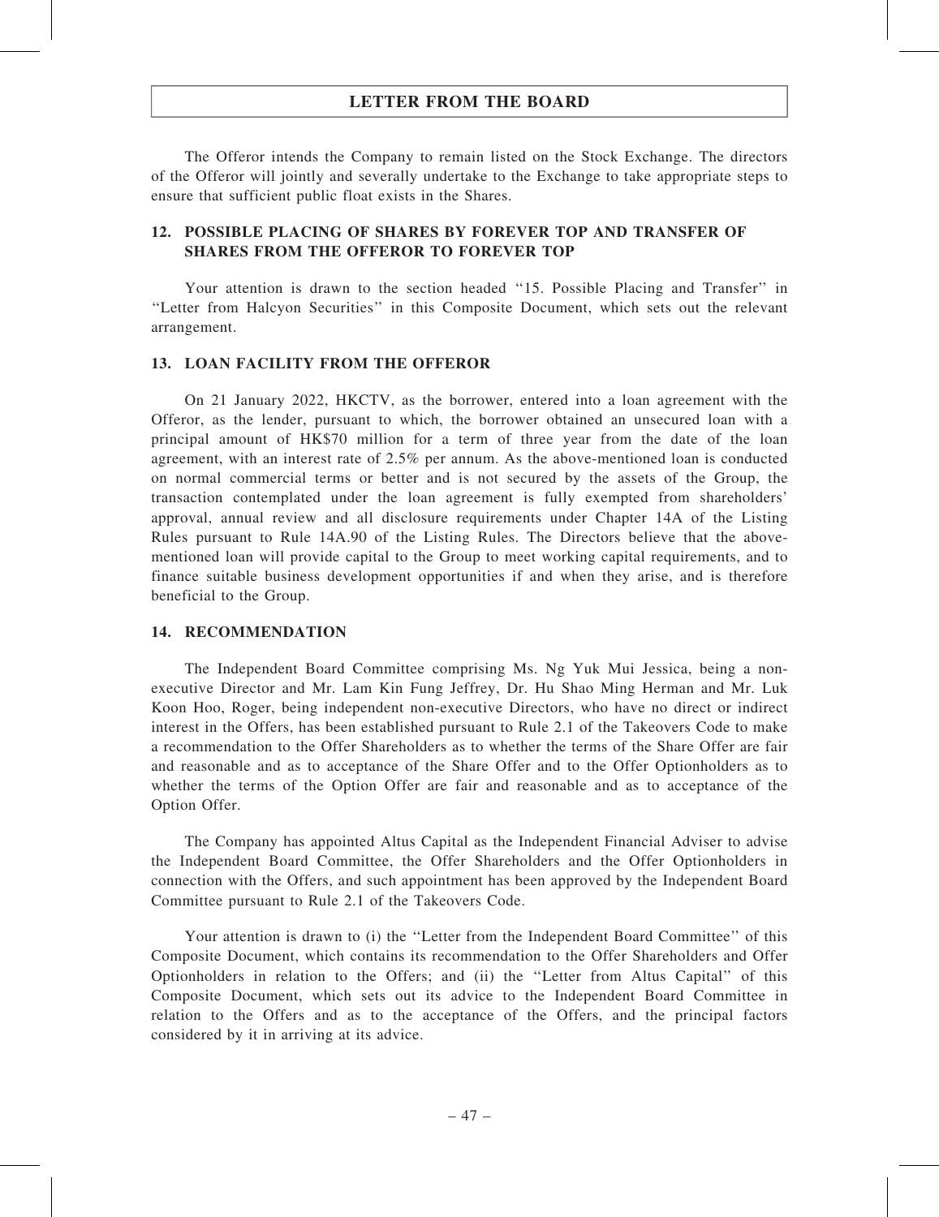The Offeror intends the Company to remain listed on the Stock Exchange. The directors of the Offeror will jointly and severally undertake to the Exchange to take appropriate steps to ensure that sufficient public float exists in the Shares.

## 12. POSSIBLE PLACING OF SHARES BY FOREVER TOP AND TRANSFER OF SHARES FROM THE OFFEROR TO FOREVER TOP

Your attention is drawn to the section headed "15. Possible Placing and Transfer" in "Letter from Halcyon Securities" in this Composite Document, which sets out the relevant arrangement.

## 13. LOAN FACILITY FROM THE OFFEROR

On 21 January 2022, HKCTV, as the borrower, entered into a loan agreement with the Offeror, as the lender, pursuant to which, the borrower obtained an unsecured loan with a principal amount of HK$70 million for a term of three year from the date of the loan agreement, with an interest rate of 2.5% per annum. As the above-mentioned loan is conducted on normal commercial terms or better and is not secured by the assets of the Group, the transaction contemplated under the loan agreement is fully exempted from shareholders' approval, annual review and all disclosure requirements under Chapter 14A of the Listing Rules pursuant to Rule 14A.90 of the Listing Rules. The Directors believe that the above-mentioned loan will provide capital to the Group to meet working capital requirements, and to finance suitable business development opportunities if and when they arise, and is therefore beneficial to the Group.

## 14. RECOMMENDATION

The Independent Board Committee comprising Ms. Ng Yuk Mui Jessica, being a non-executive Director and Mr. Lam Kin Fung Jeffrey, Dr. Hu Shao Ming Herman and Mr. Luk Koon Hoo, Roger, being independent non-executive Directors, who have no direct or indirect interest in the Offers, has been established pursuant to Rule 2.1 of the Takeovers Code to make a recommendation to the Offer Shareholders as to whether the terms of the Share Offer are fair and reasonable and as to acceptance of the Share Offer and to the Offer Optionholders as to whether the terms of the Option Offer are fair and reasonable and as to acceptance of the Option Offer.

The Company has appointed Altus Capital as the Independent Financial Adviser to advise the Independent Board Committee, the Offer Shareholders and the Offer Optionholders in connection with the Offers, and such appointment has been approved by the Independent Board Committee pursuant to Rule 2.1 of the Takeovers Code.

Your attention is drawn to (i) the "Letter from the Independent Board Committee" of this Composite Document, which contains its recommendation to the Offer Shareholders and Offer Optionholders in relation to the Offers; and (ii) the "Letter from Altus Capital" of this Composite Document, which sets out its advice to the Independent Board Committee in relation to the Offers and as to the acceptance of the Offers, and the principal factors considered by it in arriving at its advice.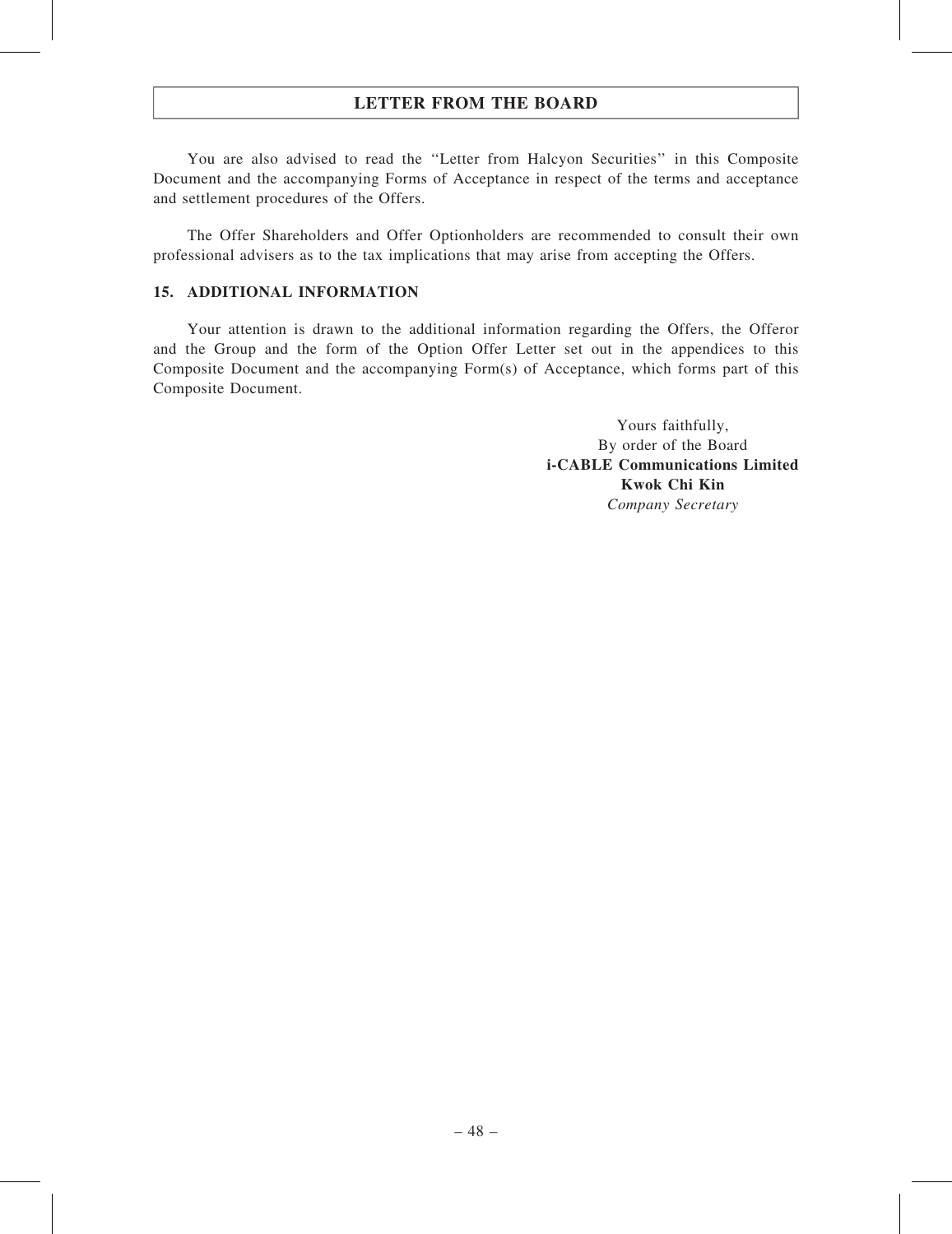You are also advised to read the "Letter from Halcyon Securities" in this Composite Document and the accompanying Forms of Acceptance in respect of the terms and acceptance and settlement procedures of the Offers.

The Offer Shareholders and Offer Optionholders are recommended to consult their own professional advisers as to the tax implications that may arise from accepting the Offers.

## 15. ADDITIONAL INFORMATION

Your attention is drawn to the additional information regarding the Offers, the Offeror and the Group and the form of the Option Offer Letter set out in the appendices to this Composite Document and the accompanying Form(s) of Acceptance, which forms part of this Composite Document.

Yours faithfully,
By order of the Board
**i-CABLE Communications Limited**
**Kwok Chi Kin**
*Company Secretary*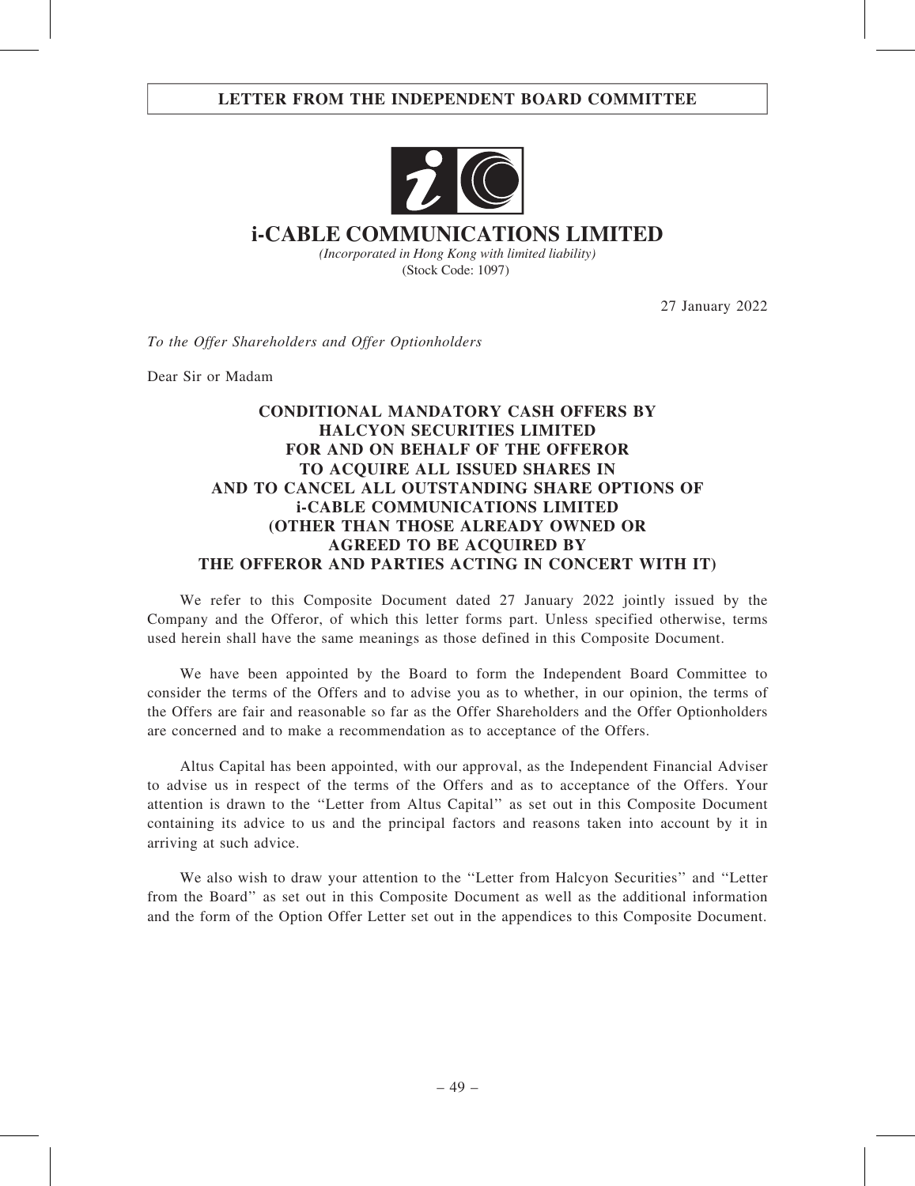## LETTER FROM THE INDEPENDENT BOARD COMMITTEE

# i-CABLE COMMUNICATIONS LIMITED

*(Incorporated in Hong Kong with limited liability)*
(Stock Code: 1097)

27 January 2022

*To the Offer Shareholders and Offer Optionholders*

Dear Sir or Madam

**CONDITIONAL MANDATORY CASH OFFERS BY HALCYON SECURITIES LIMITED FOR AND ON BEHALF OF THE OFFEROR TO ACQUIRE ALL ISSUED SHARES IN AND TO CANCEL ALL OUTSTANDING SHARE OPTIONS OF i-CABLE COMMUNICATIONS LIMITED (OTHER THAN THOSE ALREADY OWNED OR AGREED TO BE ACQUIRED BY THE OFFEROR AND PARTIES ACTING IN CONCERT WITH IT)**

We refer to this Composite Document dated 27 January 2022 jointly issued by the Company and the Offeror, of which this letter forms part. Unless specified otherwise, terms used herein shall have the same meanings as those defined in this Composite Document.

We have been appointed by the Board to form the Independent Board Committee to consider the terms of the Offers and to advise you as to whether, in our opinion, the terms of the Offers are fair and reasonable so far as the Offer Shareholders and the Offer Optionholders are concerned and to make a recommendation as to acceptance of the Offers.

Altus Capital has been appointed, with our approval, as the Independent Financial Adviser to advise us in respect of the terms of the Offers and as to acceptance of the Offers. Your attention is drawn to the ''Letter from Altus Capital'' as set out in this Composite Document containing its advice to us and the principal factors and reasons taken into account by it in arriving at such advice.

We also wish to draw your attention to the ''Letter from Halcyon Securities'' and ''Letter from the Board'' as set out in this Composite Document as well as the additional information and the form of the Option Offer Letter set out in the appendices to this Composite Document.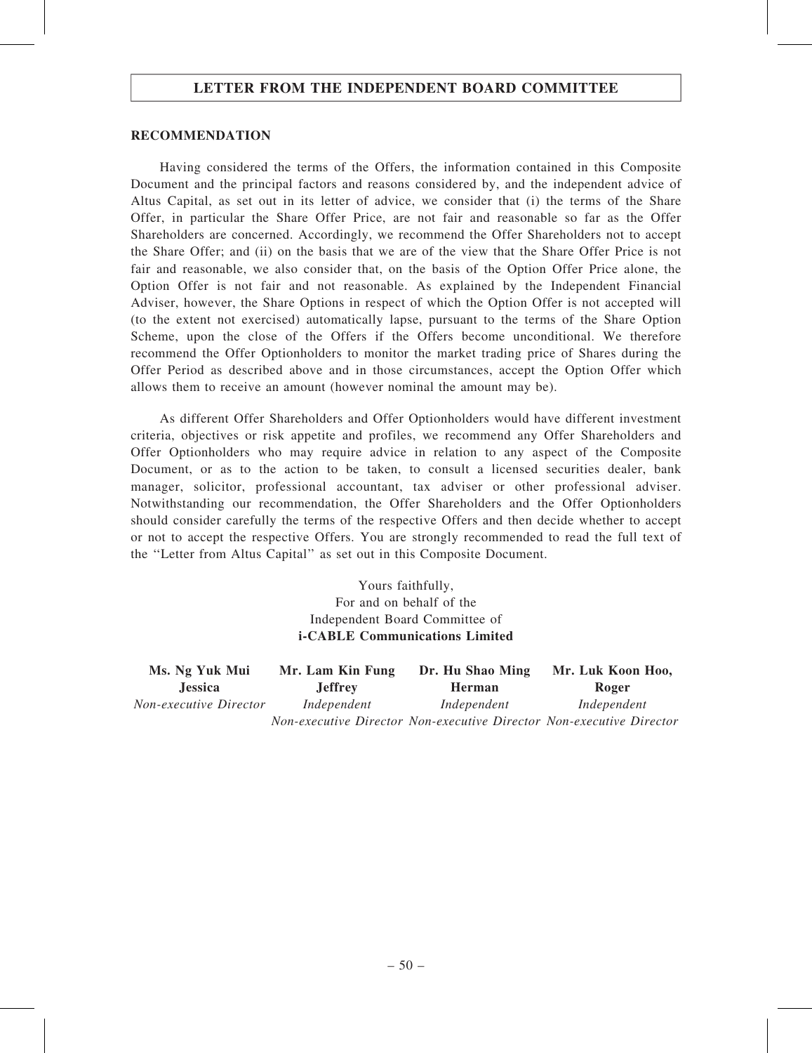# LETTER FROM THE INDEPENDENT BOARD COMMITTEE

## RECOMMENDATION

Having considered the terms of the Offers, the information contained in this Composite Document and the principal factors and reasons considered by, and the independent advice of Altus Capital, as set out in its letter of advice, we consider that (i) the terms of the Share Offer, in particular the Share Offer Price, are not fair and reasonable so far as the Offer Shareholders are concerned. Accordingly, we recommend the Offer Shareholders not to accept the Share Offer; and (ii) on the basis that we are of the view that the Share Offer Price is not fair and reasonable, we also consider that, on the basis of the Option Offer Price alone, the Option Offer is not fair and not reasonable. As explained by the Independent Financial Adviser, however, the Share Options in respect of which the Option Offer is not accepted will (to the extent not exercised) automatically lapse, pursuant to the terms of the Share Option Scheme, upon the close of the Offers if the Offers become unconditional. We therefore recommend the Offer Optionholders to monitor the market trading price of Shares during the Offer Period as described above and in those circumstances, accept the Option Offer which allows them to receive an amount (however nominal the amount may be).

As different Offer Shareholders and Offer Optionholders would have different investment criteria, objectives or risk appetite and profiles, we recommend any Offer Shareholders and Offer Optionholders who may require advice in relation to any aspect of the Composite Document, or as to the action to be taken, to consult a licensed securities dealer, bank manager, solicitor, professional accountant, tax adviser or other professional adviser. Notwithstanding our recommendation, the Offer Shareholders and the Offer Optionholders should consider carefully the terms of the respective Offers and then decide whether to accept or not to accept the respective Offers. You are strongly recommended to read the full text of the ''Letter from Altus Capital'' as set out in this Composite Document.

Yours faithfully,
For and on behalf of the
Independent Board Committee of
**i-CABLE Communications Limited**

| **Ms. Ng Yuk Mui Jessica** | **Mr. Lam Kin Fung Jeffrey** | **Dr. Hu Shao Ming Herman** | **Mr. Luk Koon Hoo, Roger** |
|---|---|---|---|
| *Non-executive Director* | *Independent Non-executive Director* | *Independent Non-executive Director* | *Independent Non-executive Director* |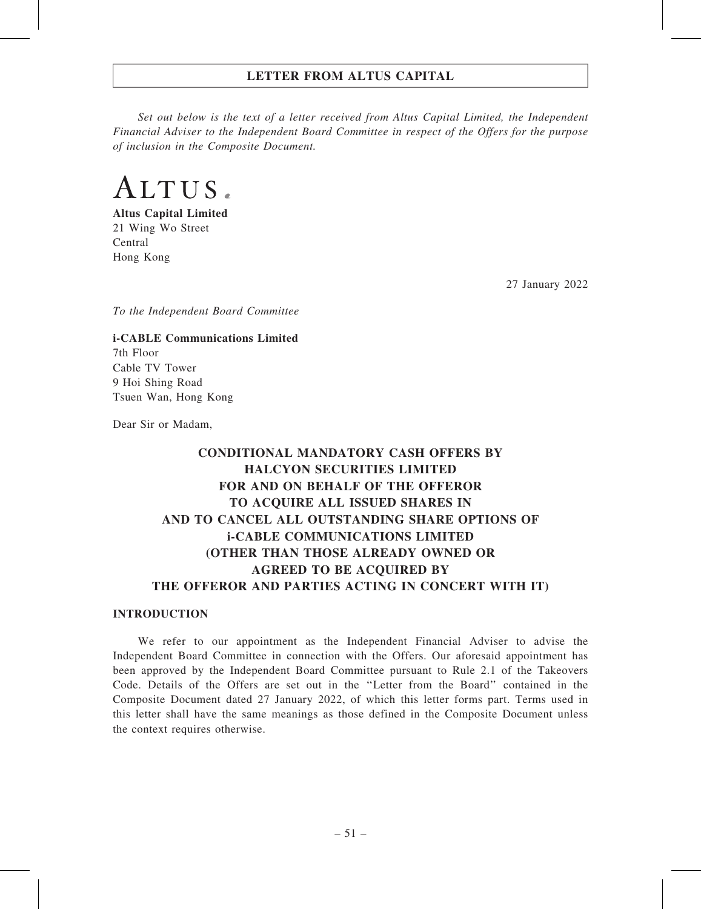## LETTER FROM ALTUS CAPITAL

*Set out below is the text of a letter received from Altus Capital Limited, the Independent Financial Adviser to the Independent Board Committee in respect of the Offers for the purpose of inclusion in the Composite Document.*

ALTUS.

**Altus Capital Limited**
21 Wing Wo Street
Central
Hong Kong

27 January 2022

*To the Independent Board Committee*

**i-CABLE Communications Limited**
7th Floor
Cable TV Tower
9 Hoi Shing Road
Tsuen Wan, Hong Kong

Dear Sir or Madam,

**CONDITIONAL MANDATORY CASH OFFERS BY HALCYON SECURITIES LIMITED FOR AND ON BEHALF OF THE OFFEROR TO ACQUIRE ALL ISSUED SHARES IN AND TO CANCEL ALL OUTSTANDING SHARE OPTIONS OF i-CABLE COMMUNICATIONS LIMITED (OTHER THAN THOSE ALREADY OWNED OR AGREED TO BE ACQUIRED BY THE OFFEROR AND PARTIES ACTING IN CONCERT WITH IT)**

### INTRODUCTION

We refer to our appointment as the Independent Financial Adviser to advise the Independent Board Committee in connection with the Offers. Our aforesaid appointment has been approved by the Independent Board Committee pursuant to Rule 2.1 of the Takeovers Code. Details of the Offers are set out in the "Letter from the Board" contained in the Composite Document dated 27 January 2022, of which this letter forms part. Terms used in this letter shall have the same meanings as those defined in the Composite Document unless the context requires otherwise.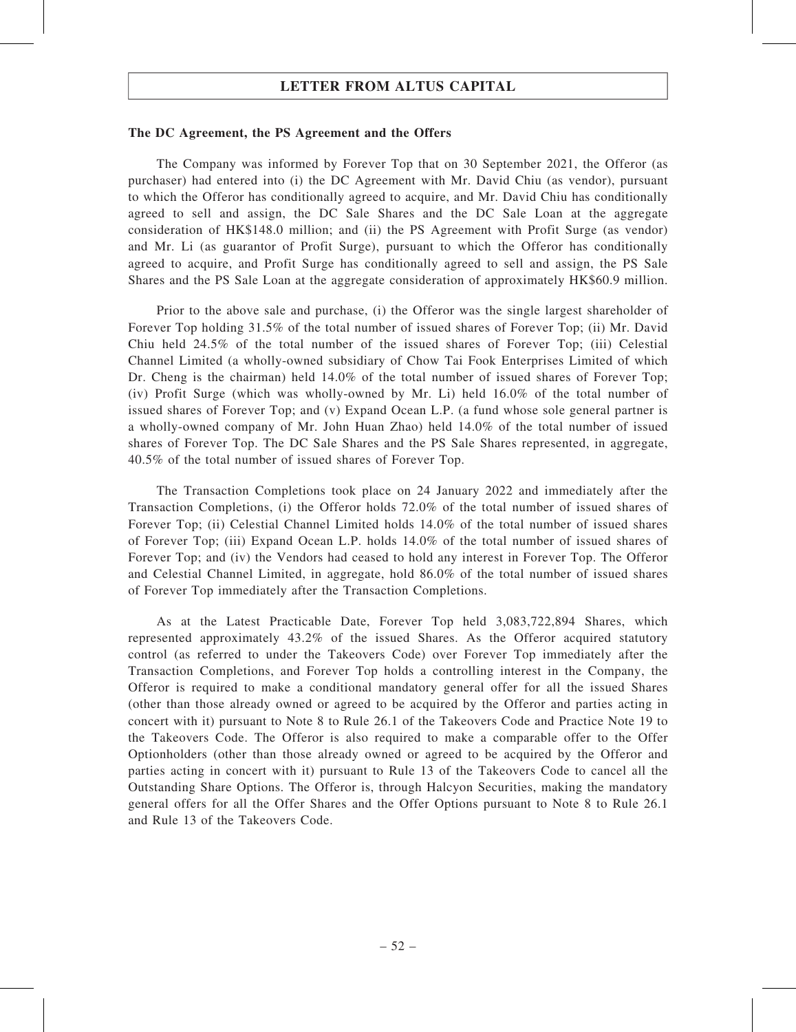**The DC Agreement, the PS Agreement and the Offers**

The Company was informed by Forever Top that on 30 September 2021, the Offeror (as purchaser) had entered into (i) the DC Agreement with Mr. David Chiu (as vendor), pursuant to which the Offeror has conditionally agreed to acquire, and Mr. David Chiu has conditionally agreed to sell and assign, the DC Sale Shares and the DC Sale Loan at the aggregate consideration of HK$148.0 million; and (ii) the PS Agreement with Profit Surge (as vendor) and Mr. Li (as guarantor of Profit Surge), pursuant to which the Offeror has conditionally agreed to acquire, and Profit Surge has conditionally agreed to sell and assign, the PS Sale Shares and the PS Sale Loan at the aggregate consideration of approximately HK$60.9 million.

Prior to the above sale and purchase, (i) the Offeror was the single largest shareholder of Forever Top holding 31.5% of the total number of issued shares of Forever Top; (ii) Mr. David Chiu held 24.5% of the total number of the issued shares of Forever Top; (iii) Celestial Channel Limited (a wholly-owned subsidiary of Chow Tai Fook Enterprises Limited of which Dr. Cheng is the chairman) held 14.0% of the total number of issued shares of Forever Top; (iv) Profit Surge (which was wholly-owned by Mr. Li) held 16.0% of the total number of issued shares of Forever Top; and (v) Expand Ocean L.P. (a fund whose sole general partner is a wholly-owned company of Mr. John Huan Zhao) held 14.0% of the total number of issued shares of Forever Top. The DC Sale Shares and the PS Sale Shares represented, in aggregate, 40.5% of the total number of issued shares of Forever Top.

The Transaction Completions took place on 24 January 2022 and immediately after the Transaction Completions, (i) the Offeror holds 72.0% of the total number of issued shares of Forever Top; (ii) Celestial Channel Limited holds 14.0% of the total number of issued shares of Forever Top; (iii) Expand Ocean L.P. holds 14.0% of the total number of issued shares of Forever Top; and (iv) the Vendors had ceased to hold any interest in Forever Top. The Offeror and Celestial Channel Limited, in aggregate, hold 86.0% of the total number of issued shares of Forever Top immediately after the Transaction Completions.

As at the Latest Practicable Date, Forever Top held 3,083,722,894 Shares, which represented approximately 43.2% of the issued Shares. As the Offeror acquired statutory control (as referred to under the Takeovers Code) over Forever Top immediately after the Transaction Completions, and Forever Top holds a controlling interest in the Company, the Offeror is required to make a conditional mandatory general offer for all the issued Shares (other than those already owned or agreed to be acquired by the Offeror and parties acting in concert with it) pursuant to Note 8 to Rule 26.1 of the Takeovers Code and Practice Note 19 to the Takeovers Code. The Offeror is also required to make a comparable offer to the Offer Optionholders (other than those already owned or agreed to be acquired by the Offeror and parties acting in concert with it) pursuant to Rule 13 of the Takeovers Code to cancel all the Outstanding Share Options. The Offeror is, through Halcyon Securities, making the mandatory general offers for all the Offer Shares and the Offer Options pursuant to Note 8 to Rule 26.1 and Rule 13 of the Takeovers Code.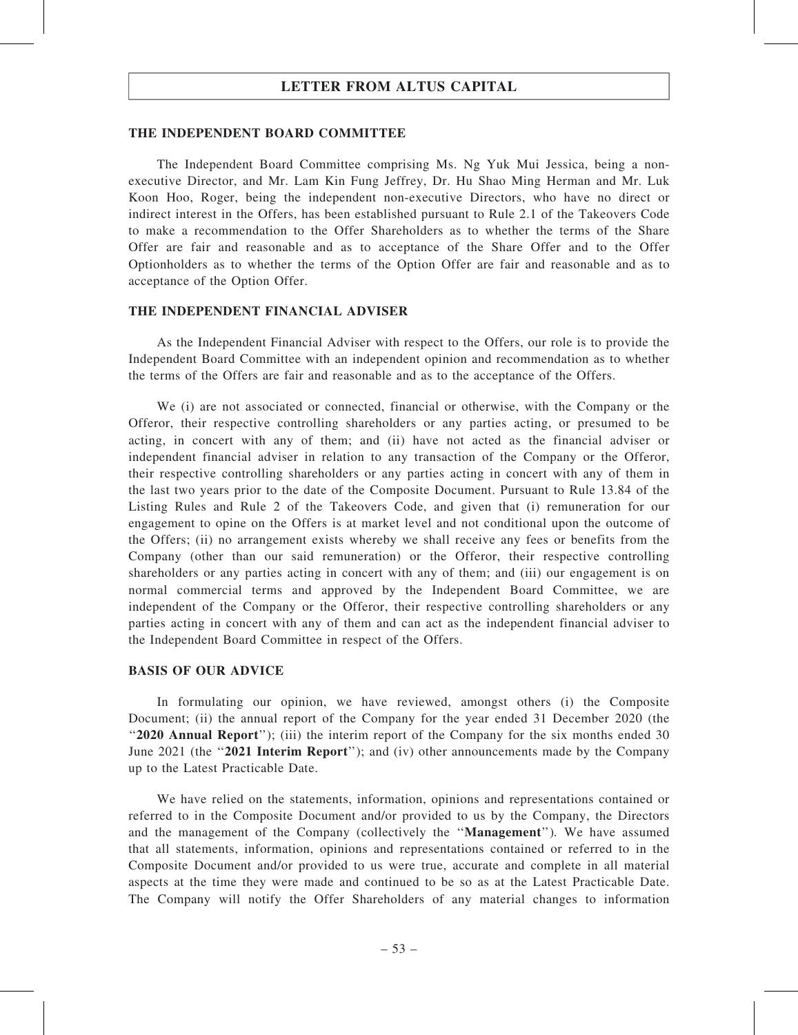## THE INDEPENDENT BOARD COMMITTEE

The Independent Board Committee comprising Ms. Ng Yuk Mui Jessica, being a non-executive Director, and Mr. Lam Kin Fung Jeffrey, Dr. Hu Shao Ming Herman and Mr. Luk Koon Hoo, Roger, being the independent non-executive Directors, who have no direct or indirect interest in the Offers, has been established pursuant to Rule 2.1 of the Takeovers Code to make a recommendation to the Offer Shareholders as to whether the terms of the Share Offer are fair and reasonable and as to acceptance of the Share Offer and to the Offer Optionholders as to whether the terms of the Option Offer are fair and reasonable and as to acceptance of the Option Offer.

## THE INDEPENDENT FINANCIAL ADVISER

As the Independent Financial Adviser with respect to the Offers, our role is to provide the Independent Board Committee with an independent opinion and recommendation as to whether the terms of the Offers are fair and reasonable and as to the acceptance of the Offers.

We (i) are not associated or connected, financial or otherwise, with the Company or the Offeror, their respective controlling shareholders or any parties acting, or presumed to be acting, in concert with any of them; and (ii) have not acted as the financial adviser or independent financial adviser in relation to any transaction of the Company or the Offeror, their respective controlling shareholders or any parties acting in concert with any of them in the last two years prior to the date of the Composite Document. Pursuant to Rule 13.84 of the Listing Rules and Rule 2 of the Takeovers Code, and given that (i) remuneration for our engagement to opine on the Offers is at market level and not conditional upon the outcome of the Offers; (ii) no arrangement exists whereby we shall receive any fees or benefits from the Company (other than our said remuneration) or the Offeror, their respective controlling shareholders or any parties acting in concert with any of them; and (iii) our engagement is on normal commercial terms and approved by the Independent Board Committee, we are independent of the Company or the Offeror, their respective controlling shareholders or any parties acting in concert with any of them and can act as the independent financial adviser to the Independent Board Committee in respect of the Offers.

## BASIS OF OUR ADVICE

In formulating our opinion, we have reviewed, amongst others (i) the Composite Document; (ii) the annual report of the Company for the year ended 31 December 2020 (the "**2020 Annual Report**"); (iii) the interim report of the Company for the six months ended 30 June 2021 (the "**2021 Interim Report**"); and (iv) other announcements made by the Company up to the Latest Practicable Date.

We have relied on the statements, information, opinions and representations contained or referred to in the Composite Document and/or provided to us by the Company, the Directors and the management of the Company (collectively the "**Management**"). We have assumed that all statements, information, opinions and representations contained or referred to in the Composite Document and/or provided to us were true, accurate and complete in all material aspects at the time they were made and continued to be so as at the Latest Practicable Date. The Company will notify the Offer Shareholders of any material changes to information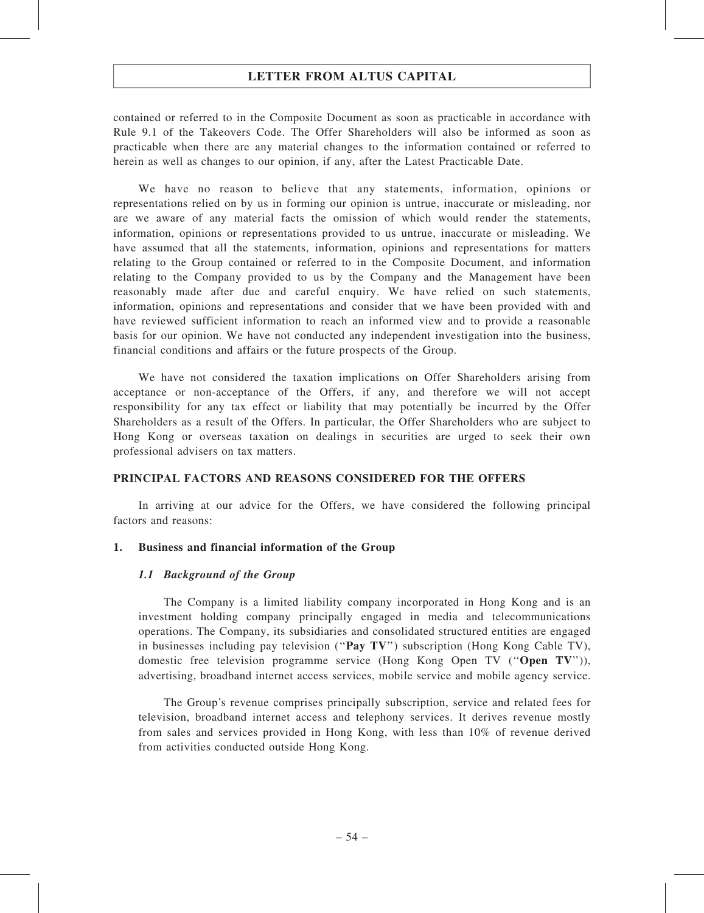contained or referred to in the Composite Document as soon as practicable in accordance with Rule 9.1 of the Takeovers Code. The Offer Shareholders will also be informed as soon as practicable when there are any material changes to the information contained or referred to herein as well as changes to our opinion, if any, after the Latest Practicable Date.

We have no reason to believe that any statements, information, opinions or representations relied on by us in forming our opinion is untrue, inaccurate or misleading, nor are we aware of any material facts the omission of which would render the statements, information, opinions or representations provided to us untrue, inaccurate or misleading. We have assumed that all the statements, information, opinions and representations for matters relating to the Group contained or referred to in the Composite Document, and information relating to the Company provided to us by the Company and the Management have been reasonably made after due and careful enquiry. We have relied on such statements, information, opinions and representations and consider that we have been provided with and have reviewed sufficient information to reach an informed view and to provide a reasonable basis for our opinion. We have not conducted any independent investigation into the business, financial conditions and affairs or the future prospects of the Group.

We have not considered the taxation implications on Offer Shareholders arising from acceptance or non-acceptance of the Offers, if any, and therefore we will not accept responsibility for any tax effect or liability that may potentially be incurred by the Offer Shareholders as a result of the Offers. In particular, the Offer Shareholders who are subject to Hong Kong or overseas taxation on dealings in securities are urged to seek their own professional advisers on tax matters.

## PRINCIPAL FACTORS AND REASONS CONSIDERED FOR THE OFFERS

In arriving at our advice for the Offers, we have considered the following principal factors and reasons:

### 1. Business and financial information of the Group

#### *1.1 Background of the Group*

The Company is a limited liability company incorporated in Hong Kong and is an investment holding company principally engaged in media and telecommunications operations. The Company, its subsidiaries and consolidated structured entities are engaged in businesses including pay television ("**Pay TV**") subscription (Hong Kong Cable TV), domestic free television programme service (Hong Kong Open TV ("**Open TV**")), advertising, broadband internet access services, mobile service and mobile agency service.

The Group's revenue comprises principally subscription, service and related fees for television, broadband internet access and telephony services. It derives revenue mostly from sales and services provided in Hong Kong, with less than 10% of revenue derived from activities conducted outside Hong Kong.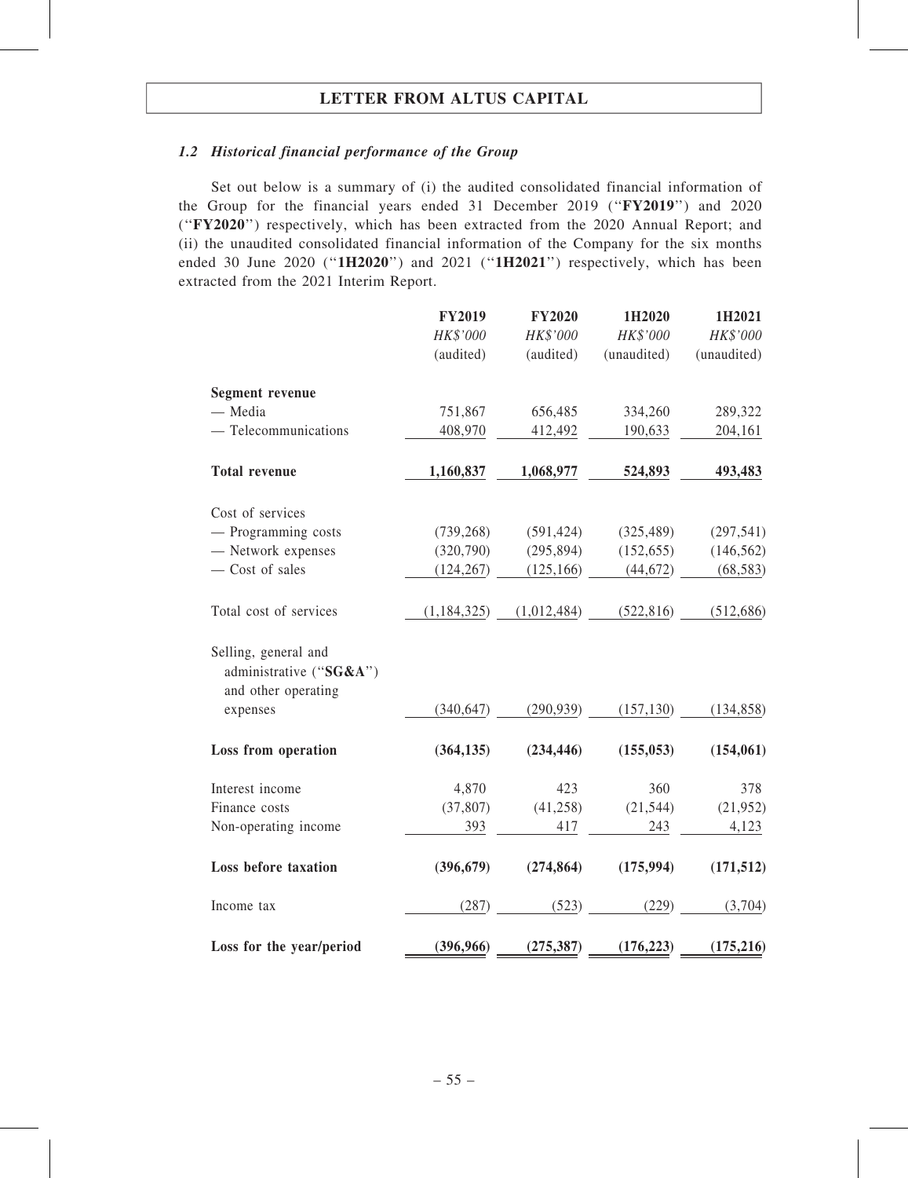### *1.2 Historical financial performance of the Group*

Set out below is a summary of (i) the audited consolidated financial information of the Group for the financial years ended 31 December 2019 ("**FY2019**") and 2020 ("**FY2020**") respectively, which has been extracted from the 2020 Annual Report; and (ii) the unaudited consolidated financial information of the Company for the six months ended 30 June 2020 ("**1H2020**") and 2021 ("**1H2021**") respectively, which has been extracted from the 2021 Interim Report.

| | **FY2019** | **FY2020** | **1H2020** | **1H2021** |
|---|---|---|---|---|
| | *HK$'000* | *HK$'000* | *HK$'000* | *HK$'000* |
| | (audited) | (audited) | (unaudited) | (unaudited) |
| **Segment revenue** | | | | |
| — Media | 751,867 | 656,485 | 334,260 | 289,322 |
| — Telecommunications | 408,970 | 412,492 | 190,633 | 204,161 |
| **Total revenue** | **1,160,837** | **1,068,977** | **524,893** | **493,483** |
| Cost of services | | | | |
| — Programming costs | (739,268) | (591,424) | (325,489) | (297,541) |
| — Network expenses | (320,790) | (295,894) | (152,655) | (146,562) |
| — Cost of sales | (124,267) | (125,166) | (44,672) | (68,583) |
| Total cost of services | (1,184,325) | (1,012,484) | (522,816) | (512,686) |
| Selling, general and administrative ("**SG&A**") and other operating expenses | (340,647) | (290,939) | (157,130) | (134,858) |
| **Loss from operation** | **(364,135)** | **(234,446)** | **(155,053)** | **(154,061)** |
| Interest income | 4,870 | 423 | 360 | 378 |
| Finance costs | (37,807) | (41,258) | (21,544) | (21,952) |
| Non-operating income | 393 | 417 | 243 | 4,123 |
| **Loss before taxation** | **(396,679)** | **(274,864)** | **(175,994)** | **(171,512)** |
| Income tax | (287) | (523) | (229) | (3,704) |
| **Loss for the year/period** | **(396,966)** | **(275,387)** | **(176,223)** | **(175,216)** |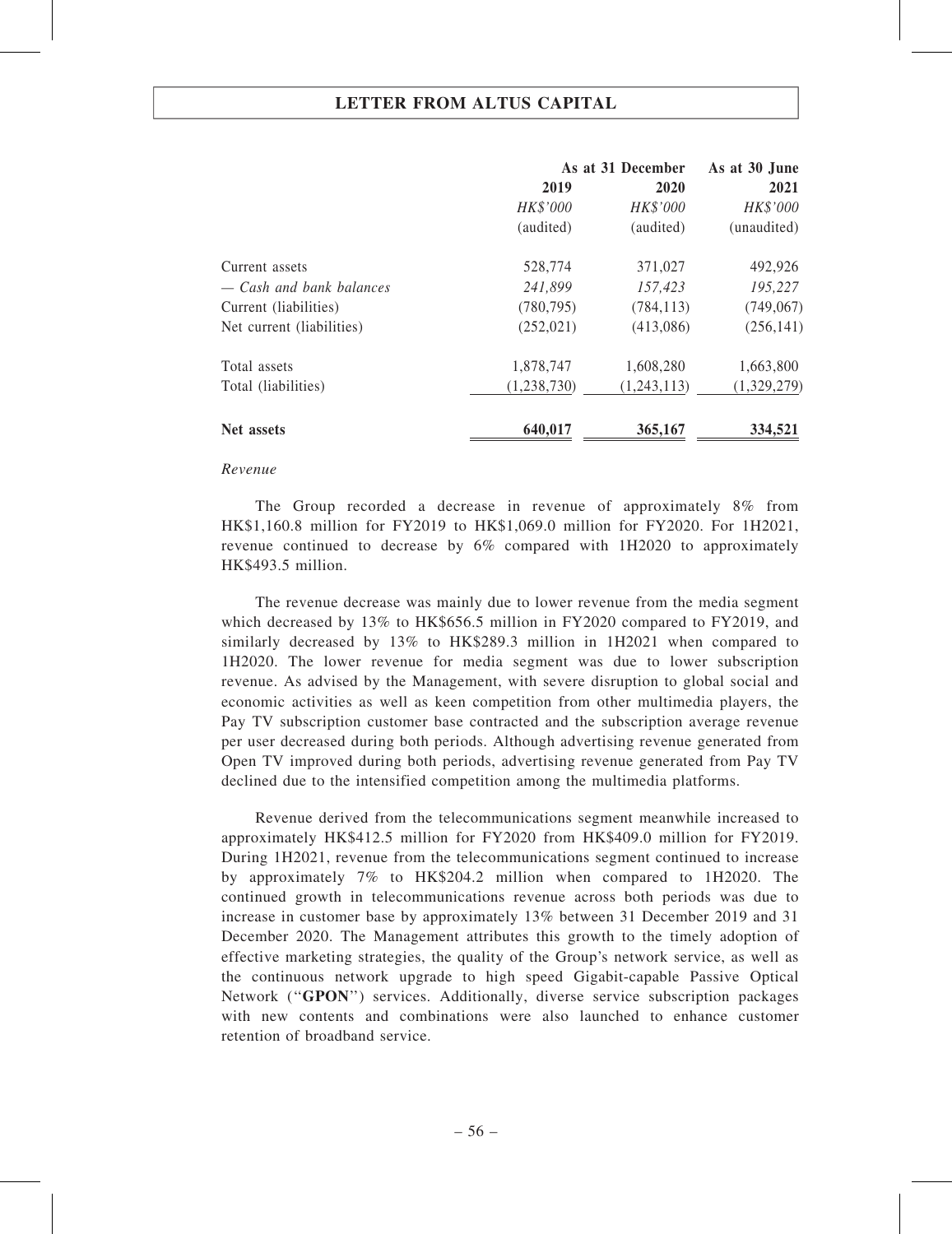| | As at 31 December | | As at 30 June |
|---|---|---|---|
| | 2019 | 2020 | 2021 |
| | *HK$'000* | *HK$'000* | *HK$'000* |
| | (audited) | (audited) | (unaudited) |
| Current assets | 528,774 | 371,027 | 492,926 |
| *— Cash and bank balances* | *241,899* | *157,423* | *195,227* |
| Current (liabilities) | (780,795) | (784,113) | (749,067) |
| Net current (liabilities) | (252,021) | (413,086) | (256,141) |
| Total assets | 1,878,747 | 1,608,280 | 1,663,800 |
| Total (liabilities) | (1,238,730) | (1,243,113) | (1,329,279) |
| **Net assets** | **640,017** | **365,167** | **334,521** |

*Revenue*

The Group recorded a decrease in revenue of approximately 8% from HK$1,160.8 million for FY2019 to HK$1,069.0 million for FY2020. For 1H2021, revenue continued to decrease by 6% compared with 1H2020 to approximately HK$493.5 million.

The revenue decrease was mainly due to lower revenue from the media segment which decreased by 13% to HK$656.5 million in FY2020 compared to FY2019, and similarly decreased by 13% to HK$289.3 million in 1H2021 when compared to 1H2020. The lower revenue for media segment was due to lower subscription revenue. As advised by the Management, with severe disruption to global social and economic activities as well as keen competition from other multimedia players, the Pay TV subscription customer base contracted and the subscription average revenue per user decreased during both periods. Although advertising revenue generated from Open TV improved during both periods, advertising revenue generated from Pay TV declined due to the intensified competition among the multimedia platforms.

Revenue derived from the telecommunications segment meanwhile increased to approximately HK$412.5 million for FY2020 from HK$409.0 million for FY2019. During 1H2021, revenue from the telecommunications segment continued to increase by approximately 7% to HK$204.2 million when compared to 1H2020. The continued growth in telecommunications revenue across both periods was due to increase in customer base by approximately 13% between 31 December 2019 and 31 December 2020. The Management attributes this growth to the timely adoption of effective marketing strategies, the quality of the Group's network service, as well as the continuous network upgrade to high speed Gigabit-capable Passive Optical Network ("**GPON**") services. Additionally, diverse service subscription packages with new contents and combinations were also launched to enhance customer retention of broadband service.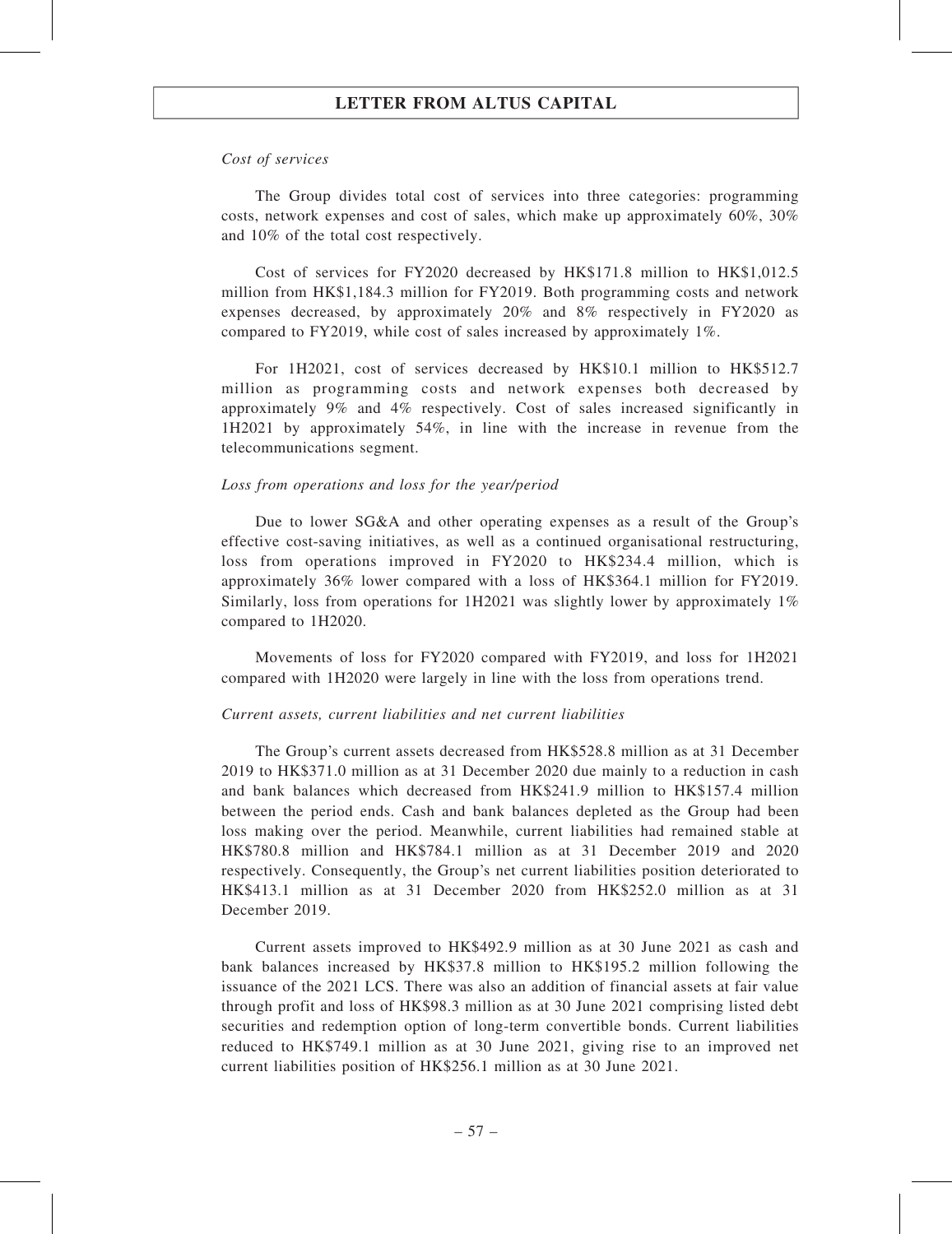*Cost of services*

The Group divides total cost of services into three categories: programming costs, network expenses and cost of sales, which make up approximately 60%, 30% and 10% of the total cost respectively.

Cost of services for FY2020 decreased by HK$171.8 million to HK$1,012.5 million from HK$1,184.3 million for FY2019. Both programming costs and network expenses decreased, by approximately 20% and 8% respectively in FY2020 as compared to FY2019, while cost of sales increased by approximately 1%.

For 1H2021, cost of services decreased by HK$10.1 million to HK$512.7 million as programming costs and network expenses both decreased by approximately 9% and 4% respectively. Cost of sales increased significantly in 1H2021 by approximately 54%, in line with the increase in revenue from the telecommunications segment.

*Loss from operations and loss for the year/period*

Due to lower SG&A and other operating expenses as a result of the Group's effective cost-saving initiatives, as well as a continued organisational restructuring, loss from operations improved in FY2020 to HK$234.4 million, which is approximately 36% lower compared with a loss of HK$364.1 million for FY2019. Similarly, loss from operations for 1H2021 was slightly lower by approximately 1% compared to 1H2020.

Movements of loss for FY2020 compared with FY2019, and loss for 1H2021 compared with 1H2020 were largely in line with the loss from operations trend.

*Current assets, current liabilities and net current liabilities*

The Group's current assets decreased from HK$528.8 million as at 31 December 2019 to HK$371.0 million as at 31 December 2020 due mainly to a reduction in cash and bank balances which decreased from HK$241.9 million to HK$157.4 million between the period ends. Cash and bank balances depleted as the Group had been loss making over the period. Meanwhile, current liabilities had remained stable at HK$780.8 million and HK$784.1 million as at 31 December 2019 and 2020 respectively. Consequently, the Group's net current liabilities position deteriorated to HK$413.1 million as at 31 December 2020 from HK$252.0 million as at 31 December 2019.

Current assets improved to HK$492.9 million as at 30 June 2021 as cash and bank balances increased by HK$37.8 million to HK$195.2 million following the issuance of the 2021 LCS. There was also an addition of financial assets at fair value through profit and loss of HK$98.3 million as at 30 June 2021 comprising listed debt securities and redemption option of long-term convertible bonds. Current liabilities reduced to HK$749.1 million as at 30 June 2021, giving rise to an improved net current liabilities position of HK$256.1 million as at 30 June 2021.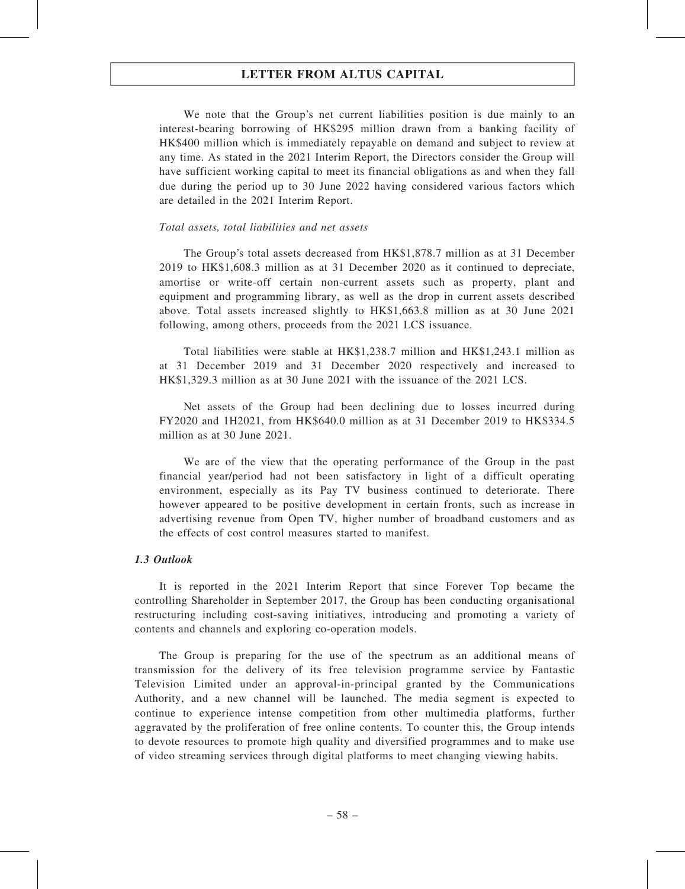We note that the Group's net current liabilities position is due mainly to an interest-bearing borrowing of HK$295 million drawn from a banking facility of HK$400 million which is immediately repayable on demand and subject to review at any time. As stated in the 2021 Interim Report, the Directors consider the Group will have sufficient working capital to meet its financial obligations as and when they fall due during the period up to 30 June 2022 having considered various factors which are detailed in the 2021 Interim Report.

*Total assets, total liabilities and net assets*

The Group's total assets decreased from HK$1,878.7 million as at 31 December 2019 to HK$1,608.3 million as at 31 December 2020 as it continued to depreciate, amortise or write-off certain non-current assets such as property, plant and equipment and programming library, as well as the drop in current assets described above. Total assets increased slightly to HK$1,663.8 million as at 30 June 2021 following, among others, proceeds from the 2021 LCS issuance.

Total liabilities were stable at HK$1,238.7 million and HK$1,243.1 million as at 31 December 2019 and 31 December 2020 respectively and increased to HK$1,329.3 million as at 30 June 2021 with the issuance of the 2021 LCS.

Net assets of the Group had been declining due to losses incurred during FY2020 and 1H2021, from HK$640.0 million as at 31 December 2019 to HK$334.5 million as at 30 June 2021.

We are of the view that the operating performance of the Group in the past financial year/period had not been satisfactory in light of a difficult operating environment, especially as its Pay TV business continued to deteriorate. There however appeared to be positive development in certain fronts, such as increase in advertising revenue from Open TV, higher number of broadband customers and as the effects of cost control measures started to manifest.

***1.3 Outlook***

It is reported in the 2021 Interim Report that since Forever Top became the controlling Shareholder in September 2017, the Group has been conducting organisational restructuring including cost-saving initiatives, introducing and promoting a variety of contents and channels and exploring co-operation models.

The Group is preparing for the use of the spectrum as an additional means of transmission for the delivery of its free television programme service by Fantastic Television Limited under an approval-in-principal granted by the Communications Authority, and a new channel will be launched. The media segment is expected to continue to experience intense competition from other multimedia platforms, further aggravated by the proliferation of free online contents. To counter this, the Group intends to devote resources to promote high quality and diversified programmes and to make use of video streaming services through digital platforms to meet changing viewing habits.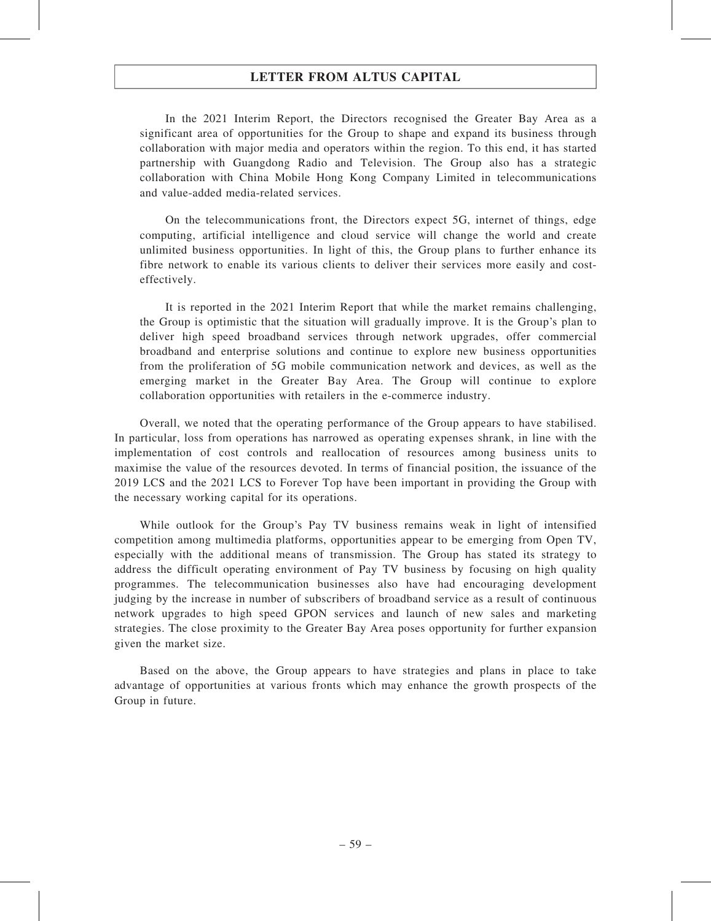In the 2021 Interim Report, the Directors recognised the Greater Bay Area as a significant area of opportunities for the Group to shape and expand its business through collaboration with major media and operators within the region. To this end, it has started partnership with Guangdong Radio and Television. The Group also has a strategic collaboration with China Mobile Hong Kong Company Limited in telecommunications and value-added media-related services.

On the telecommunications front, the Directors expect 5G, internet of things, edge computing, artificial intelligence and cloud service will change the world and create unlimited business opportunities. In light of this, the Group plans to further enhance its fibre network to enable its various clients to deliver their services more easily and cost-effectively.

It is reported in the 2021 Interim Report that while the market remains challenging, the Group is optimistic that the situation will gradually improve. It is the Group's plan to deliver high speed broadband services through network upgrades, offer commercial broadband and enterprise solutions and continue to explore new business opportunities from the proliferation of 5G mobile communication network and devices, as well as the emerging market in the Greater Bay Area. The Group will continue to explore collaboration opportunities with retailers in the e-commerce industry.

Overall, we noted that the operating performance of the Group appears to have stabilised. In particular, loss from operations has narrowed as operating expenses shrank, in line with the implementation of cost controls and reallocation of resources among business units to maximise the value of the resources devoted. In terms of financial position, the issuance of the 2019 LCS and the 2021 LCS to Forever Top have been important in providing the Group with the necessary working capital for its operations.

While outlook for the Group's Pay TV business remains weak in light of intensified competition among multimedia platforms, opportunities appear to be emerging from Open TV, especially with the additional means of transmission. The Group has stated its strategy to address the difficult operating environment of Pay TV business by focusing on high quality programmes. The telecommunication businesses also have had encouraging development judging by the increase in number of subscribers of broadband service as a result of continuous network upgrades to high speed GPON services and launch of new sales and marketing strategies. The close proximity to the Greater Bay Area poses opportunity for further expansion given the market size.

Based on the above, the Group appears to have strategies and plans in place to take advantage of opportunities at various fronts which may enhance the growth prospects of the Group in future.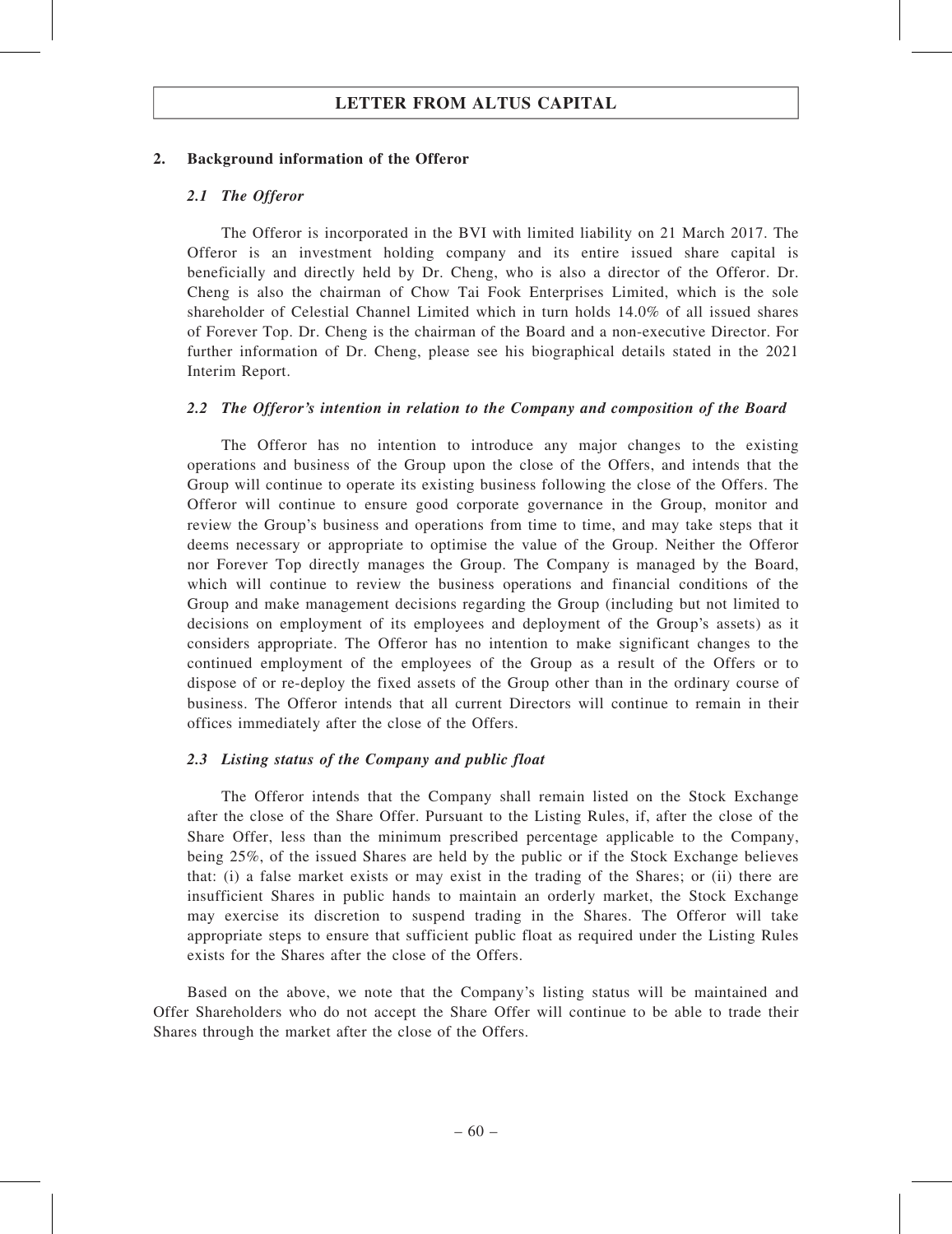## 2. Background information of the Offeror

### *2.1 The Offeror*

The Offeror is incorporated in the BVI with limited liability on 21 March 2017. The Offeror is an investment holding company and its entire issued share capital is beneficially and directly held by Dr. Cheng, who is also a director of the Offeror. Dr. Cheng is also the chairman of Chow Tai Fook Enterprises Limited, which is the sole shareholder of Celestial Channel Limited which in turn holds 14.0% of all issued shares of Forever Top. Dr. Cheng is the chairman of the Board and a non-executive Director. For further information of Dr. Cheng, please see his biographical details stated in the 2021 Interim Report.

### *2.2 The Offeror's intention in relation to the Company and composition of the Board*

The Offeror has no intention to introduce any major changes to the existing operations and business of the Group upon the close of the Offers, and intends that the Group will continue to operate its existing business following the close of the Offers. The Offeror will continue to ensure good corporate governance in the Group, monitor and review the Group's business and operations from time to time, and may take steps that it deems necessary or appropriate to optimise the value of the Group. Neither the Offeror nor Forever Top directly manages the Group. The Company is managed by the Board, which will continue to review the business operations and financial conditions of the Group and make management decisions regarding the Group (including but not limited to decisions on employment of its employees and deployment of the Group's assets) as it considers appropriate. The Offeror has no intention to make significant changes to the continued employment of the employees of the Group as a result of the Offers or to dispose of or re-deploy the fixed assets of the Group other than in the ordinary course of business. The Offeror intends that all current Directors will continue to remain in their offices immediately after the close of the Offers.

### *2.3 Listing status of the Company and public float*

The Offeror intends that the Company shall remain listed on the Stock Exchange after the close of the Share Offer. Pursuant to the Listing Rules, if, after the close of the Share Offer, less than the minimum prescribed percentage applicable to the Company, being 25%, of the issued Shares are held by the public or if the Stock Exchange believes that: (i) a false market exists or may exist in the trading of the Shares; or (ii) there are insufficient Shares in public hands to maintain an orderly market, the Stock Exchange may exercise its discretion to suspend trading in the Shares. The Offeror will take appropriate steps to ensure that sufficient public float as required under the Listing Rules exists for the Shares after the close of the Offers.

Based on the above, we note that the Company's listing status will be maintained and Offer Shareholders who do not accept the Share Offer will continue to be able to trade their Shares through the market after the close of the Offers.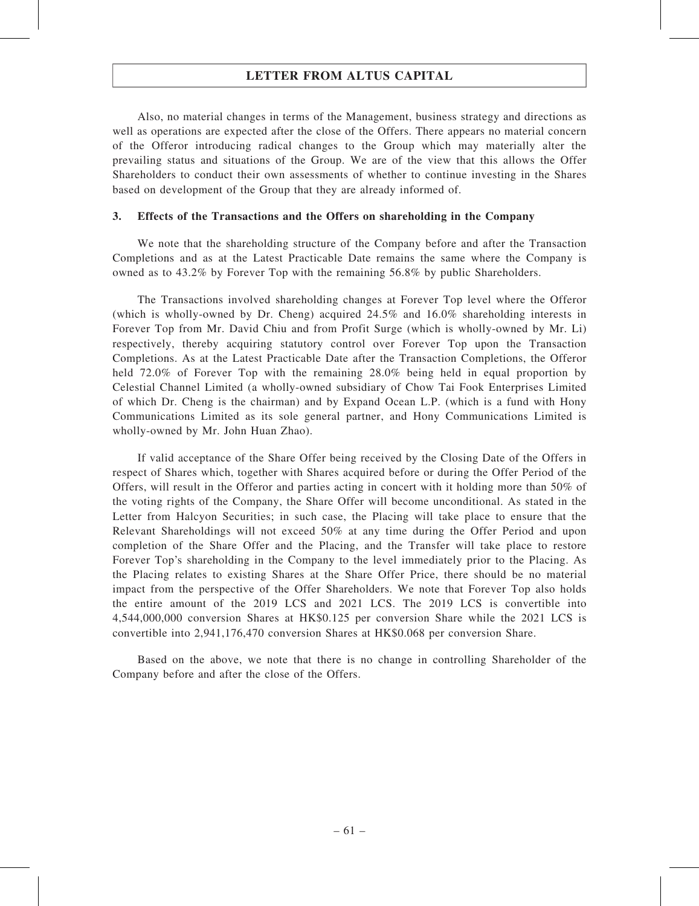Also, no material changes in terms of the Management, business strategy and directions as well as operations are expected after the close of the Offers. There appears no material concern of the Offeror introducing radical changes to the Group which may materially alter the prevailing status and situations of the Group. We are of the view that this allows the Offer Shareholders to conduct their own assessments of whether to continue investing in the Shares based on development of the Group that they are already informed of.

### 3. Effects of the Transactions and the Offers on shareholding in the Company

We note that the shareholding structure of the Company before and after the Transaction Completions and as at the Latest Practicable Date remains the same where the Company is owned as to 43.2% by Forever Top with the remaining 56.8% by public Shareholders.

The Transactions involved shareholding changes at Forever Top level where the Offeror (which is wholly-owned by Dr. Cheng) acquired 24.5% and 16.0% shareholding interests in Forever Top from Mr. David Chiu and from Profit Surge (which is wholly-owned by Mr. Li) respectively, thereby acquiring statutory control over Forever Top upon the Transaction Completions. As at the Latest Practicable Date after the Transaction Completions, the Offeror held 72.0% of Forever Top with the remaining 28.0% being held in equal proportion by Celestial Channel Limited (a wholly-owned subsidiary of Chow Tai Fook Enterprises Limited of which Dr. Cheng is the chairman) and by Expand Ocean L.P. (which is a fund with Hony Communications Limited as its sole general partner, and Hony Communications Limited is wholly-owned by Mr. John Huan Zhao).

If valid acceptance of the Share Offer being received by the Closing Date of the Offers in respect of Shares which, together with Shares acquired before or during the Offer Period of the Offers, will result in the Offeror and parties acting in concert with it holding more than 50% of the voting rights of the Company, the Share Offer will become unconditional. As stated in the Letter from Halcyon Securities; in such case, the Placing will take place to ensure that the Relevant Shareholdings will not exceed 50% at any time during the Offer Period and upon completion of the Share Offer and the Placing, and the Transfer will take place to restore Forever Top's shareholding in the Company to the level immediately prior to the Placing. As the Placing relates to existing Shares at the Share Offer Price, there should be no material impact from the perspective of the Offer Shareholders. We note that Forever Top also holds the entire amount of the 2019 LCS and 2021 LCS. The 2019 LCS is convertible into 4,544,000,000 conversion Shares at HK$0.125 per conversion Share while the 2021 LCS is convertible into 2,941,176,470 conversion Shares at HK$0.068 per conversion Share.

Based on the above, we note that there is no change in controlling Shareholder of the Company before and after the close of the Offers.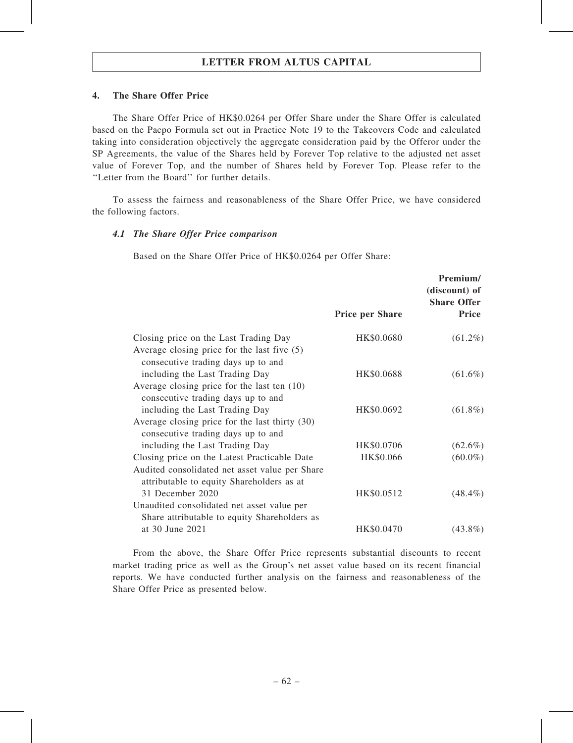### 4. The Share Offer Price

The Share Offer Price of HK$0.0264 per Offer Share under the Share Offer is calculated based on the Pacpo Formula set out in Practice Note 19 to the Takeovers Code and calculated taking into consideration objectively the aggregate consideration paid by the Offeror under the SP Agreements, the value of the Shares held by Forever Top relative to the adjusted net asset value of Forever Top, and the number of Shares held by Forever Top. Please refer to the "Letter from the Board" for further details.

To assess the fairness and reasonableness of the Share Offer Price, we have considered the following factors.

#### *4.1 The Share Offer Price comparison*

Based on the Share Offer Price of HK$0.0264 per Offer Share:

| | Price per Share | Premium/ (discount) of Share Offer Price |
|---|---|---|
| Closing price on the Last Trading Day | HK$0.0680 | (61.2%) |
| Average closing price for the last five (5) consecutive trading days up to and including the Last Trading Day | HK$0.0688 | (61.6%) |
| Average closing price for the last ten (10) consecutive trading days up to and including the Last Trading Day | HK$0.0692 | (61.8%) |
| Average closing price for the last thirty (30) consecutive trading days up to and including the Last Trading Day | HK$0.0706 | (62.6%) |
| Closing price on the Latest Practicable Date | HK$0.066 | (60.0%) |
| Audited consolidated net asset value per Share attributable to equity Shareholders as at 31 December 2020 | HK$0.0512 | (48.4%) |
| Unaudited consolidated net asset value per Share attributable to equity Shareholders as at 30 June 2021 | HK$0.0470 | (43.8%) |

From the above, the Share Offer Price represents substantial discounts to recent market trading price as well as the Group's net asset value based on its recent financial reports. We have conducted further analysis on the fairness and reasonableness of the Share Offer Price as presented below.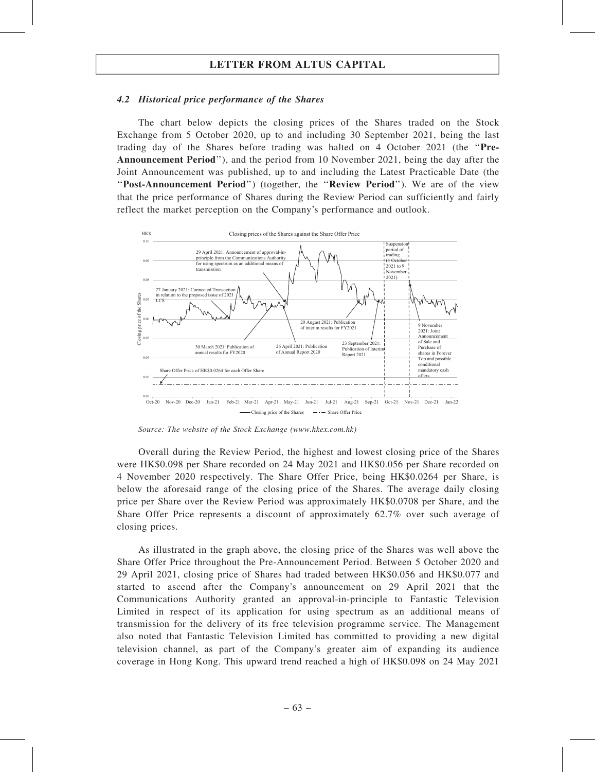### 4.2 Historical price performance of the Shares

The chart below depicts the closing prices of the Shares traded on the Stock Exchange from 5 October 2020, up to and including 30 September 2021, being the last trading day of the Shares before trading was halted on 4 October 2021 (the "**Pre-Announcement Period**"), and the period from 10 November 2021, being the day after the Joint Announcement was published, up to and including the Latest Practicable Date (the "**Post-Announcement Period**") (together, the "**Review Period**"). We are of the view that the price performance of Shares during the Review Period can sufficiently and fairly reflect the market perception on the Company's performance and outlook.

*Source: The website of the Stock Exchange (www.hkex.com.hk)*

Overall during the Review Period, the highest and lowest closing price of the Shares were HK$0.098 per Share recorded on 24 May 2021 and HK$0.056 per Share recorded on 4 November 2020 respectively. The Share Offer Price, being HK$0.0264 per Share, is below the aforesaid range of the closing price of the Shares. The average daily closing price per Share over the Review Period was approximately HK$0.0708 per Share, and the Share Offer Price represents a discount of approximately 62.7% over such average of closing prices.

As illustrated in the graph above, the closing price of the Shares was well above the Share Offer Price throughout the Pre-Announcement Period. Between 5 October 2020 and 29 April 2021, closing price of Shares had traded between HK$0.056 and HK$0.077 and started to ascend after the Company's announcement on 29 April 2021 that the Communications Authority granted an approval-in-principle to Fantastic Television Limited in respect of its application for using spectrum as an additional means of transmission for the delivery of its free television programme service. The Management also noted that Fantastic Television Limited has committed to providing a new digital television channel, as part of the Company's greater aim of expanding its audience coverage in Hong Kong. This upward trend reached a high of HK$0.098 on 24 May 2021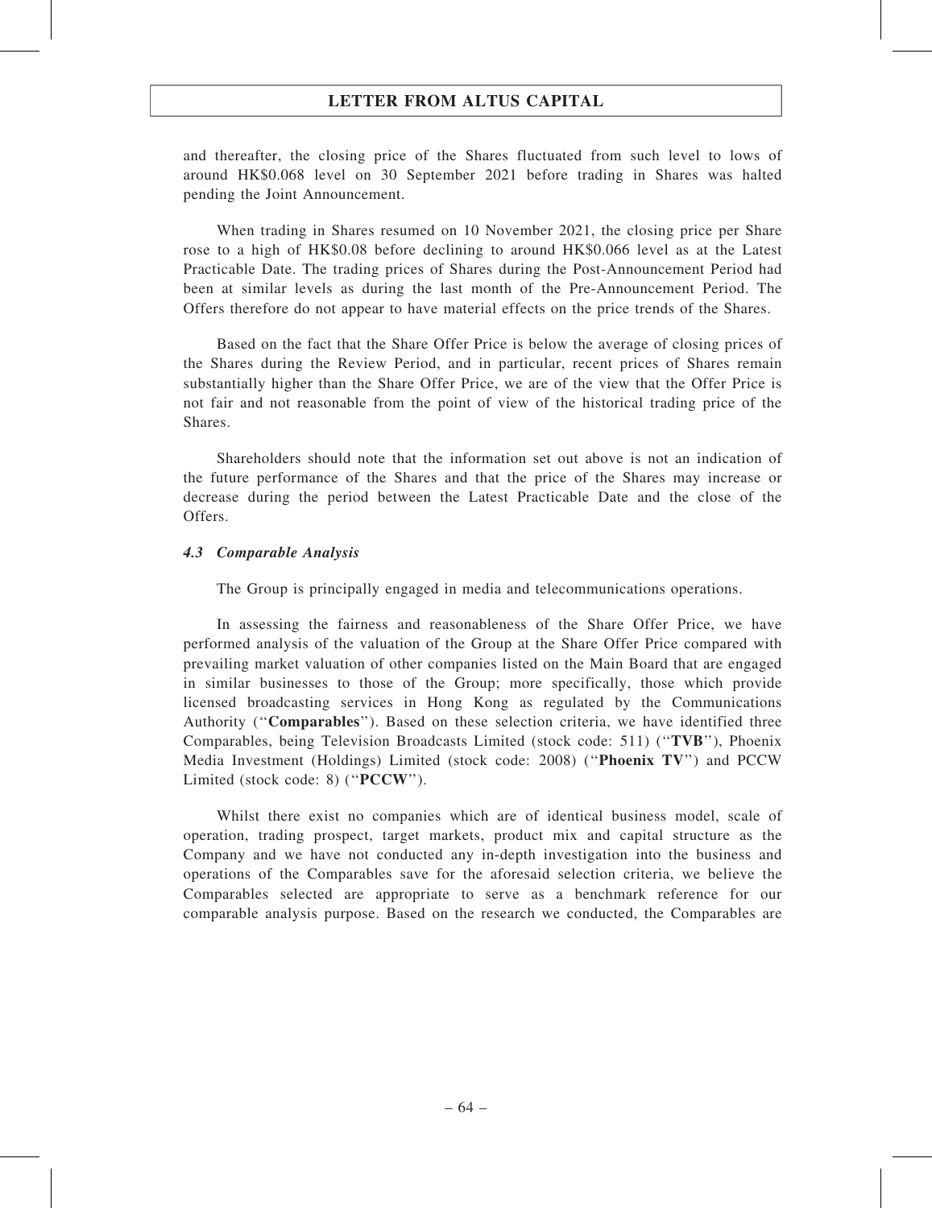and thereafter, the closing price of the Shares fluctuated from such level to lows of around HK$0.068 level on 30 September 2021 before trading in Shares was halted pending the Joint Announcement.

When trading in Shares resumed on 10 November 2021, the closing price per Share rose to a high of HK$0.08 before declining to around HK$0.066 level as at the Latest Practicable Date. The trading prices of Shares during the Post-Announcement Period had been at similar levels as during the last month of the Pre-Announcement Period. The Offers therefore do not appear to have material effects on the price trends of the Shares.

Based on the fact that the Share Offer Price is below the average of closing prices of the Shares during the Review Period, and in particular, recent prices of Shares remain substantially higher than the Share Offer Price, we are of the view that the Offer Price is not fair and not reasonable from the point of view of the historical trading price of the Shares.

Shareholders should note that the information set out above is not an indication of the future performance of the Shares and that the price of the Shares may increase or decrease during the period between the Latest Practicable Date and the close of the Offers.

### *4.3 Comparable Analysis*

The Group is principally engaged in media and telecommunications operations.

In assessing the fairness and reasonableness of the Share Offer Price, we have performed analysis of the valuation of the Group at the Share Offer Price compared with prevailing market valuation of other companies listed on the Main Board that are engaged in similar businesses to those of the Group; more specifically, those which provide licensed broadcasting services in Hong Kong as regulated by the Communications Authority (''**Comparables**''). Based on these selection criteria, we have identified three Comparables, being Television Broadcasts Limited (stock code: 511) (''**TVB**''), Phoenix Media Investment (Holdings) Limited (stock code: 2008) (''**Phoenix TV**'') and PCCW Limited (stock code: 8) (''**PCCW**'').

Whilst there exist no companies which are of identical business model, scale of operation, trading prospect, target markets, product mix and capital structure as the Company and we have not conducted any in-depth investigation into the business and operations of the Comparables save for the aforesaid selection criteria, we believe the Comparables selected are appropriate to serve as a benchmark reference for our comparable analysis purpose. Based on the research we conducted, the Comparables are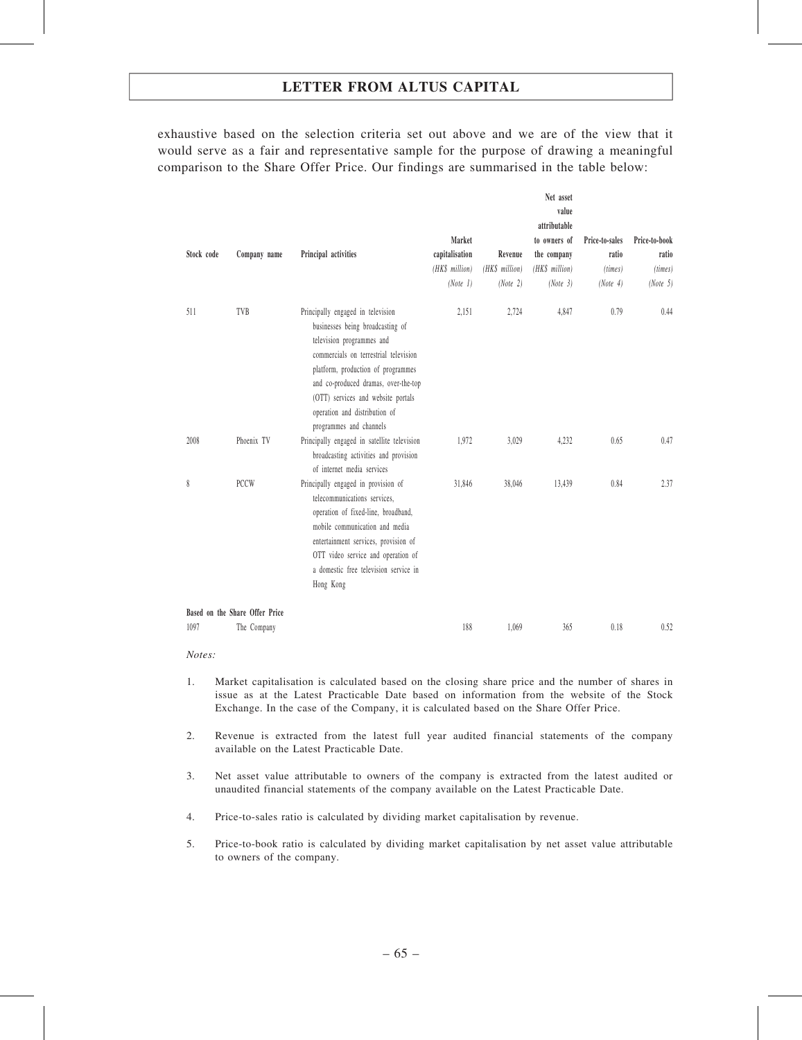exhaustive based on the selection criteria set out above and we are of the view that it would serve as a fair and representative sample for the purpose of drawing a meaningful comparison to the Share Offer Price. Our findings are summarised in the table below:

| Stock code | Company name | Principal activities | Market capitalisation (HK$ million) (Note 1) | Revenue (HK$ million) (Note 2) | Net asset value attributable to owners of the company (HK$ million) (Note 3) | Price-to-sales ratio (times) (Note 4) | Price-to-book ratio (times) (Note 5) |
|---|---|---|---|---|---|---|---|
| 511 | TVB | Principally engaged in television businesses being broadcasting of television programmes and commercials on terrestrial television platform, production of programmes and co-produced dramas, over-the-top (OTT) services and website portals operation and distribution of programmes and channels | 2,151 | 2,724 | 4,847 | 0.79 | 0.44 |
| 2008 | Phoenix TV | Principally engaged in satellite television broadcasting activities and provision of internet media services | 1,972 | 3,029 | 4,232 | 0.65 | 0.47 |
| 8 | PCCW | Principally engaged in provision of telecommunications services, operation of fixed-line, broadband, mobile communication and media entertainment services, provision of OTT video service and operation of a domestic free television service in Hong Kong | 31,846 | 38,046 | 13,439 | 0.84 | 2.37 |
| **Based on the Share Offer Price** | | | | | | | |
| 1097 | The Company | | 188 | 1,069 | 365 | 0.18 | 0.52 |

*Notes:*

1. Market capitalisation is calculated based on the closing share price and the number of shares in issue as at the Latest Practicable Date based on information from the website of the Stock Exchange. In the case of the Company, it is calculated based on the Share Offer Price.

2. Revenue is extracted from the latest full year audited financial statements of the company available on the Latest Practicable Date.

3. Net asset value attributable to owners of the company is extracted from the latest audited or unaudited financial statements of the company available on the Latest Practicable Date.

4. Price-to-sales ratio is calculated by dividing market capitalisation by revenue.

5. Price-to-book ratio is calculated by dividing market capitalisation by net asset value attributable to owners of the company.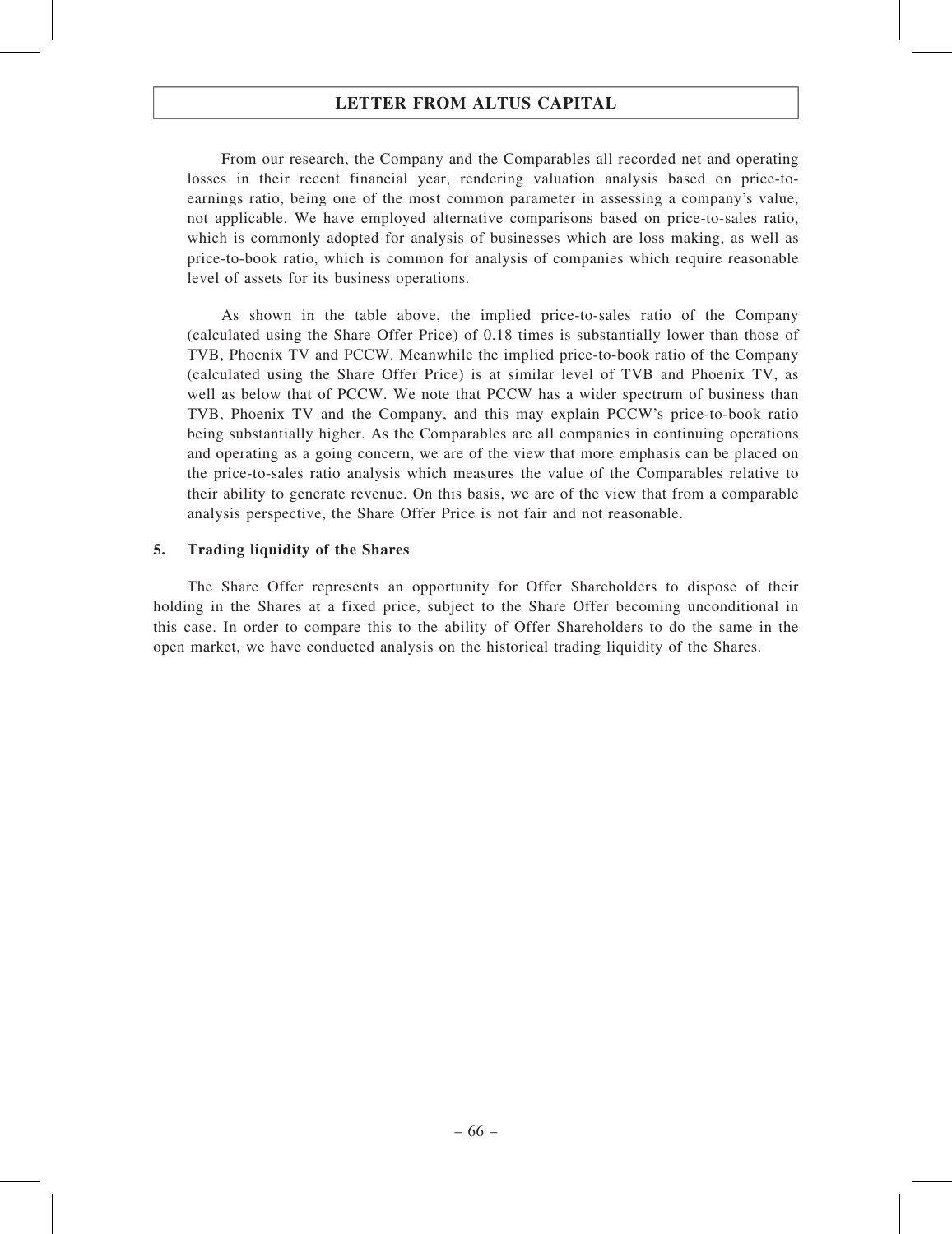From our research, the Company and the Comparables all recorded net and operating losses in their recent financial year, rendering valuation analysis based on price-to-earnings ratio, being one of the most common parameter in assessing a company's value, not applicable. We have employed alternative comparisons based on price-to-sales ratio, which is commonly adopted for analysis of businesses which are loss making, as well as price-to-book ratio, which is common for analysis of companies which require reasonable level of assets for its business operations.

As shown in the table above, the implied price-to-sales ratio of the Company (calculated using the Share Offer Price) of 0.18 times is substantially lower than those of TVB, Phoenix TV and PCCW. Meanwhile the implied price-to-book ratio of the Company (calculated using the Share Offer Price) is at similar level of TVB and Phoenix TV, as well as below that of PCCW. We note that PCCW has a wider spectrum of business than TVB, Phoenix TV and the Company, and this may explain PCCW's price-to-book ratio being substantially higher. As the Comparables are all companies in continuing operations and operating as a going concern, we are of the view that more emphasis can be placed on the price-to-sales ratio analysis which measures the value of the Comparables relative to their ability to generate revenue. On this basis, we are of the view that from a comparable analysis perspective, the Share Offer Price is not fair and not reasonable.

## 5. Trading liquidity of the Shares

The Share Offer represents an opportunity for Offer Shareholders to dispose of their holding in the Shares at a fixed price, subject to the Share Offer becoming unconditional in this case. In order to compare this to the ability of Offer Shareholders to do the same in the open market, we have conducted analysis on the historical trading liquidity of the Shares.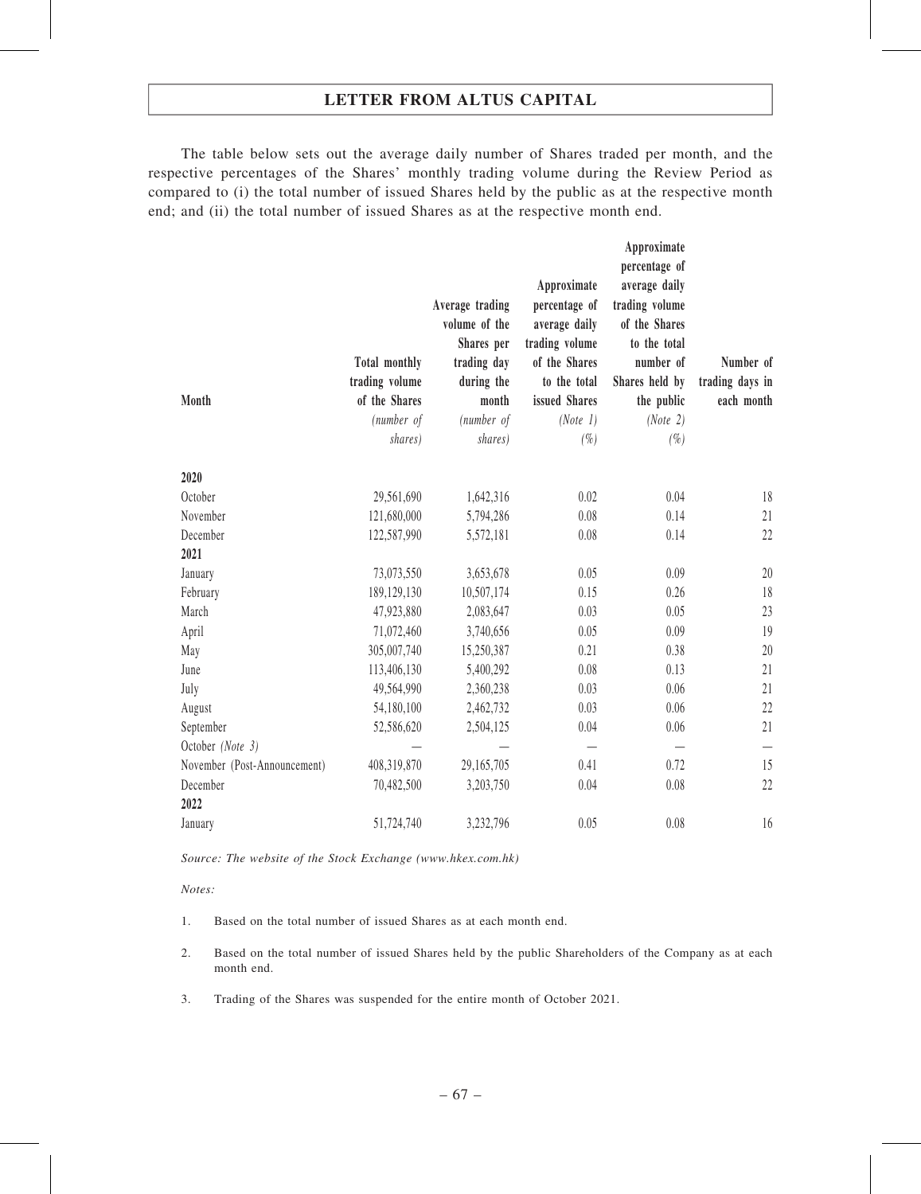## LETTER FROM ALTUS CAPITAL

The table below sets out the average daily number of Shares traded per month, and the respective percentages of the Shares' monthly trading volume during the Review Period as compared to (i) the total number of issued Shares held by the public as at the respective month end; and (ii) the total number of issued Shares as at the respective month end.

| Month | Total monthly trading volume of the Shares *(number of shares)* | Average trading volume of the Shares per trading day during the month *(number of shares)* | Approximate percentage of average daily trading volume of the Shares to the total issued Shares *(Note 1)* *(%)* | Approximate percentage of average daily trading volume of the Shares to the total number of Shares held by the public *(Note 2)* *(%)* | Number of trading days in each month |
|---|---|---|---|---|---|
| **2020** | | | | | |
| October | 29,561,690 | 1,642,316 | 0.02 | 0.04 | 18 |
| November | 121,680,000 | 5,794,286 | 0.08 | 0.14 | 21 |
| December | 122,587,990 | 5,572,181 | 0.08 | 0.14 | 22 |
| **2021** | | | | | |
| January | 73,073,550 | 3,653,678 | 0.05 | 0.09 | 20 |
| February | 189,129,130 | 10,507,174 | 0.15 | 0.26 | 18 |
| March | 47,923,880 | 2,083,647 | 0.03 | 0.05 | 23 |
| April | 71,072,460 | 3,740,656 | 0.05 | 0.09 | 19 |
| May | 305,007,740 | 15,250,387 | 0.21 | 0.38 | 20 |
| June | 113,406,130 | 5,400,292 | 0.08 | 0.13 | 21 |
| July | 49,564,990 | 2,360,238 | 0.03 | 0.06 | 21 |
| August | 54,180,100 | 2,462,732 | 0.03 | 0.06 | 22 |
| September | 52,586,620 | 2,504,125 | 0.04 | 0.06 | 21 |
| October *(Note 3)* | — | — | — | — | — |
| November (Post-Announcement) | 408,319,870 | 29,165,705 | 0.41 | 0.72 | 15 |
| December | 70,482,500 | 3,203,750 | 0.04 | 0.08 | 22 |
| **2022** | | | | | |
| January | 51,724,740 | 3,232,796 | 0.05 | 0.08 | 16 |

*Source: The website of the Stock Exchange (www.hkex.com.hk)*

*Notes:*

1. Based on the total number of issued Shares as at each month end.
2. Based on the total number of issued Shares held by the public Shareholders of the Company as at each month end.
3. Trading of the Shares was suspended for the entire month of October 2021.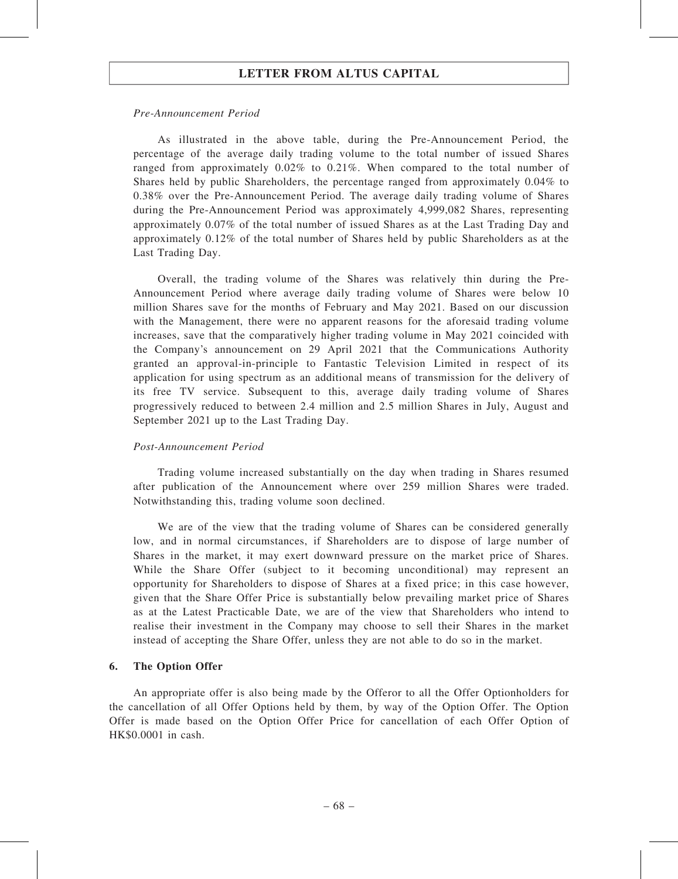*Pre-Announcement Period*

As illustrated in the above table, during the Pre-Announcement Period, the percentage of the average daily trading volume to the total number of issued Shares ranged from approximately 0.02% to 0.21%. When compared to the total number of Shares held by public Shareholders, the percentage ranged from approximately 0.04% to 0.38% over the Pre-Announcement Period. The average daily trading volume of Shares during the Pre-Announcement Period was approximately 4,999,082 Shares, representing approximately 0.07% of the total number of issued Shares as at the Last Trading Day and approximately 0.12% of the total number of Shares held by public Shareholders as at the Last Trading Day.

Overall, the trading volume of the Shares was relatively thin during the Pre-Announcement Period where average daily trading volume of Shares were below 10 million Shares save for the months of February and May 2021. Based on our discussion with the Management, there were no apparent reasons for the aforesaid trading volume increases, save that the comparatively higher trading volume in May 2021 coincided with the Company's announcement on 29 April 2021 that the Communications Authority granted an approval-in-principle to Fantastic Television Limited in respect of its application for using spectrum as an additional means of transmission for the delivery of its free TV service. Subsequent to this, average daily trading volume of Shares progressively reduced to between 2.4 million and 2.5 million Shares in July, August and September 2021 up to the Last Trading Day.

*Post-Announcement Period*

Trading volume increased substantially on the day when trading in Shares resumed after publication of the Announcement where over 259 million Shares were traded. Notwithstanding this, trading volume soon declined.

We are of the view that the trading volume of Shares can be considered generally low, and in normal circumstances, if Shareholders are to dispose of large number of Shares in the market, it may exert downward pressure on the market price of Shares. While the Share Offer (subject to it becoming unconditional) may represent an opportunity for Shareholders to dispose of Shares at a fixed price; in this case however, given that the Share Offer Price is substantially below prevailing market price of Shares as at the Latest Practicable Date, we are of the view that Shareholders who intend to realise their investment in the Company may choose to sell their Shares in the market instead of accepting the Share Offer, unless they are not able to do so in the market.

## 6. The Option Offer

An appropriate offer is also being made by the Offeror to all the Offer Optionholders for the cancellation of all Offer Options held by them, by way of the Option Offer. The Option Offer is made based on the Option Offer Price for cancellation of each Offer Option of HK$0.0001 in cash.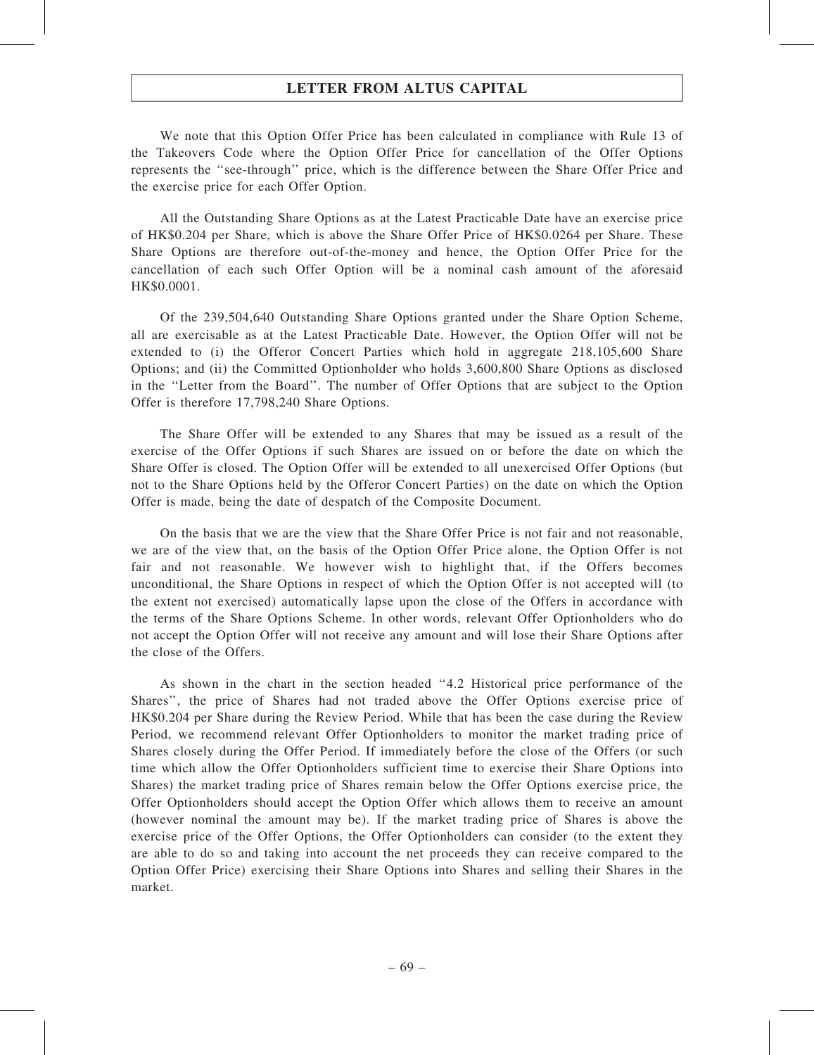We note that this Option Offer Price has been calculated in compliance with Rule 13 of the Takeovers Code where the Option Offer Price for cancellation of the Offer Options represents the ''see-through'' price, which is the difference between the Share Offer Price and the exercise price for each Offer Option.

All the Outstanding Share Options as at the Latest Practicable Date have an exercise price of HK$0.204 per Share, which is above the Share Offer Price of HK$0.0264 per Share. These Share Options are therefore out-of-the-money and hence, the Option Offer Price for the cancellation of each such Offer Option will be a nominal cash amount of the aforesaid HK$0.0001.

Of the 239,504,640 Outstanding Share Options granted under the Share Option Scheme, all are exercisable as at the Latest Practicable Date. However, the Option Offer will not be extended to (i) the Offeror Concert Parties which hold in aggregate 218,105,600 Share Options; and (ii) the Committed Optionholder who holds 3,600,800 Share Options as disclosed in the ''Letter from the Board''. The number of Offer Options that are subject to the Option Offer is therefore 17,798,240 Share Options.

The Share Offer will be extended to any Shares that may be issued as a result of the exercise of the Offer Options if such Shares are issued on or before the date on which the Share Offer is closed. The Option Offer will be extended to all unexercised Offer Options (but not to the Share Options held by the Offeror Concert Parties) on the date on which the Option Offer is made, being the date of despatch of the Composite Document.

On the basis that we are the view that the Share Offer Price is not fair and not reasonable, we are of the view that, on the basis of the Option Offer Price alone, the Option Offer is not fair and not reasonable. We however wish to highlight that, if the Offers becomes unconditional, the Share Options in respect of which the Option Offer is not accepted will (to the extent not exercised) automatically lapse upon the close of the Offers in accordance with the terms of the Share Options Scheme. In other words, relevant Offer Optionholders who do not accept the Option Offer will not receive any amount and will lose their Share Options after the close of the Offers.

As shown in the chart in the section headed ''4.2 Historical price performance of the Shares'', the price of Shares had not traded above the Offer Options exercise price of HK$0.204 per Share during the Review Period. While that has been the case during the Review Period, we recommend relevant Offer Optionholders to monitor the market trading price of Shares closely during the Offer Period. If immediately before the close of the Offers (or such time which allow the Offer Optionholders sufficient time to exercise their Share Options into Shares) the market trading price of Shares remain below the Offer Options exercise price, the Offer Optionholders should accept the Option Offer which allows them to receive an amount (however nominal the amount may be). If the market trading price of Shares is above the exercise price of the Offer Options, the Offer Optionholders can consider (to the extent they are able to do so and taking into account the net proceeds they can receive compared to the Option Offer Price) exercising their Share Options into Shares and selling their Shares in the market.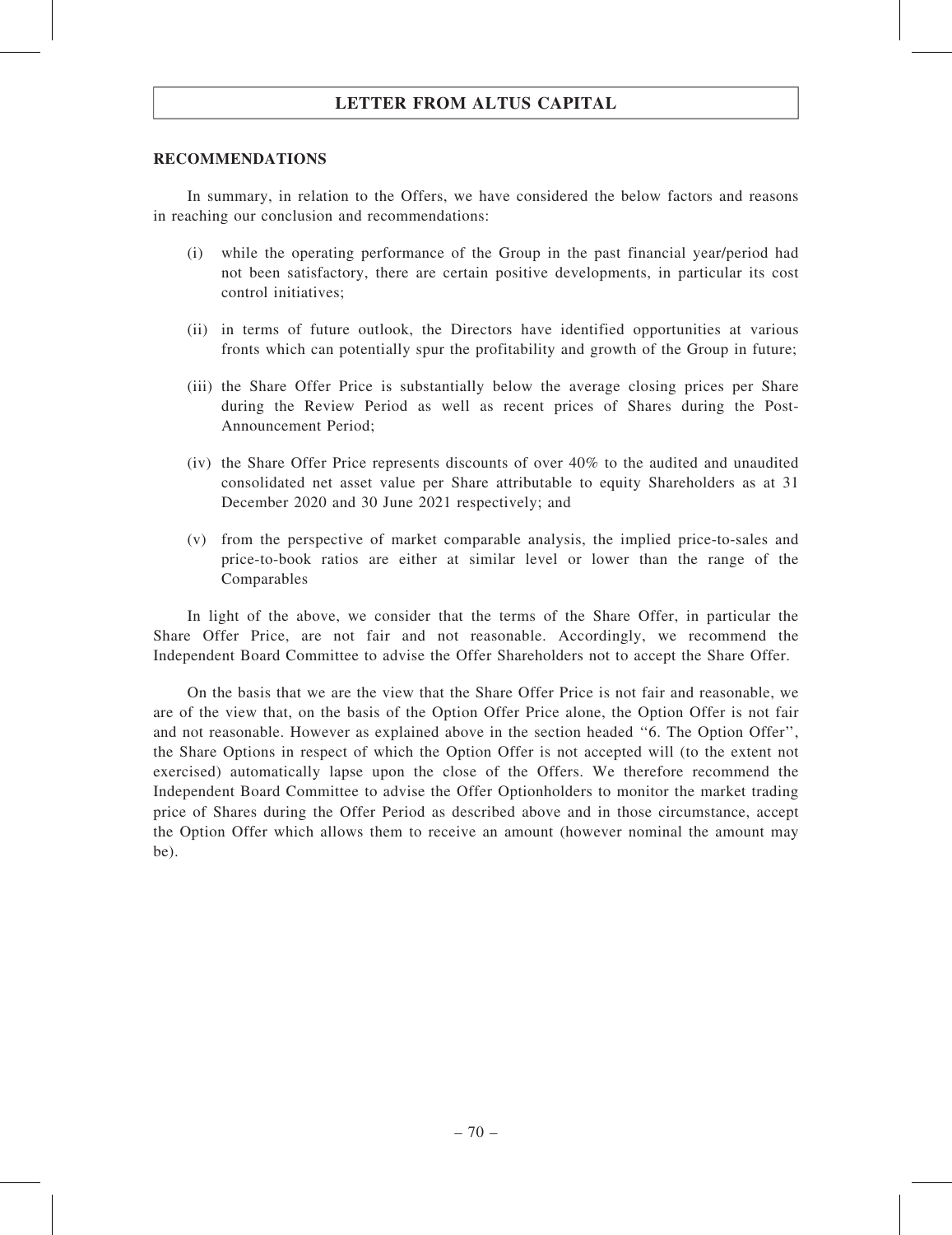## RECOMMENDATIONS

In summary, in relation to the Offers, we have considered the below factors and reasons in reaching our conclusion and recommendations:

(i) while the operating performance of the Group in the past financial year/period had not been satisfactory, there are certain positive developments, in particular its cost control initiatives;

(ii) in terms of future outlook, the Directors have identified opportunities at various fronts which can potentially spur the profitability and growth of the Group in future;

(iii) the Share Offer Price is substantially below the average closing prices per Share during the Review Period as well as recent prices of Shares during the Post-Announcement Period;

(iv) the Share Offer Price represents discounts of over 40% to the audited and unaudited consolidated net asset value per Share attributable to equity Shareholders as at 31 December 2020 and 30 June 2021 respectively; and

(v) from the perspective of market comparable analysis, the implied price-to-sales and price-to-book ratios are either at similar level or lower than the range of the Comparables

In light of the above, we consider that the terms of the Share Offer, in particular the Share Offer Price, are not fair and not reasonable. Accordingly, we recommend the Independent Board Committee to advise the Offer Shareholders not to accept the Share Offer.

On the basis that we are the view that the Share Offer Price is not fair and reasonable, we are of the view that, on the basis of the Option Offer Price alone, the Option Offer is not fair and not reasonable. However as explained above in the section headed "6. The Option Offer", the Share Options in respect of which the Option Offer is not accepted will (to the extent not exercised) automatically lapse upon the close of the Offers. We therefore recommend the Independent Board Committee to advise the Offer Optionholders to monitor the market trading price of Shares during the Offer Period as described above and in those circumstance, accept the Option Offer which allows them to receive an amount (however nominal the amount may be).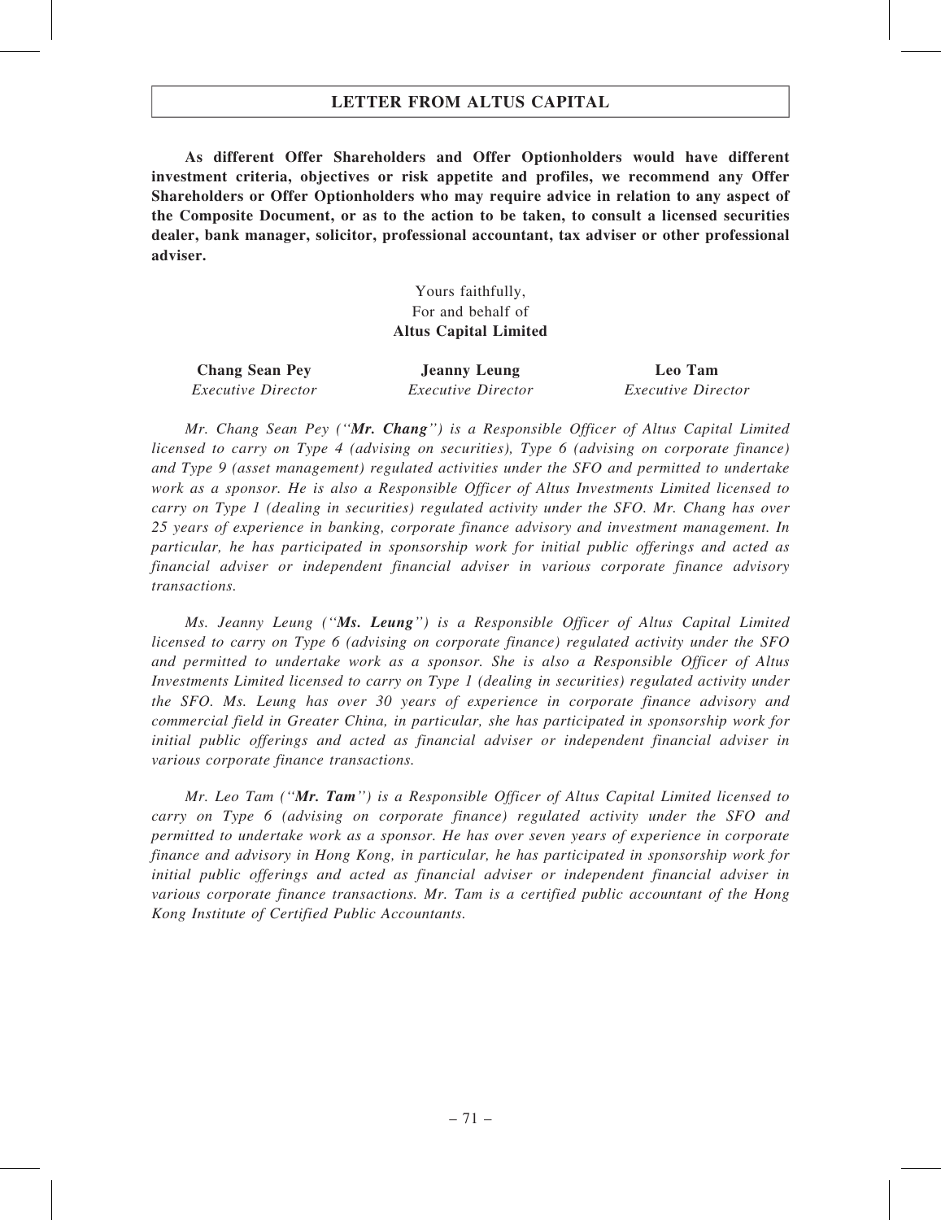**As different Offer Shareholders and Offer Optionholders would have different investment criteria, objectives or risk appetite and profiles, we recommend any Offer Shareholders or Offer Optionholders who may require advice in relation to any aspect of the Composite Document, or as to the action to be taken, to consult a licensed securities dealer, bank manager, solicitor, professional accountant, tax adviser or other professional adviser.**

Yours faithfully,
For and behalf of
**Altus Capital Limited**

| **Chang Sean Pey** | **Jeanny Leung** | **Leo Tam** |
|---|---|---|
| *Executive Director* | *Executive Director* | *Executive Director* |

*Mr. Chang Sean Pey ("**Mr. Chang**") is a Responsible Officer of Altus Capital Limited licensed to carry on Type 4 (advising on securities), Type 6 (advising on corporate finance) and Type 9 (asset management) regulated activities under the SFO and permitted to undertake work as a sponsor. He is also a Responsible Officer of Altus Investments Limited licensed to carry on Type 1 (dealing in securities) regulated activity under the SFO. Mr. Chang has over 25 years of experience in banking, corporate finance advisory and investment management. In particular, he has participated in sponsorship work for initial public offerings and acted as financial adviser or independent financial adviser in various corporate finance advisory transactions.*

*Ms. Jeanny Leung ("**Ms. Leung**") is a Responsible Officer of Altus Capital Limited licensed to carry on Type 6 (advising on corporate finance) regulated activity under the SFO and permitted to undertake work as a sponsor. She is also a Responsible Officer of Altus Investments Limited licensed to carry on Type 1 (dealing in securities) regulated activity under the SFO. Ms. Leung has over 30 years of experience in corporate finance advisory and commercial field in Greater China, in particular, she has participated in sponsorship work for initial public offerings and acted as financial adviser or independent financial adviser in various corporate finance transactions.*

*Mr. Leo Tam ("**Mr. Tam**") is a Responsible Officer of Altus Capital Limited licensed to carry on Type 6 (advising on corporate finance) regulated activity under the SFO and permitted to undertake work as a sponsor. He has over seven years of experience in corporate finance and advisory in Hong Kong, in particular, he has participated in sponsorship work for initial public offerings and acted as financial adviser or independent financial adviser in various corporate finance transactions. Mr. Tam is a certified public accountant of the Hong Kong Institute of Certified Public Accountants.*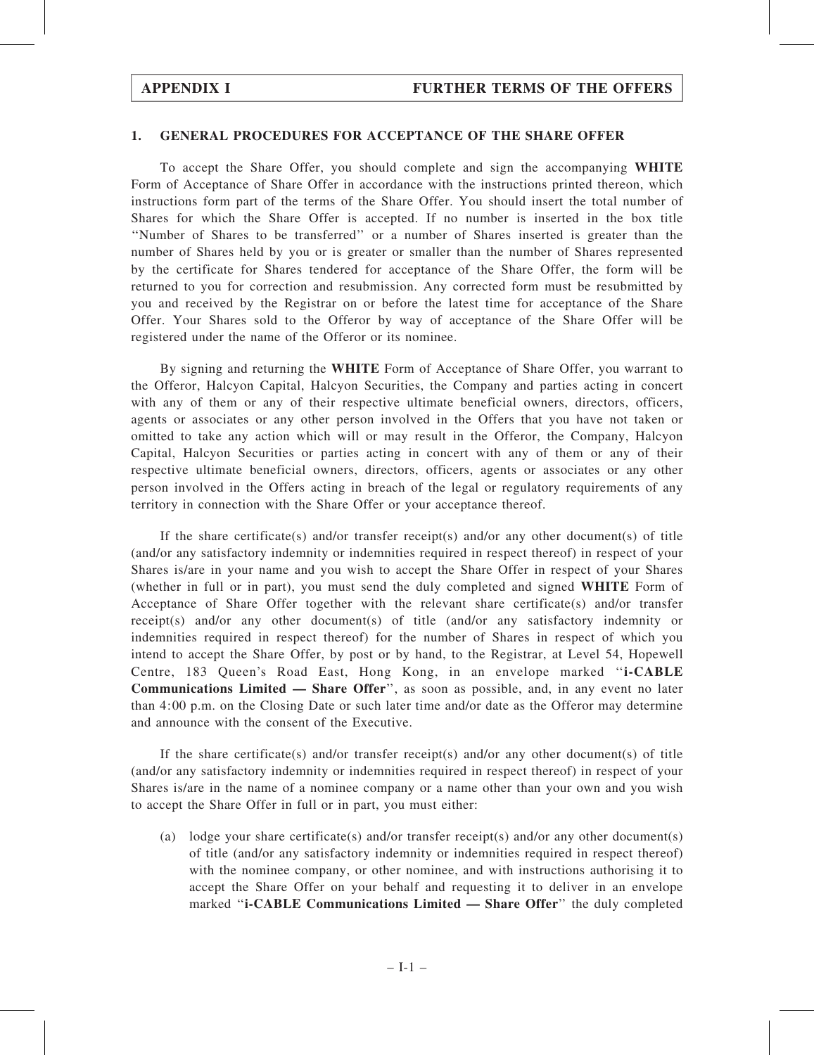## 1. GENERAL PROCEDURES FOR ACCEPTANCE OF THE SHARE OFFER

To accept the Share Offer, you should complete and sign the accompanying **WHITE** Form of Acceptance of Share Offer in accordance with the instructions printed thereon, which instructions form part of the terms of the Share Offer. You should insert the total number of Shares for which the Share Offer is accepted. If no number is inserted in the box title ''Number of Shares to be transferred'' or a number of Shares inserted is greater than the number of Shares held by you or is greater or smaller than the number of Shares represented by the certificate for Shares tendered for acceptance of the Share Offer, the form will be returned to you for correction and resubmission. Any corrected form must be resubmitted by you and received by the Registrar on or before the latest time for acceptance of the Share Offer. Your Shares sold to the Offeror by way of acceptance of the Share Offer will be registered under the name of the Offeror or its nominee.

By signing and returning the **WHITE** Form of Acceptance of Share Offer, you warrant to the Offeror, Halcyon Capital, Halcyon Securities, the Company and parties acting in concert with any of them or any of their respective ultimate beneficial owners, directors, officers, agents or associates or any other person involved in the Offers that you have not taken or omitted to take any action which will or may result in the Offeror, the Company, Halcyon Capital, Halcyon Securities or parties acting in concert with any of them or any of their respective ultimate beneficial owners, directors, officers, agents or associates or any other person involved in the Offers acting in breach of the legal or regulatory requirements of any territory in connection with the Share Offer or your acceptance thereof.

If the share certificate(s) and/or transfer receipt(s) and/or any other document(s) of title (and/or any satisfactory indemnity or indemnities required in respect thereof) in respect of your Shares is/are in your name and you wish to accept the Share Offer in respect of your Shares (whether in full or in part), you must send the duly completed and signed **WHITE** Form of Acceptance of Share Offer together with the relevant share certificate(s) and/or transfer receipt(s) and/or any other document(s) of title (and/or any satisfactory indemnity or indemnities required in respect thereof) for the number of Shares in respect of which you intend to accept the Share Offer, by post or by hand, to the Registrar, at Level 54, Hopewell Centre, 183 Queen's Road East, Hong Kong, in an envelope marked ''**i-CABLE Communications Limited — Share Offer**'', as soon as possible, and, in any event no later than 4:00 p.m. on the Closing Date or such later time and/or date as the Offeror may determine and announce with the consent of the Executive.

If the share certificate(s) and/or transfer receipt(s) and/or any other document(s) of title (and/or any satisfactory indemnity or indemnities required in respect thereof) in respect of your Shares is/are in the name of a nominee company or a name other than your own and you wish to accept the Share Offer in full or in part, you must either:

(a) lodge your share certificate(s) and/or transfer receipt(s) and/or any other document(s) of title (and/or any satisfactory indemnity or indemnities required in respect thereof) with the nominee company, or other nominee, and with instructions authorising it to accept the Share Offer on your behalf and requesting it to deliver in an envelope marked ''**i-CABLE Communications Limited — Share Offer**'' the duly completed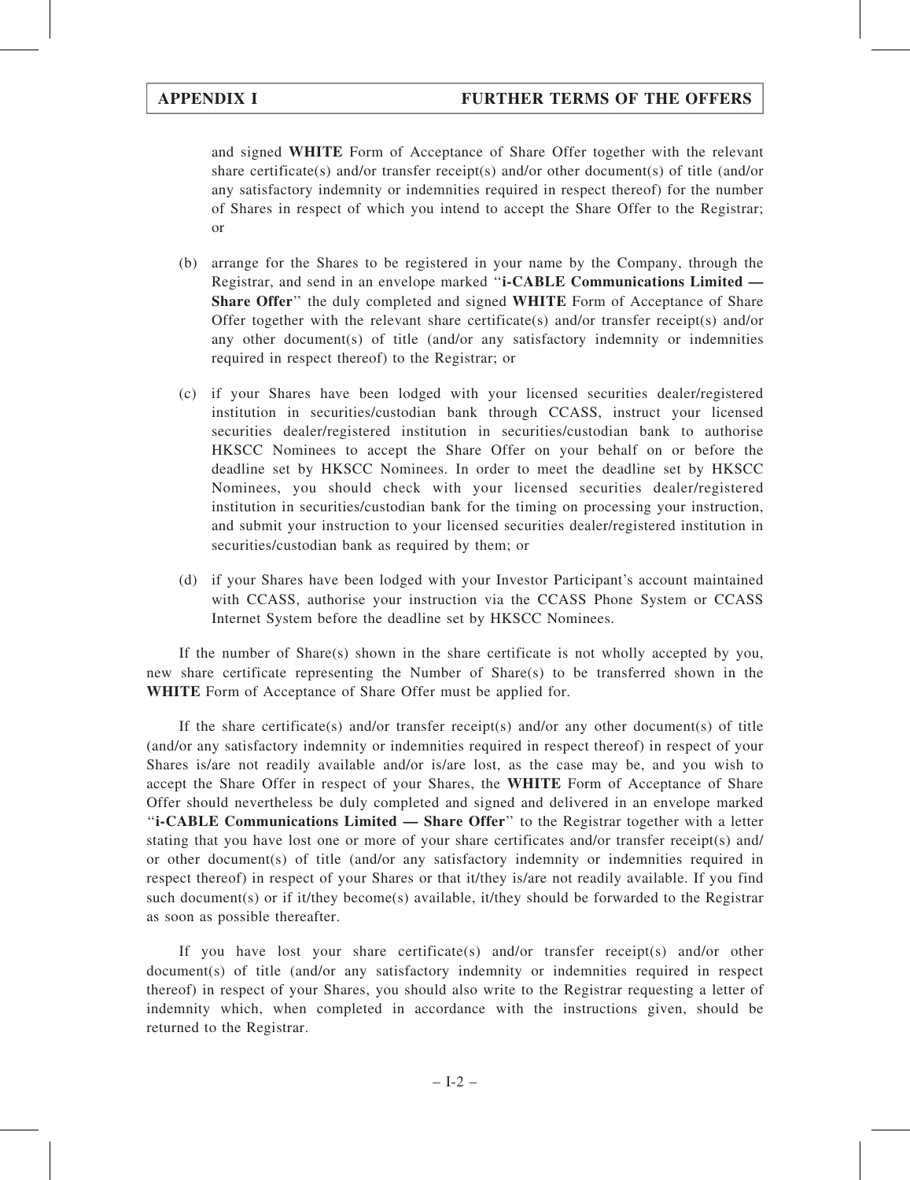and signed **WHITE** Form of Acceptance of Share Offer together with the relevant share certificate(s) and/or transfer receipt(s) and/or other document(s) of title (and/or any satisfactory indemnity or indemnities required in respect thereof) for the number of Shares in respect of which you intend to accept the Share Offer to the Registrar; or

(b) arrange for the Shares to be registered in your name by the Company, through the Registrar, and send in an envelope marked "**i-CABLE Communications Limited — Share Offer**" the duly completed and signed **WHITE** Form of Acceptance of Share Offer together with the relevant share certificate(s) and/or transfer receipt(s) and/or any other document(s) of title (and/or any satisfactory indemnity or indemnities required in respect thereof) to the Registrar; or

(c) if your Shares have been lodged with your licensed securities dealer/registered institution in securities/custodian bank through CCASS, instruct your licensed securities dealer/registered institution in securities/custodian bank to authorise HKSCC Nominees to accept the Share Offer on your behalf on or before the deadline set by HKSCC Nominees. In order to meet the deadline set by HKSCC Nominees, you should check with your licensed securities dealer/registered institution in securities/custodian bank for the timing on processing your instruction, and submit your instruction to your licensed securities dealer/registered institution in securities/custodian bank as required by them; or

(d) if your Shares have been lodged with your Investor Participant's account maintained with CCASS, authorise your instruction via the CCASS Phone System or CCASS Internet System before the deadline set by HKSCC Nominees.

If the number of Share(s) shown in the share certificate is not wholly accepted by you, new share certificate representing the Number of Share(s) to be transferred shown in the **WHITE** Form of Acceptance of Share Offer must be applied for.

If the share certificate(s) and/or transfer receipt(s) and/or any other document(s) of title (and/or any satisfactory indemnity or indemnities required in respect thereof) in respect of your Shares is/are not readily available and/or is/are lost, as the case may be, and you wish to accept the Share Offer in respect of your Shares, the **WHITE** Form of Acceptance of Share Offer should nevertheless be duly completed and signed and delivered in an envelope marked "**i-CABLE Communications Limited — Share Offer**" to the Registrar together with a letter stating that you have lost one or more of your share certificates and/or transfer receipt(s) and/or other document(s) of title (and/or any satisfactory indemnity or indemnities required in respect thereof) in respect of your Shares or that it/they is/are not readily available. If you find such document(s) or if it/they become(s) available, it/they should be forwarded to the Registrar as soon as possible thereafter.

If you have lost your share certificate(s) and/or transfer receipt(s) and/or other document(s) of title (and/or any satisfactory indemnity or indemnities required in respect thereof) in respect of your Shares, you should also write to the Registrar requesting a letter of indemnity which, when completed in accordance with the instructions given, should be returned to the Registrar.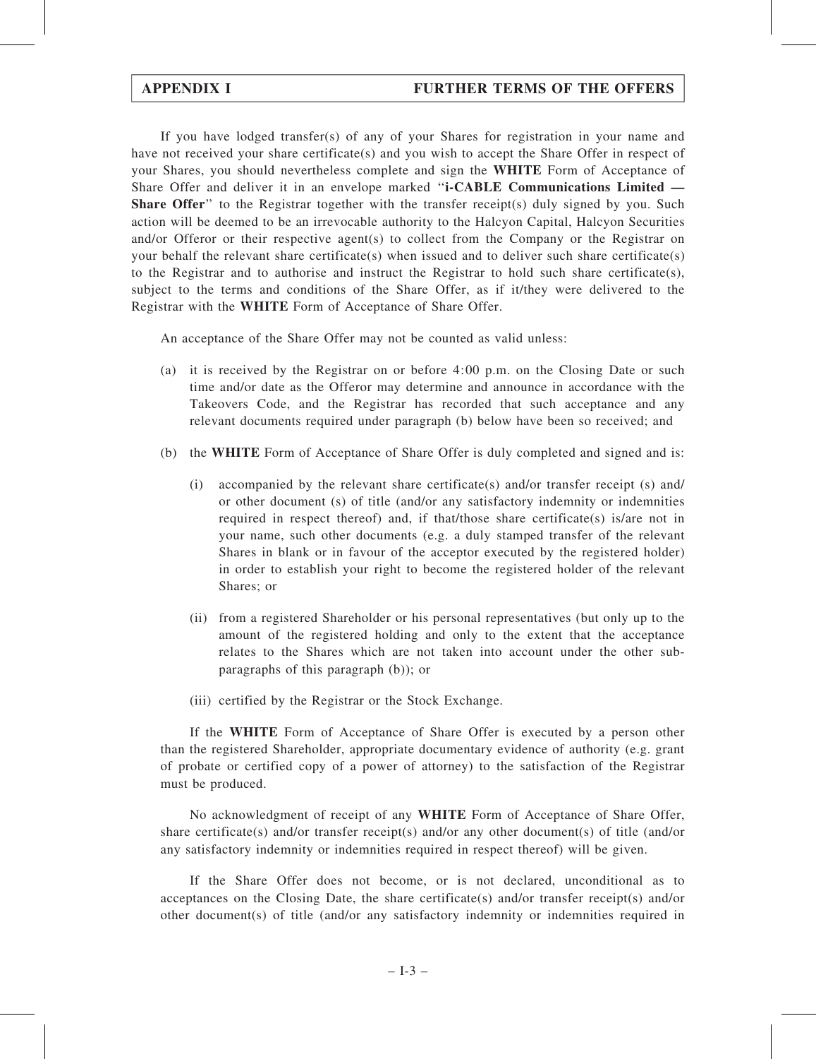If you have lodged transfer(s) of any of your Shares for registration in your name and have not received your share certificate(s) and you wish to accept the Share Offer in respect of your Shares, you should nevertheless complete and sign the **WHITE** Form of Acceptance of Share Offer and deliver it in an envelope marked ''**i-CABLE Communications Limited — Share Offer**'' to the Registrar together with the transfer receipt(s) duly signed by you. Such action will be deemed to be an irrevocable authority to the Halcyon Capital, Halcyon Securities and/or Offeror or their respective agent(s) to collect from the Company or the Registrar on your behalf the relevant share certificate(s) when issued and to deliver such share certificate(s) to the Registrar and to authorise and instruct the Registrar to hold such share certificate(s), subject to the terms and conditions of the Share Offer, as if it/they were delivered to the Registrar with the **WHITE** Form of Acceptance of Share Offer.

An acceptance of the Share Offer may not be counted as valid unless:

(a) it is received by the Registrar on or before 4:00 p.m. on the Closing Date or such time and/or date as the Offeror may determine and announce in accordance with the Takeovers Code, and the Registrar has recorded that such acceptance and any relevant documents required under paragraph (b) below have been so received; and

(b) the **WHITE** Form of Acceptance of Share Offer is duly completed and signed and is:

   (i) accompanied by the relevant share certificate(s) and/or transfer receipt (s) and/or other document (s) of title (and/or any satisfactory indemnity or indemnities required in respect thereof) and, if that/those share certificate(s) is/are not in your name, such other documents (e.g. a duly stamped transfer of the relevant Shares in blank or in favour of the acceptor executed by the registered holder) in order to establish your right to become the registered holder of the relevant Shares; or

   (ii) from a registered Shareholder or his personal representatives (but only up to the amount of the registered holding and only to the extent that the acceptance relates to the Shares which are not taken into account under the other sub-paragraphs of this paragraph (b)); or

   (iii) certified by the Registrar or the Stock Exchange.

If the **WHITE** Form of Acceptance of Share Offer is executed by a person other than the registered Shareholder, appropriate documentary evidence of authority (e.g. grant of probate or certified copy of a power of attorney) to the satisfaction of the Registrar must be produced.

No acknowledgment of receipt of any **WHITE** Form of Acceptance of Share Offer, share certificate(s) and/or transfer receipt(s) and/or any other document(s) of title (and/or any satisfactory indemnity or indemnities required in respect thereof) will be given.

If the Share Offer does not become, or is not declared, unconditional as to acceptances on the Closing Date, the share certificate(s) and/or transfer receipt(s) and/or other document(s) of title (and/or any satisfactory indemnity or indemnities required in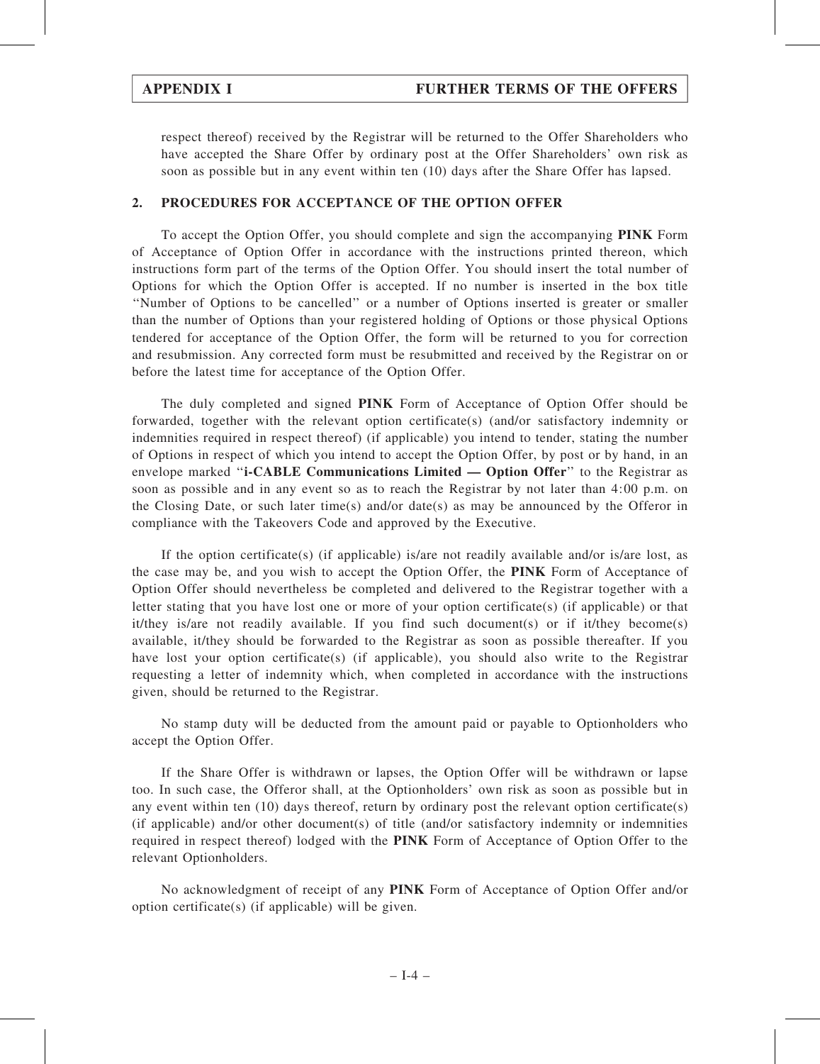respect thereof) received by the Registrar will be returned to the Offer Shareholders who have accepted the Share Offer by ordinary post at the Offer Shareholders' own risk as soon as possible but in any event within ten (10) days after the Share Offer has lapsed.

## 2. PROCEDURES FOR ACCEPTANCE OF THE OPTION OFFER

To accept the Option Offer, you should complete and sign the accompanying **PINK** Form of Acceptance of Option Offer in accordance with the instructions printed thereon, which instructions form part of the terms of the Option Offer. You should insert the total number of Options for which the Option Offer is accepted. If no number is inserted in the box title ''Number of Options to be cancelled'' or a number of Options inserted is greater or smaller than the number of Options than your registered holding of Options or those physical Options tendered for acceptance of the Option Offer, the form will be returned to you for correction and resubmission. Any corrected form must be resubmitted and received by the Registrar on or before the latest time for acceptance of the Option Offer.

The duly completed and signed **PINK** Form of Acceptance of Option Offer should be forwarded, together with the relevant option certificate(s) (and/or satisfactory indemnity or indemnities required in respect thereof) (if applicable) you intend to tender, stating the number of Options in respect of which you intend to accept the Option Offer, by post or by hand, in an envelope marked ''**i-CABLE Communications Limited — Option Offer**'' to the Registrar as soon as possible and in any event so as to reach the Registrar by not later than 4:00 p.m. on the Closing Date, or such later time(s) and/or date(s) as may be announced by the Offeror in compliance with the Takeovers Code and approved by the Executive.

If the option certificate(s) (if applicable) is/are not readily available and/or is/are lost, as the case may be, and you wish to accept the Option Offer, the **PINK** Form of Acceptance of Option Offer should nevertheless be completed and delivered to the Registrar together with a letter stating that you have lost one or more of your option certificate(s) (if applicable) or that it/they is/are not readily available. If you find such document(s) or if it/they become(s) available, it/they should be forwarded to the Registrar as soon as possible thereafter. If you have lost your option certificate(s) (if applicable), you should also write to the Registrar requesting a letter of indemnity which, when completed in accordance with the instructions given, should be returned to the Registrar.

No stamp duty will be deducted from the amount paid or payable to Optionholders who accept the Option Offer.

If the Share Offer is withdrawn or lapses, the Option Offer will be withdrawn or lapse too. In such case, the Offeror shall, at the Optionholders' own risk as soon as possible but in any event within ten (10) days thereof, return by ordinary post the relevant option certificate(s) (if applicable) and/or other document(s) of title (and/or satisfactory indemnity or indemnities required in respect thereof) lodged with the **PINK** Form of Acceptance of Option Offer to the relevant Optionholders.

No acknowledgment of receipt of any **PINK** Form of Acceptance of Option Offer and/or option certificate(s) (if applicable) will be given.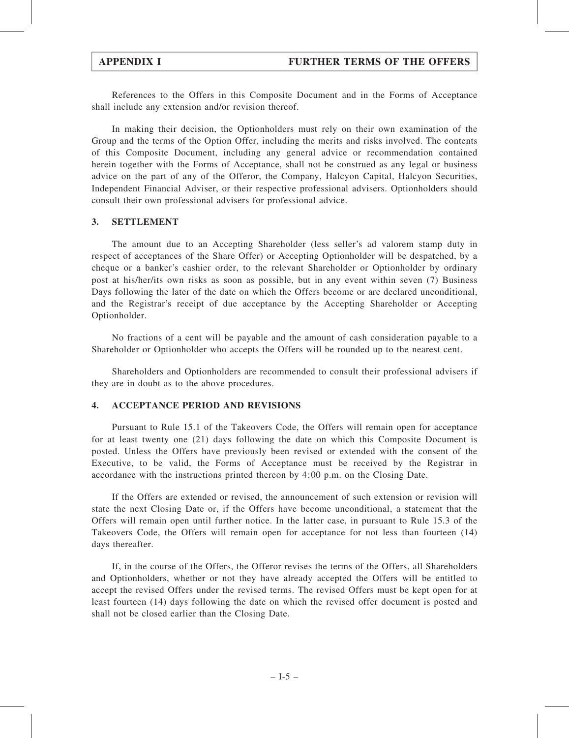References to the Offers in this Composite Document and in the Forms of Acceptance shall include any extension and/or revision thereof.

In making their decision, the Optionholders must rely on their own examination of the Group and the terms of the Option Offer, including the merits and risks involved. The contents of this Composite Document, including any general advice or recommendation contained herein together with the Forms of Acceptance, shall not be construed as any legal or business advice on the part of any of the Offeror, the Company, Halcyon Capital, Halcyon Securities, Independent Financial Adviser, or their respective professional advisers. Optionholders should consult their own professional advisers for professional advice.

## 3. SETTLEMENT

The amount due to an Accepting Shareholder (less seller's ad valorem stamp duty in respect of acceptances of the Share Offer) or Accepting Optionholder will be despatched, by a cheque or a banker's cashier order, to the relevant Shareholder or Optionholder by ordinary post at his/her/its own risks as soon as possible, but in any event within seven (7) Business Days following the later of the date on which the Offers become or are declared unconditional, and the Registrar's receipt of due acceptance by the Accepting Shareholder or Accepting Optionholder.

No fractions of a cent will be payable and the amount of cash consideration payable to a Shareholder or Optionholder who accepts the Offers will be rounded up to the nearest cent.

Shareholders and Optionholders are recommended to consult their professional advisers if they are in doubt as to the above procedures.

## 4. ACCEPTANCE PERIOD AND REVISIONS

Pursuant to Rule 15.1 of the Takeovers Code, the Offers will remain open for acceptance for at least twenty one (21) days following the date on which this Composite Document is posted. Unless the Offers have previously been revised or extended with the consent of the Executive, to be valid, the Forms of Acceptance must be received by the Registrar in accordance with the instructions printed thereon by 4:00 p.m. on the Closing Date.

If the Offers are extended or revised, the announcement of such extension or revision will state the next Closing Date or, if the Offers have become unconditional, a statement that the Offers will remain open until further notice. In the latter case, in pursuant to Rule 15.3 of the Takeovers Code, the Offers will remain open for acceptance for not less than fourteen (14) days thereafter.

If, in the course of the Offers, the Offeror revises the terms of the Offers, all Shareholders and Optionholders, whether or not they have already accepted the Offers will be entitled to accept the revised Offers under the revised terms. The revised Offers must be kept open for at least fourteen (14) days following the date on which the revised offer document is posted and shall not be closed earlier than the Closing Date.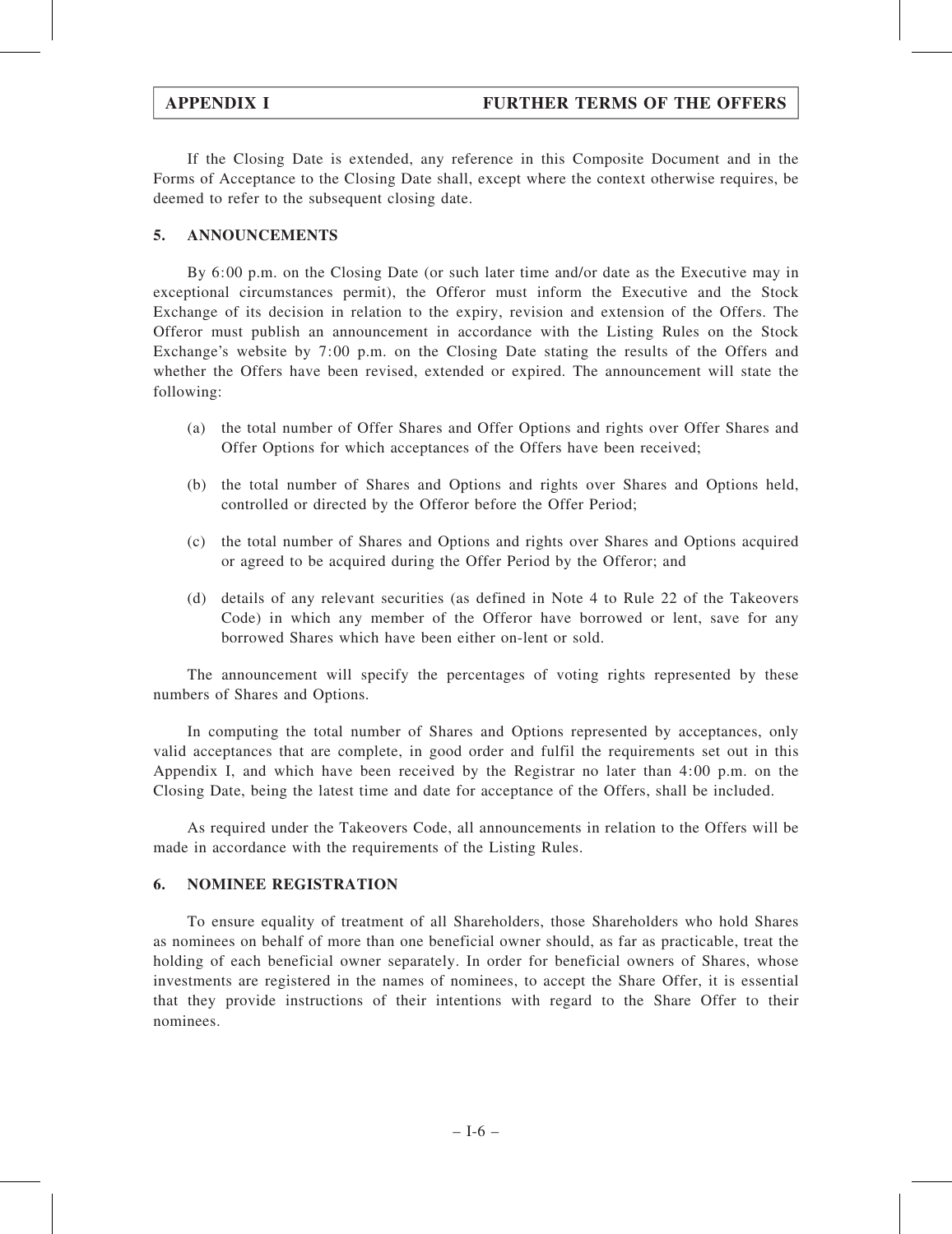If the Closing Date is extended, any reference in this Composite Document and in the Forms of Acceptance to the Closing Date shall, except where the context otherwise requires, be deemed to refer to the subsequent closing date.

## 5. ANNOUNCEMENTS

By 6:00 p.m. on the Closing Date (or such later time and/or date as the Executive may in exceptional circumstances permit), the Offeror must inform the Executive and the Stock Exchange of its decision in relation to the expiry, revision and extension of the Offers. The Offeror must publish an announcement in accordance with the Listing Rules on the Stock Exchange's website by 7:00 p.m. on the Closing Date stating the results of the Offers and whether the Offers have been revised, extended or expired. The announcement will state the following:

(a) the total number of Offer Shares and Offer Options and rights over Offer Shares and Offer Options for which acceptances of the Offers have been received;

(b) the total number of Shares and Options and rights over Shares and Options held, controlled or directed by the Offeror before the Offer Period;

(c) the total number of Shares and Options and rights over Shares and Options acquired or agreed to be acquired during the Offer Period by the Offeror; and

(d) details of any relevant securities (as defined in Note 4 to Rule 22 of the Takeovers Code) in which any member of the Offeror have borrowed or lent, save for any borrowed Shares which have been either on-lent or sold.

The announcement will specify the percentages of voting rights represented by these numbers of Shares and Options.

In computing the total number of Shares and Options represented by acceptances, only valid acceptances that are complete, in good order and fulfil the requirements set out in this Appendix I, and which have been received by the Registrar no later than 4:00 p.m. on the Closing Date, being the latest time and date for acceptance of the Offers, shall be included.

As required under the Takeovers Code, all announcements in relation to the Offers will be made in accordance with the requirements of the Listing Rules.

## 6. NOMINEE REGISTRATION

To ensure equality of treatment of all Shareholders, those Shareholders who hold Shares as nominees on behalf of more than one beneficial owner should, as far as practicable, treat the holding of each beneficial owner separately. In order for beneficial owners of Shares, whose investments are registered in the names of nominees, to accept the Share Offer, it is essential that they provide instructions of their intentions with regard to the Share Offer to their nominees.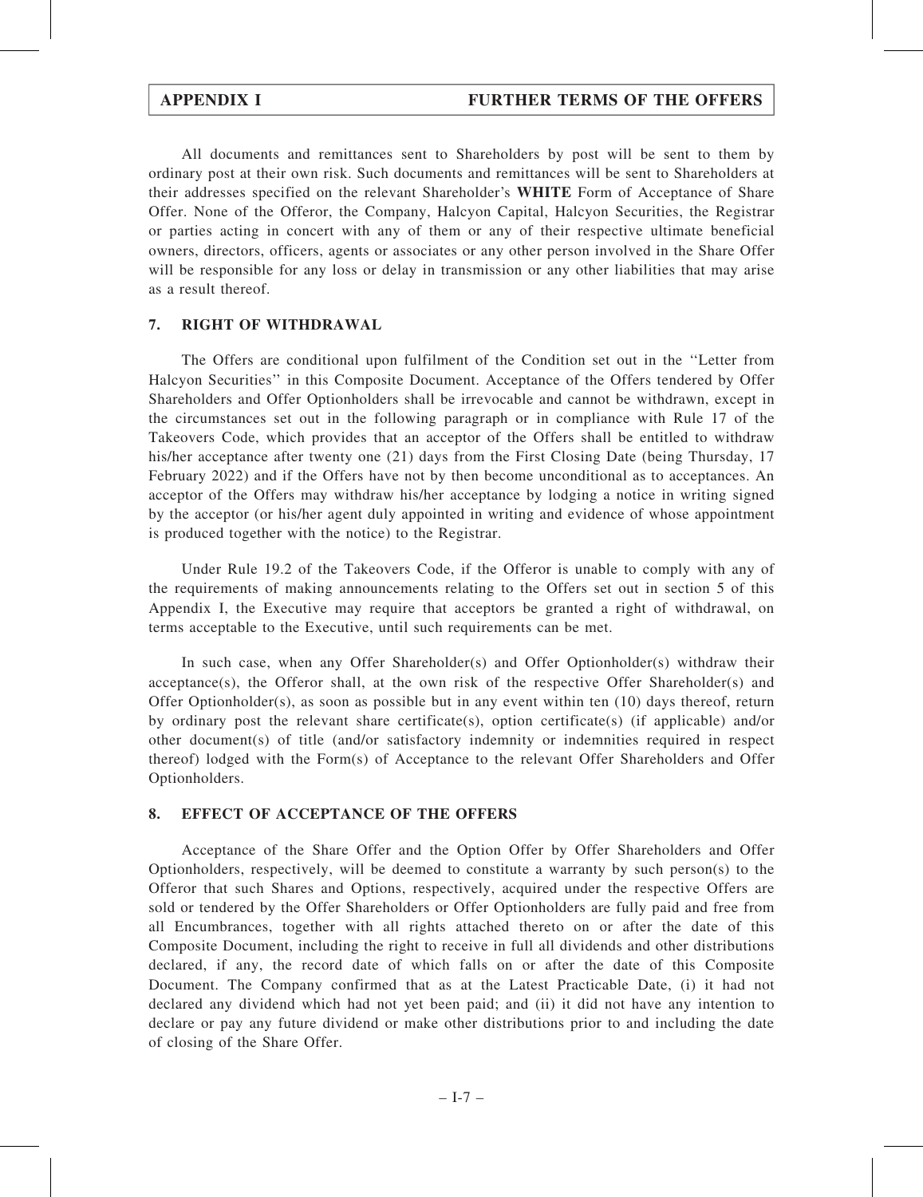All documents and remittances sent to Shareholders by post will be sent to them by ordinary post at their own risk. Such documents and remittances will be sent to Shareholders at their addresses specified on the relevant Shareholder's **WHITE** Form of Acceptance of Share Offer. None of the Offeror, the Company, Halcyon Capital, Halcyon Securities, the Registrar or parties acting in concert with any of them or any of their respective ultimate beneficial owners, directors, officers, agents or associates or any other person involved in the Share Offer will be responsible for any loss or delay in transmission or any other liabilities that may arise as a result thereof.

## 7. RIGHT OF WITHDRAWAL

The Offers are conditional upon fulfilment of the Condition set out in the ''Letter from Halcyon Securities'' in this Composite Document. Acceptance of the Offers tendered by Offer Shareholders and Offer Optionholders shall be irrevocable and cannot be withdrawn, except in the circumstances set out in the following paragraph or in compliance with Rule 17 of the Takeovers Code, which provides that an acceptor of the Offers shall be entitled to withdraw his/her acceptance after twenty one (21) days from the First Closing Date (being Thursday, 17 February 2022) and if the Offers have not by then become unconditional as to acceptances. An acceptor of the Offers may withdraw his/her acceptance by lodging a notice in writing signed by the acceptor (or his/her agent duly appointed in writing and evidence of whose appointment is produced together with the notice) to the Registrar.

Under Rule 19.2 of the Takeovers Code, if the Offeror is unable to comply with any of the requirements of making announcements relating to the Offers set out in section 5 of this Appendix I, the Executive may require that acceptors be granted a right of withdrawal, on terms acceptable to the Executive, until such requirements can be met.

In such case, when any Offer Shareholder(s) and Offer Optionholder(s) withdraw their acceptance(s), the Offeror shall, at the own risk of the respective Offer Shareholder(s) and Offer Optionholder(s), as soon as possible but in any event within ten (10) days thereof, return by ordinary post the relevant share certificate(s), option certificate(s) (if applicable) and/or other document(s) of title (and/or satisfactory indemnity or indemnities required in respect thereof) lodged with the Form(s) of Acceptance to the relevant Offer Shareholders and Offer Optionholders.

## 8. EFFECT OF ACCEPTANCE OF THE OFFERS

Acceptance of the Share Offer and the Option Offer by Offer Shareholders and Offer Optionholders, respectively, will be deemed to constitute a warranty by such person(s) to the Offeror that such Shares and Options, respectively, acquired under the respective Offers are sold or tendered by the Offer Shareholders or Offer Optionholders are fully paid and free from all Encumbrances, together with all rights attached thereto on or after the date of this Composite Document, including the right to receive in full all dividends and other distributions declared, if any, the record date of which falls on or after the date of this Composite Document. The Company confirmed that as at the Latest Practicable Date, (i) it had not declared any dividend which had not yet been paid; and (ii) it did not have any intention to declare or pay any future dividend or make other distributions prior to and including the date of closing of the Share Offer.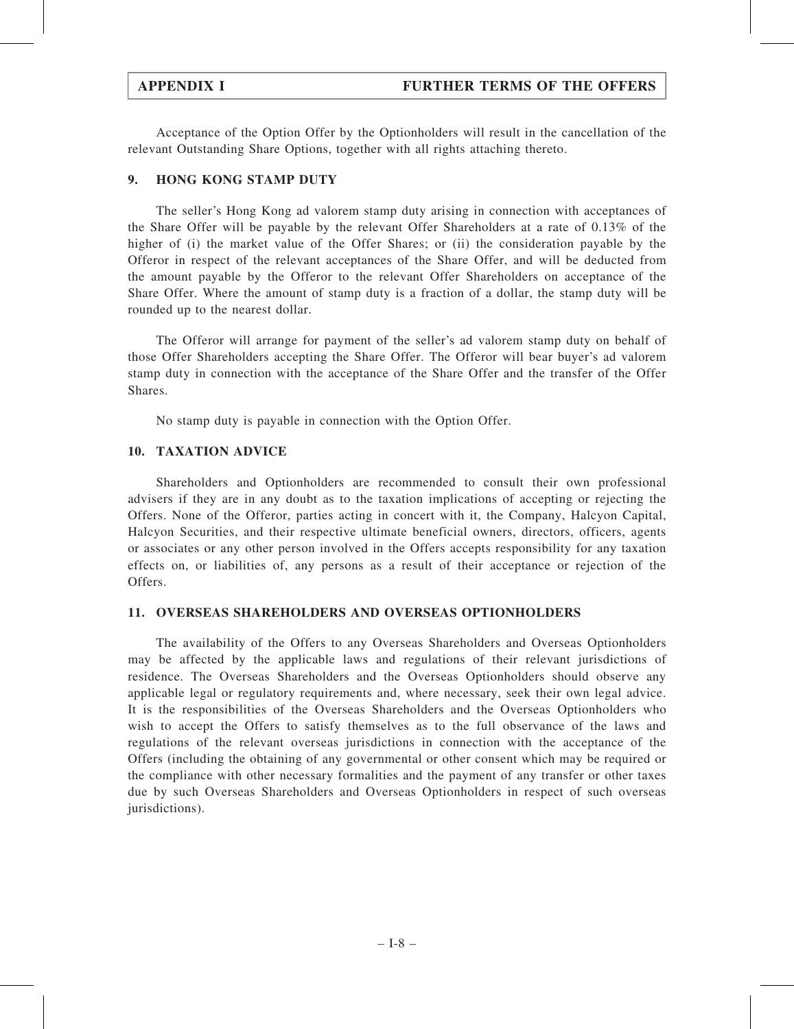Acceptance of the Option Offer by the Optionholders will result in the cancellation of the relevant Outstanding Share Options, together with all rights attaching thereto.

## 9. HONG KONG STAMP DUTY

The seller's Hong Kong ad valorem stamp duty arising in connection with acceptances of the Share Offer will be payable by the relevant Offer Shareholders at a rate of 0.13% of the higher of (i) the market value of the Offer Shares; or (ii) the consideration payable by the Offeror in respect of the relevant acceptances of the Share Offer, and will be deducted from the amount payable by the Offeror to the relevant Offer Shareholders on acceptance of the Share Offer. Where the amount of stamp duty is a fraction of a dollar, the stamp duty will be rounded up to the nearest dollar.

The Offeror will arrange for payment of the seller's ad valorem stamp duty on behalf of those Offer Shareholders accepting the Share Offer. The Offeror will bear buyer's ad valorem stamp duty in connection with the acceptance of the Share Offer and the transfer of the Offer Shares.

No stamp duty is payable in connection with the Option Offer.

## 10. TAXATION ADVICE

Shareholders and Optionholders are recommended to consult their own professional advisers if they are in any doubt as to the taxation implications of accepting or rejecting the Offers. None of the Offeror, parties acting in concert with it, the Company, Halcyon Capital, Halcyon Securities, and their respective ultimate beneficial owners, directors, officers, agents or associates or any other person involved in the Offers accepts responsibility for any taxation effects on, or liabilities of, any persons as a result of their acceptance or rejection of the Offers.

## 11. OVERSEAS SHAREHOLDERS AND OVERSEAS OPTIONHOLDERS

The availability of the Offers to any Overseas Shareholders and Overseas Optionholders may be affected by the applicable laws and regulations of their relevant jurisdictions of residence. The Overseas Shareholders and the Overseas Optionholders should observe any applicable legal or regulatory requirements and, where necessary, seek their own legal advice. It is the responsibilities of the Overseas Shareholders and the Overseas Optionholders who wish to accept the Offers to satisfy themselves as to the full observance of the laws and regulations of the relevant overseas jurisdictions in connection with the acceptance of the Offers (including the obtaining of any governmental or other consent which may be required or the compliance with other necessary formalities and the payment of any transfer or other taxes due by such Overseas Shareholders and Overseas Optionholders in respect of such overseas jurisdictions).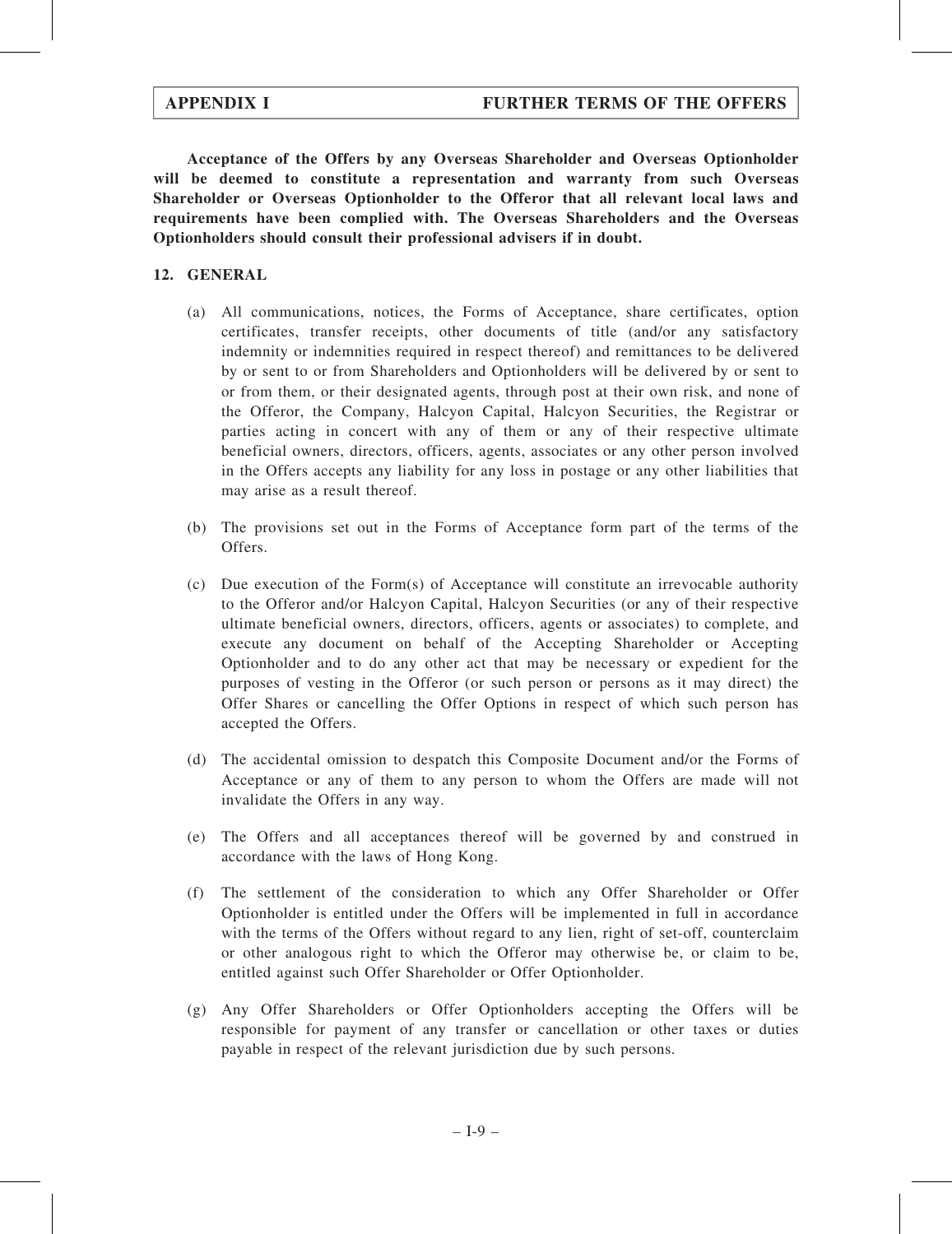**Acceptance of the Offers by any Overseas Shareholder and Overseas Optionholder will be deemed to constitute a representation and warranty from such Overseas Shareholder or Overseas Optionholder to the Offeror that all relevant local laws and requirements have been complied with. The Overseas Shareholders and the Overseas Optionholders should consult their professional advisers if in doubt.**

## 12. GENERAL

(a) All communications, notices, the Forms of Acceptance, share certificates, option certificates, transfer receipts, other documents of title (and/or any satisfactory indemnity or indemnities required in respect thereof) and remittances to be delivered by or sent to or from Shareholders and Optionholders will be delivered by or sent to or from them, or their designated agents, through post at their own risk, and none of the Offeror, the Company, Halcyon Capital, Halcyon Securities, the Registrar or parties acting in concert with any of them or any of their respective ultimate beneficial owners, directors, officers, agents, associates or any other person involved in the Offers accepts any liability for any loss in postage or any other liabilities that may arise as a result thereof.

(b) The provisions set out in the Forms of Acceptance form part of the terms of the Offers.

(c) Due execution of the Form(s) of Acceptance will constitute an irrevocable authority to the Offeror and/or Halcyon Capital, Halcyon Securities (or any of their respective ultimate beneficial owners, directors, officers, agents or associates) to complete, and execute any document on behalf of the Accepting Shareholder or Accepting Optionholder and to do any other act that may be necessary or expedient for the purposes of vesting in the Offeror (or such person or persons as it may direct) the Offer Shares or cancelling the Offer Options in respect of which such person has accepted the Offers.

(d) The accidental omission to despatch this Composite Document and/or the Forms of Acceptance or any of them to any person to whom the Offers are made will not invalidate the Offers in any way.

(e) The Offers and all acceptances thereof will be governed by and construed in accordance with the laws of Hong Kong.

(f) The settlement of the consideration to which any Offer Shareholder or Offer Optionholder is entitled under the Offers will be implemented in full in accordance with the terms of the Offers without regard to any lien, right of set-off, counterclaim or other analogous right to which the Offeror may otherwise be, or claim to be, entitled against such Offer Shareholder or Offer Optionholder.

(g) Any Offer Shareholders or Offer Optionholders accepting the Offers will be responsible for payment of any transfer or cancellation or other taxes or duties payable in respect of the relevant jurisdiction due by such persons.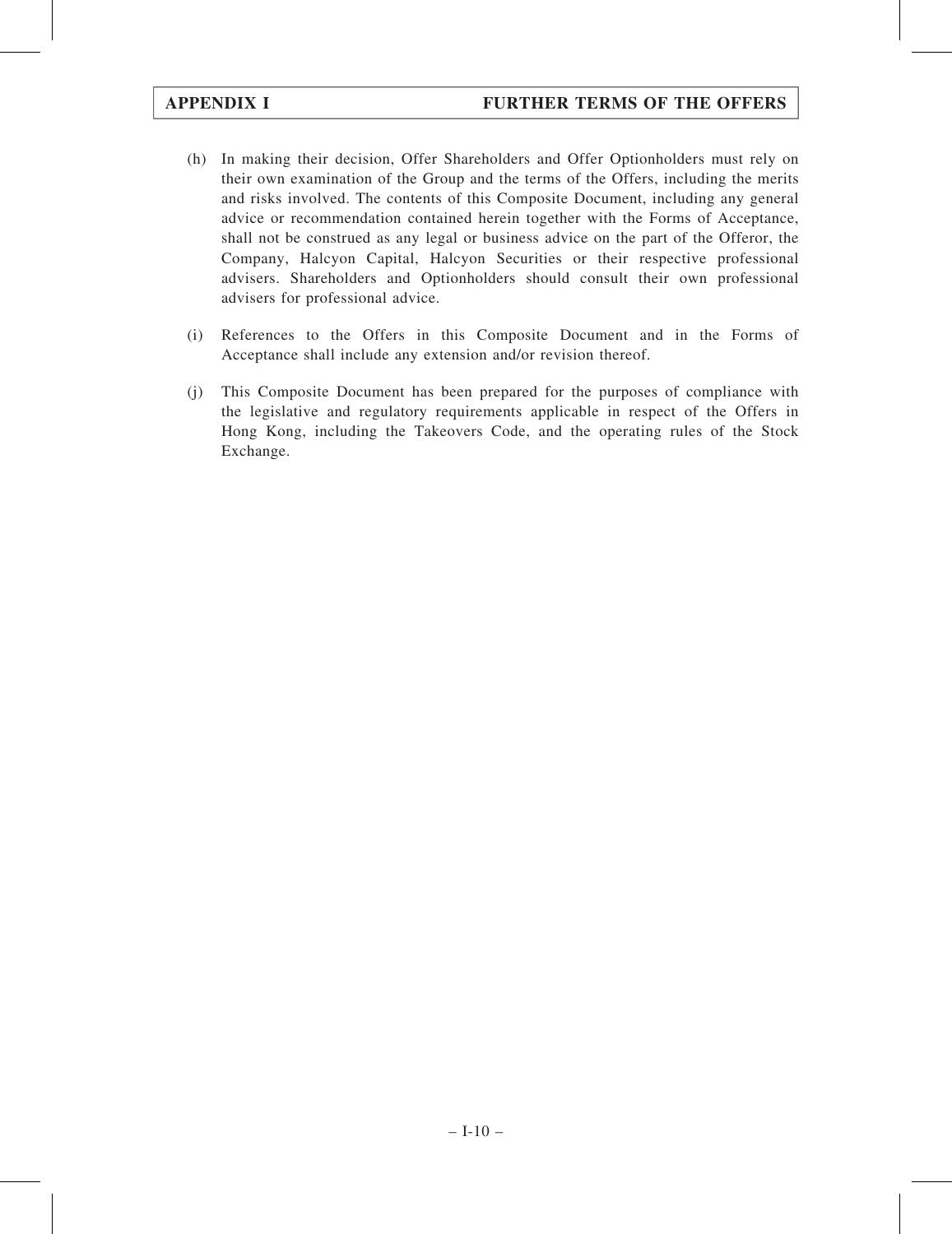(h) In making their decision, Offer Shareholders and Offer Optionholders must rely on their own examination of the Group and the terms of the Offers, including the merits and risks involved. The contents of this Composite Document, including any general advice or recommendation contained herein together with the Forms of Acceptance, shall not be construed as any legal or business advice on the part of the Offeror, the Company, Halcyon Capital, Halcyon Securities or their respective professional advisers. Shareholders and Optionholders should consult their own professional advisers for professional advice.

(i) References to the Offers in this Composite Document and in the Forms of Acceptance shall include any extension and/or revision thereof.

(j) This Composite Document has been prepared for the purposes of compliance with the legislative and regulatory requirements applicable in respect of the Offers in Hong Kong, including the Takeovers Code, and the operating rules of the Stock Exchange.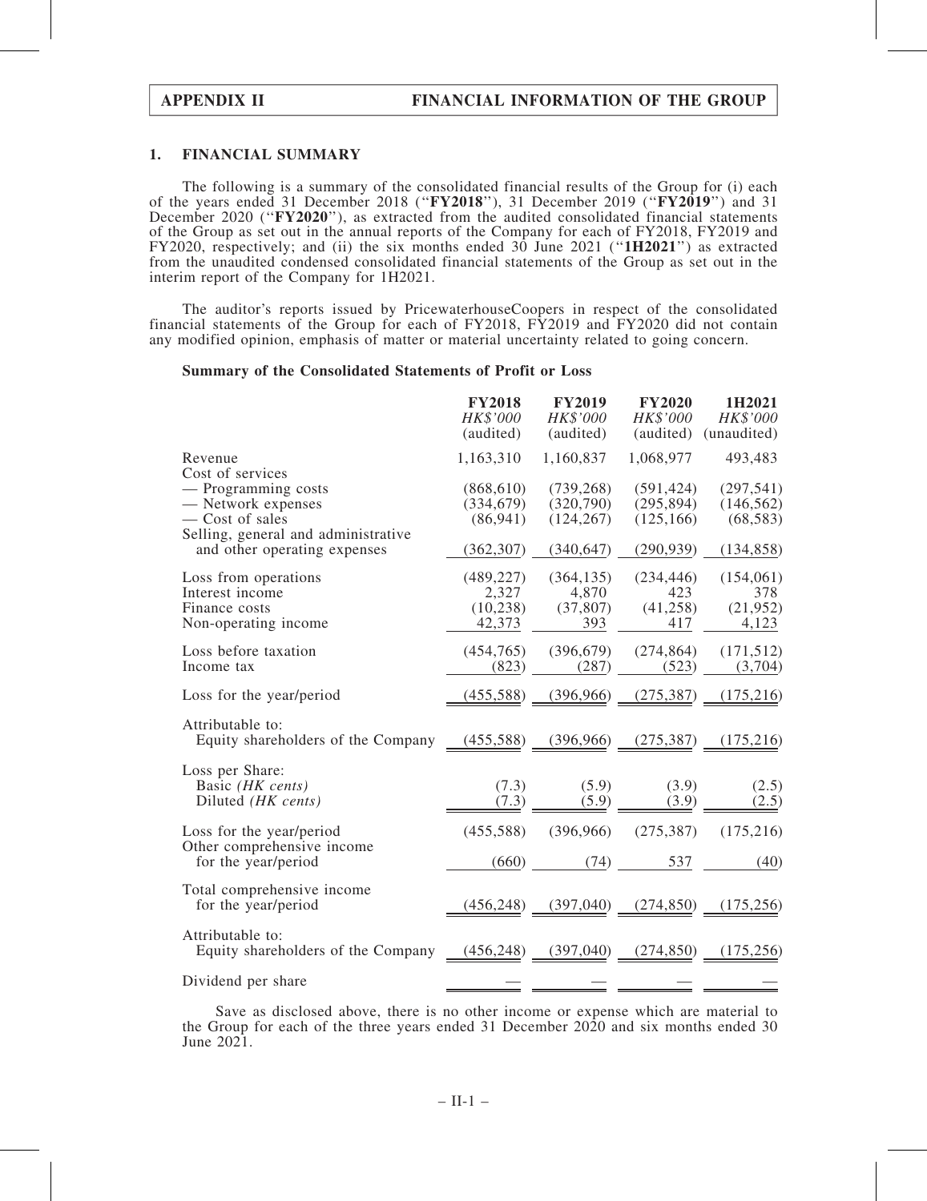| APPENDIX II | FINANCIAL INFORMATION OF THE GROUP |
|---|---|

## 1. FINANCIAL SUMMARY

The following is a summary of the consolidated financial results of the Group for (i) each of the years ended 31 December 2018 ("**FY2018**"), 31 December 2019 ("**FY2019**") and 31 December 2020 ("**FY2020**"), as extracted from the audited consolidated financial statements of the Group as set out in the annual reports of the Company for each of FY2018, FY2019 and FY2020, respectively; and (ii) the six months ended 30 June 2021 ("**1H2021**") as extracted from the unaudited condensed consolidated financial statements of the Group as set out in the interim report of the Company for 1H2021.

The auditor's reports issued by PricewaterhouseCoopers in respect of the consolidated financial statements of the Group for each of FY2018, FY2019 and FY2020 did not contain any modified opinion, emphasis of matter or material uncertainty related to going concern.

**Summary of the Consolidated Statements of Profit or Loss**

| | **FY2018** *HK$'000* (audited) | **FY2019** *HK$'000* (audited) | **FY2020** *HK$'000* (audited) | **1H2021** *HK$'000* (unaudited) |
|---|---|---|---|---|
| Revenue | 1,163,310 | 1,160,837 | 1,068,977 | 493,483 |
| Cost of services | | | | |
| — Programming costs | (868,610) | (739,268) | (591,424) | (297,541) |
| — Network expenses | (334,679) | (320,790) | (295,894) | (146,562) |
| — Cost of sales | (86,941) | (124,267) | (125,166) | (68,583) |
| Selling, general and administrative and other operating expenses | (362,307) | (340,647) | (290,939) | (134,858) |
| Loss from operations | (489,227) | (364,135) | (234,446) | (154,061) |
| Interest income | 2,327 | 4,870 | 423 | 378 |
| Finance costs | (10,238) | (37,807) | (41,258) | (21,952) |
| Non-operating income | 42,373 | 393 | 417 | 4,123 |
| Loss before taxation | (454,765) | (396,679) | (274,864) | (171,512) |
| Income tax | (823) | (287) | (523) | (3,704) |
| Loss for the year/period | (455,588) | (396,966) | (275,387) | (175,216) |
| Attributable to: | | | | |
| Equity shareholders of the Company | (455,588) | (396,966) | (275,387) | (175,216) |
| Loss per Share: | | | | |
| Basic *(HK cents)* | (7.3) | (5.9) | (3.9) | (2.5) |
| Diluted *(HK cents)* | (7.3) | (5.9) | (3.9) | (2.5) |
| Loss for the year/period | (455,588) | (396,966) | (275,387) | (175,216) |
| Other comprehensive income for the year/period | (660) | (74) | 537 | (40) |
| Total comprehensive income for the year/period | (456,248) | (397,040) | (274,850) | (175,256) |
| Attributable to: | | | | |
| Equity shareholders of the Company | (456,248) | (397,040) | (274,850) | (175,256) |
| Dividend per share | — | — | — | — |

Save as disclosed above, there is no other income or expense which are material to the Group for each of the three years ended 31 December 2020 and six months ended 30 June 2021.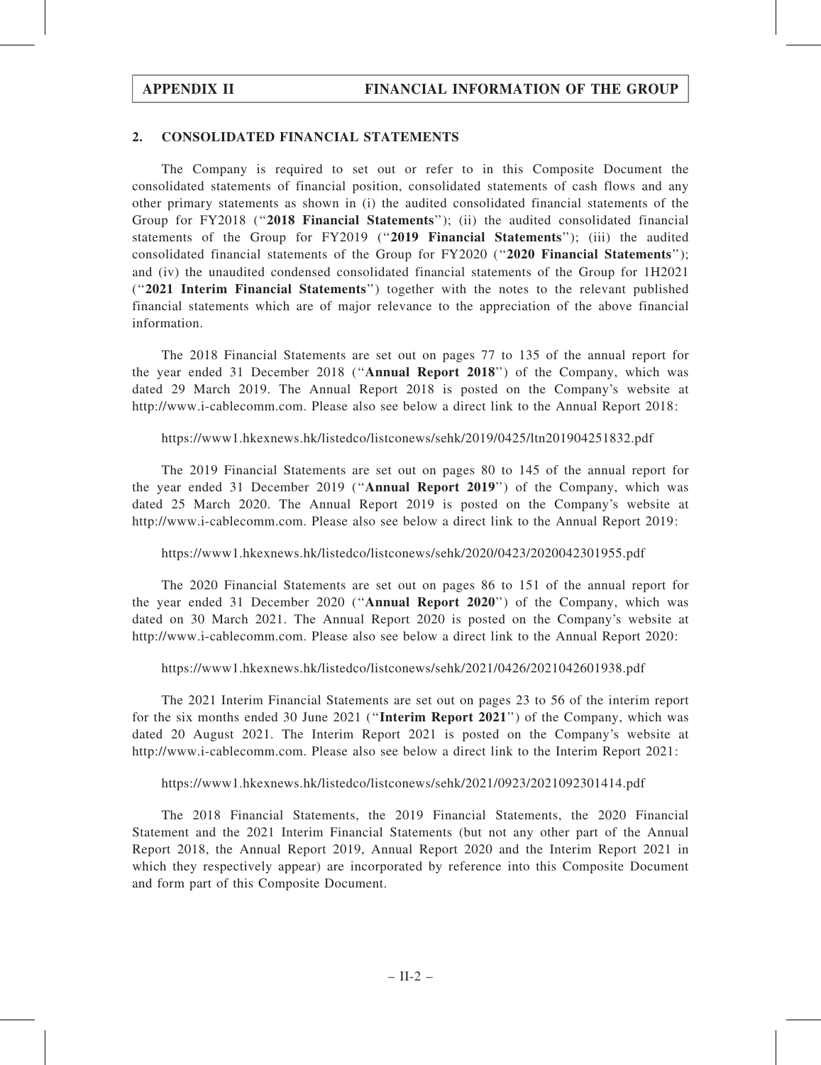## 2. CONSOLIDATED FINANCIAL STATEMENTS

The Company is required to set out or refer to in this Composite Document the consolidated statements of financial position, consolidated statements of cash flows and any other primary statements as shown in (i) the audited consolidated financial statements of the Group for FY2018 ("**2018 Financial Statements**"); (ii) the audited consolidated financial statements of the Group for FY2019 ("**2019 Financial Statements**"); (iii) the audited consolidated financial statements of the Group for FY2020 ("**2020 Financial Statements**"); and (iv) the unaudited condensed consolidated financial statements of the Group for 1H2021 ("**2021 Interim Financial Statements**") together with the notes to the relevant published financial statements which are of major relevance to the appreciation of the above financial information.

The 2018 Financial Statements are set out on pages 77 to 135 of the annual report for the year ended 31 December 2018 ("**Annual Report 2018**") of the Company, which was dated 29 March 2019. The Annual Report 2018 is posted on the Company's website at http://www.i-cablecomm.com. Please also see below a direct link to the Annual Report 2018:

https://www1.hkexnews.hk/listedco/listconews/sehk/2019/0425/ltn201904251832.pdf

The 2019 Financial Statements are set out on pages 80 to 145 of the annual report for the year ended 31 December 2019 ("**Annual Report 2019**") of the Company, which was dated 25 March 2020. The Annual Report 2019 is posted on the Company's website at http://www.i-cablecomm.com. Please also see below a direct link to the Annual Report 2019:

https://www1.hkexnews.hk/listedco/listconews/sehk/2020/0423/2020042301955.pdf

The 2020 Financial Statements are set out on pages 86 to 151 of the annual report for the year ended 31 December 2020 ("**Annual Report 2020**") of the Company, which was dated on 30 March 2021. The Annual Report 2020 is posted on the Company's website at http://www.i-cablecomm.com. Please also see below a direct link to the Annual Report 2020:

https://www1.hkexnews.hk/listedco/listconews/sehk/2021/0426/2021042601938.pdf

The 2021 Interim Financial Statements are set out on pages 23 to 56 of the interim report for the six months ended 30 June 2021 ("**Interim Report 2021**") of the Company, which was dated 20 August 2021. The Interim Report 2021 is posted on the Company's website at http://www.i-cablecomm.com. Please also see below a direct link to the Interim Report 2021:

https://www1.hkexnews.hk/listedco/listconews/sehk/2021/0923/2021092301414.pdf

The 2018 Financial Statements, the 2019 Financial Statements, the 2020 Financial Statement and the 2021 Interim Financial Statements (but not any other part of the Annual Report 2018, the Annual Report 2019, Annual Report 2020 and the Interim Report 2021 in which they respectively appear) are incorporated by reference into this Composite Document and form part of this Composite Document.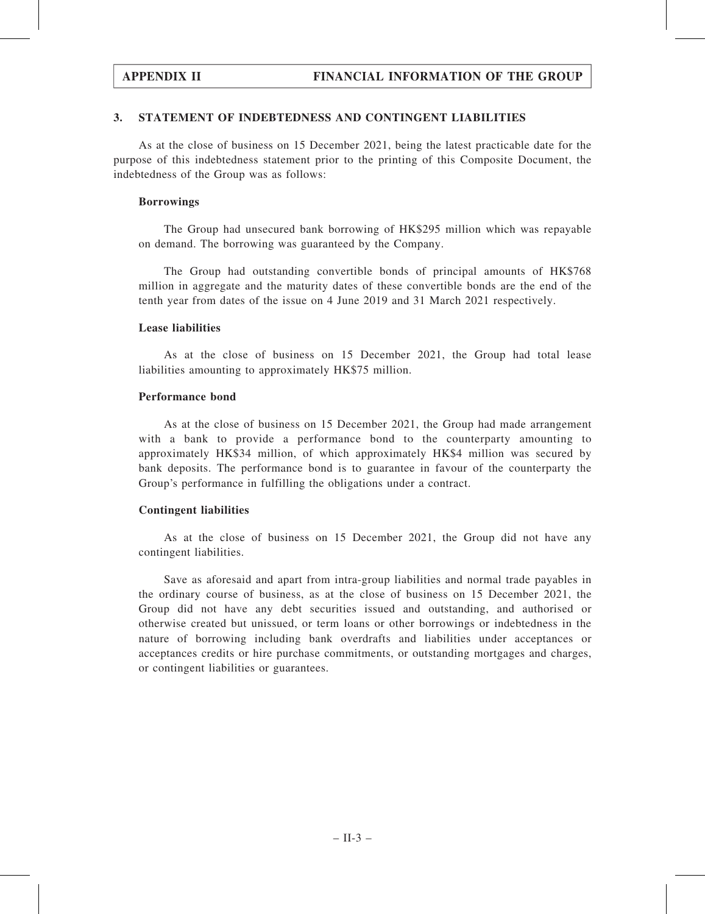## 3. STATEMENT OF INDEBTEDNESS AND CONTINGENT LIABILITIES

As at the close of business on 15 December 2021, being the latest practicable date for the purpose of this indebtedness statement prior to the printing of this Composite Document, the indebtedness of the Group was as follows:

### Borrowings

The Group had unsecured bank borrowing of HK$295 million which was repayable on demand. The borrowing was guaranteed by the Company.

The Group had outstanding convertible bonds of principal amounts of HK$768 million in aggregate and the maturity dates of these convertible bonds are the end of the tenth year from dates of the issue on 4 June 2019 and 31 March 2021 respectively.

### Lease liabilities

As at the close of business on 15 December 2021, the Group had total lease liabilities amounting to approximately HK$75 million.

### Performance bond

As at the close of business on 15 December 2021, the Group had made arrangement with a bank to provide a performance bond to the counterparty amounting to approximately HK$34 million, of which approximately HK$4 million was secured by bank deposits. The performance bond is to guarantee in favour of the counterparty the Group's performance in fulfilling the obligations under a contract.

### Contingent liabilities

As at the close of business on 15 December 2021, the Group did not have any contingent liabilities.

Save as aforesaid and apart from intra-group liabilities and normal trade payables in the ordinary course of business, as at the close of business on 15 December 2021, the Group did not have any debt securities issued and outstanding, and authorised or otherwise created but unissued, or term loans or other borrowings or indebtedness in the nature of borrowing including bank overdrafts and liabilities under acceptances or acceptances credits or hire purchase commitments, or outstanding mortgages and charges, or contingent liabilities or guarantees.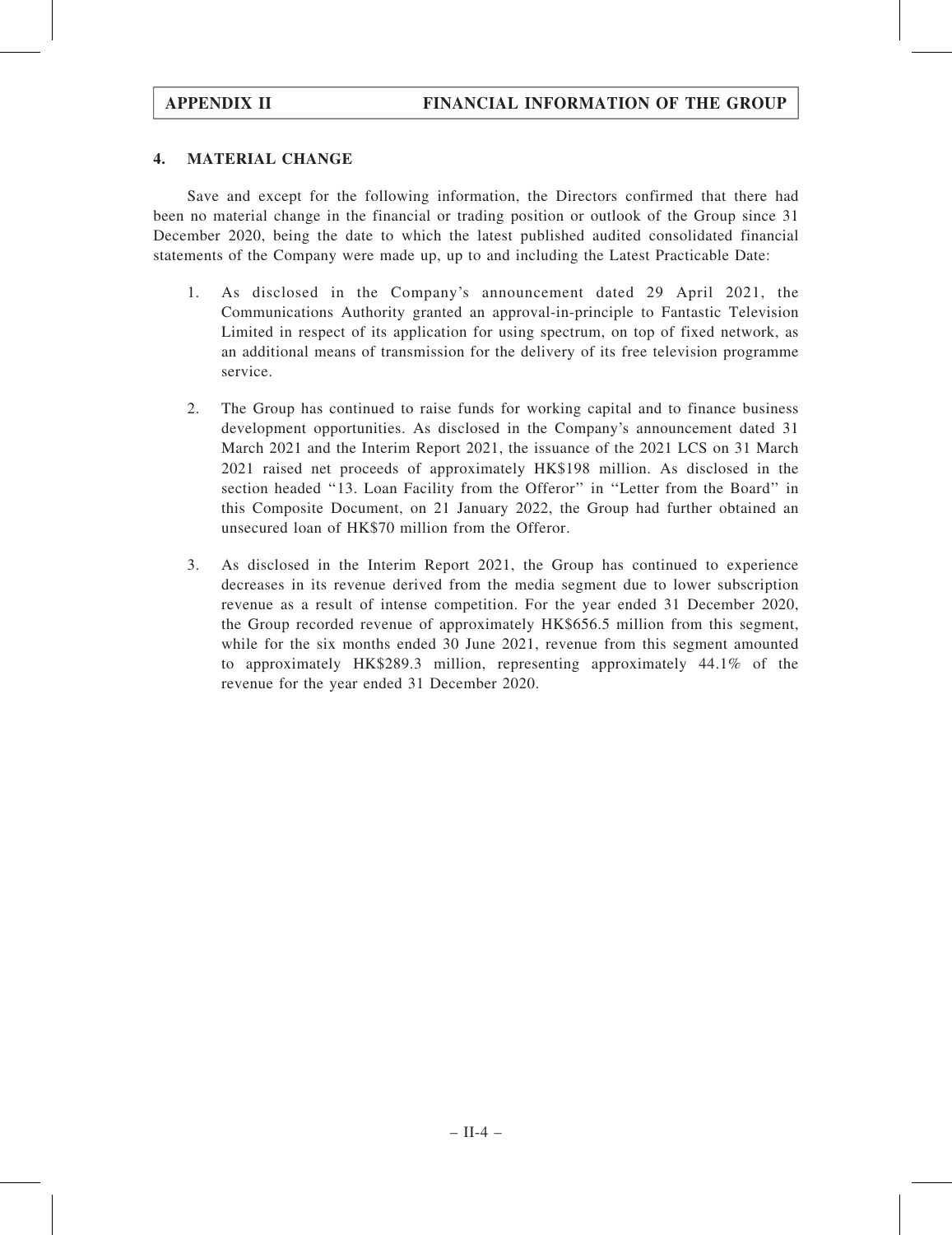## 4. MATERIAL CHANGE

Save and except for the following information, the Directors confirmed that there had been no material change in the financial or trading position or outlook of the Group since 31 December 2020, being the date to which the latest published audited consolidated financial statements of the Company were made up, up to and including the Latest Practicable Date:

1. As disclosed in the Company's announcement dated 29 April 2021, the Communications Authority granted an approval-in-principle to Fantastic Television Limited in respect of its application for using spectrum, on top of fixed network, as an additional means of transmission for the delivery of its free television programme service.

2. The Group has continued to raise funds for working capital and to finance business development opportunities. As disclosed in the Company's announcement dated 31 March 2021 and the Interim Report 2021, the issuance of the 2021 LCS on 31 March 2021 raised net proceeds of approximately HK$198 million. As disclosed in the section headed "13. Loan Facility from the Offeror" in "Letter from the Board" in this Composite Document, on 21 January 2022, the Group had further obtained an unsecured loan of HK$70 million from the Offeror.

3. As disclosed in the Interim Report 2021, the Group has continued to experience decreases in its revenue derived from the media segment due to lower subscription revenue as a result of intense competition. For the year ended 31 December 2020, the Group recorded revenue of approximately HK$656.5 million from this segment, while for the six months ended 30 June 2021, revenue from this segment amounted to approximately HK$289.3 million, representing approximately 44.1% of the revenue for the year ended 31 December 2020.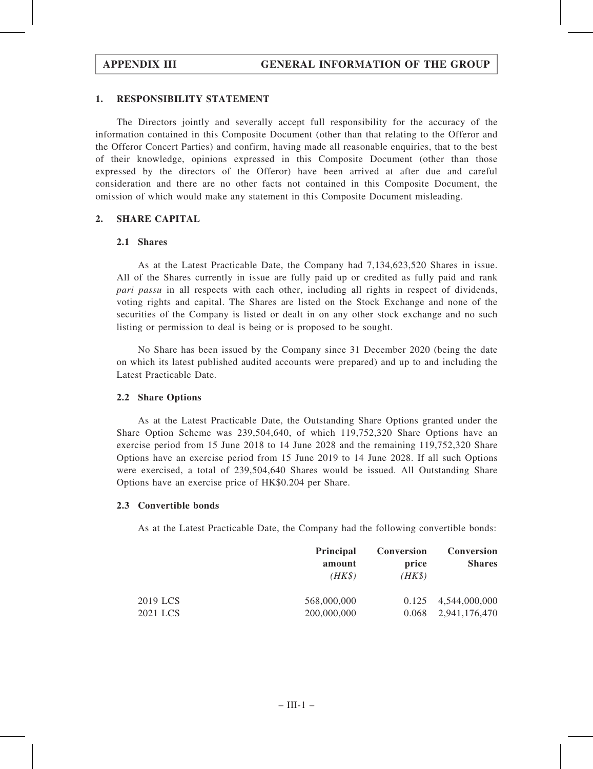## APPENDIX III GENERAL INFORMATION OF THE GROUP

### 1. RESPONSIBILITY STATEMENT

The Directors jointly and severally accept full responsibility for the accuracy of the information contained in this Composite Document (other than that relating to the Offeror and the Offeror Concert Parties) and confirm, having made all reasonable enquiries, that to the best of their knowledge, opinions expressed in this Composite Document (other than those expressed by the directors of the Offeror) have been arrived at after due and careful consideration and there are no other facts not contained in this Composite Document, the omission of which would make any statement in this Composite Document misleading.

### 2. SHARE CAPITAL

#### 2.1 Shares

As at the Latest Practicable Date, the Company had 7,134,623,520 Shares in issue. All of the Shares currently in issue are fully paid up or credited as fully paid and rank *pari passu* in all respects with each other, including all rights in respect of dividends, voting rights and capital. The Shares are listed on the Stock Exchange and none of the securities of the Company is listed or dealt in on any other stock exchange and no such listing or permission to deal is being or is proposed to be sought.

No Share has been issued by the Company since 31 December 2020 (being the date on which its latest published audited accounts were prepared) and up to and including the Latest Practicable Date.

#### 2.2 Share Options

As at the Latest Practicable Date, the Outstanding Share Options granted under the Share Option Scheme was 239,504,640, of which 119,752,320 Share Options have an exercise period from 15 June 2018 to 14 June 2028 and the remaining 119,752,320 Share Options have an exercise period from 15 June 2019 to 14 June 2028. If all such Options were exercised, a total of 239,504,640 Shares would be issued. All Outstanding Share Options have an exercise price of HK$0.204 per Share.

#### 2.3 Convertible bonds

As at the Latest Practicable Date, the Company had the following convertible bonds:

| | Principal amount *(HK$)* | Conversion price *(HK$)* | Conversion Shares |
|---|---|---|---|
| 2019 LCS | 568,000,000 | 0.125 | 4,544,000,000 |
| 2021 LCS | 200,000,000 | 0.068 | 2,941,176,470 |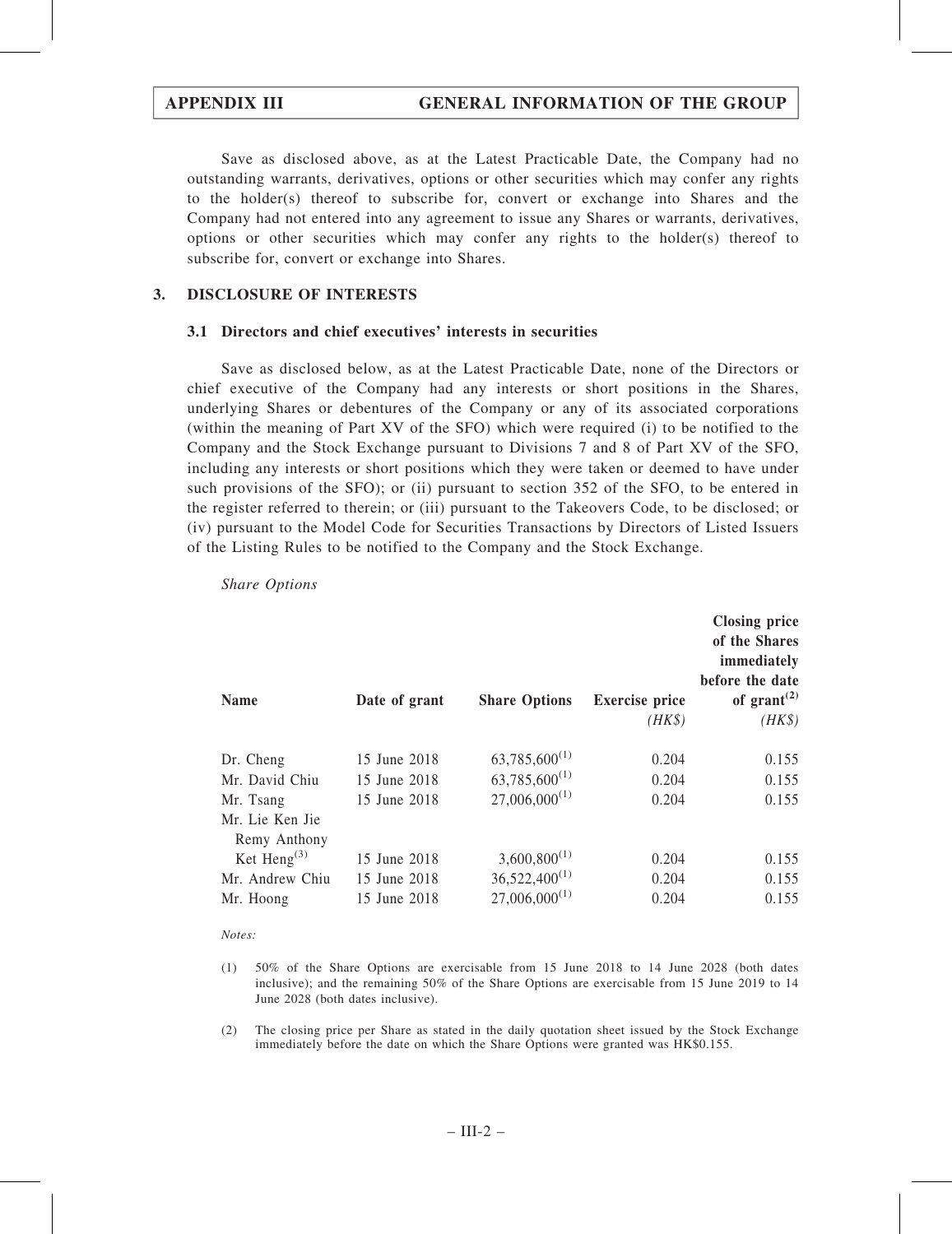Save as disclosed above, as at the Latest Practicable Date, the Company had no outstanding warrants, derivatives, options or other securities which may confer any rights to the holder(s) thereof to subscribe for, convert or exchange into Shares and the Company had not entered into any agreement to issue any Shares or warrants, derivatives, options or other securities which may confer any rights to the holder(s) thereof to subscribe for, convert or exchange into Shares.

## 3. DISCLOSURE OF INTERESTS

### 3.1 Directors and chief executives' interests in securities

Save as disclosed below, as at the Latest Practicable Date, none of the Directors or chief executive of the Company had any interests or short positions in the Shares, underlying Shares or debentures of the Company or any of its associated corporations (within the meaning of Part XV of the SFO) which were required (i) to be notified to the Company and the Stock Exchange pursuant to Divisions 7 and 8 of Part XV of the SFO, including any interests or short positions which they were taken or deemed to have under such provisions of the SFO); or (ii) pursuant to section 352 of the SFO, to be entered in the register referred to therein; or (iii) pursuant to the Takeovers Code, to be disclosed; or (iv) pursuant to the Model Code for Securities Transactions by Directors of Listed Issuers of the Listing Rules to be notified to the Company and the Stock Exchange.

*Share Options*

| Name | Date of grant | Share Options | Exercise price *(HK$)* | Closing price of the Shares immediately before the date of grant[(2)] *(HK$)* |
|---|---|---|---|---|
| Dr. Cheng | 15 June 2018 | 63,785,600[(1)] | 0.204 | 0.155 |
| Mr. David Chiu | 15 June 2018 | 63,785,600[(1)] | 0.204 | 0.155 |
| Mr. Tsang | 15 June 2018 | 27,006,000[(1)] | 0.204 | 0.155 |
| Mr. Lie Ken Jie Remy Anthony Ket Heng[(3)] | 15 June 2018 | 3,600,800[(1)] | 0.204 | 0.155 |
| Mr. Andrew Chiu | 15 June 2018 | 36,522,400[(1)] | 0.204 | 0.155 |
| Mr. Hoong | 15 June 2018 | 27,006,000[(1)] | 0.204 | 0.155 |

*Notes:*

(1) 50% of the Share Options are exercisable from 15 June 2018 to 14 June 2028 (both dates inclusive); and the remaining 50% of the Share Options are exercisable from 15 June 2019 to 14 June 2028 (both dates inclusive).

(2) The closing price per Share as stated in the daily quotation sheet issued by the Stock Exchange immediately before the date on which the Share Options were granted was HK$0.155.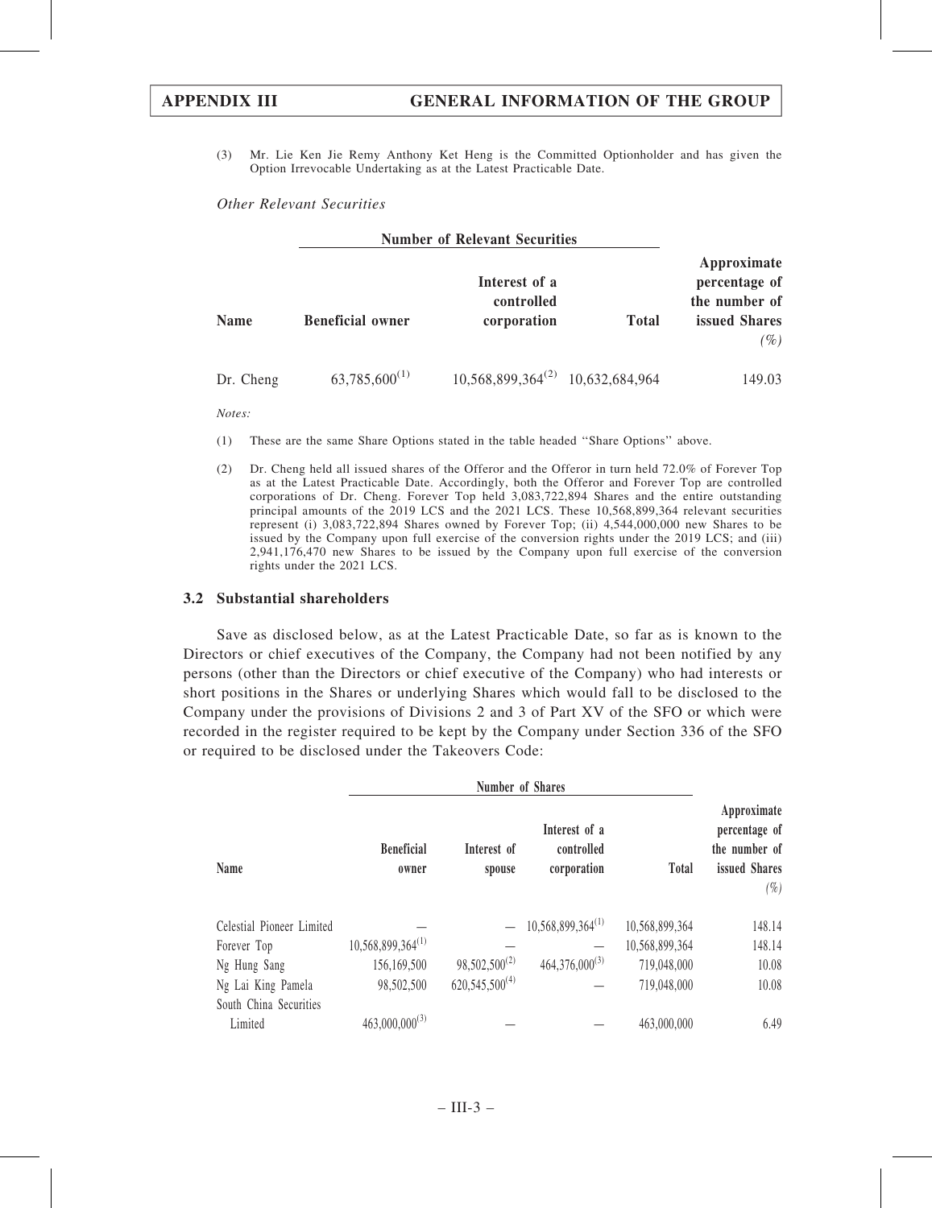(3) Mr. Lie Ken Jie Remy Anthony Ket Heng is the Committed Optionholder and has given the Option Irrevocable Undertaking as at the Latest Practicable Date.

*Other Relevant Securities*

| | Number of Relevant Securities | | | |
|---|---|---|---|---|
| **Name** | **Beneficial owner** | **Interest of a controlled corporation** | **Total** | **Approximate percentage of the number of issued Shares** *(%)* |
| Dr. Cheng | 63,785,600[(1)] | 10,568,899,364[(2)] | 10,632,684,964 | 149.03 |

*Notes:*

(1) These are the same Share Options stated in the table headed "Share Options" above.

(2) Dr. Cheng held all issued shares of the Offeror and the Offeror in turn held 72.0% of Forever Top as at the Latest Practicable Date. Accordingly, both the Offeror and Forever Top are controlled corporations of Dr. Cheng. Forever Top held 3,083,722,894 Shares and the entire outstanding principal amounts of the 2019 LCS and the 2021 LCS. These 10,568,899,364 relevant securities represent (i) 3,083,722,894 Shares owned by Forever Top; (ii) 4,544,000,000 new Shares to be issued by the Company upon full exercise of the conversion rights under the 2019 LCS; and (iii) 2,941,176,470 new Shares to be issued by the Company upon full exercise of the conversion rights under the 2021 LCS.

### 3.2 Substantial shareholders

Save as disclosed below, as at the Latest Practicable Date, so far as is known to the Directors or chief executives of the Company, the Company had not been notified by any persons (other than the Directors or chief executive of the Company) who had interests or short positions in the Shares or underlying Shares which would fall to be disclosed to the Company under the provisions of Divisions 2 and 3 of Part XV of the SFO or which were recorded in the register required to be kept by the Company under Section 336 of the SFO or required to be disclosed under the Takeovers Code:

| | Number of Shares | | | | |
|---|---|---|---|---|---|
| **Name** | **Beneficial owner** | **Interest of spouse** | **Interest of a controlled corporation** | **Total** | **Approximate percentage of the number of issued Shares** *(%)* |
| Celestial Pioneer Limited | — | — | 10,568,899,364[(1)] | 10,568,899,364 | 148.14 |
| Forever Top | 10,568,899,364[(1)] | — | — | 10,568,899,364 | 148.14 |
| Ng Hung Sang | 156,169,500 | 98,502,500[(2)] | 464,376,000[(3)] | 719,048,000 | 10.08 |
| Ng Lai King Pamela | 98,502,500 | 620,545,500[(4)] | — | 719,048,000 | 10.08 |
| South China Securities Limited | 463,000,000[(3)] | — | — | 463,000,000 | 6.49 |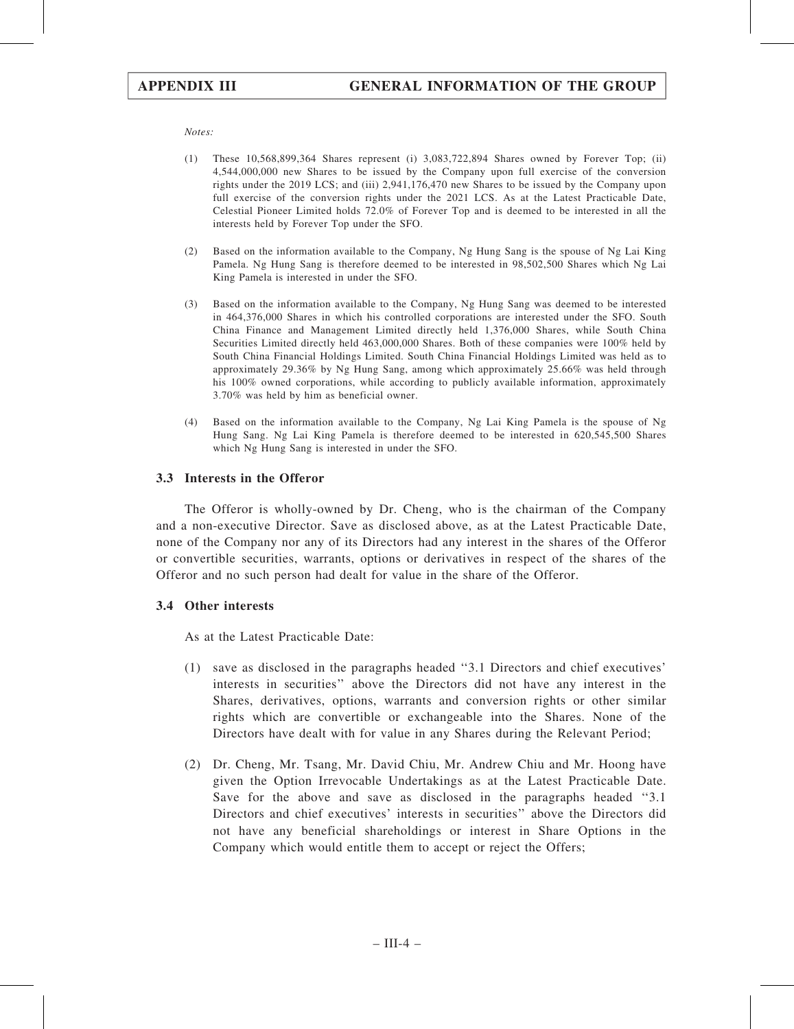*Notes:*

(1) These 10,568,899,364 Shares represent (i) 3,083,722,894 Shares owned by Forever Top; (ii) 4,544,000,000 new Shares to be issued by the Company upon full exercise of the conversion rights under the 2019 LCS; and (iii) 2,941,176,470 new Shares to be issued by the Company upon full exercise of the conversion rights under the 2021 LCS. As at the Latest Practicable Date, Celestial Pioneer Limited holds 72.0% of Forever Top and is deemed to be interested in all the interests held by Forever Top under the SFO.

(2) Based on the information available to the Company, Ng Hung Sang is the spouse of Ng Lai King Pamela. Ng Hung Sang is therefore deemed to be interested in 98,502,500 Shares which Ng Lai King Pamela is interested in under the SFO.

(3) Based on the information available to the Company, Ng Hung Sang was deemed to be interested in 464,376,000 Shares in which his controlled corporations are interested under the SFO. South China Finance and Management Limited directly held 1,376,000 Shares, while South China Securities Limited directly held 463,000,000 Shares. Both of these companies were 100% held by South China Financial Holdings Limited. South China Financial Holdings Limited was held as to approximately 29.36% by Ng Hung Sang, among which approximately 25.66% was held through his 100% owned corporations, while according to publicly available information, approximately 3.70% was held by him as beneficial owner.

(4) Based on the information available to the Company, Ng Lai King Pamela is the spouse of Ng Hung Sang. Ng Lai King Pamela is therefore deemed to be interested in 620,545,500 Shares which Ng Hung Sang is interested in under the SFO.

### 3.3 Interests in the Offeror

The Offeror is wholly-owned by Dr. Cheng, who is the chairman of the Company and a non-executive Director. Save as disclosed above, as at the Latest Practicable Date, none of the Company nor any of its Directors had any interest in the shares of the Offeror or convertible securities, warrants, options or derivatives in respect of the shares of the Offeror and no such person had dealt for value in the share of the Offeror.

### 3.4 Other interests

As at the Latest Practicable Date:

(1) save as disclosed in the paragraphs headed ''3.1 Directors and chief executives' interests in securities'' above the Directors did not have any interest in the Shares, derivatives, options, warrants and conversion rights or other similar rights which are convertible or exchangeable into the Shares. None of the Directors have dealt with for value in any Shares during the Relevant Period;

(2) Dr. Cheng, Mr. Tsang, Mr. David Chiu, Mr. Andrew Chiu and Mr. Hoong have given the Option Irrevocable Undertakings as at the Latest Practicable Date. Save for the above and save as disclosed in the paragraphs headed ''3.1 Directors and chief executives' interests in securities'' above the Directors did not have any beneficial shareholdings or interest in Share Options in the Company which would entitle them to accept or reject the Offers;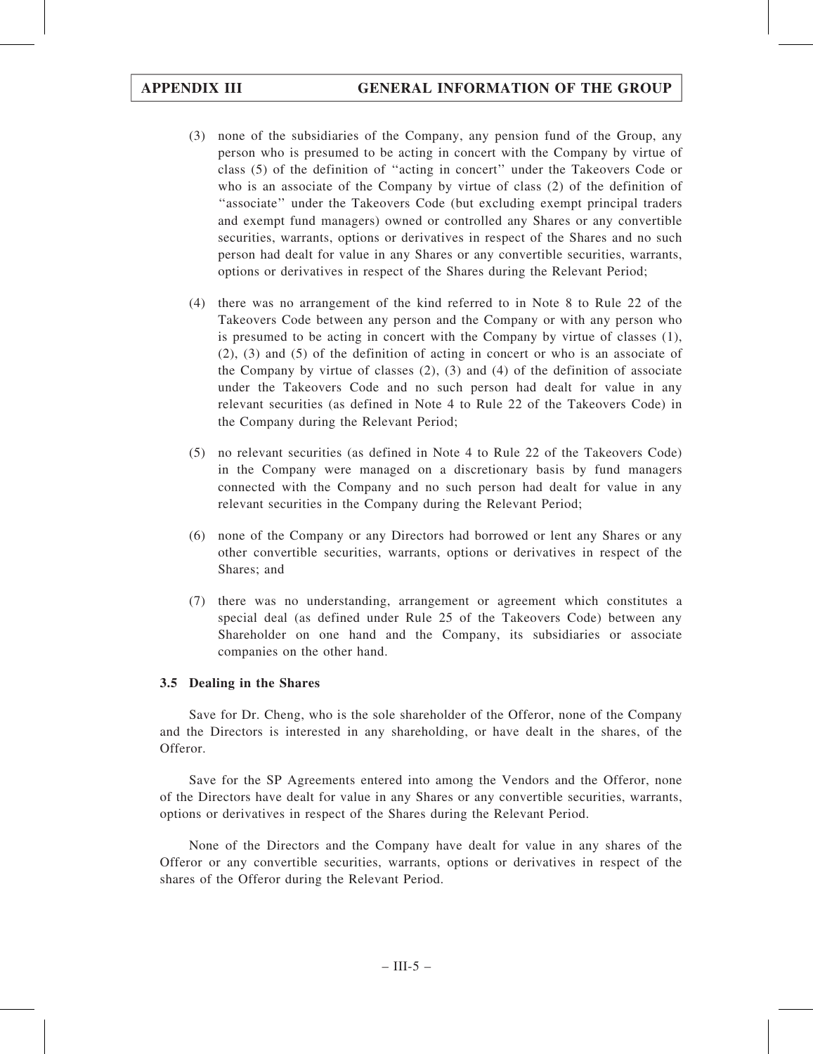(3) none of the subsidiaries of the Company, any pension fund of the Group, any person who is presumed to be acting in concert with the Company by virtue of class (5) of the definition of "acting in concert" under the Takeovers Code or who is an associate of the Company by virtue of class (2) of the definition of "associate" under the Takeovers Code (but excluding exempt principal traders and exempt fund managers) owned or controlled any Shares or any convertible securities, warrants, options or derivatives in respect of the Shares and no such person had dealt for value in any Shares or any convertible securities, warrants, options or derivatives in respect of the Shares during the Relevant Period;

(4) there was no arrangement of the kind referred to in Note 8 to Rule 22 of the Takeovers Code between any person and the Company or with any person who is presumed to be acting in concert with the Company by virtue of classes (1), (2), (3) and (5) of the definition of acting in concert or who is an associate of the Company by virtue of classes (2), (3) and (4) of the definition of associate under the Takeovers Code and no such person had dealt for value in any relevant securities (as defined in Note 4 to Rule 22 of the Takeovers Code) in the Company during the Relevant Period;

(5) no relevant securities (as defined in Note 4 to Rule 22 of the Takeovers Code) in the Company were managed on a discretionary basis by fund managers connected with the Company and no such person had dealt for value in any relevant securities in the Company during the Relevant Period;

(6) none of the Company or any Directors had borrowed or lent any Shares or any other convertible securities, warrants, options or derivatives in respect of the Shares; and

(7) there was no understanding, arrangement or agreement which constitutes a special deal (as defined under Rule 25 of the Takeovers Code) between any Shareholder on one hand and the Company, its subsidiaries or associate companies on the other hand.

### 3.5 Dealing in the Shares

Save for Dr. Cheng, who is the sole shareholder of the Offeror, none of the Company and the Directors is interested in any shareholding, or have dealt in the shares, of the Offeror.

Save for the SP Agreements entered into among the Vendors and the Offeror, none of the Directors have dealt for value in any Shares or any convertible securities, warrants, options or derivatives in respect of the Shares during the Relevant Period.

None of the Directors and the Company have dealt for value in any shares of the Offeror or any convertible securities, warrants, options or derivatives in respect of the shares of the Offeror during the Relevant Period.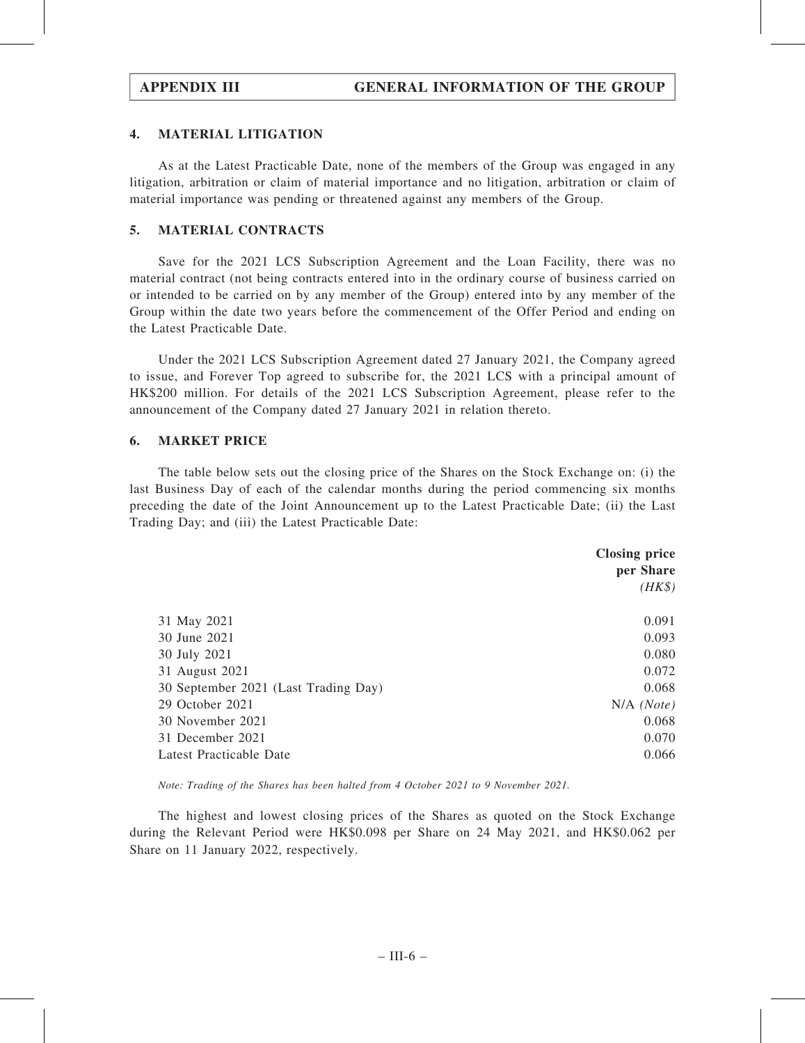### 4. MATERIAL LITIGATION

As at the Latest Practicable Date, none of the members of the Group was engaged in any litigation, arbitration or claim of material importance and no litigation, arbitration or claim of material importance was pending or threatened against any members of the Group.

### 5. MATERIAL CONTRACTS

Save for the 2021 LCS Subscription Agreement and the Loan Facility, there was no material contract (not being contracts entered into in the ordinary course of business carried on or intended to be carried on by any member of the Group) entered into by any member of the Group within the date two years before the commencement of the Offer Period and ending on the Latest Practicable Date.

Under the 2021 LCS Subscription Agreement dated 27 January 2021, the Company agreed to issue, and Forever Top agreed to subscribe for, the 2021 LCS with a principal amount of HK$200 million. For details of the 2021 LCS Subscription Agreement, please refer to the announcement of the Company dated 27 January 2021 in relation thereto.

### 6. MARKET PRICE

The table below sets out the closing price of the Shares on the Stock Exchange on: (i) the last Business Day of each of the calendar months during the period commencing six months preceding the date of the Joint Announcement up to the Latest Practicable Date; (ii) the Last Trading Day; and (iii) the Latest Practicable Date:

| | **Closing price per Share** *(HK$)* |
|---|---|
| 31 May 2021 | 0.091 |
| 30 June 2021 | 0.093 |
| 30 July 2021 | 0.080 |
| 31 August 2021 | 0.072 |
| 30 September 2021 (Last Trading Day) | 0.068 |
| 29 October 2021 | N/A *(Note)* |
| 30 November 2021 | 0.068 |
| 31 December 2021 | 0.070 |
| Latest Practicable Date | 0.066 |

*Note: Trading of the Shares has been halted from 4 October 2021 to 9 November 2021.*

The highest and lowest closing prices of the Shares as quoted on the Stock Exchange during the Relevant Period were HK$0.098 per Share on 24 May 2021, and HK$0.062 per Share on 11 January 2022, respectively.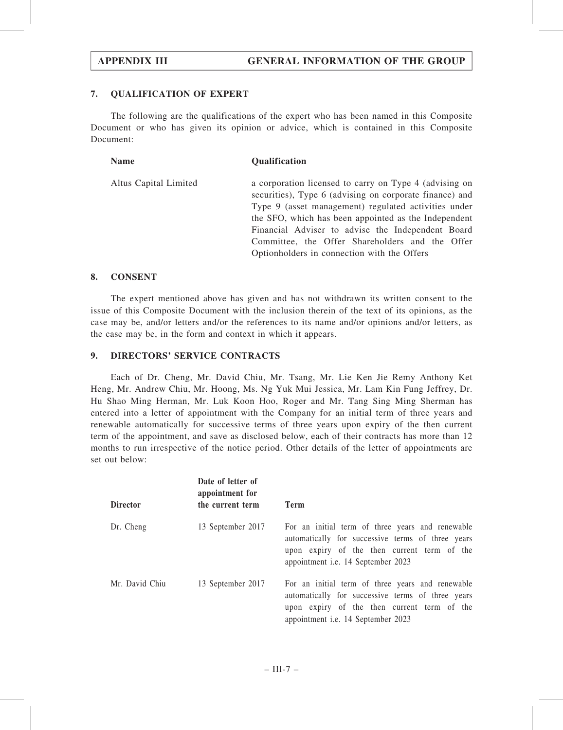## 7. QUALIFICATION OF EXPERT

The following are the qualifications of the expert who has been named in this Composite Document or who has given its opinion or advice, which is contained in this Composite Document:

| Name | Qualification |
|---|---|
| Altus Capital Limited | a corporation licensed to carry on Type 4 (advising on securities), Type 6 (advising on corporate finance) and Type 9 (asset management) regulated activities under the SFO, which has been appointed as the Independent Financial Adviser to advise the Independent Board Committee, the Offer Shareholders and the Offer Optionholders in connection with the Offers |

## 8. CONSENT

The expert mentioned above has given and has not withdrawn its written consent to the issue of this Composite Document with the inclusion therein of the text of its opinions, as the case may be, and/or letters and/or the references to its name and/or opinions and/or letters, as the case may be, in the form and context in which it appears.

## 9. DIRECTORS' SERVICE CONTRACTS

Each of Dr. Cheng, Mr. David Chiu, Mr. Tsang, Mr. Lie Ken Jie Remy Anthony Ket Heng, Mr. Andrew Chiu, Mr. Hoong, Ms. Ng Yuk Mui Jessica, Mr. Lam Kin Fung Jeffrey, Dr. Hu Shao Ming Herman, Mr. Luk Koon Hoo, Roger and Mr. Tang Sing Ming Sherman has entered into a letter of appointment with the Company for an initial term of three years and renewable automatically for successive terms of three years upon expiry of the then current term of the appointment, and save as disclosed below, each of their contracts has more than 12 months to run irrespective of the notice period. Other details of the letter of appointments are set out below:

| Director | Date of letter of appointment for the current term | Term |
|---|---|---|
| Dr. Cheng | 13 September 2017 | For an initial term of three years and renewable automatically for successive terms of three years upon expiry of the then current term of the appointment i.e. 14 September 2023 |
| Mr. David Chiu | 13 September 2017 | For an initial term of three years and renewable automatically for successive terms of three years upon expiry of the then current term of the appointment i.e. 14 September 2023 |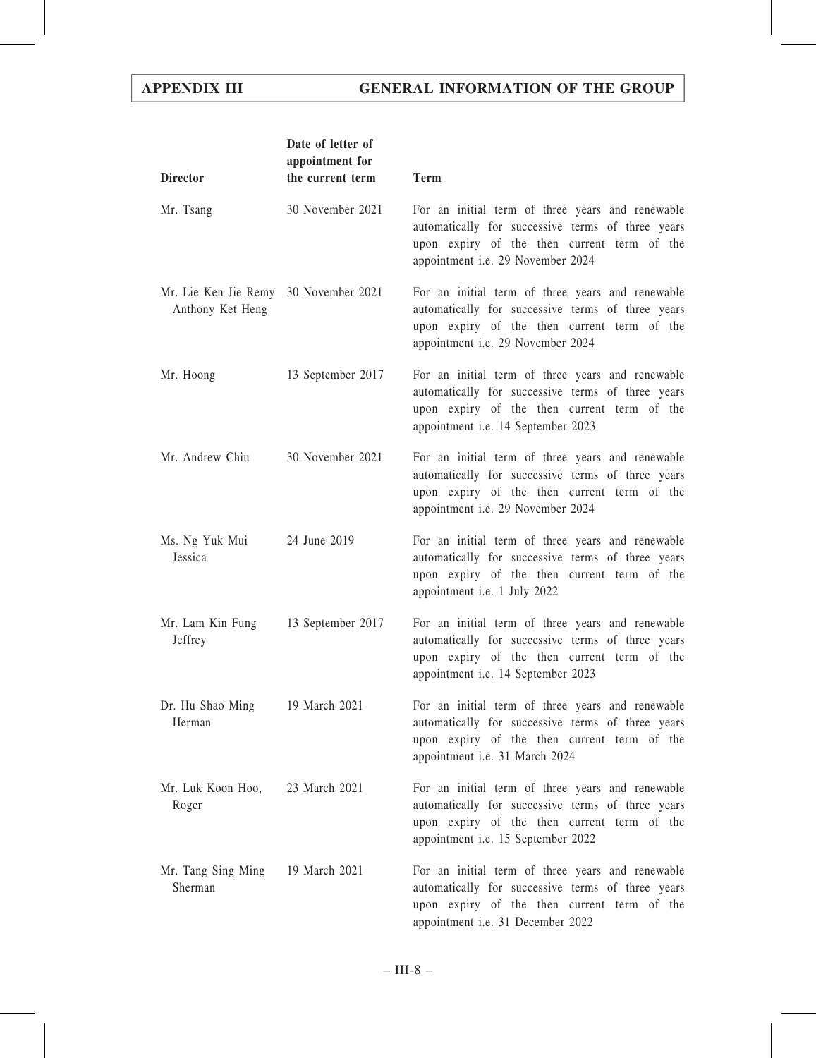| Director | Date of letter of appointment for the current term | Term |
|---|---|---|
| Mr. Tsang | 30 November 2021 | For an initial term of three years and renewable automatically for successive terms of three years upon expiry of the then current term of the appointment i.e. 29 November 2024 |
| Mr. Lie Ken Jie Remy Anthony Ket Heng | 30 November 2021 | For an initial term of three years and renewable automatically for successive terms of three years upon expiry of the then current term of the appointment i.e. 29 November 2024 |
| Mr. Hoong | 13 September 2017 | For an initial term of three years and renewable automatically for successive terms of three years upon expiry of the then current term of the appointment i.e. 14 September 2023 |
| Mr. Andrew Chiu | 30 November 2021 | For an initial term of three years and renewable automatically for successive terms of three years upon expiry of the then current term of the appointment i.e. 29 November 2024 |
| Ms. Ng Yuk Mui Jessica | 24 June 2019 | For an initial term of three years and renewable automatically for successive terms of three years upon expiry of the then current term of the appointment i.e. 1 July 2022 |
| Mr. Lam Kin Fung Jeffrey | 13 September 2017 | For an initial term of three years and renewable automatically for successive terms of three years upon expiry of the then current term of the appointment i.e. 14 September 2023 |
| Dr. Hu Shao Ming Herman | 19 March 2021 | For an initial term of three years and renewable automatically for successive terms of three years upon expiry of the then current term of the appointment i.e. 31 March 2024 |
| Mr. Luk Koon Hoo, Roger | 23 March 2021 | For an initial term of three years and renewable automatically for successive terms of three years upon expiry of the then current term of the appointment i.e. 15 September 2022 |
| Mr. Tang Sing Ming Sherman | 19 March 2021 | For an initial term of three years and renewable automatically for successive terms of three years upon expiry of the then current term of the appointment i.e. 31 December 2022 |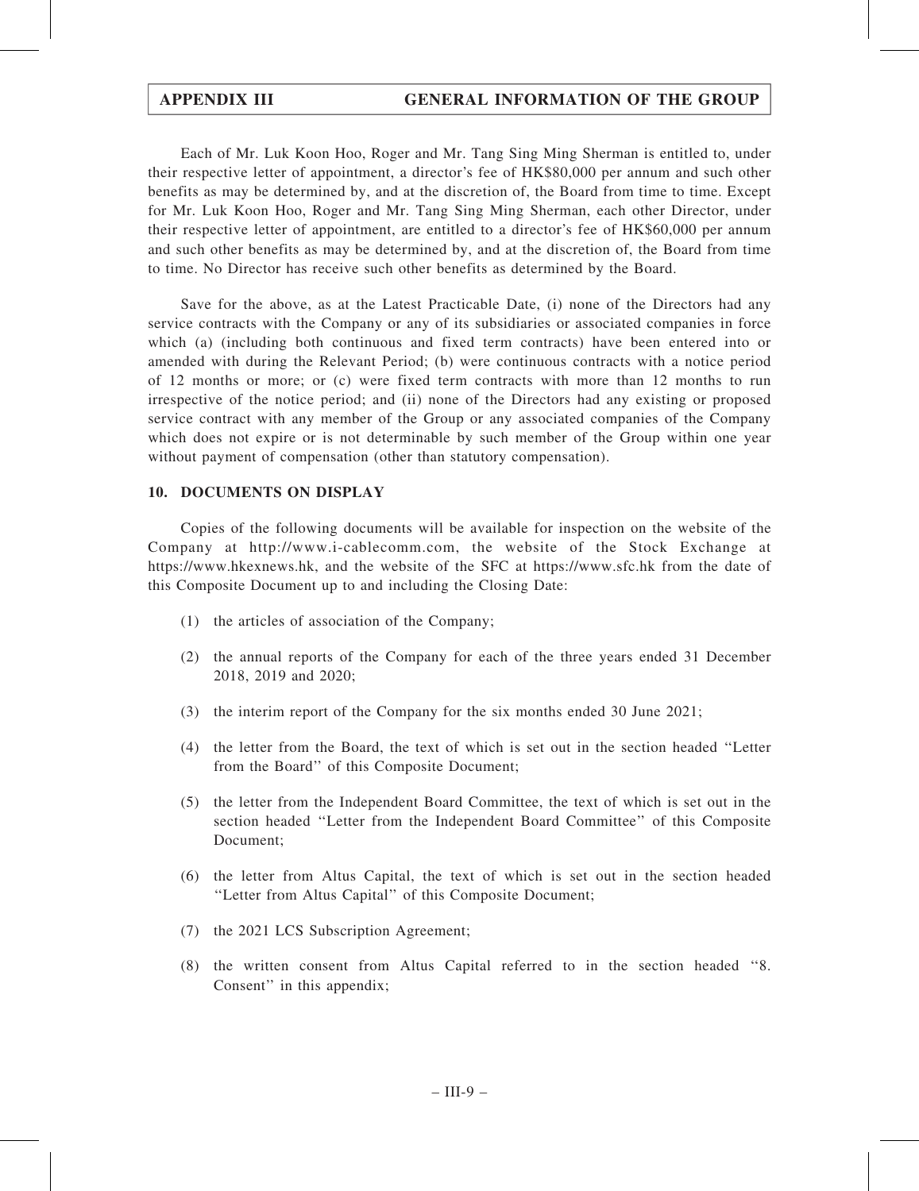Each of Mr. Luk Koon Hoo, Roger and Mr. Tang Sing Ming Sherman is entitled to, under their respective letter of appointment, a director's fee of HK$80,000 per annum and such other benefits as may be determined by, and at the discretion of, the Board from time to time. Except for Mr. Luk Koon Hoo, Roger and Mr. Tang Sing Ming Sherman, each other Director, under their respective letter of appointment, are entitled to a director's fee of HK$60,000 per annum and such other benefits as may be determined by, and at the discretion of, the Board from time to time. No Director has receive such other benefits as determined by the Board.

Save for the above, as at the Latest Practicable Date, (i) none of the Directors had any service contracts with the Company or any of its subsidiaries or associated companies in force which (a) (including both continuous and fixed term contracts) have been entered into or amended with during the Relevant Period; (b) were continuous contracts with a notice period of 12 months or more; or (c) were fixed term contracts with more than 12 months to run irrespective of the notice period; and (ii) none of the Directors had any existing or proposed service contract with any member of the Group or any associated companies of the Company which does not expire or is not determinable by such member of the Group within one year without payment of compensation (other than statutory compensation).

## 10. DOCUMENTS ON DISPLAY

Copies of the following documents will be available for inspection on the website of the Company at http://www.i-cablecomm.com, the website of the Stock Exchange at https://www.hkexnews.hk, and the website of the SFC at https://www.sfc.hk from the date of this Composite Document up to and including the Closing Date:

(1) the articles of association of the Company;

(2) the annual reports of the Company for each of the three years ended 31 December 2018, 2019 and 2020;

(3) the interim report of the Company for the six months ended 30 June 2021;

(4) the letter from the Board, the text of which is set out in the section headed ''Letter from the Board'' of this Composite Document;

(5) the letter from the Independent Board Committee, the text of which is set out in the section headed ''Letter from the Independent Board Committee'' of this Composite Document;

(6) the letter from Altus Capital, the text of which is set out in the section headed ''Letter from Altus Capital'' of this Composite Document;

(7) the 2021 LCS Subscription Agreement;

(8) the written consent from Altus Capital referred to in the section headed ''8. Consent'' in this appendix;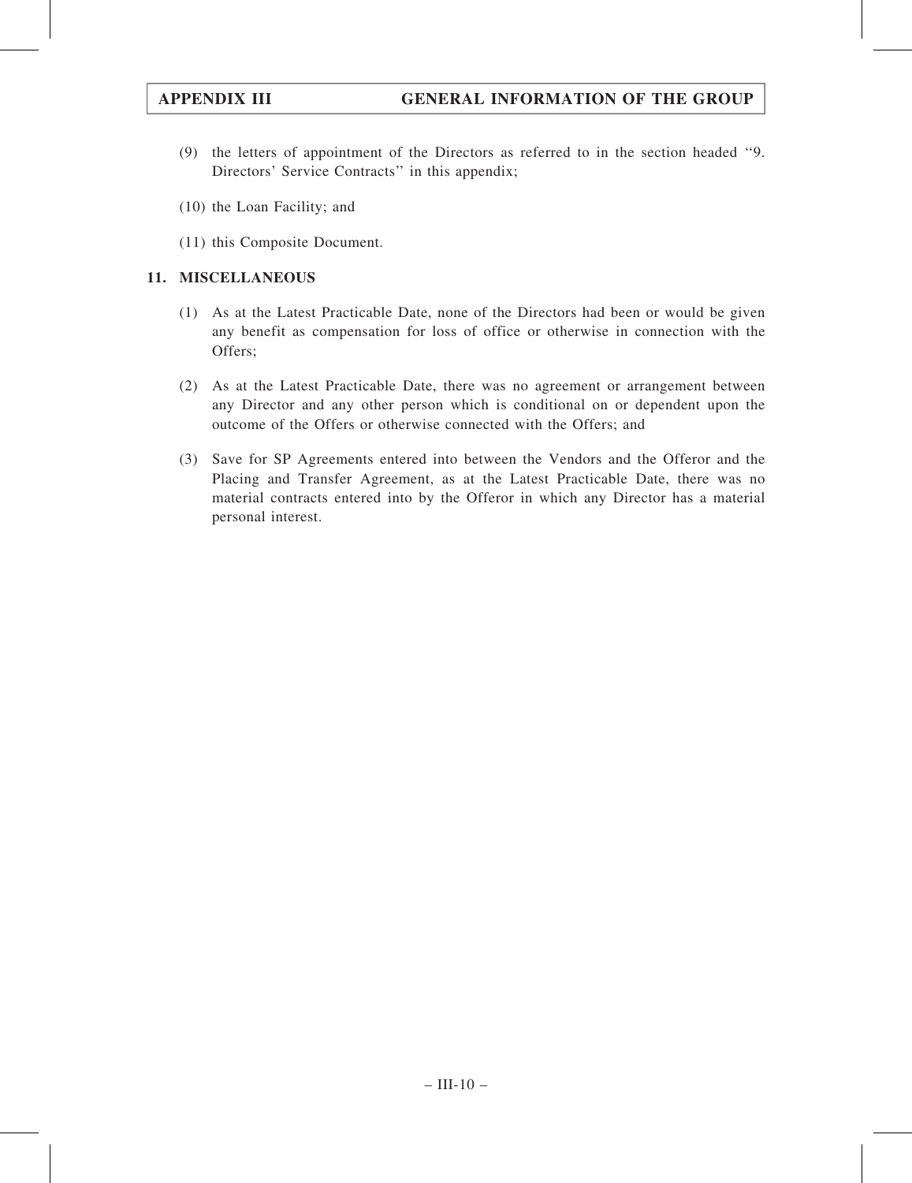(9) the letters of appointment of the Directors as referred to in the section headed "9. Directors' Service Contracts" in this appendix;

(10) the Loan Facility; and

(11) this Composite Document.

## 11. MISCELLANEOUS

(1) As at the Latest Practicable Date, none of the Directors had been or would be given any benefit as compensation for loss of office or otherwise in connection with the Offers;

(2) As at the Latest Practicable Date, there was no agreement or arrangement between any Director and any other person which is conditional on or dependent upon the outcome of the Offers or otherwise connected with the Offers; and

(3) Save for SP Agreements entered into between the Vendors and the Offeror and the Placing and Transfer Agreement, as at the Latest Practicable Date, there was no material contracts entered into by the Offeror in which any Director has a material personal interest.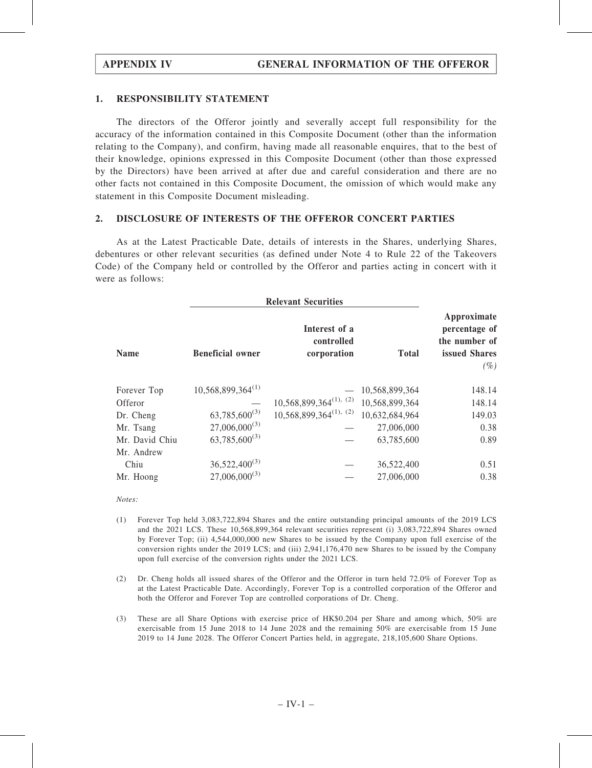## 1. RESPONSIBILITY STATEMENT

The directors of the Offeror jointly and severally accept full responsibility for the accuracy of the information contained in this Composite Document (other than the information relating to the Company), and confirm, having made all reasonable enquires, that to the best of their knowledge, opinions expressed in this Composite Document (other than those expressed by the Directors) have been arrived at after due and careful consideration and there are no other facts not contained in this Composite Document, the omission of which would make any statement in this Composite Document misleading.

## 2. DISCLOSURE OF INTERESTS OF THE OFFEROR CONCERT PARTIES

As at the Latest Practicable Date, details of interests in the Shares, underlying Shares, debentures or other relevant securities (as defined under Note 4 to Rule 22 of the Takeovers Code) of the Company held or controlled by the Offeror and parties acting in concert with it were as follows:

| | Relevant Securities | | | |
|---|---|---|---|---|
| Name | Beneficial owner | Interest of a controlled corporation | Total | Approximate percentage of the number of issued Shares (%) |
| Forever Top | 10,568,899,364(1) | — | 10,568,899,364 | 148.14 |
| Offeror | — | 10,568,899,364(1), (2) | 10,568,899,364 | 148.14 |
| Dr. Cheng | 63,785,600(3) | 10,568,899,364(1), (2) | 10,632,684,964 | 149.03 |
| Mr. Tsang | 27,006,000(3) | — | 27,006,000 | 0.38 |
| Mr. David Chiu | 63,785,600(3) | — | 63,785,600 | 0.89 |
| Mr. Andrew Chiu | 36,522,400(3) | — | 36,522,400 | 0.51 |
| Mr. Hoong | 27,006,000(3) | — | 27,006,000 | 0.38 |

*Notes:*

(1) Forever Top held 3,083,722,894 Shares and the entire outstanding principal amounts of the 2019 LCS and the 2021 LCS. These 10,568,899,364 relevant securities represent (i) 3,083,722,894 Shares owned by Forever Top; (ii) 4,544,000,000 new Shares to be issued by the Company upon full exercise of the conversion rights under the 2019 LCS; and (iii) 2,941,176,470 new Shares to be issued by the Company upon full exercise of the conversion rights under the 2021 LCS.

(2) Dr. Cheng holds all issued shares of the Offeror and the Offeror in turn held 72.0% of Forever Top as at the Latest Practicable Date. Accordingly, Forever Top is a controlled corporation of the Offeror and both the Offeror and Forever Top are controlled corporations of Dr. Cheng.

(3) These are all Share Options with exercise price of HK$0.204 per Share and among which, 50% are exercisable from 15 June 2018 to 14 June 2028 and the remaining 50% are exercisable from 15 June 2019 to 14 June 2028. The Offeror Concert Parties held, in aggregate, 218,105,600 Share Options.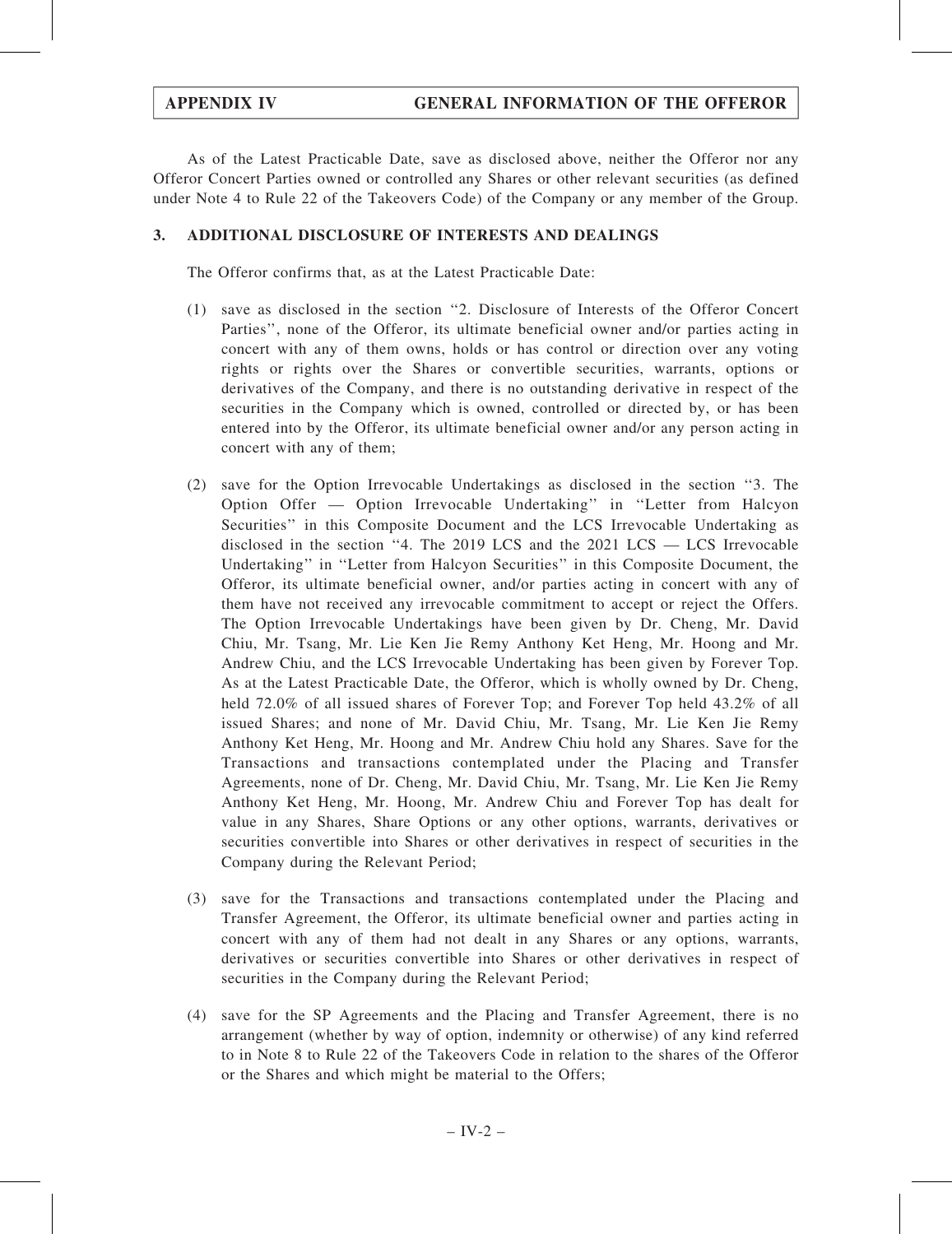As of the Latest Practicable Date, save as disclosed above, neither the Offeror nor any Offeror Concert Parties owned or controlled any Shares or other relevant securities (as defined under Note 4 to Rule 22 of the Takeovers Code) of the Company or any member of the Group.

## 3. ADDITIONAL DISCLOSURE OF INTERESTS AND DEALINGS

The Offeror confirms that, as at the Latest Practicable Date:

(1) save as disclosed in the section "2. Disclosure of Interests of the Offeror Concert Parties", none of the Offeror, its ultimate beneficial owner and/or parties acting in concert with any of them owns, holds or has control or direction over any voting rights or rights over the Shares or convertible securities, warrants, options or derivatives of the Company, and there is no outstanding derivative in respect of the securities in the Company which is owned, controlled or directed by, or has been entered into by the Offeror, its ultimate beneficial owner and/or any person acting in concert with any of them;

(2) save for the Option Irrevocable Undertakings as disclosed in the section "3. The Option Offer — Option Irrevocable Undertaking" in "Letter from Halcyon Securities" in this Composite Document and the LCS Irrevocable Undertaking as disclosed in the section "4. The 2019 LCS and the 2021 LCS — LCS Irrevocable Undertaking" in "Letter from Halcyon Securities" in this Composite Document, the Offeror, its ultimate beneficial owner, and/or parties acting in concert with any of them have not received any irrevocable commitment to accept or reject the Offers. The Option Irrevocable Undertakings have been given by Dr. Cheng, Mr. David Chiu, Mr. Tsang, Mr. Lie Ken Jie Remy Anthony Ket Heng, Mr. Hoong and Mr. Andrew Chiu, and the LCS Irrevocable Undertaking has been given by Forever Top. As at the Latest Practicable Date, the Offeror, which is wholly owned by Dr. Cheng, held 72.0% of all issued shares of Forever Top; and Forever Top held 43.2% of all issued Shares; and none of Mr. David Chiu, Mr. Tsang, Mr. Lie Ken Jie Remy Anthony Ket Heng, Mr. Hoong and Mr. Andrew Chiu hold any Shares. Save for the Transactions and transactions contemplated under the Placing and Transfer Agreements, none of Dr. Cheng, Mr. David Chiu, Mr. Tsang, Mr. Lie Ken Jie Remy Anthony Ket Heng, Mr. Hoong, Mr. Andrew Chiu and Forever Top has dealt for value in any Shares, Share Options or any other options, warrants, derivatives or securities convertible into Shares or other derivatives in respect of securities in the Company during the Relevant Period;

(3) save for the Transactions and transactions contemplated under the Placing and Transfer Agreement, the Offeror, its ultimate beneficial owner and parties acting in concert with any of them had not dealt in any Shares or any options, warrants, derivatives or securities convertible into Shares or other derivatives in respect of securities in the Company during the Relevant Period;

(4) save for the SP Agreements and the Placing and Transfer Agreement, there is no arrangement (whether by way of option, indemnity or otherwise) of any kind referred to in Note 8 to Rule 22 of the Takeovers Code in relation to the shares of the Offeror or the Shares and which might be material to the Offers;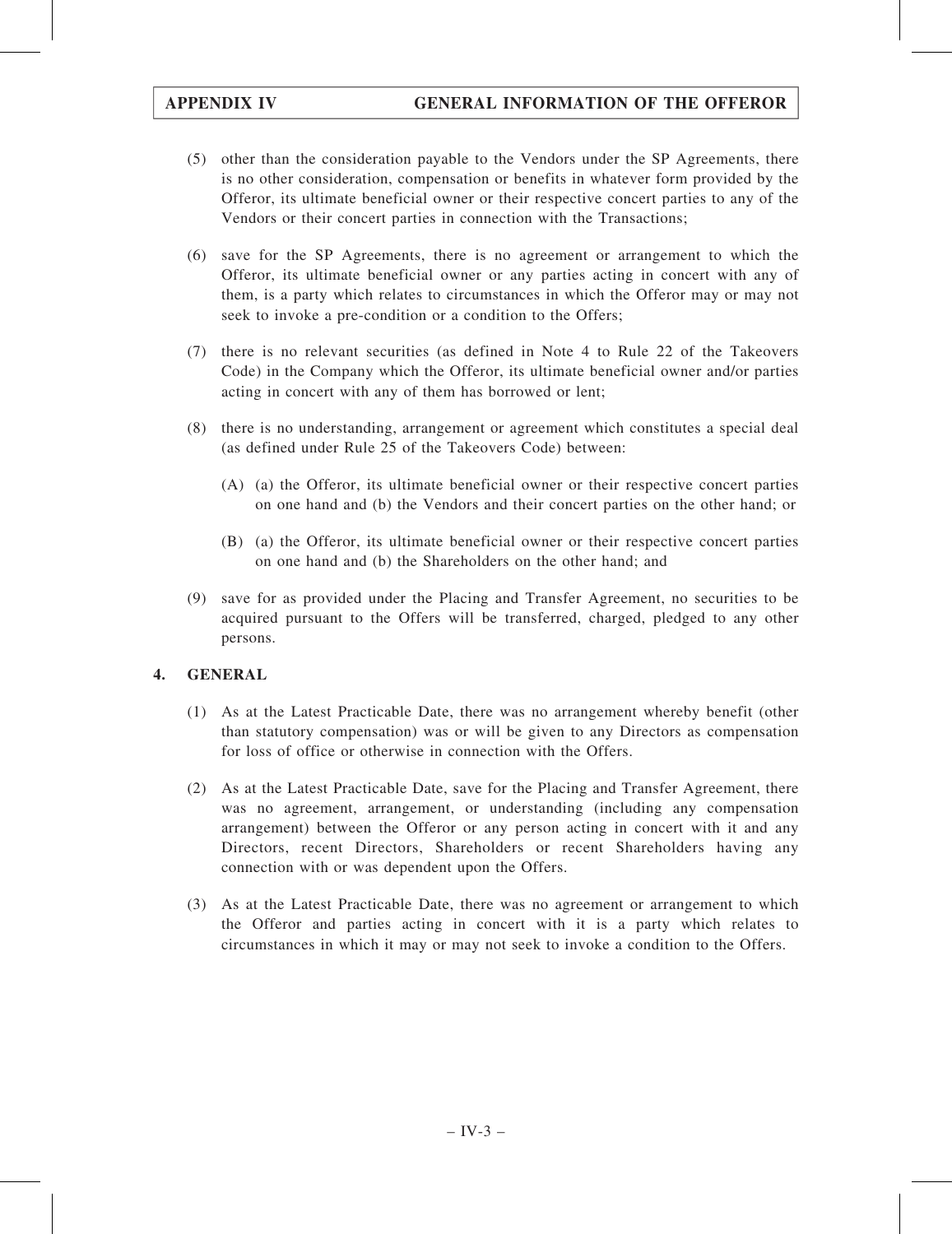(5) other than the consideration payable to the Vendors under the SP Agreements, there is no other consideration, compensation or benefits in whatever form provided by the Offeror, its ultimate beneficial owner or their respective concert parties to any of the Vendors or their concert parties in connection with the Transactions;

(6) save for the SP Agreements, there is no agreement or arrangement to which the Offeror, its ultimate beneficial owner or any parties acting in concert with any of them, is a party which relates to circumstances in which the Offeror may or may not seek to invoke a pre-condition or a condition to the Offers;

(7) there is no relevant securities (as defined in Note 4 to Rule 22 of the Takeovers Code) in the Company which the Offeror, its ultimate beneficial owner and/or parties acting in concert with any of them has borrowed or lent;

(8) there is no understanding, arrangement or agreement which constitutes a special deal (as defined under Rule 25 of the Takeovers Code) between:

   (A) (a) the Offeror, its ultimate beneficial owner or their respective concert parties on one hand and (b) the Vendors and their concert parties on the other hand; or

   (B) (a) the Offeror, its ultimate beneficial owner or their respective concert parties on one hand and (b) the Shareholders on the other hand; and

(9) save for as provided under the Placing and Transfer Agreement, no securities to be acquired pursuant to the Offers will be transferred, charged, pledged to any other persons.

## 4. GENERAL

(1) As at the Latest Practicable Date, there was no arrangement whereby benefit (other than statutory compensation) was or will be given to any Directors as compensation for loss of office or otherwise in connection with the Offers.

(2) As at the Latest Practicable Date, save for the Placing and Transfer Agreement, there was no agreement, arrangement, or understanding (including any compensation arrangement) between the Offeror or any person acting in concert with it and any Directors, recent Directors, Shareholders or recent Shareholders having any connection with or was dependent upon the Offers.

(3) As at the Latest Practicable Date, there was no agreement or arrangement to which the Offeror and parties acting in concert with it is a party which relates to circumstances in which it may or may not seek to invoke a condition to the Offers.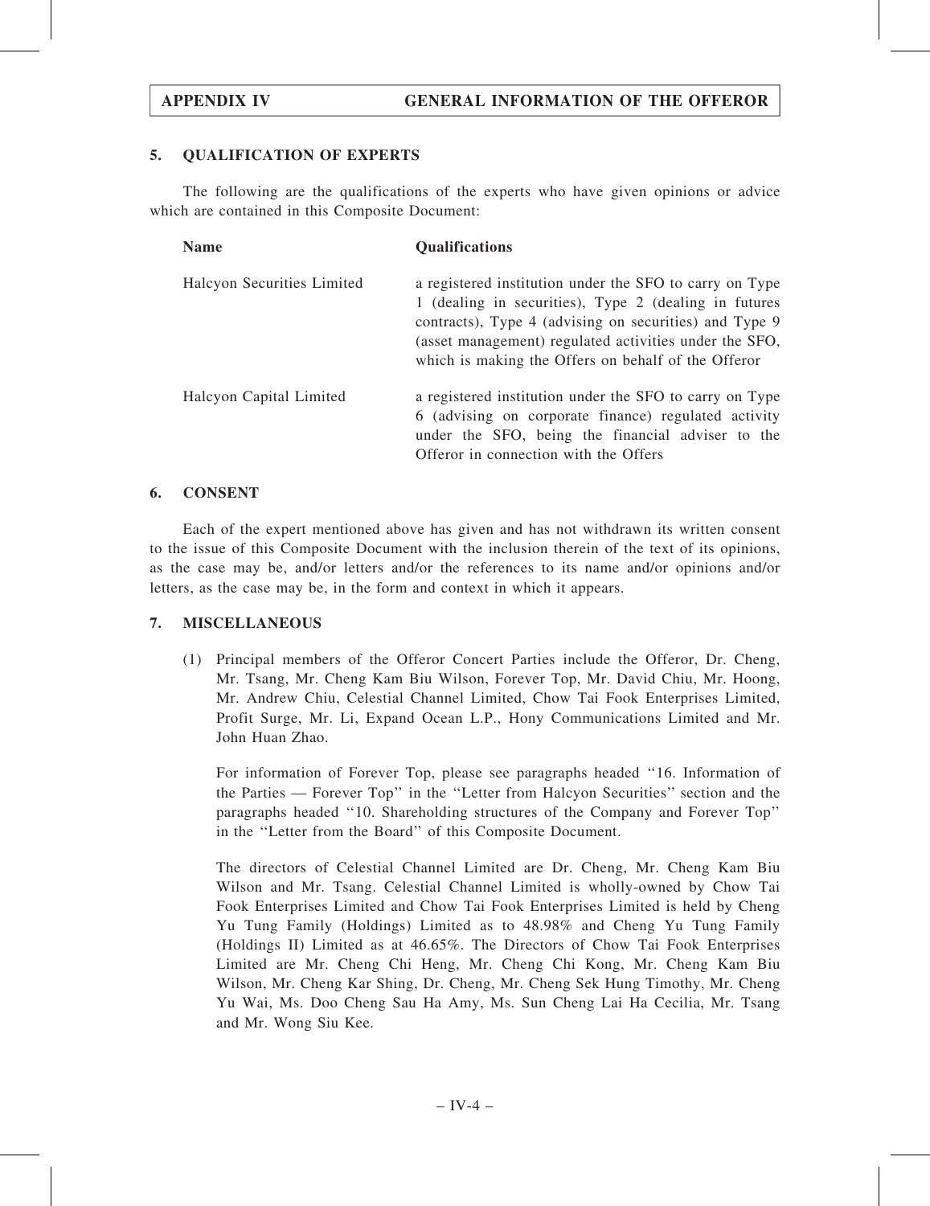## 5. QUALIFICATION OF EXPERTS

The following are the qualifications of the experts who have given opinions or advice which are contained in this Composite Document:

| Name | Qualifications |
|---|---|
| Halcyon Securities Limited | a registered institution under the SFO to carry on Type 1 (dealing in securities), Type 2 (dealing in futures contracts), Type 4 (advising on securities) and Type 9 (asset management) regulated activities under the SFO, which is making the Offers on behalf of the Offeror |
| Halcyon Capital Limited | a registered institution under the SFO to carry on Type 6 (advising on corporate finance) regulated activity under the SFO, being the financial adviser to the Offeror in connection with the Offers |

## 6. CONSENT

Each of the expert mentioned above has given and has not withdrawn its written consent to the issue of this Composite Document with the inclusion therein of the text of its opinions, as the case may be, and/or letters and/or the references to its name and/or opinions and/or letters, as the case may be, in the form and context in which it appears.

## 7. MISCELLANEOUS

(1) Principal members of the Offeror Concert Parties include the Offeror, Dr. Cheng, Mr. Tsang, Mr. Cheng Kam Biu Wilson, Forever Top, Mr. David Chiu, Mr. Hoong, Mr. Andrew Chiu, Celestial Channel Limited, Chow Tai Fook Enterprises Limited, Profit Surge, Mr. Li, Expand Ocean L.P., Hony Communications Limited and Mr. John Huan Zhao.

For information of Forever Top, please see paragraphs headed "16. Information of the Parties — Forever Top" in the "Letter from Halcyon Securities" section and the paragraphs headed "10. Shareholding structures of the Company and Forever Top" in the "Letter from the Board" of this Composite Document.

The directors of Celestial Channel Limited are Dr. Cheng, Mr. Cheng Kam Biu Wilson and Mr. Tsang. Celestial Channel Limited is wholly-owned by Chow Tai Fook Enterprises Limited and Chow Tai Fook Enterprises Limited is held by Cheng Yu Tung Family (Holdings) Limited as to 48.98% and Cheng Yu Tung Family (Holdings II) Limited as at 46.65%. The Directors of Chow Tai Fook Enterprises Limited are Mr. Cheng Chi Heng, Mr. Cheng Chi Kong, Mr. Cheng Kam Biu Wilson, Mr. Cheng Kar Shing, Dr. Cheng, Mr. Cheng Sek Hung Timothy, Mr. Cheng Yu Wai, Ms. Doo Cheng Sau Ha Amy, Ms. Sun Cheng Lai Ha Cecilia, Mr. Tsang and Mr. Wong Siu Kee.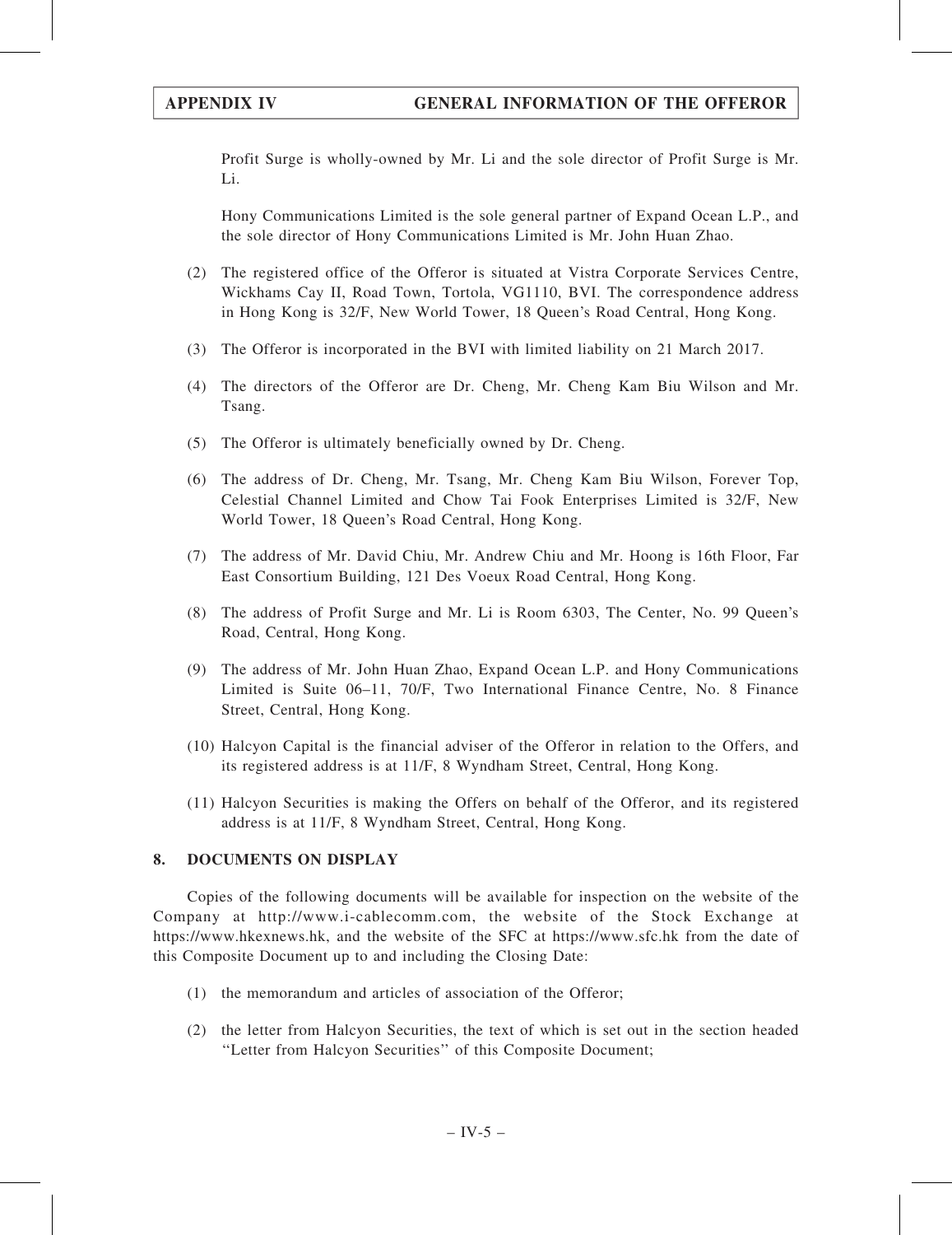Profit Surge is wholly-owned by Mr. Li and the sole director of Profit Surge is Mr. Li.

Hony Communications Limited is the sole general partner of Expand Ocean L.P., and the sole director of Hony Communications Limited is Mr. John Huan Zhao.

(2) The registered office of the Offeror is situated at Vistra Corporate Services Centre, Wickhams Cay II, Road Town, Tortola, VG1110, BVI. The correspondence address in Hong Kong is 32/F, New World Tower, 18 Queen's Road Central, Hong Kong.

(3) The Offeror is incorporated in the BVI with limited liability on 21 March 2017.

(4) The directors of the Offeror are Dr. Cheng, Mr. Cheng Kam Biu Wilson and Mr. Tsang.

(5) The Offeror is ultimately beneficially owned by Dr. Cheng.

(6) The address of Dr. Cheng, Mr. Tsang, Mr. Cheng Kam Biu Wilson, Forever Top, Celestial Channel Limited and Chow Tai Fook Enterprises Limited is 32/F, New World Tower, 18 Queen's Road Central, Hong Kong.

(7) The address of Mr. David Chiu, Mr. Andrew Chiu and Mr. Hoong is 16th Floor, Far East Consortium Building, 121 Des Voeux Road Central, Hong Kong.

(8) The address of Profit Surge and Mr. Li is Room 6303, The Center, No. 99 Queen's Road, Central, Hong Kong.

(9) The address of Mr. John Huan Zhao, Expand Ocean L.P. and Hony Communications Limited is Suite 06–11, 70/F, Two International Finance Centre, No. 8 Finance Street, Central, Hong Kong.

(10) Halcyon Capital is the financial adviser of the Offeror in relation to the Offers, and its registered address is at 11/F, 8 Wyndham Street, Central, Hong Kong.

(11) Halcyon Securities is making the Offers on behalf of the Offeror, and its registered address is at 11/F, 8 Wyndham Street, Central, Hong Kong.

## 8. DOCUMENTS ON DISPLAY

Copies of the following documents will be available for inspection on the website of the Company at http://www.i-cablecomm.com, the website of the Stock Exchange at https://www.hkexnews.hk, and the website of the SFC at https://www.sfc.hk from the date of this Composite Document up to and including the Closing Date:

(1) the memorandum and articles of association of the Offeror;

(2) the letter from Halcyon Securities, the text of which is set out in the section headed ''Letter from Halcyon Securities'' of this Composite Document;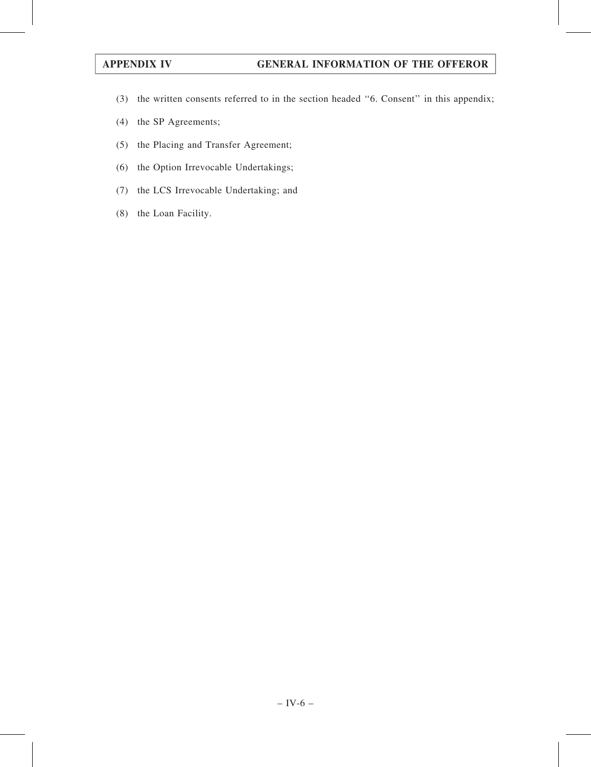(3) the written consents referred to in the section headed "6. Consent" in this appendix;

(4) the SP Agreements;

(5) the Placing and Transfer Agreement;

(6) the Option Irrevocable Undertakings;

(7) the LCS Irrevocable Undertaking; and

(8) the Loan Facility.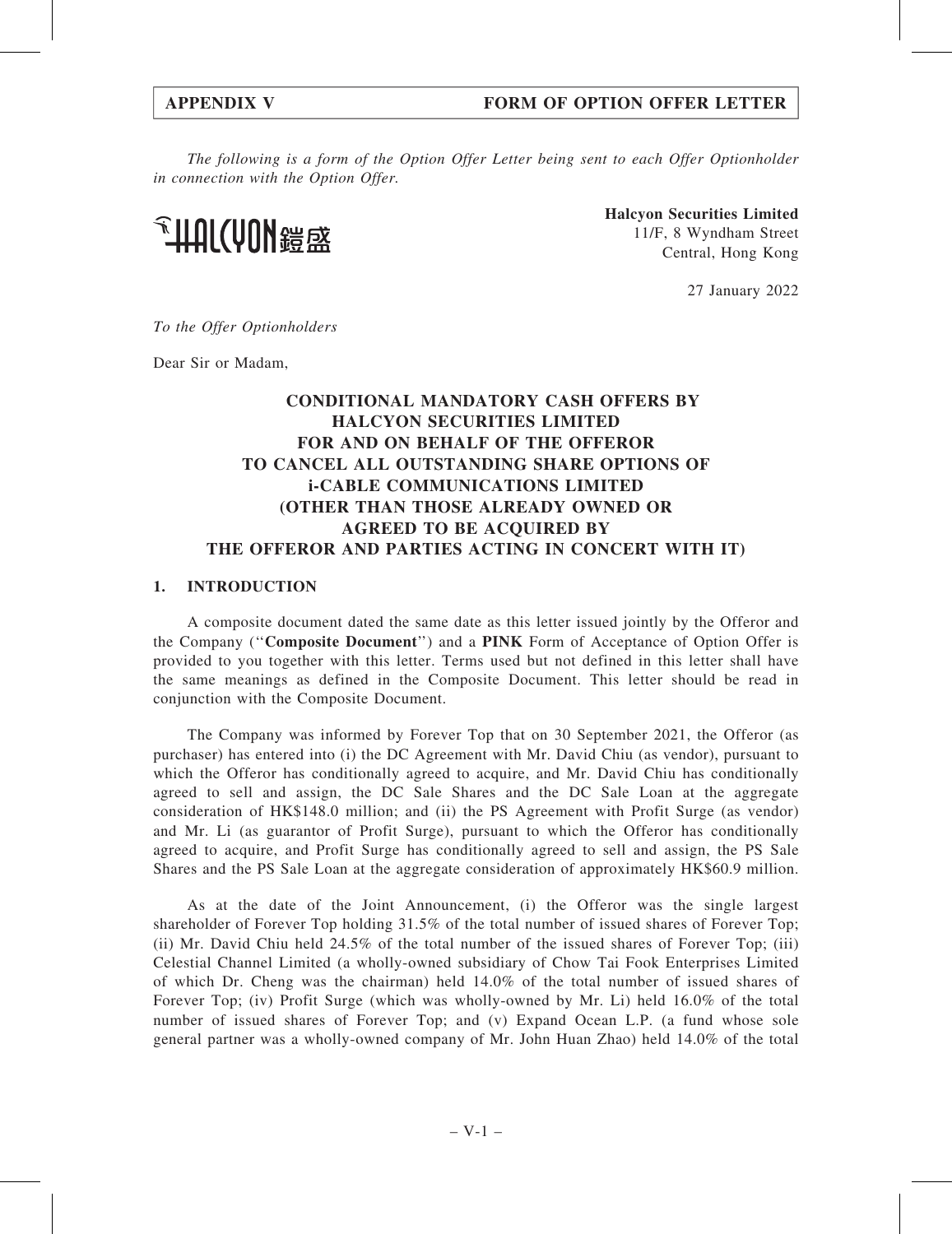*The following is a form of the Option Offer Letter being sent to each Offer Optionholder in connection with the Option Offer.*

HALCYON 鎧盛

**Halcyon Securities Limited**
11/F, 8 Wyndham Street
Central, Hong Kong

27 January 2022

*To the Offer Optionholders*

Dear Sir or Madam,

**CONDITIONAL MANDATORY CASH OFFERS BY HALCYON SECURITIES LIMITED FOR AND ON BEHALF OF THE OFFEROR TO CANCEL ALL OUTSTANDING SHARE OPTIONS OF i-CABLE COMMUNICATIONS LIMITED (OTHER THAN THOSE ALREADY OWNED OR AGREED TO BE ACQUIRED BY THE OFFEROR AND PARTIES ACTING IN CONCERT WITH IT)**

## 1. INTRODUCTION

A composite document dated the same date as this letter issued jointly by the Offeror and the Company (''**Composite Document**'') and a **PINK** Form of Acceptance of Option Offer is provided to you together with this letter. Terms used but not defined in this letter shall have the same meanings as defined in the Composite Document. This letter should be read in conjunction with the Composite Document.

The Company was informed by Forever Top that on 30 September 2021, the Offeror (as purchaser) has entered into (i) the DC Agreement with Mr. David Chiu (as vendor), pursuant to which the Offeror has conditionally agreed to acquire, and Mr. David Chiu has conditionally agreed to sell and assign, the DC Sale Shares and the DC Sale Loan at the aggregate consideration of HK$148.0 million; and (ii) the PS Agreement with Profit Surge (as vendor) and Mr. Li (as guarantor of Profit Surge), pursuant to which the Offeror has conditionally agreed to acquire, and Profit Surge has conditionally agreed to sell and assign, the PS Sale Shares and the PS Sale Loan at the aggregate consideration of approximately HK$60.9 million.

As at the date of the Joint Announcement, (i) the Offeror was the single largest shareholder of Forever Top holding 31.5% of the total number of issued shares of Forever Top; (ii) Mr. David Chiu held 24.5% of the total number of the issued shares of Forever Top; (iii) Celestial Channel Limited (a wholly-owned subsidiary of Chow Tai Fook Enterprises Limited of which Dr. Cheng was the chairman) held 14.0% of the total number of issued shares of Forever Top; (iv) Profit Surge (which was wholly-owned by Mr. Li) held 16.0% of the total number of issued shares of Forever Top; and (v) Expand Ocean L.P. (a fund whose sole general partner was a wholly-owned company of Mr. John Huan Zhao) held 14.0% of the total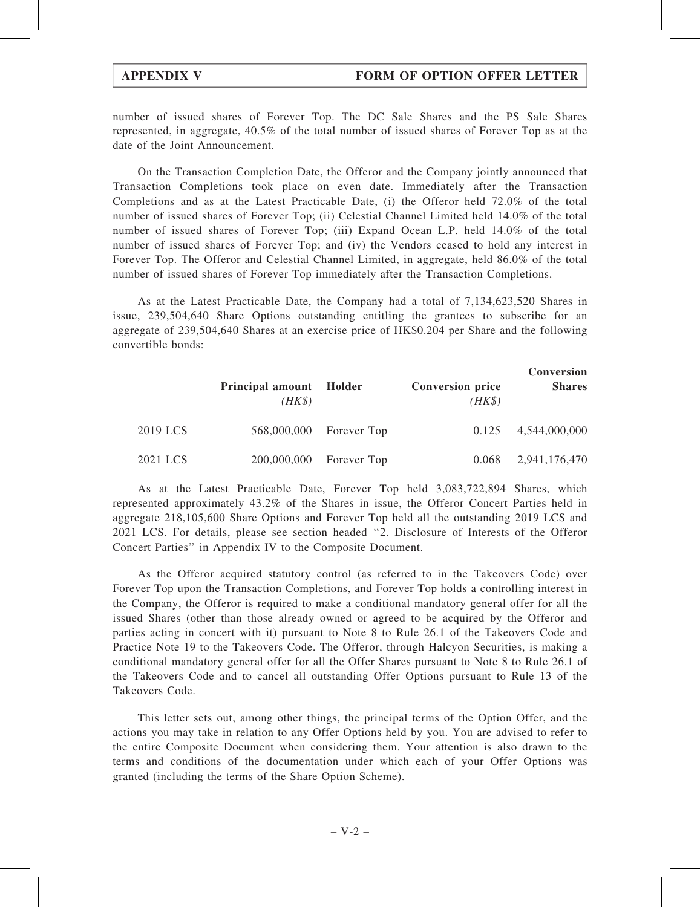number of issued shares of Forever Top. The DC Sale Shares and the PS Sale Shares represented, in aggregate, 40.5% of the total number of issued shares of Forever Top as at the date of the Joint Announcement.

On the Transaction Completion Date, the Offeror and the Company jointly announced that Transaction Completions took place on even date. Immediately after the Transaction Completions and as at the Latest Practicable Date, (i) the Offeror held 72.0% of the total number of issued shares of Forever Top; (ii) Celestial Channel Limited held 14.0% of the total number of issued shares of Forever Top; (iii) Expand Ocean L.P. held 14.0% of the total number of issued shares of Forever Top; and (iv) the Vendors ceased to hold any interest in Forever Top. The Offeror and Celestial Channel Limited, in aggregate, held 86.0% of the total number of issued shares of Forever Top immediately after the Transaction Completions.

As at the Latest Practicable Date, the Company had a total of 7,134,623,520 Shares in issue, 239,504,640 Share Options outstanding entitling the grantees to subscribe for an aggregate of 239,504,640 Shares at an exercise price of HK$0.204 per Share and the following convertible bonds:

| | **Principal amount** *(HK$)* | **Holder** | **Conversion price** *(HK$)* | **Conversion Shares** |
|---|---|---|---|---|
| 2019 LCS | 568,000,000 | Forever Top | 0.125 | 4,544,000,000 |
| 2021 LCS | 200,000,000 | Forever Top | 0.068 | 2,941,176,470 |

As at the Latest Practicable Date, Forever Top held 3,083,722,894 Shares, which represented approximately 43.2% of the Shares in issue, the Offeror Concert Parties held in aggregate 218,105,600 Share Options and Forever Top held all the outstanding 2019 LCS and 2021 LCS. For details, please see section headed "2. Disclosure of Interests of the Offeror Concert Parties" in Appendix IV to the Composite Document.

As the Offeror acquired statutory control (as referred to in the Takeovers Code) over Forever Top upon the Transaction Completions, and Forever Top holds a controlling interest in the Company, the Offeror is required to make a conditional mandatory general offer for all the issued Shares (other than those already owned or agreed to be acquired by the Offeror and parties acting in concert with it) pursuant to Note 8 to Rule 26.1 of the Takeovers Code and Practice Note 19 to the Takeovers Code. The Offeror, through Halcyon Securities, is making a conditional mandatory general offer for all the Offer Shares pursuant to Note 8 to Rule 26.1 of the Takeovers Code and to cancel all outstanding Offer Options pursuant to Rule 13 of the Takeovers Code.

This letter sets out, among other things, the principal terms of the Option Offer, and the actions you may take in relation to any Offer Options held by you. You are advised to refer to the entire Composite Document when considering them. Your attention is also drawn to the terms and conditions of the documentation under which each of your Offer Options was granted (including the terms of the Share Option Scheme).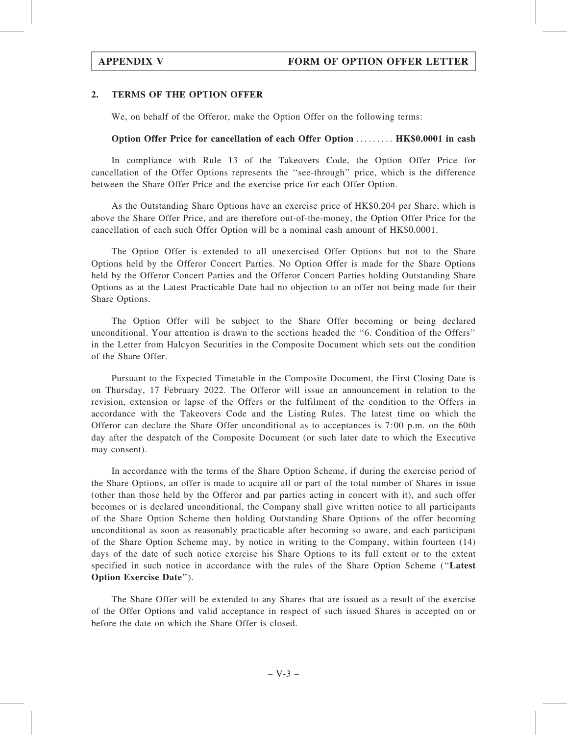## 2. TERMS OF THE OPTION OFFER

We, on behalf of the Offeror, make the Option Offer on the following terms:

**Option Offer Price for cancellation of each Offer Option** ......... **HK$0.0001 in cash**

In compliance with Rule 13 of the Takeovers Code, the Option Offer Price for cancellation of the Offer Options represents the ''see-through'' price, which is the difference between the Share Offer Price and the exercise price for each Offer Option.

As the Outstanding Share Options have an exercise price of HK$0.204 per Share, which is above the Share Offer Price, and are therefore out-of-the-money, the Option Offer Price for the cancellation of each such Offer Option will be a nominal cash amount of HK$0.0001.

The Option Offer is extended to all unexercised Offer Options but not to the Share Options held by the Offeror Concert Parties. No Option Offer is made for the Share Options held by the Offeror Concert Parties and the Offeror Concert Parties holding Outstanding Share Options as at the Latest Practicable Date had no objection to an offer not being made for their Share Options.

The Option Offer will be subject to the Share Offer becoming or being declared unconditional. Your attention is drawn to the sections headed the ''6. Condition of the Offers'' in the Letter from Halcyon Securities in the Composite Document which sets out the condition of the Share Offer.

Pursuant to the Expected Timetable in the Composite Document, the First Closing Date is on Thursday, 17 February 2022. The Offeror will issue an announcement in relation to the revision, extension or lapse of the Offers or the fulfilment of the condition to the Offers in accordance with the Takeovers Code and the Listing Rules. The latest time on which the Offeror can declare the Share Offer unconditional as to acceptances is 7:00 p.m. on the 60th day after the despatch of the Composite Document (or such later date to which the Executive may consent).

In accordance with the terms of the Share Option Scheme, if during the exercise period of the Share Options, an offer is made to acquire all or part of the total number of Shares in issue (other than those held by the Offeror and par parties acting in concert with it), and such offer becomes or is declared unconditional, the Company shall give written notice to all participants of the Share Option Scheme then holding Outstanding Share Options of the offer becoming unconditional as soon as reasonably practicable after becoming so aware, and each participant of the Share Option Scheme may, by notice in writing to the Company, within fourteen (14) days of the date of such notice exercise his Share Options to its full extent or to the extent specified in such notice in accordance with the rules of the Share Option Scheme (''**Latest Option Exercise Date**'').

The Share Offer will be extended to any Shares that are issued as a result of the exercise of the Offer Options and valid acceptance in respect of such issued Shares is accepted on or before the date on which the Share Offer is closed.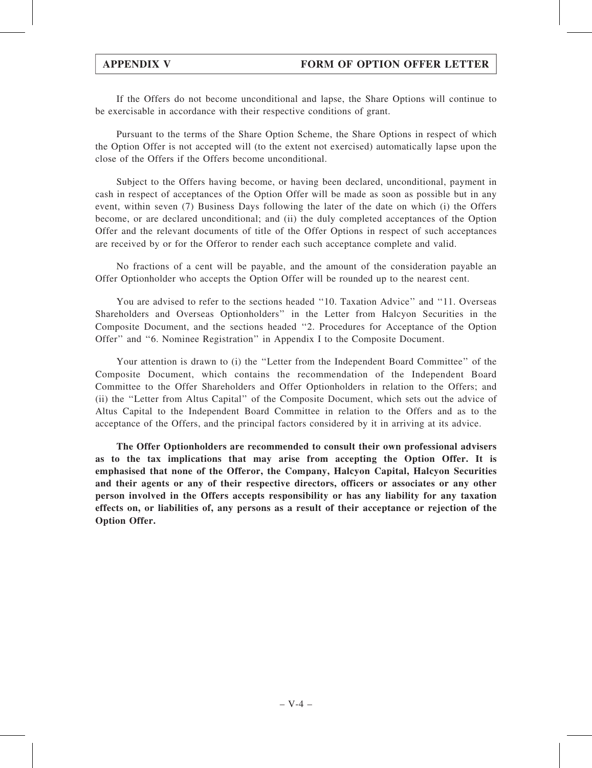If the Offers do not become unconditional and lapse, the Share Options will continue to be exercisable in accordance with their respective conditions of grant.

Pursuant to the terms of the Share Option Scheme, the Share Options in respect of which the Option Offer is not accepted will (to the extent not exercised) automatically lapse upon the close of the Offers if the Offers become unconditional.

Subject to the Offers having become, or having been declared, unconditional, payment in cash in respect of acceptances of the Option Offer will be made as soon as possible but in any event, within seven (7) Business Days following the later of the date on which (i) the Offers become, or are declared unconditional; and (ii) the duly completed acceptances of the Option Offer and the relevant documents of title of the Offer Options in respect of such acceptances are received by or for the Offeror to render each such acceptance complete and valid.

No fractions of a cent will be payable, and the amount of the consideration payable an Offer Optionholder who accepts the Option Offer will be rounded up to the nearest cent.

You are advised to refer to the sections headed "10. Taxation Advice" and "11. Overseas Shareholders and Overseas Optionholders" in the Letter from Halcyon Securities in the Composite Document, and the sections headed "2. Procedures for Acceptance of the Option Offer" and "6. Nominee Registration" in Appendix I to the Composite Document.

Your attention is drawn to (i) the "Letter from the Independent Board Committee" of the Composite Document, which contains the recommendation of the Independent Board Committee to the Offer Shareholders and Offer Optionholders in relation to the Offers; and (ii) the "Letter from Altus Capital" of the Composite Document, which sets out the advice of Altus Capital to the Independent Board Committee in relation to the Offers and as to the acceptance of the Offers, and the principal factors considered by it in arriving at its advice.

**The Offer Optionholders are recommended to consult their own professional advisers as to the tax implications that may arise from accepting the Option Offer. It is emphasised that none of the Offeror, the Company, Halcyon Capital, Halcyon Securities and their agents or any of their respective directors, officers or associates or any other person involved in the Offers accepts responsibility or has any liability for any taxation effects on, or liabilities of, any persons as a result of their acceptance or rejection of the Option Offer.**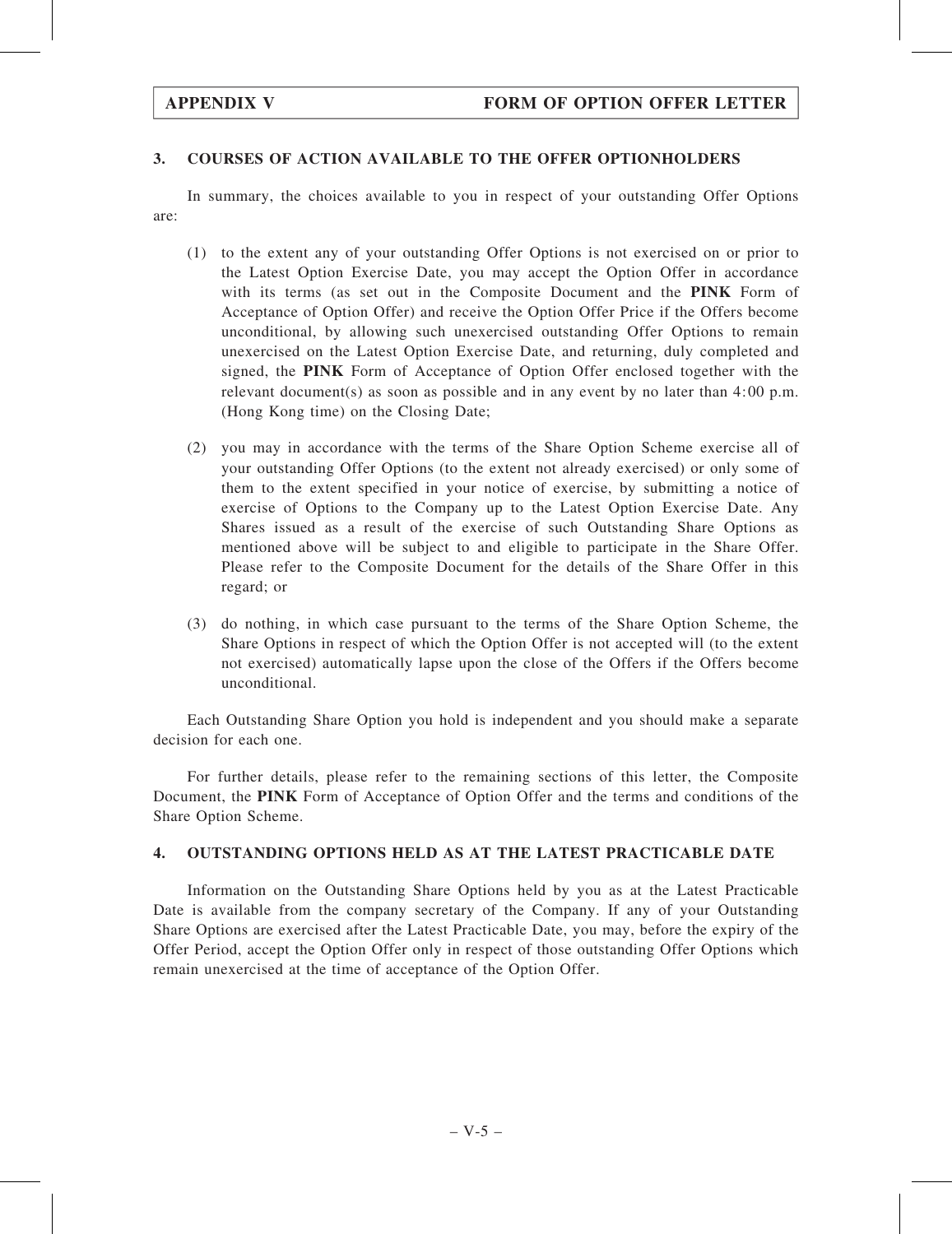## 3. COURSES OF ACTION AVAILABLE TO THE OFFER OPTIONHOLDERS

In summary, the choices available to you in respect of your outstanding Offer Options are:

(1) to the extent any of your outstanding Offer Options is not exercised on or prior to the Latest Option Exercise Date, you may accept the Option Offer in accordance with its terms (as set out in the Composite Document and the **PINK** Form of Acceptance of Option Offer) and receive the Option Offer Price if the Offers become unconditional, by allowing such unexercised outstanding Offer Options to remain unexercised on the Latest Option Exercise Date, and returning, duly completed and signed, the **PINK** Form of Acceptance of Option Offer enclosed together with the relevant document(s) as soon as possible and in any event by no later than 4:00 p.m. (Hong Kong time) on the Closing Date;

(2) you may in accordance with the terms of the Share Option Scheme exercise all of your outstanding Offer Options (to the extent not already exercised) or only some of them to the extent specified in your notice of exercise, by submitting a notice of exercise of Options to the Company up to the Latest Option Exercise Date. Any Shares issued as a result of the exercise of such Outstanding Share Options as mentioned above will be subject to and eligible to participate in the Share Offer. Please refer to the Composite Document for the details of the Share Offer in this regard; or

(3) do nothing, in which case pursuant to the terms of the Share Option Scheme, the Share Options in respect of which the Option Offer is not accepted will (to the extent not exercised) automatically lapse upon the close of the Offers if the Offers become unconditional.

Each Outstanding Share Option you hold is independent and you should make a separate decision for each one.

For further details, please refer to the remaining sections of this letter, the Composite Document, the **PINK** Form of Acceptance of Option Offer and the terms and conditions of the Share Option Scheme.

## 4. OUTSTANDING OPTIONS HELD AS AT THE LATEST PRACTICABLE DATE

Information on the Outstanding Share Options held by you as at the Latest Practicable Date is available from the company secretary of the Company. If any of your Outstanding Share Options are exercised after the Latest Practicable Date, you may, before the expiry of the Offer Period, accept the Option Offer only in respect of those outstanding Offer Options which remain unexercised at the time of acceptance of the Option Offer.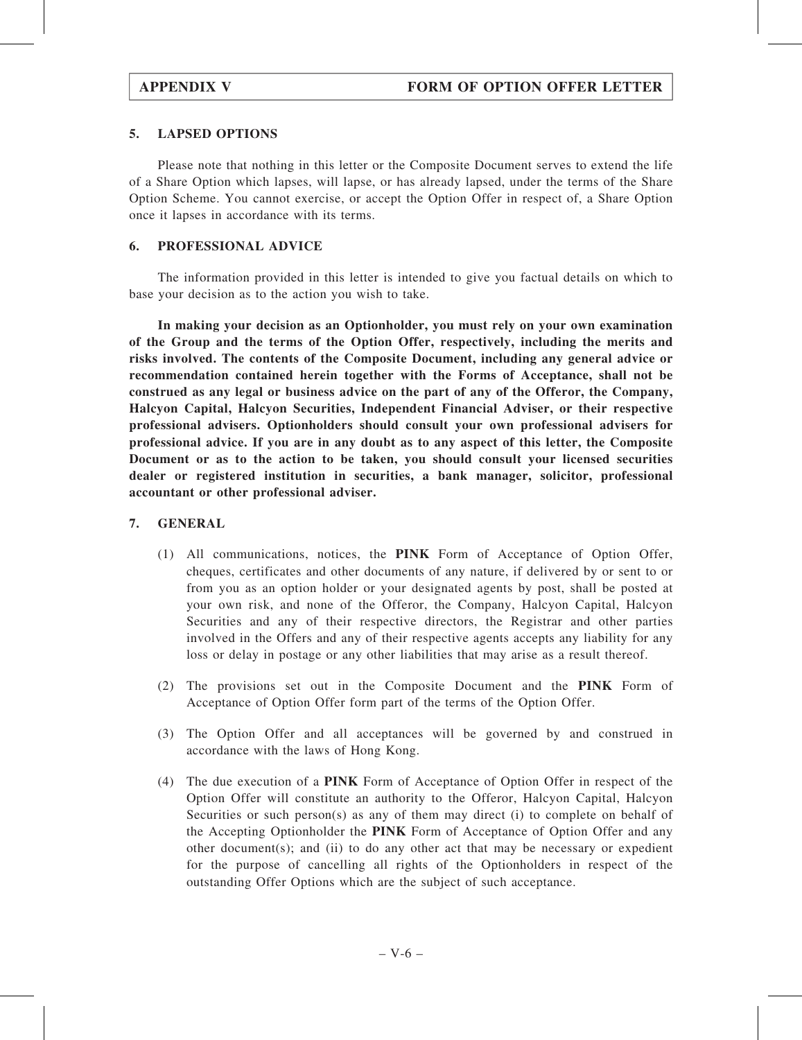## 5. LAPSED OPTIONS

Please note that nothing in this letter or the Composite Document serves to extend the life of a Share Option which lapses, will lapse, or has already lapsed, under the terms of the Share Option Scheme. You cannot exercise, or accept the Option Offer in respect of, a Share Option once it lapses in accordance with its terms.

## 6. PROFESSIONAL ADVICE

The information provided in this letter is intended to give you factual details on which to base your decision as to the action you wish to take.

**In making your decision as an Optionholder, you must rely on your own examination of the Group and the terms of the Option Offer, respectively, including the merits and risks involved. The contents of the Composite Document, including any general advice or recommendation contained herein together with the Forms of Acceptance, shall not be construed as any legal or business advice on the part of any of the Offeror, the Company, Halcyon Capital, Halcyon Securities, Independent Financial Adviser, or their respective professional advisers. Optionholders should consult your own professional advisers for professional advice. If you are in any doubt as to any aspect of this letter, the Composite Document or as to the action to be taken, you should consult your licensed securities dealer or registered institution in securities, a bank manager, solicitor, professional accountant or other professional adviser.**

## 7. GENERAL

(1) All communications, notices, the **PINK** Form of Acceptance of Option Offer, cheques, certificates and other documents of any nature, if delivered by or sent to or from you as an option holder or your designated agents by post, shall be posted at your own risk, and none of the Offeror, the Company, Halcyon Capital, Halcyon Securities and any of their respective directors, the Registrar and other parties involved in the Offers and any of their respective agents accepts any liability for any loss or delay in postage or any other liabilities that may arise as a result thereof.

(2) The provisions set out in the Composite Document and the **PINK** Form of Acceptance of Option Offer form part of the terms of the Option Offer.

(3) The Option Offer and all acceptances will be governed by and construed in accordance with the laws of Hong Kong.

(4) The due execution of a **PINK** Form of Acceptance of Option Offer in respect of the Option Offer will constitute an authority to the Offeror, Halcyon Capital, Halcyon Securities or such person(s) as any of them may direct (i) to complete on behalf of the Accepting Optionholder the **PINK** Form of Acceptance of Option Offer and any other document(s); and (ii) to do any other act that may be necessary or expedient for the purpose of cancelling all rights of the Optionholders in respect of the outstanding Offer Options which are the subject of such acceptance.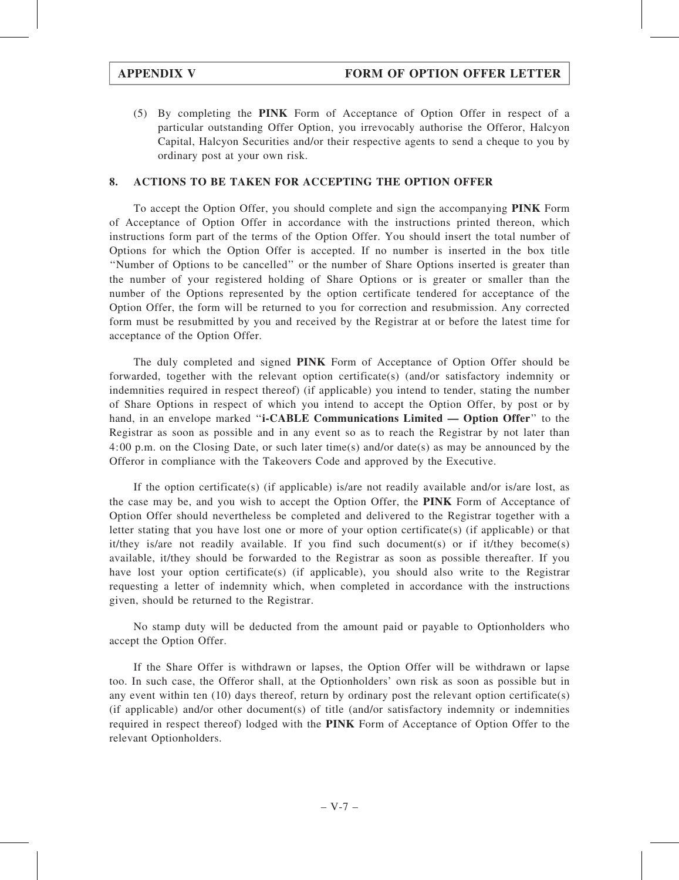(5) By completing the **PINK** Form of Acceptance of Option Offer in respect of a particular outstanding Offer Option, you irrevocably authorise the Offeror, Halcyon Capital, Halcyon Securities and/or their respective agents to send a cheque to you by ordinary post at your own risk.

## 8. ACTIONS TO BE TAKEN FOR ACCEPTING THE OPTION OFFER

To accept the Option Offer, you should complete and sign the accompanying **PINK** Form of Acceptance of Option Offer in accordance with the instructions printed thereon, which instructions form part of the terms of the Option Offer. You should insert the total number of Options for which the Option Offer is accepted. If no number is inserted in the box title ''Number of Options to be cancelled'' or the number of Share Options inserted is greater than the number of your registered holding of Share Options or is greater or smaller than the number of the Options represented by the option certificate tendered for acceptance of the Option Offer, the form will be returned to you for correction and resubmission. Any corrected form must be resubmitted by you and received by the Registrar at or before the latest time for acceptance of the Option Offer.

The duly completed and signed **PINK** Form of Acceptance of Option Offer should be forwarded, together with the relevant option certificate(s) (and/or satisfactory indemnity or indemnities required in respect thereof) (if applicable) you intend to tender, stating the number of Share Options in respect of which you intend to accept the Option Offer, by post or by hand, in an envelope marked ''**i-CABLE Communications Limited — Option Offer**'' to the Registrar as soon as possible and in any event so as to reach the Registrar by not later than 4:00 p.m. on the Closing Date, or such later time(s) and/or date(s) as may be announced by the Offeror in compliance with the Takeovers Code and approved by the Executive.

If the option certificate(s) (if applicable) is/are not readily available and/or is/are lost, as the case may be, and you wish to accept the Option Offer, the **PINK** Form of Acceptance of Option Offer should nevertheless be completed and delivered to the Registrar together with a letter stating that you have lost one or more of your option certificate(s) (if applicable) or that it/they is/are not readily available. If you find such document(s) or if it/they become(s) available, it/they should be forwarded to the Registrar as soon as possible thereafter. If you have lost your option certificate(s) (if applicable), you should also write to the Registrar requesting a letter of indemnity which, when completed in accordance with the instructions given, should be returned to the Registrar.

No stamp duty will be deducted from the amount paid or payable to Optionholders who accept the Option Offer.

If the Share Offer is withdrawn or lapses, the Option Offer will be withdrawn or lapse too. In such case, the Offeror shall, at the Optionholders' own risk as soon as possible but in any event within ten (10) days thereof, return by ordinary post the relevant option certificate(s) (if applicable) and/or other document(s) of title (and/or satisfactory indemnity or indemnities required in respect thereof) lodged with the **PINK** Form of Acceptance of Option Offer to the relevant Optionholders.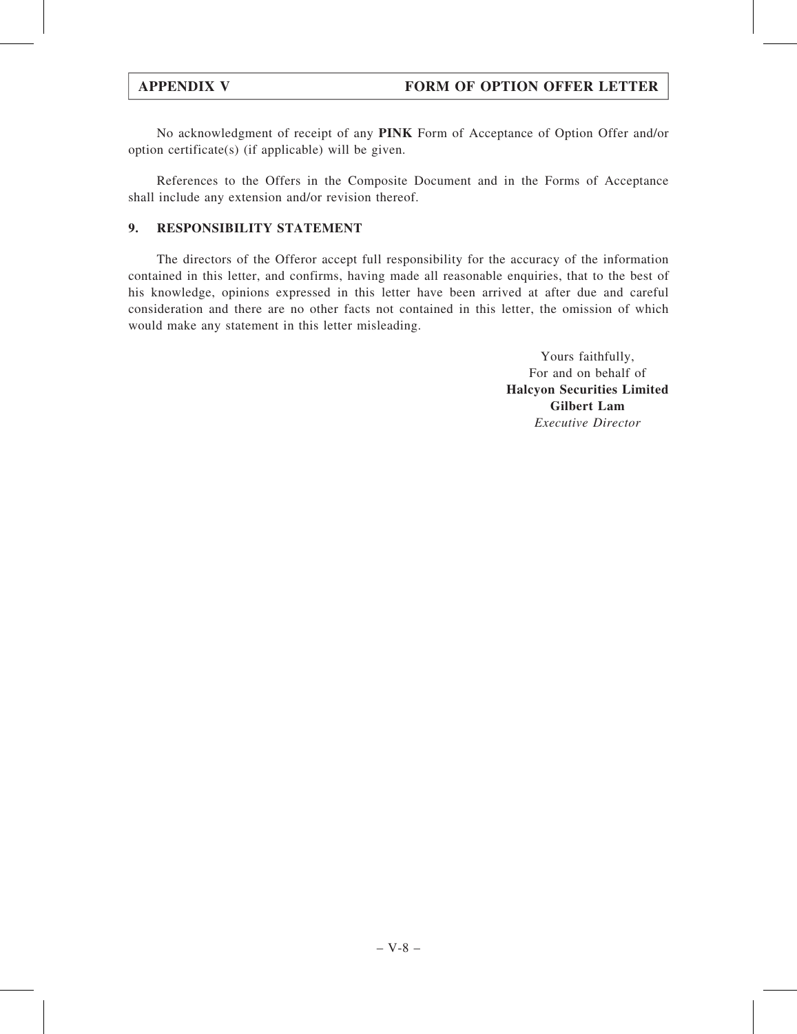No acknowledgment of receipt of any **PINK** Form of Acceptance of Option Offer and/or option certificate(s) (if applicable) will be given.

References to the Offers in the Composite Document and in the Forms of Acceptance shall include any extension and/or revision thereof.

## 9. RESPONSIBILITY STATEMENT

The directors of the Offeror accept full responsibility for the accuracy of the information contained in this letter, and confirms, having made all reasonable enquiries, that to the best of his knowledge, opinions expressed in this letter have been arrived at after due and careful consideration and there are no other facts not contained in this letter, the omission of which would make any statement in this letter misleading.

Yours faithfully,
For and on behalf of
**Halcyon Securities Limited**
**Gilbert Lam**
*Executive Director*